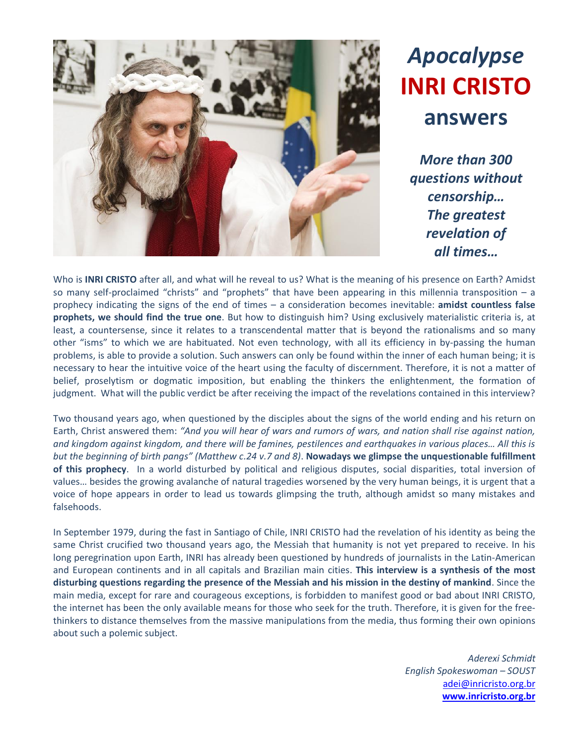# *Apocalypse* **INRI CRISTO** answers

***More than 300 questions without censorship… The greatest revelation of all times…***

Who is **INRI CRISTO** after all, and what will he reveal to us? What is the meaning of his presence on Earth? Amidst so many self-proclaimed "christs" and "prophets" that have been appearing in this millennia transposition – a prophecy indicating the signs of the end of times – a consideration becomes inevitable: **amidst countless false prophets, we should find the true one**. But how to distinguish him? Using exclusively materialistic criteria is, at least, a countersense, since it relates to a transcendental matter that is beyond the rationalisms and so many other "isms" to which we are habituated. Not even technology, with all its efficiency in by-passing the human problems, is able to provide a solution. Such answers can only be found within the inner of each human being; it is necessary to hear the intuitive voice of the heart using the faculty of discernment. Therefore, it is not a matter of belief, proselytism or dogmatic imposition, but enabling the thinkers the enlightenment, the formation of judgment. What will the public verdict be after receiving the impact of the revelations contained in this interview?

Two thousand years ago, when questioned by the disciples about the signs of the world ending and his return on Earth, Christ answered them: *"And you will hear of wars and rumors of wars, and nation shall rise against nation, and kingdom against kingdom, and there will be famines, pestilences and earthquakes in various places… All this is but the beginning of birth pangs" (Matthew c.24 v.7 and 8)*. **Nowadays we glimpse the unquestionable fulfillment of this prophecy**. In a world disturbed by political and religious disputes, social disparities, total inversion of values… besides the growing avalanche of natural tragedies worsened by the very human beings, it is urgent that a voice of hope appears in order to lead us towards glimpsing the truth, although amidst so many mistakes and falsehoods.

In September 1979, during the fast in Santiago of Chile, INRI CRISTO had the revelation of his identity as being the same Christ crucified two thousand years ago, the Messiah that humanity is not yet prepared to receive. In his long peregrination upon Earth, INRI has already been questioned by hundreds of journalists in the Latin-American and European continents and in all capitals and Brazilian main cities. **This interview is a synthesis of the most disturbing questions regarding the presence of the Messiah and his mission in the destiny of mankind**. Since the main media, except for rare and courageous exceptions, is forbidden to manifest good or bad about INRI CRISTO, the internet has been the only available means for those who seek for the truth. Therefore, it is given for the free-thinkers to distance themselves from the massive manipulations from the media, thus forming their own opinions about such a polemic subject.

*Aderexi Schmidt*
*English Spokeswoman – SOUST*
adei@inricristo.org.br
**www.inricristo.org.br**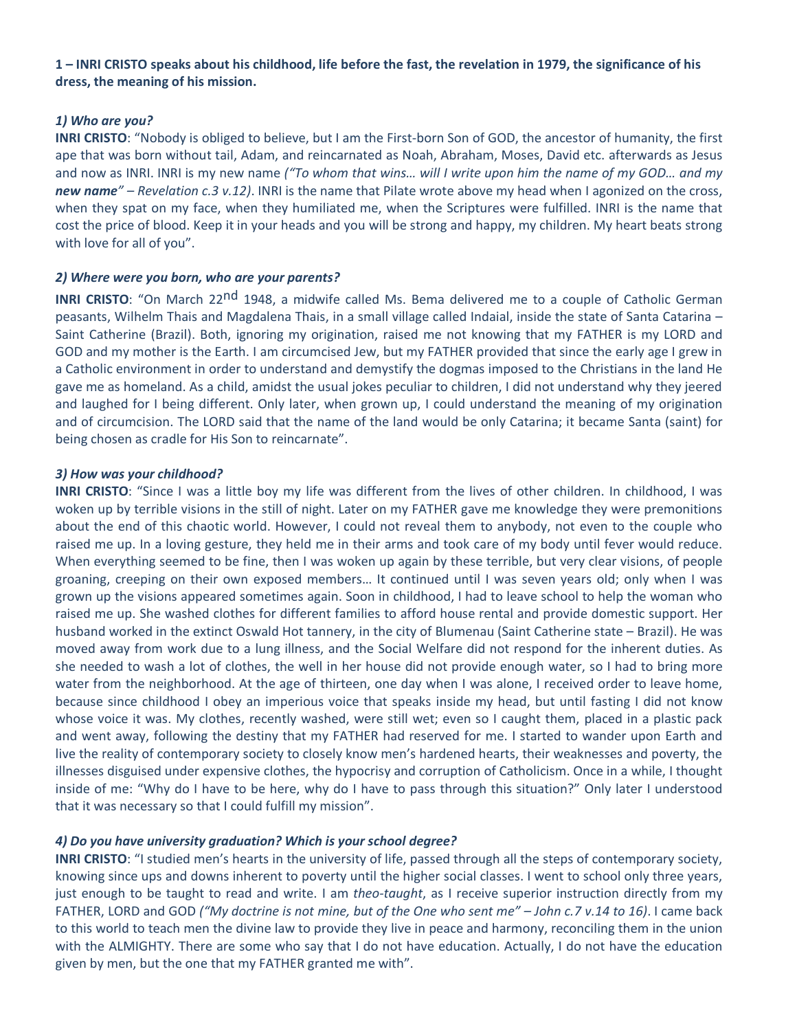**1 – INRI CRISTO speaks about his childhood, life before the fast, the revelation in 1979, the significance of his dress, the meaning of his mission.**

***1) Who are you?***

**INRI CRISTO**: "Nobody is obliged to believe, but I am the First-born Son of GOD, the ancestor of humanity, the first ape that was born without tail, Adam, and reincarnated as Noah, Abraham, Moses, David etc. afterwards as Jesus and now as INRI. INRI is my new name *("To whom that wins… will I write upon him the name of my GOD… and my **new name**" – Revelation c.3 v.12)*. INRI is the name that Pilate wrote above my head when I agonized on the cross, when they spat on my face, when they humiliated me, when the Scriptures were fulfilled. INRI is the name that cost the price of blood. Keep it in your heads and you will be strong and happy, my children. My heart beats strong with love for all of you".

***2) Where were you born, who are your parents?***

**INRI CRISTO**: "On March 22nd 1948, a midwife called Ms. Bema delivered me to a couple of Catholic German peasants, Wilhelm Thais and Magdalena Thais, in a small village called Indaial, inside the state of Santa Catarina – Saint Catherine (Brazil). Both, ignoring my origination, raised me not knowing that my FATHER is my LORD and GOD and my mother is the Earth. I am circumcised Jew, but my FATHER provided that since the early age I grew in a Catholic environment in order to understand and demystify the dogmas imposed to the Christians in the land He gave me as homeland. As a child, amidst the usual jokes peculiar to children, I did not understand why they jeered and laughed for I being different. Only later, when grown up, I could understand the meaning of my origination and of circumcision. The LORD said that the name of the land would be only Catarina; it became Santa (saint) for being chosen as cradle for His Son to reincarnate".

***3) How was your childhood?***

**INRI CRISTO**: "Since I was a little boy my life was different from the lives of other children. In childhood, I was woken up by terrible visions in the still of night. Later on my FATHER gave me knowledge they were premonitions about the end of this chaotic world. However, I could not reveal them to anybody, not even to the couple who raised me up. In a loving gesture, they held me in their arms and took care of my body until fever would reduce. When everything seemed to be fine, then I was woken up again by these terrible, but very clear visions, of people groaning, creeping on their own exposed members… It continued until I was seven years old; only when I was grown up the visions appeared sometimes again. Soon in childhood, I had to leave school to help the woman who raised me up. She washed clothes for different families to afford house rental and provide domestic support. Her husband worked in the extinct Oswald Hot tannery, in the city of Blumenau (Saint Catherine state – Brazil). He was moved away from work due to a lung illness, and the Social Welfare did not respond for the inherent duties. As she needed to wash a lot of clothes, the well in her house did not provide enough water, so I had to bring more water from the neighborhood. At the age of thirteen, one day when I was alone, I received order to leave home, because since childhood I obey an imperious voice that speaks inside my head, but until fasting I did not know whose voice it was. My clothes, recently washed, were still wet; even so I caught them, placed in a plastic pack and went away, following the destiny that my FATHER had reserved for me. I started to wander upon Earth and live the reality of contemporary society to closely know men's hardened hearts, their weaknesses and poverty, the illnesses disguised under expensive clothes, the hypocrisy and corruption of Catholicism. Once in a while, I thought inside of me: "Why do I have to be here, why do I have to pass through this situation?" Only later I understood that it was necessary so that I could fulfill my mission".

***4) Do you have university graduation? Which is your school degree?***

**INRI CRISTO**: "I studied men's hearts in the university of life, passed through all the steps of contemporary society, knowing since ups and downs inherent to poverty until the higher social classes. I went to school only three years, just enough to be taught to read and write. I am *theo-taught*, as I receive superior instruction directly from my FATHER, LORD and GOD *("My doctrine is not mine, but of the One who sent me" – John c.7 v.14 to 16)*. I came back to this world to teach men the divine law to provide they live in peace and harmony, reconciling them in the union with the ALMIGHTY. There are some who say that I do not have education. Actually, I do not have the education given by men, but the one that my FATHER granted me with".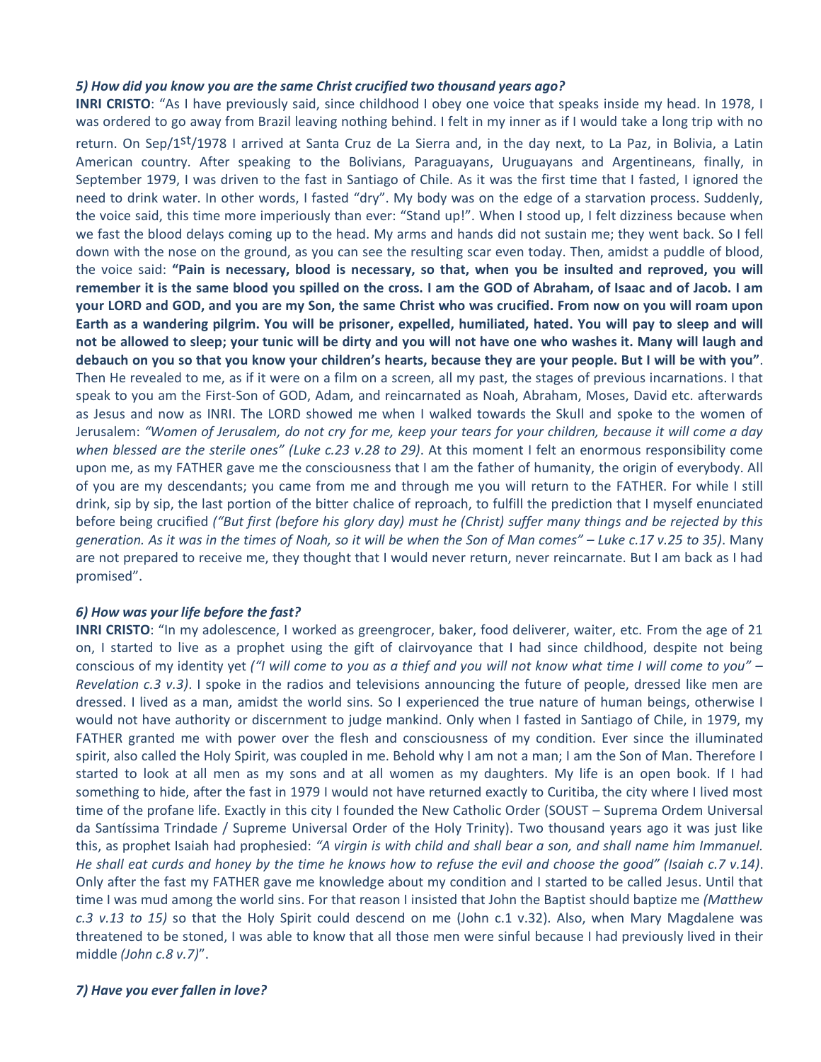***5) How did you know you are the same Christ crucified two thousand years ago?***

**INRI CRISTO**: "As I have previously said, since childhood I obey one voice that speaks inside my head. In 1978, I was ordered to go away from Brazil leaving nothing behind. I felt in my inner as if I would take a long trip with no return. On Sep/1st/1978 I arrived at Santa Cruz de La Sierra and, in the day next, to La Paz, in Bolivia, a Latin American country. After speaking to the Bolivians, Paraguayans, Uruguayans and Argentineans, finally, in September 1979, I was driven to the fast in Santiago of Chile. As it was the first time that I fasted, I ignored the need to drink water. In other words, I fasted "dry". My body was on the edge of a starvation process. Suddenly, the voice said, this time more imperiously than ever: "Stand up!". When I stood up, I felt dizziness because when we fast the blood delays coming up to the head. My arms and hands did not sustain me; they went back. So I fell down with the nose on the ground, as you can see the resulting scar even today. Then, amidst a puddle of blood, the voice said: **"Pain is necessary, blood is necessary, so that, when you be insulted and reproved, you will remember it is the same blood you spilled on the cross. I am the GOD of Abraham, of Isaac and of Jacob. I am your LORD and GOD, and you are my Son, the same Christ who was crucified. From now on you will roam upon Earth as a wandering pilgrim. You will be prisoner, expelled, humiliated, hated. You will pay to sleep and will not be allowed to sleep; your tunic will be dirty and you will not have one who washes it. Many will laugh and debauch on you so that you know your children's hearts, because they are your people. But I will be with you"**. Then He revealed to me, as if it were on a film on a screen, all my past, the stages of previous incarnations. I that speak to you am the First-Son of GOD, Adam, and reincarnated as Noah, Abraham, Moses, David etc. afterwards as Jesus and now as INRI. The LORD showed me when I walked towards the Skull and spoke to the women of Jerusalem: *"Women of Jerusalem, do not cry for me, keep your tears for your children, because it will come a day when blessed are the sterile ones" (Luke c.23 v.28 to 29)*. At this moment I felt an enormous responsibility come upon me, as my FATHER gave me the consciousness that I am the father of humanity, the origin of everybody. All of you are my descendants; you came from me and through me you will return to the FATHER. For while I still drink, sip by sip, the last portion of the bitter chalice of reproach, to fulfill the prediction that I myself enunciated before being crucified *("But first (before his glory day) must he (Christ) suffer many things and be rejected by this generation. As it was in the times of Noah, so it will be when the Son of Man comes" – Luke c.17 v.25 to 35)*. Many are not prepared to receive me, they thought that I would never return, never reincarnate. But I am back as I had promised".

***6) How was your life before the fast?***

**INRI CRISTO**: "In my adolescence, I worked as greengrocer, baker, food deliverer, waiter, etc. From the age of 21 on, I started to live as a prophet using the gift of clairvoyance that I had since childhood, despite not being conscious of my identity yet *("I will come to you as a thief and you will not know what time I will come to you" – Revelation c.3 v.3)*. I spoke in the radios and televisions announcing the future of people, dressed like men are dressed. I lived as a man, amidst the world sins. So I experienced the true nature of human beings, otherwise I would not have authority or discernment to judge mankind. Only when I fasted in Santiago of Chile, in 1979, my FATHER granted me with power over the flesh and consciousness of my condition. Ever since the illuminated spirit, also called the Holy Spirit, was coupled in me. Behold why I am not a man; I am the Son of Man. Therefore I started to look at all men as my sons and at all women as my daughters. My life is an open book. If I had something to hide, after the fast in 1979 I would not have returned exactly to Curitiba, the city where I lived most time of the profane life. Exactly in this city I founded the New Catholic Order (SOUST – Suprema Ordem Universal da Santíssima Trindade / Supreme Universal Order of the Holy Trinity). Two thousand years ago it was just like this, as prophet Isaiah had prophesied: *"A virgin is with child and shall bear a son, and shall name him Immanuel. He shall eat curds and honey by the time he knows how to refuse the evil and choose the good" (Isaiah c.7 v.14)*. Only after the fast my FATHER gave me knowledge about my condition and I started to be called Jesus. Until that time I was mud among the world sins. For that reason I insisted that John the Baptist should baptize me *(Matthew c.3 v.13 to 15)* so that the Holy Spirit could descend on me (John c.1 v.32). Also, when Mary Magdalene was threatened to be stoned, I was able to know that all those men were sinful because I had previously lived in their middle *(John c.8 v.7)*".

***7) Have you ever fallen in love?***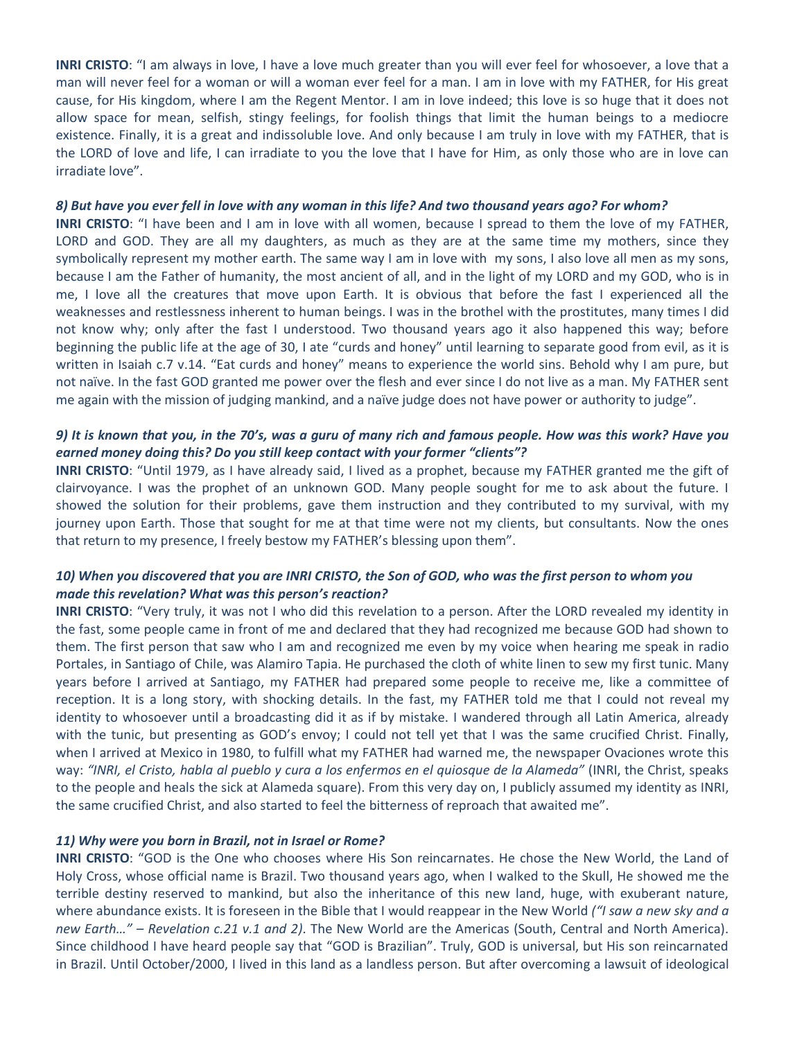**INRI CRISTO**: "I am always in love, I have a love much greater than you will ever feel for whosoever, a love that a man will never feel for a woman or will a woman ever feel for a man. I am in love with my FATHER, for His great cause, for His kingdom, where I am the Regent Mentor. I am in love indeed; this love is so huge that it does not allow space for mean, selfish, stingy feelings, for foolish things that limit the human beings to a mediocre existence. Finally, it is a great and indissoluble love. And only because I am truly in love with my FATHER, that is the LORD of love and life, I can irradiate to you the love that I have for Him, as only those who are in love can irradiate love".

***8) But have you ever fell in love with any woman in this life? And two thousand years ago? For whom?***

**INRI CRISTO**: "I have been and I am in love with all women, because I spread to them the love of my FATHER, LORD and GOD. They are all my daughters, as much as they are at the same time my mothers, since they symbolically represent my mother earth. The same way I am in love with my sons, I also love all men as my sons, because I am the Father of humanity, the most ancient of all, and in the light of my LORD and my GOD, who is in me, I love all the creatures that move upon Earth. It is obvious that before the fast I experienced all the weaknesses and restlessness inherent to human beings. I was in the brothel with the prostitutes, many times I did not know why; only after the fast I understood. Two thousand years ago it also happened this way; before beginning the public life at the age of 30, I ate "curds and honey" until learning to separate good from evil, as it is written in Isaiah c.7 v.14. "Eat curds and honey" means to experience the world sins. Behold why I am pure, but not naïve. In the fast GOD granted me power over the flesh and ever since I do not live as a man. My FATHER sent me again with the mission of judging mankind, and a naïve judge does not have power or authority to judge".

***9) It is known that you, in the 70's, was a guru of many rich and famous people. How was this work? Have you earned money doing this? Do you still keep contact with your former "clients"?***

**INRI CRISTO**: "Until 1979, as I have already said, I lived as a prophet, because my FATHER granted me the gift of clairvoyance. I was the prophet of an unknown GOD. Many people sought for me to ask about the future. I showed the solution for their problems, gave them instruction and they contributed to my survival, with my journey upon Earth. Those that sought for me at that time were not my clients, but consultants. Now the ones that return to my presence, I freely bestow my FATHER's blessing upon them".

***10) When you discovered that you are INRI CRISTO, the Son of GOD, who was the first person to whom you made this revelation? What was this person's reaction?***

**INRI CRISTO**: "Very truly, it was not I who did this revelation to a person. After the LORD revealed my identity in the fast, some people came in front of me and declared that they had recognized me because GOD had shown to them. The first person that saw who I am and recognized me even by my voice when hearing me speak in radio Portales, in Santiago of Chile, was Alamiro Tapia. He purchased the cloth of white linen to sew my first tunic. Many years before I arrived at Santiago, my FATHER had prepared some people to receive me, like a committee of reception. It is a long story, with shocking details. In the fast, my FATHER told me that I could not reveal my identity to whosoever until a broadcasting did it as if by mistake. I wandered through all Latin America, already with the tunic, but presenting as GOD's envoy; I could not tell yet that I was the same crucified Christ. Finally, when I arrived at Mexico in 1980, to fulfill what my FATHER had warned me, the newspaper Ovaciones wrote this way: *"INRI, el Cristo, habla al pueblo y cura a los enfermos en el quiosque de la Alameda"* (INRI, the Christ, speaks to the people and heals the sick at Alameda square). From this very day on, I publicly assumed my identity as INRI, the same crucified Christ, and also started to feel the bitterness of reproach that awaited me".

***11) Why were you born in Brazil, not in Israel or Rome?***

**INRI CRISTO**: "GOD is the One who chooses where His Son reincarnates. He chose the New World, the Land of Holy Cross, whose official name is Brazil. Two thousand years ago, when I walked to the Skull, He showed me the terrible destiny reserved to mankind, but also the inheritance of this new land, huge, with exuberant nature, where abundance exists. It is foreseen in the Bible that I would reappear in the New World *("I saw a new sky and a new Earth…" – Revelation c.21 v.1 and 2)*. The New World are the Americas (South, Central and North America). Since childhood I have heard people say that "GOD is Brazilian". Truly, GOD is universal, but His son reincarnated in Brazil. Until October/2000, I lived in this land as a landless person. But after overcoming a lawsuit of ideological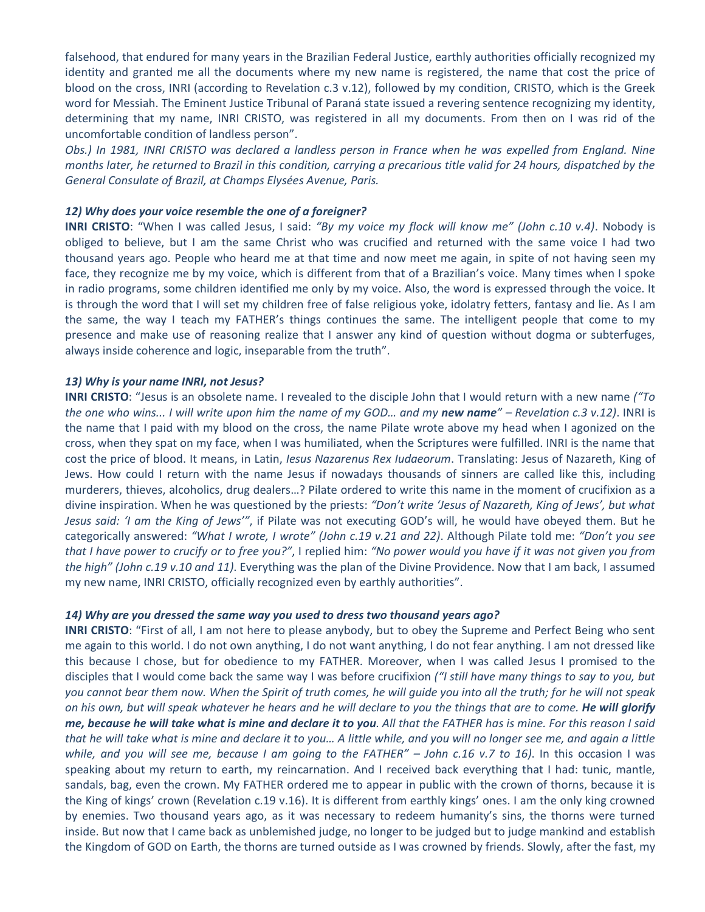falsehood, that endured for many years in the Brazilian Federal Justice, earthly authorities officially recognized my identity and granted me all the documents where my new name is registered, the name that cost the price of blood on the cross, INRI (according to Revelation c.3 v.12), followed by my condition, CRISTO, which is the Greek word for Messiah. The Eminent Justice Tribunal of Paraná state issued a revering sentence recognizing my identity, determining that my name, INRI CRISTO, was registered in all my documents. From then on I was rid of the uncomfortable condition of landless person".

*Obs.) In 1981, INRI CRISTO was declared a landless person in France when he was expelled from England. Nine months later, he returned to Brazil in this condition, carrying a precarious title valid for 24 hours, dispatched by the General Consulate of Brazil, at Champs Elysées Avenue, Paris.*

***12) Why does your voice resemble the one of a foreigner?***

**INRI CRISTO**: "When I was called Jesus, I said: *"By my voice my flock will know me" (John c.10 v.4)*. Nobody is obliged to believe, but I am the same Christ who was crucified and returned with the same voice I had two thousand years ago. People who heard me at that time and now meet me again, in spite of not having seen my face, they recognize me by my voice, which is different from that of a Brazilian's voice. Many times when I spoke in radio programs, some children identified me only by my voice. Also, the word is expressed through the voice. It is through the word that I will set my children free of false religious yoke, idolatry fetters, fantasy and lie. As I am the same, the way I teach my FATHER's things continues the same. The intelligent people that come to my presence and make use of reasoning realize that I answer any kind of question without dogma or subterfuges, always inside coherence and logic, inseparable from the truth".

***13) Why is your name INRI, not Jesus?***

**INRI CRISTO**: "Jesus is an obsolete name. I revealed to the disciple John that I would return with a new name *("To the one who wins... I will write upon him the name of my GOD… and my **new name**" – Revelation c.3 v.12)*. INRI is the name that I paid with my blood on the cross, the name Pilate wrote above my head when I agonized on the cross, when they spat on my face, when I was humiliated, when the Scriptures were fulfilled. INRI is the name that cost the price of blood. It means, in Latin, *Iesus Nazarenus Rex Iudaeorum*. Translating: Jesus of Nazareth, King of Jews. How could I return with the name Jesus if nowadays thousands of sinners are called like this, including murderers, thieves, alcoholics, drug dealers…? Pilate ordered to write this name in the moment of crucifixion as a divine inspiration. When he was questioned by the priests: *"Don't write 'Jesus of Nazareth, King of Jews', but what Jesus said: 'I am the King of Jews'"*, if Pilate was not executing GOD's will, he would have obeyed them. But he categorically answered: *"What I wrote, I wrote" (John c.19 v.21 and 22)*. Although Pilate told me: *"Don't you see that I have power to crucify or to free you?"*, I replied him: *"No power would you have if it was not given you from the high" (John c.19 v.10 and 11)*. Everything was the plan of the Divine Providence. Now that I am back, I assumed my new name, INRI CRISTO, officially recognized even by earthly authorities".

***14) Why are you dressed the same way you used to dress two thousand years ago?***

**INRI CRISTO**: "First of all, I am not here to please anybody, but to obey the Supreme and Perfect Being who sent me again to this world. I do not own anything, I do not want anything, I do not fear anything. I am not dressed like this because I chose, but for obedience to my FATHER. Moreover, when I was called Jesus I promised to the disciples that I would come back the same way I was before crucifixion *("I still have many things to say to you, but you cannot bear them now. When the Spirit of truth comes, he will guide you into all the truth; for he will not speak on his own, but will speak whatever he hears and he will declare to you the things that are to come. **He will glorify me, because he will take what is mine and declare it to you**. All that the FATHER has is mine. For this reason I said that he will take what is mine and declare it to you… A little while, and you will no longer see me, and again a little while, and you will see me, because I am going to the FATHER" – John c.16 v.7 to 16)*. In this occasion I was speaking about my return to earth, my reincarnation. And I received back everything that I had: tunic, mantle, sandals, bag, even the crown. My FATHER ordered me to appear in public with the crown of thorns, because it is the King of kings' crown (Revelation c.19 v.16). It is different from earthly kings' ones. I am the only king crowned by enemies. Two thousand years ago, as it was necessary to redeem humanity's sins, the thorns were turned inside. But now that I came back as unblemished judge, no longer to be judged but to judge mankind and establish the Kingdom of GOD on Earth, the thorns are turned outside as I was crowned by friends. Slowly, after the fast, my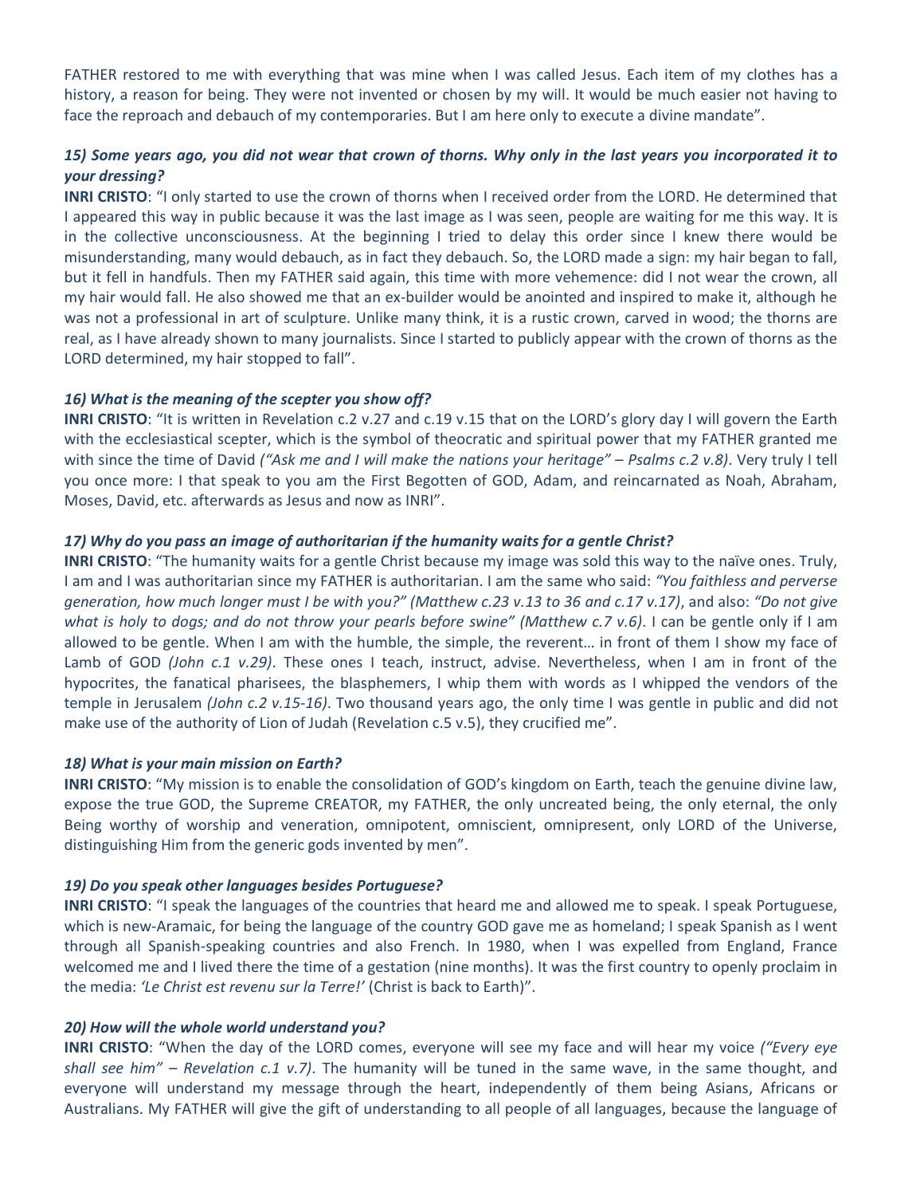FATHER restored to me with everything that was mine when I was called Jesus. Each item of my clothes has a history, a reason for being. They were not invented or chosen by my will. It would be much easier not having to face the reproach and debauch of my contemporaries. But I am here only to execute a divine mandate".

***15) Some years ago, you did not wear that crown of thorns. Why only in the last years you incorporated it to your dressing?***

**INRI CRISTO**: "I only started to use the crown of thorns when I received order from the LORD. He determined that I appeared this way in public because it was the last image as I was seen, people are waiting for me this way. It is in the collective unconsciousness. At the beginning I tried to delay this order since I knew there would be misunderstanding, many would debauch, as in fact they debauch. So, the LORD made a sign: my hair began to fall, but it fell in handfuls. Then my FATHER said again, this time with more vehemence: did I not wear the crown, all my hair would fall. He also showed me that an ex-builder would be anointed and inspired to make it, although he was not a professional in art of sculpture. Unlike many think, it is a rustic crown, carved in wood; the thorns are real, as I have already shown to many journalists. Since I started to publicly appear with the crown of thorns as the LORD determined, my hair stopped to fall".

***16) What is the meaning of the scepter you show off?***

**INRI CRISTO**: "It is written in Revelation c.2 v.27 and c.19 v.15 that on the LORD's glory day I will govern the Earth with the ecclesiastical scepter, which is the symbol of theocratic and spiritual power that my FATHER granted me with since the time of David *("Ask me and I will make the nations your heritage" – Psalms c.2 v.8)*. Very truly I tell you once more: I that speak to you am the First Begotten of GOD, Adam, and reincarnated as Noah, Abraham, Moses, David, etc. afterwards as Jesus and now as INRI".

***17) Why do you pass an image of authoritarian if the humanity waits for a gentle Christ?***

**INRI CRISTO**: "The humanity waits for a gentle Christ because my image was sold this way to the naïve ones. Truly, I am and I was authoritarian since my FATHER is authoritarian. I am the same who said: *"You faithless and perverse generation, how much longer must I be with you?" (Matthew c.23 v.13 to 36 and c.17 v.17)*, and also: *"Do not give what is holy to dogs; and do not throw your pearls before swine" (Matthew c.7 v.6)*. I can be gentle only if I am allowed to be gentle. When I am with the humble, the simple, the reverent… in front of them I show my face of Lamb of GOD *(John c.1 v.29)*. These ones I teach, instruct, advise. Nevertheless, when I am in front of the hypocrites, the fanatical pharisees, the blasphemers, I whip them with words as I whipped the vendors of the temple in Jerusalem *(John c.2 v.15-16)*. Two thousand years ago, the only time I was gentle in public and did not make use of the authority of Lion of Judah (Revelation c.5 v.5), they crucified me".

***18) What is your main mission on Earth?***

**INRI CRISTO**: "My mission is to enable the consolidation of GOD's kingdom on Earth, teach the genuine divine law, expose the true GOD, the Supreme CREATOR, my FATHER, the only uncreated being, the only eternal, the only Being worthy of worship and veneration, omnipotent, omniscient, omnipresent, only LORD of the Universe, distinguishing Him from the generic gods invented by men".

***19) Do you speak other languages besides Portuguese?***

**INRI CRISTO**: "I speak the languages of the countries that heard me and allowed me to speak. I speak Portuguese, which is new-Aramaic, for being the language of the country GOD gave me as homeland; I speak Spanish as I went through all Spanish-speaking countries and also French. In 1980, when I was expelled from England, France welcomed me and I lived there the time of a gestation (nine months). It was the first country to openly proclaim in the media: *'Le Christ est revenu sur la Terre!'* (Christ is back to Earth)".

***20) How will the whole world understand you?***

**INRI CRISTO**: "When the day of the LORD comes, everyone will see my face and will hear my voice *("Every eye shall see him" – Revelation c.1 v.7)*. The humanity will be tuned in the same wave, in the same thought, and everyone will understand my message through the heart, independently of them being Asians, Africans or Australians. My FATHER will give the gift of understanding to all people of all languages, because the language of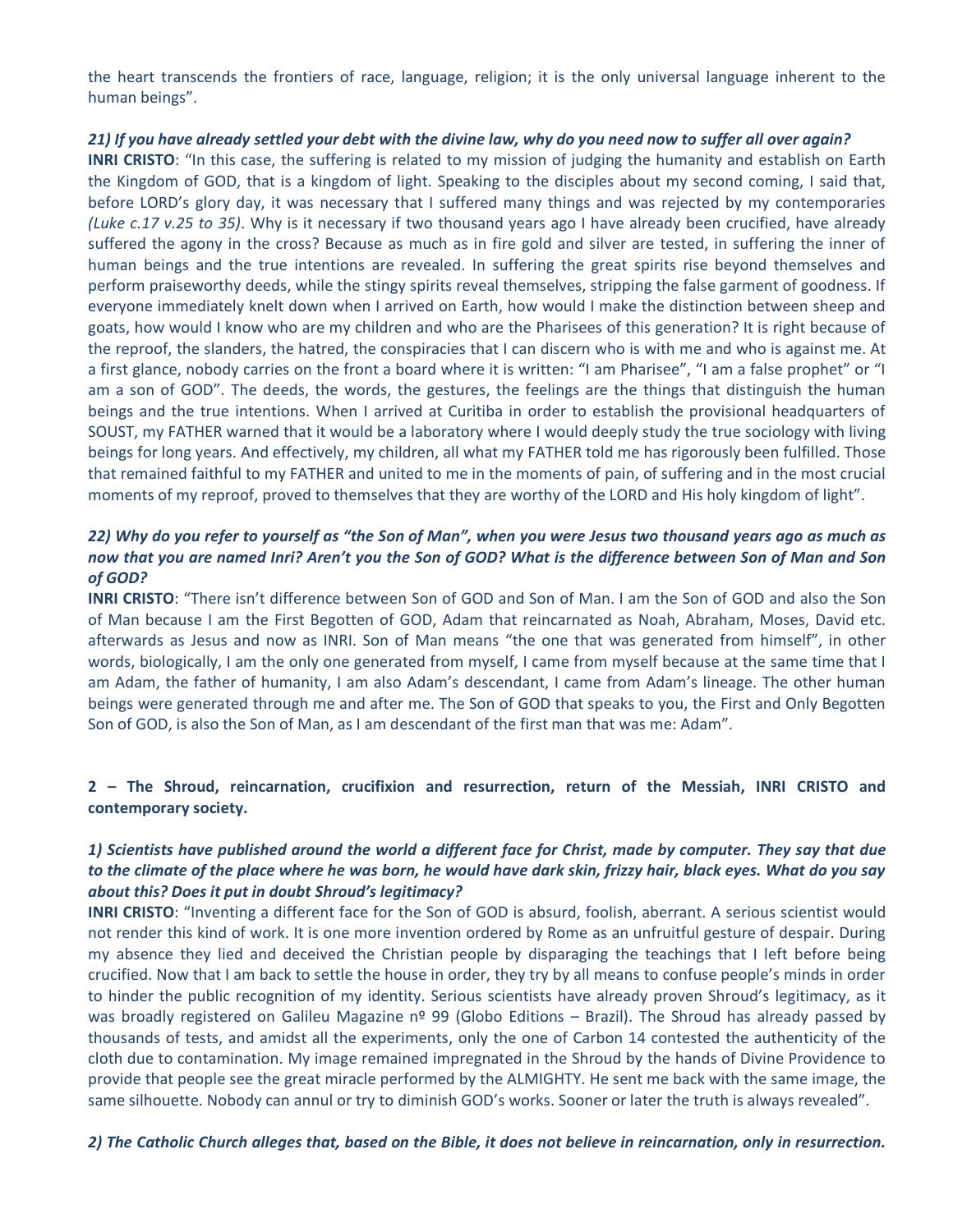the heart transcends the frontiers of race, language, religion; it is the only universal language inherent to the human beings".

***21) If you have already settled your debt with the divine law, why do you need now to suffer all over again?***

**INRI CRISTO**: "In this case, the suffering is related to my mission of judging the humanity and establish on Earth the Kingdom of GOD, that is a kingdom of light. Speaking to the disciples about my second coming, I said that, before LORD's glory day, it was necessary that I suffered many things and was rejected by my contemporaries *(Luke c.17 v.25 to 35)*. Why is it necessary if two thousand years ago I have already been crucified, have already suffered the agony in the cross? Because as much as in fire gold and silver are tested, in suffering the inner of human beings and the true intentions are revealed. In suffering the great spirits rise beyond themselves and perform praiseworthy deeds, while the stingy spirits reveal themselves, stripping the false garment of goodness. If everyone immediately knelt down when I arrived on Earth, how would I make the distinction between sheep and goats, how would I know who are my children and who are the Pharisees of this generation? It is right because of the reproof, the slanders, the hatred, the conspiracies that I can discern who is with me and who is against me. At a first glance, nobody carries on the front a board where it is written: "I am Pharisee", "I am a false prophet" or "I am a son of GOD". The deeds, the words, the gestures, the feelings are the things that distinguish the human beings and the true intentions. When I arrived at Curitiba in order to establish the provisional headquarters of SOUST, my FATHER warned that it would be a laboratory where I would deeply study the true sociology with living beings for long years. And effectively, my children, all what my FATHER told me has rigorously been fulfilled. Those that remained faithful to my FATHER and united to me in the moments of pain, of suffering and in the most crucial moments of my reproof, proved to themselves that they are worthy of the LORD and His holy kingdom of light".

***22) Why do you refer to yourself as "the Son of Man", when you were Jesus two thousand years ago as much as now that you are named Inri? Aren't you the Son of GOD? What is the difference between Son of Man and Son of GOD?***

**INRI CRISTO**: "There isn't difference between Son of GOD and Son of Man. I am the Son of GOD and also the Son of Man because I am the First Begotten of GOD, Adam that reincarnated as Noah, Abraham, Moses, David etc. afterwards as Jesus and now as INRI. Son of Man means "the one that was generated from himself", in other words, biologically, I am the only one generated from myself, I came from myself because at the same time that I am Adam, the father of humanity, I am also Adam's descendant, I came from Adam's lineage. The other human beings were generated through me and after me. The Son of GOD that speaks to you, the First and Only Begotten Son of GOD, is also the Son of Man, as I am descendant of the first man that was me: Adam".

## 2 – The Shroud, reincarnation, crucifixion and resurrection, return of the Messiah, INRI CRISTO and contemporary society.

***1) Scientists have published around the world a different face for Christ, made by computer. They say that due to the climate of the place where he was born, he would have dark skin, frizzy hair, black eyes. What do you say about this? Does it put in doubt Shroud's legitimacy?***

**INRI CRISTO**: "Inventing a different face for the Son of GOD is absurd, foolish, aberrant. A serious scientist would not render this kind of work. It is one more invention ordered by Rome as an unfruitful gesture of despair. During my absence they lied and deceived the Christian people by disparaging the teachings that I left before being crucified. Now that I am back to settle the house in order, they try by all means to confuse people's minds in order to hinder the public recognition of my identity. Serious scientists have already proven Shroud's legitimacy, as it was broadly registered on Galileu Magazine nº 99 (Globo Editions – Brazil). The Shroud has already passed by thousands of tests, and amidst all the experiments, only the one of Carbon 14 contested the authenticity of the cloth due to contamination. My image remained impregnated in the Shroud by the hands of Divine Providence to provide that people see the great miracle performed by the ALMIGHTY. He sent me back with the same image, the same silhouette. Nobody can annul or try to diminish GOD's works. Sooner or later the truth is always revealed".

***2) The Catholic Church alleges that, based on the Bible, it does not believe in reincarnation, only in resurrection.***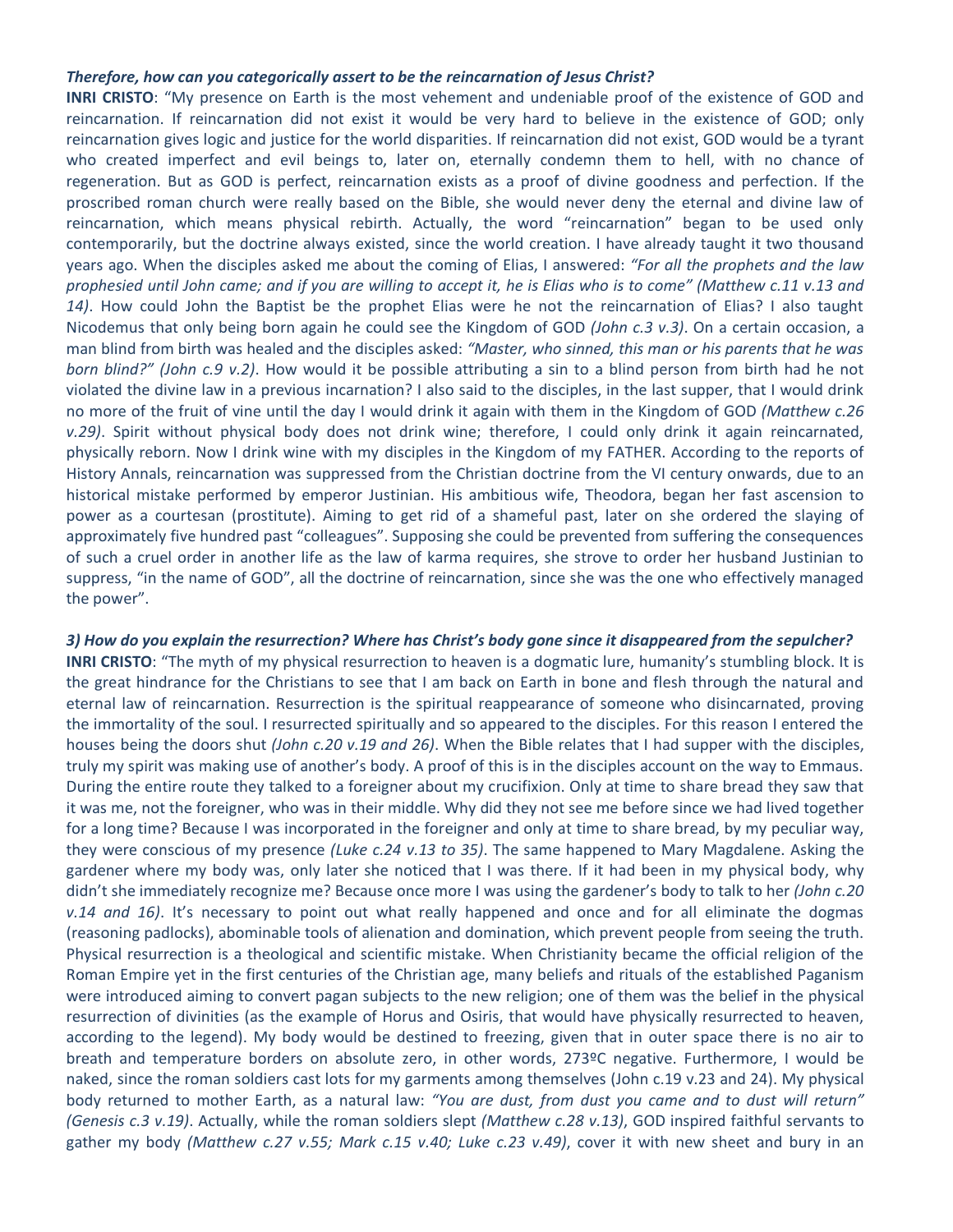***Therefore, how can you categorically assert to be the reincarnation of Jesus Christ?***

**INRI CRISTO**: "My presence on Earth is the most vehement and undeniable proof of the existence of GOD and reincarnation. If reincarnation did not exist it would be very hard to believe in the existence of GOD; only reincarnation gives logic and justice for the world disparities. If reincarnation did not exist, GOD would be a tyrant who created imperfect and evil beings to, later on, eternally condemn them to hell, with no chance of regeneration. But as GOD is perfect, reincarnation exists as a proof of divine goodness and perfection. If the proscribed roman church were really based on the Bible, she would never deny the eternal and divine law of reincarnation, which means physical rebirth. Actually, the word "reincarnation" began to be used only contemporarily, but the doctrine always existed, since the world creation. I have already taught it two thousand years ago. When the disciples asked me about the coming of Elias, I answered: *"For all the prophets and the law prophesied until John came; and if you are willing to accept it, he is Elias who is to come" (Matthew c.11 v.13 and 14)*. How could John the Baptist be the prophet Elias were he not the reincarnation of Elias? I also taught Nicodemus that only being born again he could see the Kingdom of GOD *(John c.3 v.3)*. On a certain occasion, a man blind from birth was healed and the disciples asked: *"Master, who sinned, this man or his parents that he was born blind?" (John c.9 v.2)*. How would it be possible attributing a sin to a blind person from birth had he not violated the divine law in a previous incarnation? I also said to the disciples, in the last supper, that I would drink no more of the fruit of vine until the day I would drink it again with them in the Kingdom of GOD *(Matthew c.26 v.29)*. Spirit without physical body does not drink wine; therefore, I could only drink it again reincarnated, physically reborn. Now I drink wine with my disciples in the Kingdom of my FATHER. According to the reports of History Annals, reincarnation was suppressed from the Christian doctrine from the VI century onwards, due to an historical mistake performed by emperor Justinian. His ambitious wife, Theodora, began her fast ascension to power as a courtesan (prostitute). Aiming to get rid of a shameful past, later on she ordered the slaying of approximately five hundred past "colleagues". Supposing she could be prevented from suffering the consequences of such a cruel order in another life as the law of karma requires, she strove to order her husband Justinian to suppress, "in the name of GOD", all the doctrine of reincarnation, since she was the one who effectively managed the power".

***3) How do you explain the resurrection? Where has Christ's body gone since it disappeared from the sepulcher?***

**INRI CRISTO**: "The myth of my physical resurrection to heaven is a dogmatic lure, humanity's stumbling block. It is the great hindrance for the Christians to see that I am back on Earth in bone and flesh through the natural and eternal law of reincarnation. Resurrection is the spiritual reappearance of someone who disincarnated, proving the immortality of the soul. I resurrected spiritually and so appeared to the disciples. For this reason I entered the houses being the doors shut *(John c.20 v.19 and 26)*. When the Bible relates that I had supper with the disciples, truly my spirit was making use of another's body. A proof of this is in the disciples account on the way to Emmaus. During the entire route they talked to a foreigner about my crucifixion. Only at time to share bread they saw that it was me, not the foreigner, who was in their middle. Why did they not see me before since we had lived together for a long time? Because I was incorporated in the foreigner and only at time to share bread, by my peculiar way, they were conscious of my presence *(Luke c.24 v.13 to 35)*. The same happened to Mary Magdalene. Asking the gardener where my body was, only later she noticed that I was there. If it had been in my physical body, why didn't she immediately recognize me? Because once more I was using the gardener's body to talk to her *(John c.20 v.14 and 16)*. It's necessary to point out what really happened and once and for all eliminate the dogmas (reasoning padlocks), abominable tools of alienation and domination, which prevent people from seeing the truth. Physical resurrection is a theological and scientific mistake. When Christianity became the official religion of the Roman Empire yet in the first centuries of the Christian age, many beliefs and rituals of the established Paganism were introduced aiming to convert pagan subjects to the new religion; one of them was the belief in the physical resurrection of divinities (as the example of Horus and Osiris, that would have physically resurrected to heaven, according to the legend). My body would be destined to freezing, given that in outer space there is no air to breath and temperature borders on absolute zero, in other words, 273ºC negative. Furthermore, I would be naked, since the roman soldiers cast lots for my garments among themselves (John c.19 v.23 and 24). My physical body returned to mother Earth, as a natural law: *"You are dust, from dust you came and to dust will return" (Genesis c.3 v.19)*. Actually, while the roman soldiers slept *(Matthew c.28 v.13)*, GOD inspired faithful servants to gather my body *(Matthew c.27 v.55; Mark c.15 v.40; Luke c.23 v.49)*, cover it with new sheet and bury in an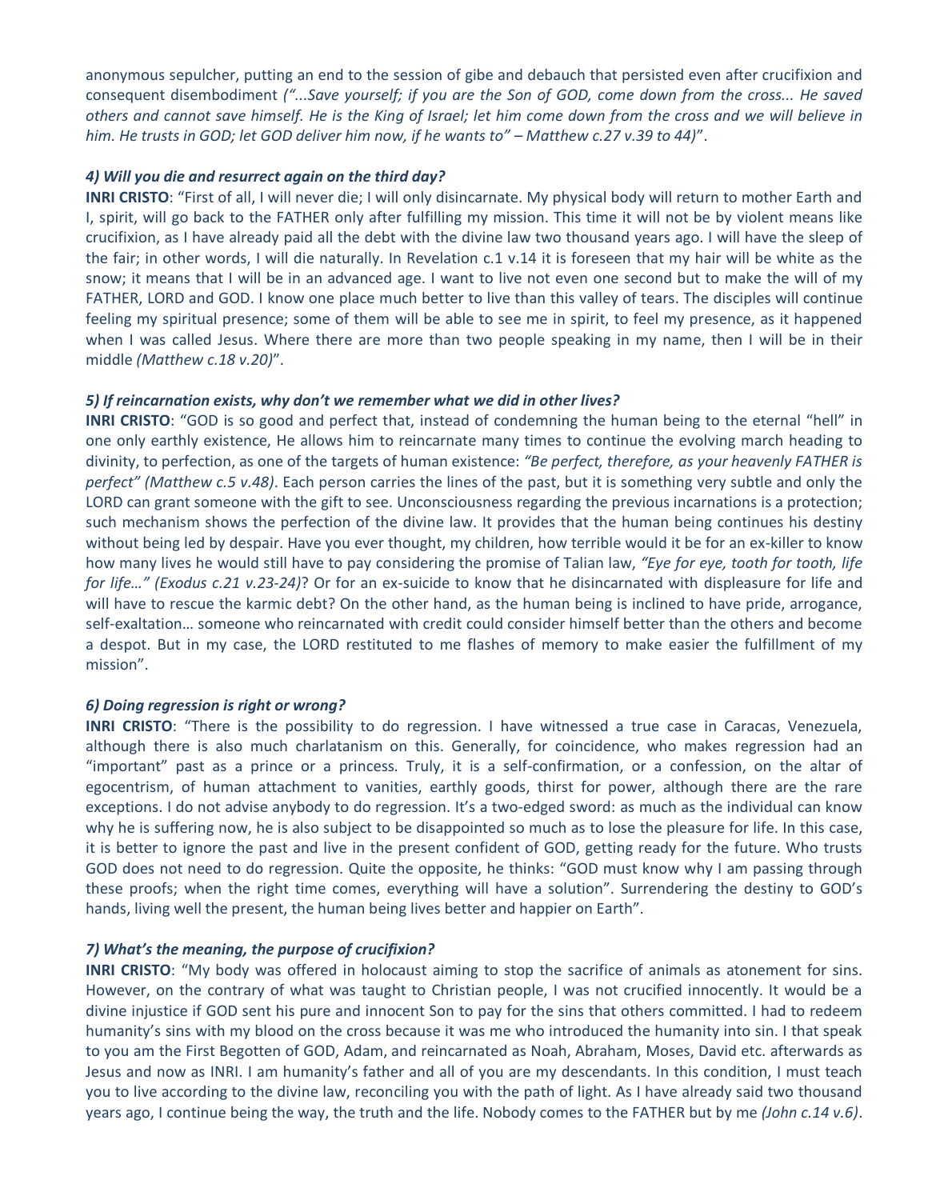anonymous sepulcher, putting an end to the session of gibe and debauch that persisted even after crucifixion and consequent disembodiment *("...Save yourself; if you are the Son of GOD, come down from the cross... He saved others and cannot save himself. He is the King of Israel; let him come down from the cross and we will believe in him. He trusts in GOD; let GOD deliver him now, if he wants to" – Matthew c.27 v.39 to 44)*".

***4) Will you die and resurrect again on the third day?***

**INRI CRISTO**: "First of all, I will never die; I will only disincarnate. My physical body will return to mother Earth and I, spirit, will go back to the FATHER only after fulfilling my mission. This time it will not be by violent means like crucifixion, as I have already paid all the debt with the divine law two thousand years ago. I will have the sleep of the fair; in other words, I will die naturally. In Revelation c.1 v.14 it is foreseen that my hair will be white as the snow; it means that I will be in an advanced age. I want to live not even one second but to make the will of my FATHER, LORD and GOD. I know one place much better to live than this valley of tears. The disciples will continue feeling my spiritual presence; some of them will be able to see me in spirit, to feel my presence, as it happened when I was called Jesus. Where there are more than two people speaking in my name, then I will be in their middle *(Matthew c.18 v.20)*".

***5) If reincarnation exists, why don't we remember what we did in other lives?***

**INRI CRISTO**: "GOD is so good and perfect that, instead of condemning the human being to the eternal "hell" in one only earthly existence, He allows him to reincarnate many times to continue the evolving march heading to divinity, to perfection, as one of the targets of human existence: *"Be perfect, therefore, as your heavenly FATHER is perfect" (Matthew c.5 v.48)*. Each person carries the lines of the past, but it is something very subtle and only the LORD can grant someone with the gift to see. Unconsciousness regarding the previous incarnations is a protection; such mechanism shows the perfection of the divine law. It provides that the human being continues his destiny without being led by despair. Have you ever thought, my children, how terrible would it be for an ex-killer to know how many lives he would still have to pay considering the promise of Talian law, *"Eye for eye, tooth for tooth, life for life…" (Exodus c.21 v.23-24)*? Or for an ex-suicide to know that he disincarnated with displeasure for life and will have to rescue the karmic debt? On the other hand, as the human being is inclined to have pride, arrogance, self-exaltation… someone who reincarnated with credit could consider himself better than the others and become a despot. But in my case, the LORD restituted to me flashes of memory to make easier the fulfillment of my mission".

***6) Doing regression is right or wrong?***

**INRI CRISTO**: "There is the possibility to do regression. I have witnessed a true case in Caracas, Venezuela, although there is also much charlatanism on this. Generally, for coincidence, who makes regression had an "important" past as a prince or a princess. Truly, it is a self-confirmation, or a confession, on the altar of egocentrism, of human attachment to vanities, earthly goods, thirst for power, although there are the rare exceptions. I do not advise anybody to do regression. It's a two-edged sword: as much as the individual can know why he is suffering now, he is also subject to be disappointed so much as to lose the pleasure for life. In this case, it is better to ignore the past and live in the present confident of GOD, getting ready for the future. Who trusts GOD does not need to do regression. Quite the opposite, he thinks: "GOD must know why I am passing through these proofs; when the right time comes, everything will have a solution". Surrendering the destiny to GOD's hands, living well the present, the human being lives better and happier on Earth".

***7) What's the meaning, the purpose of crucifixion?***

**INRI CRISTO**: "My body was offered in holocaust aiming to stop the sacrifice of animals as atonement for sins. However, on the contrary of what was taught to Christian people, I was not crucified innocently. It would be a divine injustice if GOD sent his pure and innocent Son to pay for the sins that others committed. I had to redeem humanity's sins with my blood on the cross because it was me who introduced the humanity into sin. I that speak to you am the First Begotten of GOD, Adam, and reincarnated as Noah, Abraham, Moses, David etc. afterwards as Jesus and now as INRI. I am humanity's father and all of you are my descendants. In this condition, I must teach you to live according to the divine law, reconciling you with the path of light. As I have already said two thousand years ago, I continue being the way, the truth and the life. Nobody comes to the FATHER but by me *(John c.14 v.6)*.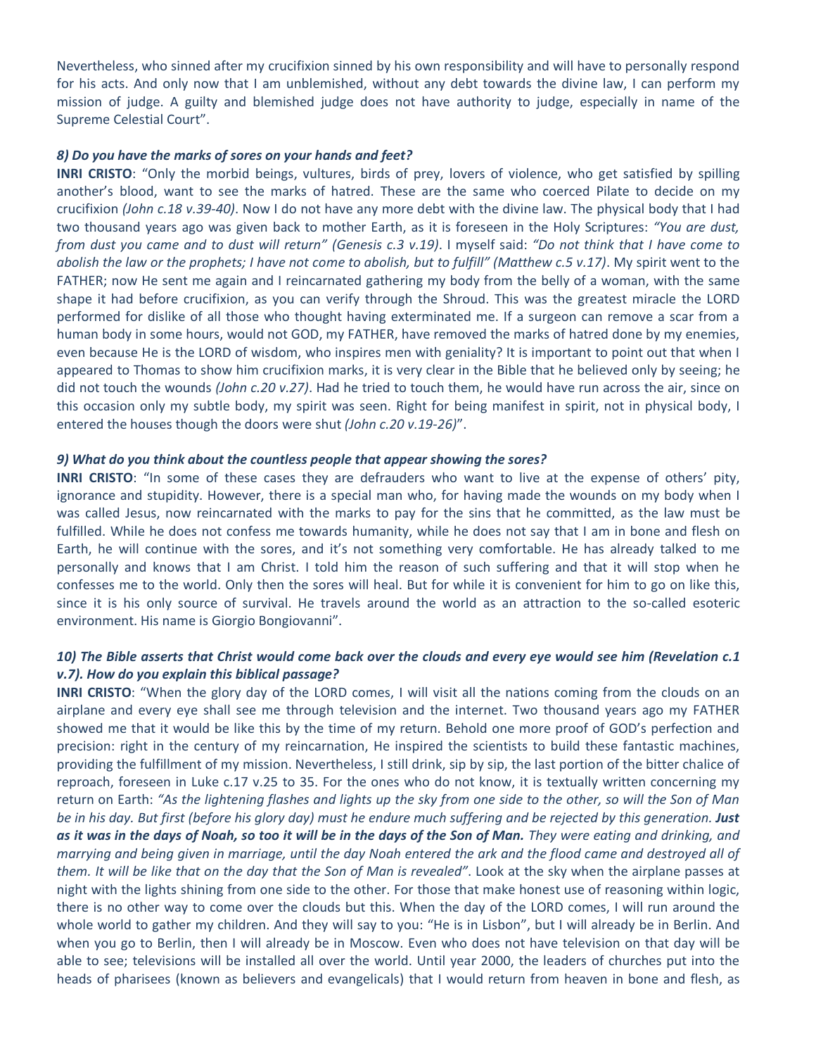Nevertheless, who sinned after my crucifixion sinned by his own responsibility and will have to personally respond for his acts. And only now that I am unblemished, without any debt towards the divine law, I can perform my mission of judge. A guilty and blemished judge does not have authority to judge, especially in name of the Supreme Celestial Court".

***8) Do you have the marks of sores on your hands and feet?***

**INRI CRISTO**: "Only the morbid beings, vultures, birds of prey, lovers of violence, who get satisfied by spilling another's blood, want to see the marks of hatred. These are the same who coerced Pilate to decide on my crucifixion *(John c.18 v.39-40)*. Now I do not have any more debt with the divine law. The physical body that I had two thousand years ago was given back to mother Earth, as it is foreseen in the Holy Scriptures: *"You are dust, from dust you came and to dust will return" (Genesis c.3 v.19)*. I myself said: *"Do not think that I have come to abolish the law or the prophets; I have not come to abolish, but to fulfill" (Matthew c.5 v.17)*. My spirit went to the FATHER; now He sent me again and I reincarnated gathering my body from the belly of a woman, with the same shape it had before crucifixion, as you can verify through the Shroud. This was the greatest miracle the LORD performed for dislike of all those who thought having exterminated me. If a surgeon can remove a scar from a human body in some hours, would not GOD, my FATHER, have removed the marks of hatred done by my enemies, even because He is the LORD of wisdom, who inspires men with geniality? It is important to point out that when I appeared to Thomas to show him crucifixion marks, it is very clear in the Bible that he believed only by seeing; he did not touch the wounds *(John c.20 v.27)*. Had he tried to touch them, he would have run across the air, since on this occasion only my subtle body, my spirit was seen. Right for being manifest in spirit, not in physical body, I entered the houses though the doors were shut *(John c.20 v.19-26)*".

***9) What do you think about the countless people that appear showing the sores?***

**INRI CRISTO**: "In some of these cases they are defrauders who want to live at the expense of others' pity, ignorance and stupidity. However, there is a special man who, for having made the wounds on my body when I was called Jesus, now reincarnated with the marks to pay for the sins that he committed, as the law must be fulfilled. While he does not confess me towards humanity, while he does not say that I am in bone and flesh on Earth, he will continue with the sores, and it's not something very comfortable. He has already talked to me personally and knows that I am Christ. I told him the reason of such suffering and that it will stop when he confesses me to the world. Only then the sores will heal. But for while it is convenient for him to go on like this, since it is his only source of survival. He travels around the world as an attraction to the so-called esoteric environment. His name is Giorgio Bongiovanni".

***10) The Bible asserts that Christ would come back over the clouds and every eye would see him (Revelation c.1 v.7). How do you explain this biblical passage?***

**INRI CRISTO**: "When the glory day of the LORD comes, I will visit all the nations coming from the clouds on an airplane and every eye shall see me through television and the internet. Two thousand years ago my FATHER showed me that it would be like this by the time of my return. Behold one more proof of GOD's perfection and precision: right in the century of my reincarnation, He inspired the scientists to build these fantastic machines, providing the fulfillment of my mission. Nevertheless, I still drink, sip by sip, the last portion of the bitter chalice of reproach, foreseen in Luke c.17 v.25 to 35. For the ones who do not know, it is textually written concerning my return on Earth: *"As the lightening flashes and lights up the sky from one side to the other, so will the Son of Man be in his day. But first (before his glory day) must he endure much suffering and be rejected by this generation.* ***Just as it was in the days of Noah, so too it will be in the days of the Son of Man.*** *They were eating and drinking, and marrying and being given in marriage, until the day Noah entered the ark and the flood came and destroyed all of them. It will be like that on the day that the Son of Man is revealed"*. Look at the sky when the airplane passes at night with the lights shining from one side to the other. For those that make honest use of reasoning within logic, there is no other way to come over the clouds but this. When the day of the LORD comes, I will run around the whole world to gather my children. And they will say to you: "He is in Lisbon", but I will already be in Berlin. And when you go to Berlin, then I will already be in Moscow. Even who does not have television on that day will be able to see; televisions will be installed all over the world. Until year 2000, the leaders of churches put into the heads of pharisees (known as believers and evangelicals) that I would return from heaven in bone and flesh, as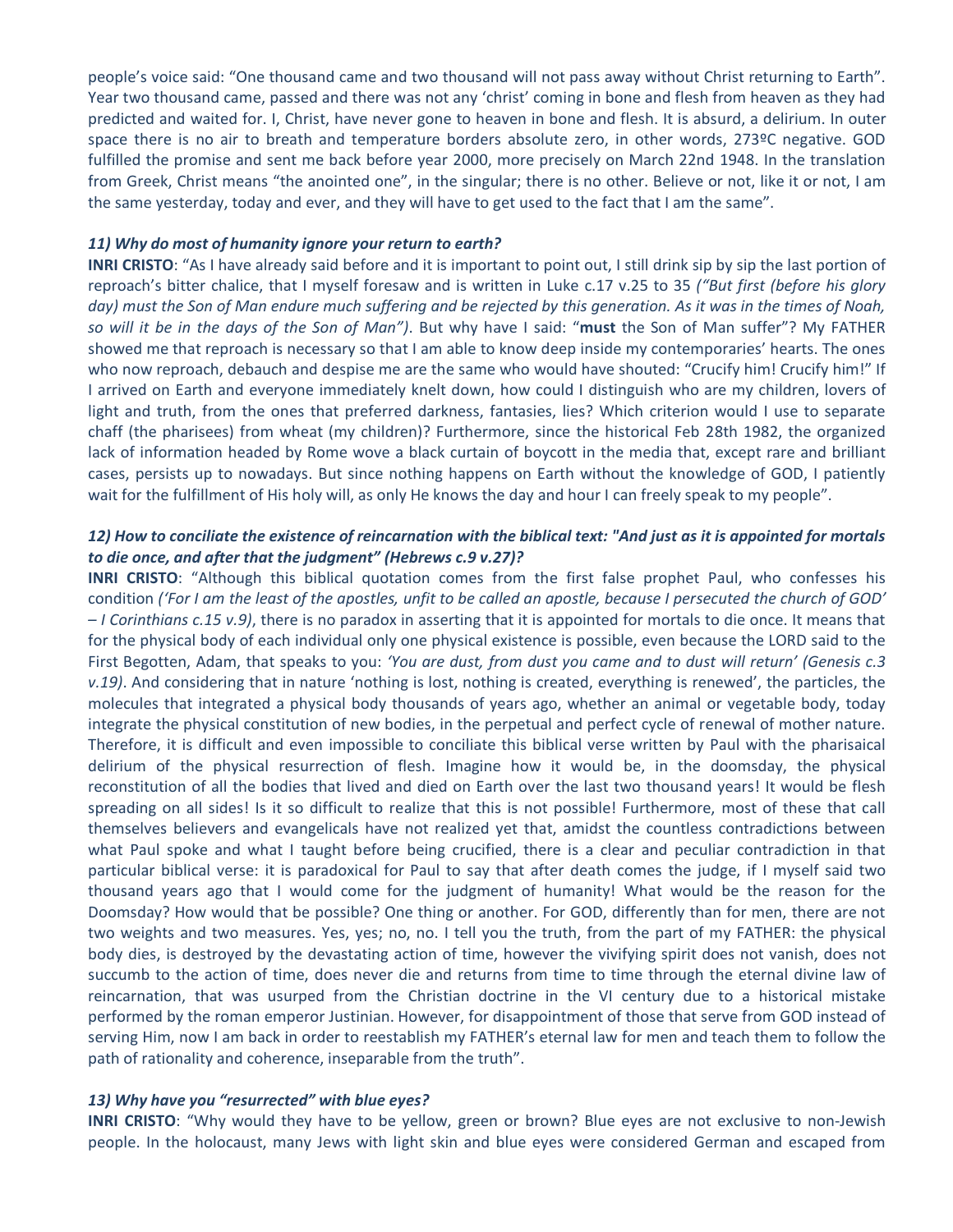people's voice said: "One thousand came and two thousand will not pass away without Christ returning to Earth". Year two thousand came, passed and there was not any 'christ' coming in bone and flesh from heaven as they had predicted and waited for. I, Christ, have never gone to heaven in bone and flesh. It is absurd, a delirium. In outer space there is no air to breath and temperature borders absolute zero, in other words, 273ºC negative. GOD fulfilled the promise and sent me back before year 2000, more precisely on March 22nd 1948. In the translation from Greek, Christ means "the anointed one", in the singular; there is no other. Believe or not, like it or not, I am the same yesterday, today and ever, and they will have to get used to the fact that I am the same".

### *11) Why do most of humanity ignore your return to earth?*

**INRI CRISTO**: "As I have already said before and it is important to point out, I still drink sip by sip the last portion of reproach's bitter chalice, that I myself foresaw and is written in Luke c.17 v.25 to 35 *("But first (before his glory day) must the Son of Man endure much suffering and be rejected by this generation. As it was in the times of Noah, so will it be in the days of the Son of Man")*. But why have I said: "**must** the Son of Man suffer"? My FATHER showed me that reproach is necessary so that I am able to know deep inside my contemporaries' hearts. The ones who now reproach, debauch and despise me are the same who would have shouted: "Crucify him! Crucify him!" If I arrived on Earth and everyone immediately knelt down, how could I distinguish who are my children, lovers of light and truth, from the ones that preferred darkness, fantasies, lies? Which criterion would I use to separate chaff (the pharisees) from wheat (my children)? Furthermore, since the historical Feb 28th 1982, the organized lack of information headed by Rome wove a black curtain of boycott in the media that, except rare and brilliant cases, persists up to nowadays. But since nothing happens on Earth without the knowledge of GOD, I patiently wait for the fulfillment of His holy will, as only He knows the day and hour I can freely speak to my people".

### *12) How to conciliate the existence of reincarnation with the biblical text: "And just as it is appointed for mortals to die once, and after that the judgment" (Hebrews c.9 v.27)?*

**INRI CRISTO**: "Although this biblical quotation comes from the first false prophet Paul, who confesses his condition *('For I am the least of the apostles, unfit to be called an apostle, because I persecuted the church of GOD' – I Corinthians c.15 v.9)*, there is no paradox in asserting that it is appointed for mortals to die once. It means that for the physical body of each individual only one physical existence is possible, even because the LORD said to the First Begotten, Adam, that speaks to you: *'You are dust, from dust you came and to dust will return' (Genesis c.3 v.19)*. And considering that in nature 'nothing is lost, nothing is created, everything is renewed', the particles, the molecules that integrated a physical body thousands of years ago, whether an animal or vegetable body, today integrate the physical constitution of new bodies, in the perpetual and perfect cycle of renewal of mother nature. Therefore, it is difficult and even impossible to conciliate this biblical verse written by Paul with the pharisaical delirium of the physical resurrection of flesh. Imagine how it would be, in the doomsday, the physical reconstitution of all the bodies that lived and died on Earth over the last two thousand years! It would be flesh spreading on all sides! Is it so difficult to realize that this is not possible! Furthermore, most of these that call themselves believers and evangelicals have not realized yet that, amidst the countless contradictions between what Paul spoke and what I taught before being crucified, there is a clear and peculiar contradiction in that particular biblical verse: it is paradoxical for Paul to say that after death comes the judge, if I myself said two thousand years ago that I would come for the judgment of humanity! What would be the reason for the Doomsday? How would that be possible? One thing or another. For GOD, differently than for men, there are not two weights and two measures. Yes, yes; no, no. I tell you the truth, from the part of my FATHER: the physical body dies, is destroyed by the devastating action of time, however the vivifying spirit does not vanish, does not succumb to the action of time, does never die and returns from time to time through the eternal divine law of reincarnation, that was usurped from the Christian doctrine in the VI century due to a historical mistake performed by the roman emperor Justinian. However, for disappointment of those that serve from GOD instead of serving Him, now I am back in order to reestablish my FATHER's eternal law for men and teach them to follow the path of rationality and coherence, inseparable from the truth".

### *13) Why have you "resurrected" with blue eyes?*

**INRI CRISTO**: "Why would they have to be yellow, green or brown? Blue eyes are not exclusive to non-Jewish people. In the holocaust, many Jews with light skin and blue eyes were considered German and escaped from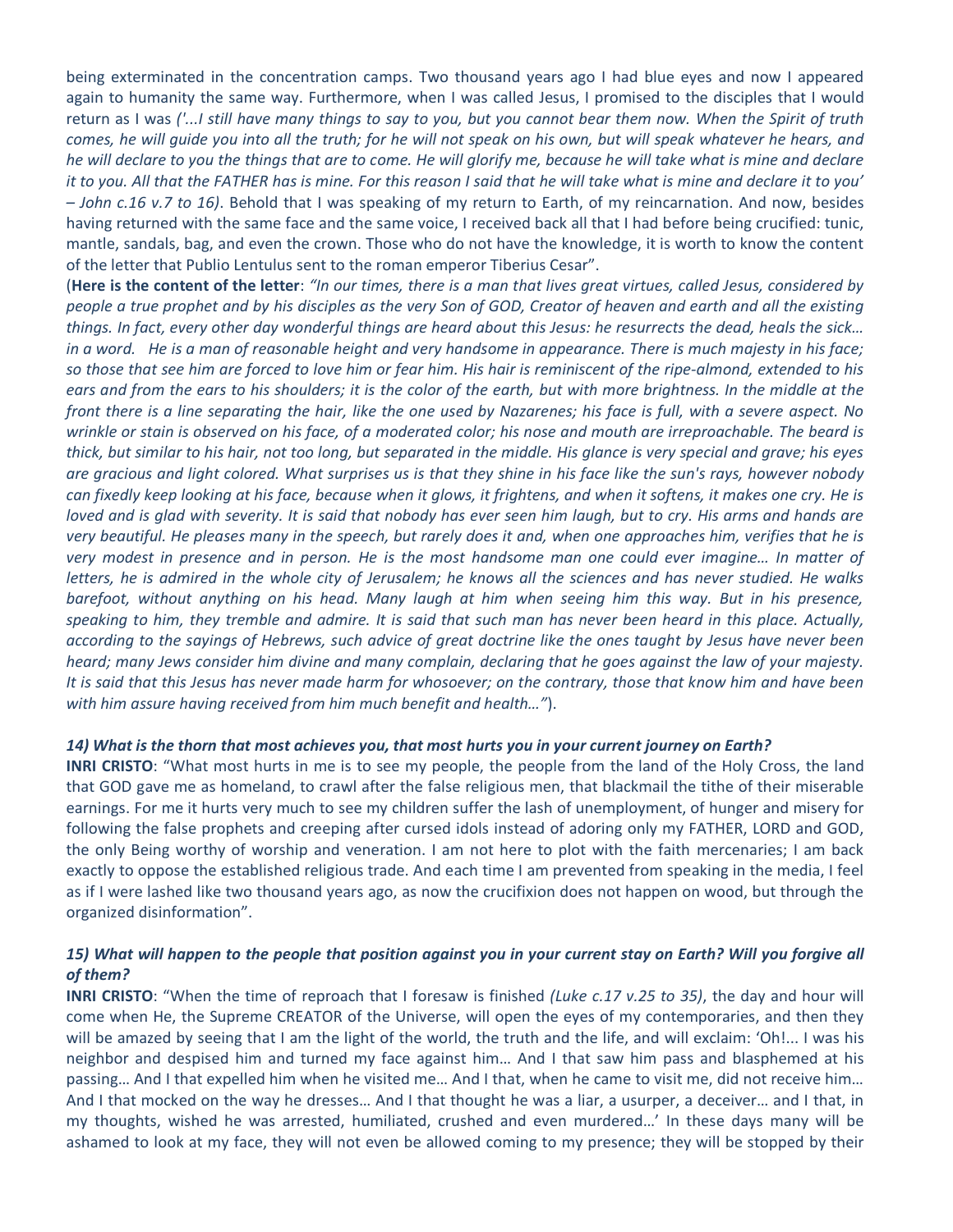being exterminated in the concentration camps. Two thousand years ago I had blue eyes and now I appeared again to humanity the same way. Furthermore, when I was called Jesus, I promised to the disciples that I would return as I was *('...I still have many things to say to you, but you cannot bear them now. When the Spirit of truth comes, he will guide you into all the truth; for he will not speak on his own, but will speak whatever he hears, and he will declare to you the things that are to come. He will glorify me, because he will take what is mine and declare it to you. All that the FATHER has is mine. For this reason I said that he will take what is mine and declare it to you' – John c.16 v.7 to 16)*. Behold that I was speaking of my return to Earth, of my reincarnation. And now, besides having returned with the same face and the same voice, I received back all that I had before being crucified: tunic, mantle, sandals, bag, and even the crown. Those who do not have the knowledge, it is worth to know the content of the letter that Publio Lentulus sent to the roman emperor Tiberius Cesar".

(**Here is the content of the letter**: *"In our times, there is a man that lives great virtues, called Jesus, considered by people a true prophet and by his disciples as the very Son of GOD, Creator of heaven and earth and all the existing things. In fact, every other day wonderful things are heard about this Jesus: he resurrects the dead, heals the sick… in a word. He is a man of reasonable height and very handsome in appearance. There is much majesty in his face; so those that see him are forced to love him or fear him. His hair is reminiscent of the ripe-almond, extended to his ears and from the ears to his shoulders; it is the color of the earth, but with more brightness. In the middle at the front there is a line separating the hair, like the one used by Nazarenes; his face is full, with a severe aspect. No wrinkle or stain is observed on his face, of a moderated color; his nose and mouth are irreproachable. The beard is thick, but similar to his hair, not too long, but separated in the middle. His glance is very special and grave; his eyes are gracious and light colored. What surprises us is that they shine in his face like the sun's rays, however nobody can fixedly keep looking at his face, because when it glows, it frightens, and when it softens, it makes one cry. He is loved and is glad with severity. It is said that nobody has ever seen him laugh, but to cry. His arms and hands are very beautiful. He pleases many in the speech, but rarely does it and, when one approaches him, verifies that he is very modest in presence and in person. He is the most handsome man one could ever imagine… In matter of letters, he is admired in the whole city of Jerusalem; he knows all the sciences and has never studied. He walks barefoot, without anything on his head. Many laugh at him when seeing him this way. But in his presence, speaking to him, they tremble and admire. It is said that such man has never been heard in this place. Actually, according to the sayings of Hebrews, such advice of great doctrine like the ones taught by Jesus have never been heard; many Jews consider him divine and many complain, declaring that he goes against the law of your majesty. It is said that this Jesus has never made harm for whosoever; on the contrary, those that know him and have been with him assure having received from him much benefit and health…"*).

***14) What is the thorn that most achieves you, that most hurts you in your current journey on Earth?***

**INRI CRISTO**: "What most hurts in me is to see my people, the people from the land of the Holy Cross, the land that GOD gave me as homeland, to crawl after the false religious men, that blackmail the tithe of their miserable earnings. For me it hurts very much to see my children suffer the lash of unemployment, of hunger and misery for following the false prophets and creeping after cursed idols instead of adoring only my FATHER, LORD and GOD, the only Being worthy of worship and veneration. I am not here to plot with the faith mercenaries; I am back exactly to oppose the established religious trade. And each time I am prevented from speaking in the media, I feel as if I were lashed like two thousand years ago, as now the crucifixion does not happen on wood, but through the organized disinformation".

***15) What will happen to the people that position against you in your current stay on Earth? Will you forgive all of them?***

**INRI CRISTO**: "When the time of reproach that I foresaw is finished *(Luke c.17 v.25 to 35)*, the day and hour will come when He, the Supreme CREATOR of the Universe, will open the eyes of my contemporaries, and then they will be amazed by seeing that I am the light of the world, the truth and the life, and will exclaim: 'Oh!... I was his neighbor and despised him and turned my face against him… And I that saw him pass and blasphemed at his passing… And I that expelled him when he visited me… And I that, when he came to visit me, did not receive him… And I that mocked on the way he dresses… And I that thought he was a liar, a usurper, a deceiver… and I that, in my thoughts, wished he was arrested, humiliated, crushed and even murdered…' In these days many will be ashamed to look at my face, they will not even be allowed coming to my presence; they will be stopped by their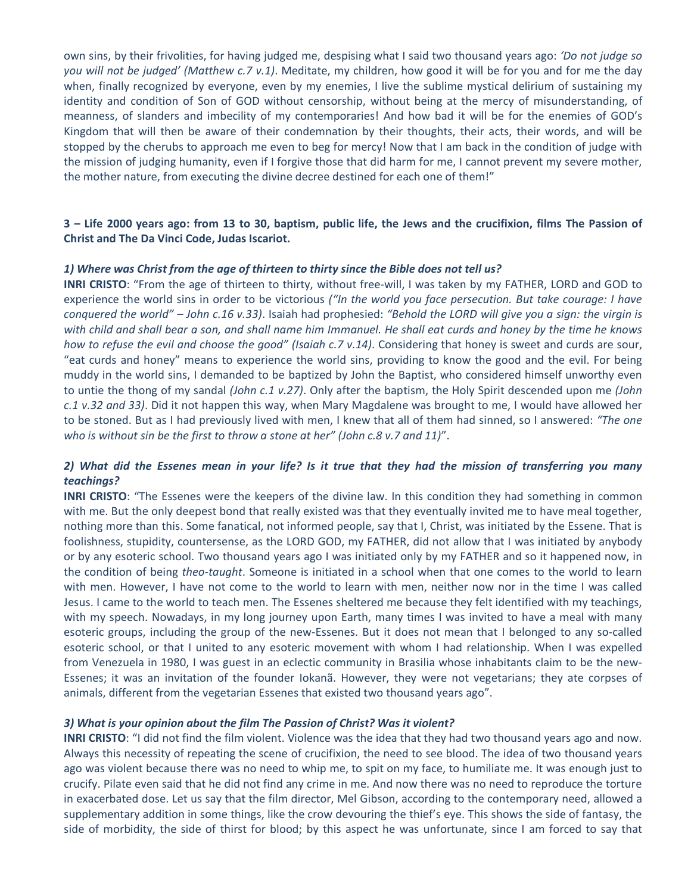own sins, by their frivolities, for having judged me, despising what I said two thousand years ago: *'Do not judge so you will not be judged' (Matthew c.7 v.1)*. Meditate, my children, how good it will be for you and for me the day when, finally recognized by everyone, even by my enemies, I live the sublime mystical delirium of sustaining my identity and condition of Son of GOD without censorship, without being at the mercy of misunderstanding, of meanness, of slanders and imbecility of my contemporaries! And how bad it will be for the enemies of GOD's Kingdom that will then be aware of their condemnation by their thoughts, their acts, their words, and will be stopped by the cherubs to approach me even to beg for mercy! Now that I am back in the condition of judge with the mission of judging humanity, even if I forgive those that did harm for me, I cannot prevent my severe mother, the mother nature, from executing the divine decree destined for each one of them!"

**3 – Life 2000 years ago: from 13 to 30, baptism, public life, the Jews and the crucifixion, films The Passion of Christ and The Da Vinci Code, Judas Iscariot.**

***1) Where was Christ from the age of thirteen to thirty since the Bible does not tell us?***

**INRI CRISTO**: "From the age of thirteen to thirty, without free-will, I was taken by my FATHER, LORD and GOD to experience the world sins in order to be victorious *("In the world you face persecution. But take courage: I have conquered the world" – John c.16 v.33)*. Isaiah had prophesied: *"Behold the LORD will give you a sign: the virgin is with child and shall bear a son, and shall name him Immanuel. He shall eat curds and honey by the time he knows how to refuse the evil and choose the good" (Isaiah c.7 v.14)*. Considering that honey is sweet and curds are sour, "eat curds and honey" means to experience the world sins, providing to know the good and the evil. For being muddy in the world sins, I demanded to be baptized by John the Baptist, who considered himself unworthy even to untie the thong of my sandal *(John c.1 v.27)*. Only after the baptism, the Holy Spirit descended upon me *(John c.1 v.32 and 33)*. Did it not happen this way, when Mary Magdalene was brought to me, I would have allowed her to be stoned. But as I had previously lived with men, I knew that all of them had sinned, so I answered: *"The one who is without sin be the first to throw a stone at her" (John c.8 v.7 and 11)*".

***2) What did the Essenes mean in your life? Is it true that they had the mission of transferring you many teachings?***

**INRI CRISTO**: "The Essenes were the keepers of the divine law. In this condition they had something in common with me. But the only deepest bond that really existed was that they eventually invited me to have meal together, nothing more than this. Some fanatical, not informed people, say that I, Christ, was initiated by the Essene. That is foolishness, stupidity, countersense, as the LORD GOD, my FATHER, did not allow that I was initiated by anybody or by any esoteric school. Two thousand years ago I was initiated only by my FATHER and so it happened now, in the condition of being *theo-taught*. Someone is initiated in a school when that one comes to the world to learn with men. However, I have not come to the world to learn with men, neither now nor in the time I was called Jesus. I came to the world to teach men. The Essenes sheltered me because they felt identified with my teachings, with my speech. Nowadays, in my long journey upon Earth, many times I was invited to have a meal with many esoteric groups, including the group of the new-Essenes. But it does not mean that I belonged to any so-called esoteric school, or that I united to any esoteric movement with whom I had relationship. When I was expelled from Venezuela in 1980, I was guest in an eclectic community in Brasilia whose inhabitants claim to be the new-Essenes; it was an invitation of the founder Iokanã. However, they were not vegetarians; they ate corpses of animals, different from the vegetarian Essenes that existed two thousand years ago".

***3) What is your opinion about the film The Passion of Christ? Was it violent?***

**INRI CRISTO**: "I did not find the film violent. Violence was the idea that they had two thousand years ago and now. Always this necessity of repeating the scene of crucifixion, the need to see blood. The idea of two thousand years ago was violent because there was no need to whip me, to spit on my face, to humiliate me. It was enough just to crucify. Pilate even said that he did not find any crime in me. And now there was no need to reproduce the torture in exacerbated dose. Let us say that the film director, Mel Gibson, according to the contemporary need, allowed a supplementary addition in some things, like the crow devouring the thief's eye. This shows the side of fantasy, the side of morbidity, the side of thirst for blood; by this aspect he was unfortunate, since I am forced to say that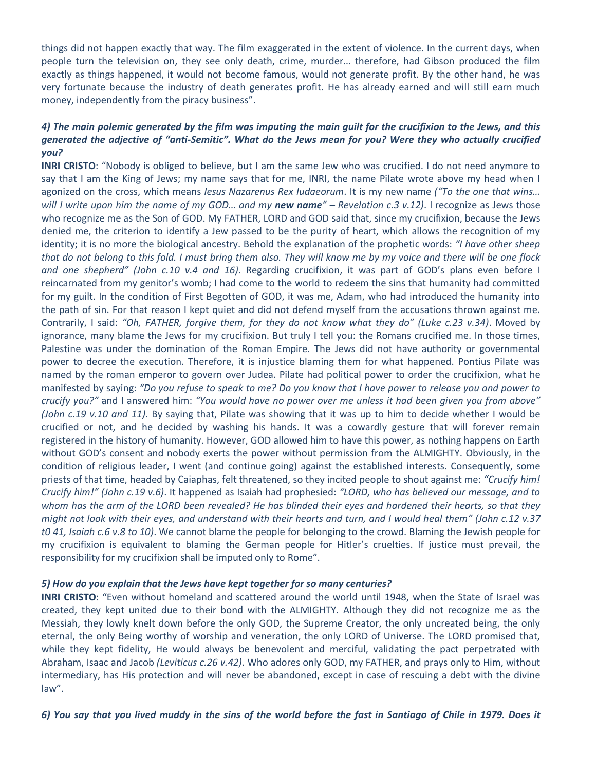things did not happen exactly that way. The film exaggerated in the extent of violence. In the current days, when people turn the television on, they see only death, crime, murder… therefore, had Gibson produced the film exactly as things happened, it would not become famous, would not generate profit. By the other hand, he was very fortunate because the industry of death generates profit. He has already earned and will still earn much money, independently from the piracy business".

***4) The main polemic generated by the film was imputing the main guilt for the crucifixion to the Jews, and this generated the adjective of "anti-Semitic". What do the Jews mean for you? Were they who actually crucified you?***

**INRI CRISTO**: "Nobody is obliged to believe, but I am the same Jew who was crucified. I do not need anymore to say that I am the King of Jews; my name says that for me, INRI, the name Pilate wrote above my head when I agonized on the cross, which means *Iesus Nazarenus Rex Iudaeorum*. It is my new name *("To the one that wins… will I write upon him the name of my GOD… and my **new name**" – Revelation c.3 v.12)*. I recognize as Jews those who recognize me as the Son of GOD. My FATHER, LORD and GOD said that, since my crucifixion, because the Jews denied me, the criterion to identify a Jew passed to be the purity of heart, which allows the recognition of my identity; it is no more the biological ancestry. Behold the explanation of the prophetic words: *"I have other sheep that do not belong to this fold. I must bring them also. They will know me by my voice and there will be one flock and one shepherd" (John c.10 v.4 and 16)*. Regarding crucifixion, it was part of GOD's plans even before I reincarnated from my genitor's womb; I had come to the world to redeem the sins that humanity had committed for my guilt. In the condition of First Begotten of GOD, it was me, Adam, who had introduced the humanity into the path of sin. For that reason I kept quiet and did not defend myself from the accusations thrown against me. Contrarily, I said: *"Oh, FATHER, forgive them, for they do not know what they do" (Luke c.23 v.34)*. Moved by ignorance, many blame the Jews for my crucifixion. But truly I tell you: the Romans crucified me. In those times, Palestine was under the domination of the Roman Empire. The Jews did not have authority or governmental power to decree the execution. Therefore, it is injustice blaming them for what happened. Pontius Pilate was named by the roman emperor to govern over Judea. Pilate had political power to order the crucifixion, what he manifested by saying: *"Do you refuse to speak to me? Do you know that I have power to release you and power to crucify you?"* and I answered him: *"You would have no power over me unless it had been given you from above" (John c.19 v.10 and 11)*. By saying that, Pilate was showing that it was up to him to decide whether I would be crucified or not, and he decided by washing his hands. It was a cowardly gesture that will forever remain registered in the history of humanity. However, GOD allowed him to have this power, as nothing happens on Earth without GOD's consent and nobody exerts the power without permission from the ALMIGHTY. Obviously, in the condition of religious leader, I went (and continue going) against the established interests. Consequently, some priests of that time, headed by Caiaphas, felt threatened, so they incited people to shout against me: *"Crucify him! Crucify him!" (John c.19 v.6)*. It happened as Isaiah had prophesied: *"LORD, who has believed our message, and to whom has the arm of the LORD been revealed? He has blinded their eyes and hardened their hearts, so that they might not look with their eyes, and understand with their hearts and turn, and I would heal them" (John c.12 v.37 t0 41, Isaiah c.6 v.8 to 10)*. We cannot blame the people for belonging to the crowd. Blaming the Jewish people for my crucifixion is equivalent to blaming the German people for Hitler's cruelties. If justice must prevail, the responsibility for my crucifixion shall be imputed only to Rome".

***5) How do you explain that the Jews have kept together for so many centuries?***

**INRI CRISTO**: "Even without homeland and scattered around the world until 1948, when the State of Israel was created, they kept united due to their bond with the ALMIGHTY. Although they did not recognize me as the Messiah, they lowly knelt down before the only GOD, the Supreme Creator, the only uncreated being, the only eternal, the only Being worthy of worship and veneration, the only LORD of Universe. The LORD promised that, while they kept fidelity, He would always be benevolent and merciful, validating the pact perpetrated with Abraham, Isaac and Jacob *(Leviticus c.26 v.42)*. Who adores only GOD, my FATHER, and prays only to Him, without intermediary, has His protection and will never be abandoned, except in case of rescuing a debt with the divine law".

***6) You say that you lived muddy in the sins of the world before the fast in Santiago of Chile in 1979. Does it***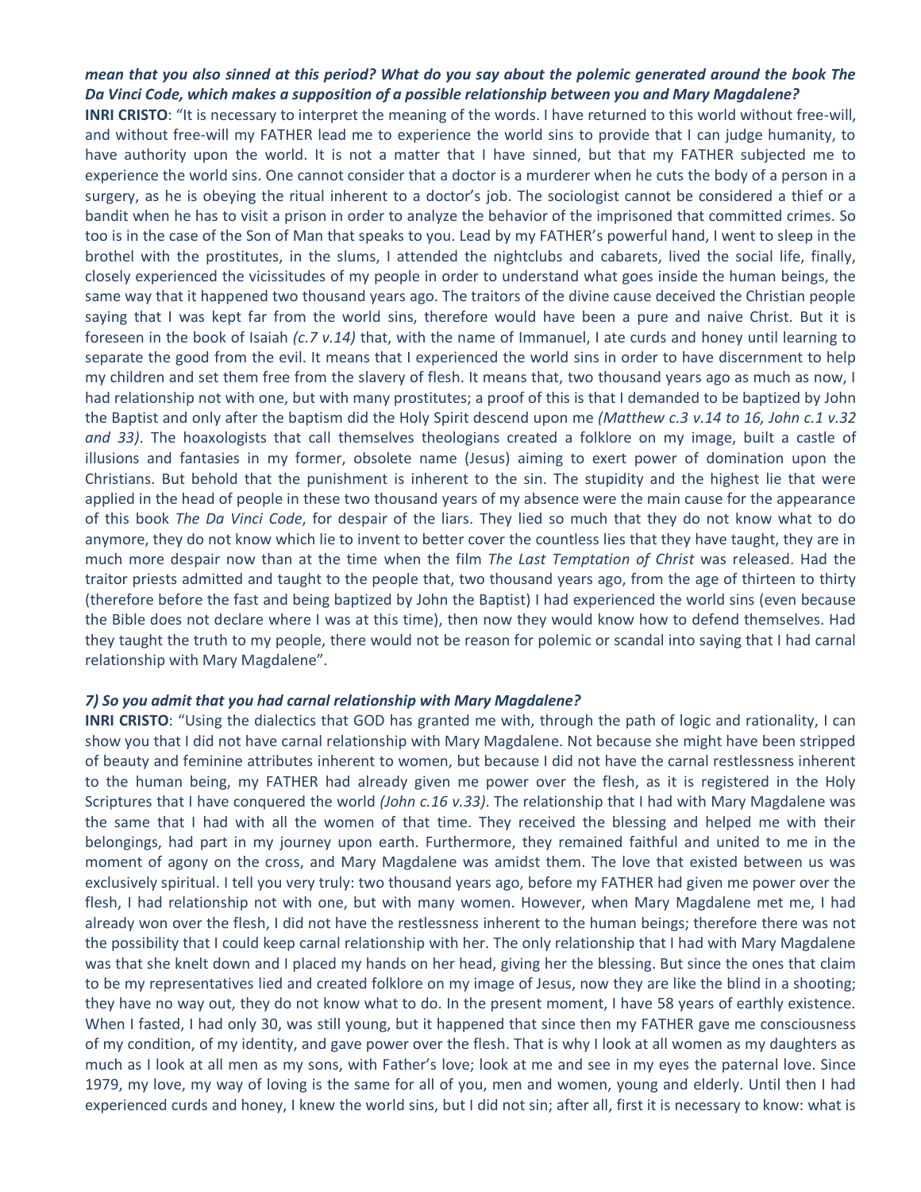***mean that you also sinned at this period? What do you say about the polemic generated around the book The Da Vinci Code, which makes a supposition of a possible relationship between you and Mary Magdalene?***

**INRI CRISTO**: "It is necessary to interpret the meaning of the words. I have returned to this world without free-will, and without free-will my FATHER lead me to experience the world sins to provide that I can judge humanity, to have authority upon the world. It is not a matter that I have sinned, but that my FATHER subjected me to experience the world sins. One cannot consider that a doctor is a murderer when he cuts the body of a person in a surgery, as he is obeying the ritual inherent to a doctor's job. The sociologist cannot be considered a thief or a bandit when he has to visit a prison in order to analyze the behavior of the imprisoned that committed crimes. So too is in the case of the Son of Man that speaks to you. Lead by my FATHER's powerful hand, I went to sleep in the brothel with the prostitutes, in the slums, I attended the nightclubs and cabarets, lived the social life, finally, closely experienced the vicissitudes of my people in order to understand what goes inside the human beings, the same way that it happened two thousand years ago. The traitors of the divine cause deceived the Christian people saying that I was kept far from the world sins, therefore would have been a pure and naive Christ. But it is foreseen in the book of Isaiah *(c.7 v.14)* that, with the name of Immanuel, I ate curds and honey until learning to separate the good from the evil. It means that I experienced the world sins in order to have discernment to help my children and set them free from the slavery of flesh. It means that, two thousand years ago as much as now, I had relationship not with one, but with many prostitutes; a proof of this is that I demanded to be baptized by John the Baptist and only after the baptism did the Holy Spirit descend upon me *(Matthew c.3 v.14 to 16, John c.1 v.32 and 33)*. The hoaxologists that call themselves theologians created a folklore on my image, built a castle of illusions and fantasies in my former, obsolete name (Jesus) aiming to exert power of domination upon the Christians. But behold that the punishment is inherent to the sin. The stupidity and the highest lie that were applied in the head of people in these two thousand years of my absence were the main cause for the appearance of this book *The Da Vinci Code*, for despair of the liars. They lied so much that they do not know what to do anymore, they do not know which lie to invent to better cover the countless lies that they have taught, they are in much more despair now than at the time when the film *The Last Temptation of Christ* was released. Had the traitor priests admitted and taught to the people that, two thousand years ago, from the age of thirteen to thirty (therefore before the fast and being baptized by John the Baptist) I had experienced the world sins (even because the Bible does not declare where I was at this time), then now they would know how to defend themselves. Had they taught the truth to my people, there would not be reason for polemic or scandal into saying that I had carnal relationship with Mary Magdalene".

***7) So you admit that you had carnal relationship with Mary Magdalene?***

**INRI CRISTO**: "Using the dialectics that GOD has granted me with, through the path of logic and rationality, I can show you that I did not have carnal relationship with Mary Magdalene. Not because she might have been stripped of beauty and feminine attributes inherent to women, but because I did not have the carnal restlessness inherent to the human being, my FATHER had already given me power over the flesh, as it is registered in the Holy Scriptures that I have conquered the world *(John c.16 v.33)*. The relationship that I had with Mary Magdalene was the same that I had with all the women of that time. They received the blessing and helped me with their belongings, had part in my journey upon earth. Furthermore, they remained faithful and united to me in the moment of agony on the cross, and Mary Magdalene was amidst them. The love that existed between us was exclusively spiritual. I tell you very truly: two thousand years ago, before my FATHER had given me power over the flesh, I had relationship not with one, but with many women. However, when Mary Magdalene met me, I had already won over the flesh, I did not have the restlessness inherent to the human beings; therefore there was not the possibility that I could keep carnal relationship with her. The only relationship that I had with Mary Magdalene was that she knelt down and I placed my hands on her head, giving her the blessing. But since the ones that claim to be my representatives lied and created folklore on my image of Jesus, now they are like the blind in a shooting; they have no way out, they do not know what to do. In the present moment, I have 58 years of earthly existence. When I fasted, I had only 30, was still young, but it happened that since then my FATHER gave me consciousness of my condition, of my identity, and gave power over the flesh. That is why I look at all women as my daughters as much as I look at all men as my sons, with Father's love; look at me and see in my eyes the paternal love. Since 1979, my love, my way of loving is the same for all of you, men and women, young and elderly. Until then I had experienced curds and honey, I knew the world sins, but I did not sin; after all, first it is necessary to know: what is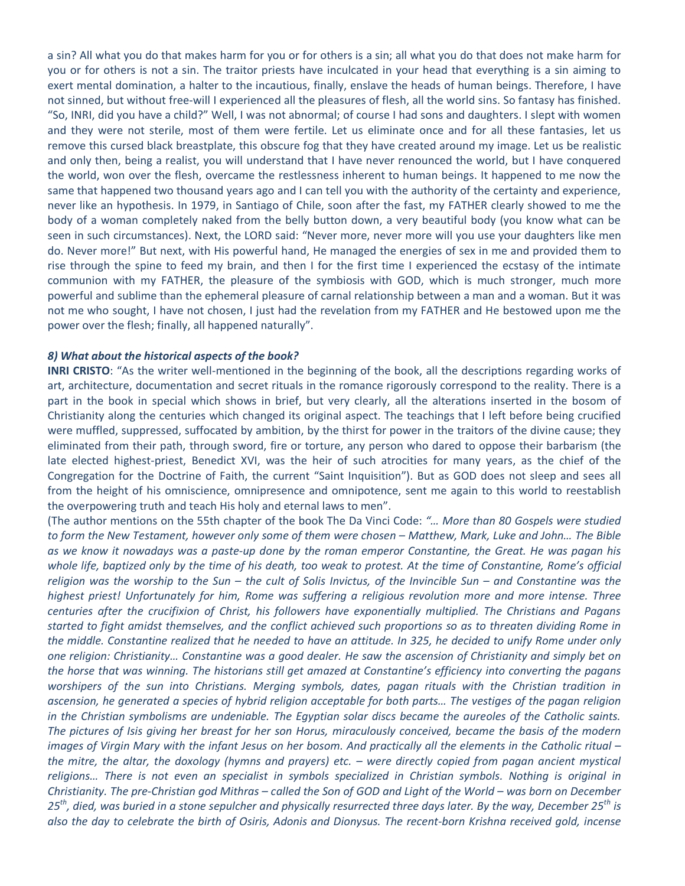a sin? All what you do that makes harm for you or for others is a sin; all what you do that does not make harm for you or for others is not a sin. The traitor priests have inculcated in your head that everything is a sin aiming to exert mental domination, a halter to the incautious, finally, enslave the heads of human beings. Therefore, I have not sinned, but without free-will I experienced all the pleasures of flesh, all the world sins. So fantasy has finished. "So, INRI, did you have a child?" Well, I was not abnormal; of course I had sons and daughters. I slept with women and they were not sterile, most of them were fertile. Let us eliminate once and for all these fantasies, let us remove this cursed black breastplate, this obscure fog that they have created around my image. Let us be realistic and only then, being a realist, you will understand that I have never renounced the world, but I have conquered the world, won over the flesh, overcame the restlessness inherent to human beings. It happened to me now the same that happened two thousand years ago and I can tell you with the authority of the certainty and experience, never like an hypothesis. In 1979, in Santiago of Chile, soon after the fast, my FATHER clearly showed to me the body of a woman completely naked from the belly button down, a very beautiful body (you know what can be seen in such circumstances). Next, the LORD said: "Never more, never more will you use your daughters like men do. Never more!" But next, with His powerful hand, He managed the energies of sex in me and provided them to rise through the spine to feed my brain, and then I for the first time I experienced the ecstasy of the intimate communion with my FATHER, the pleasure of the symbiosis with GOD, which is much stronger, much more powerful and sublime than the ephemeral pleasure of carnal relationship between a man and a woman. But it was not me who sought, I have not chosen, I just had the revelation from my FATHER and He bestowed upon me the power over the flesh; finally, all happened naturally".

***8) What about the historical aspects of the book?***

**INRI CRISTO**: "As the writer well-mentioned in the beginning of the book, all the descriptions regarding works of art, architecture, documentation and secret rituals in the romance rigorously correspond to the reality. There is a part in the book in special which shows in brief, but very clearly, all the alterations inserted in the bosom of Christianity along the centuries which changed its original aspect. The teachings that I left before being crucified were muffled, suppressed, suffocated by ambition, by the thirst for power in the traitors of the divine cause; they eliminated from their path, through sword, fire or torture, any person who dared to oppose their barbarism (the late elected highest-priest, Benedict XVI, was the heir of such atrocities for many years, as the chief of the Congregation for the Doctrine of Faith, the current "Saint Inquisition"). But as GOD does not sleep and sees all from the height of his omniscience, omnipresence and omnipotence, sent me again to this world to reestablish the overpowering truth and teach His holy and eternal laws to men".

(The author mentions on the 55th chapter of the book The Da Vinci Code: *"… More than 80 Gospels were studied to form the New Testament, however only some of them were chosen – Matthew, Mark, Luke and John… The Bible as we know it nowadays was a paste-up done by the roman emperor Constantine, the Great. He was pagan his whole life, baptized only by the time of his death, too weak to protest. At the time of Constantine, Rome's official religion was the worship to the Sun – the cult of Solis Invictus, of the Invincible Sun – and Constantine was the highest priest! Unfortunately for him, Rome was suffering a religious revolution more and more intense. Three centuries after the crucifixion of Christ, his followers have exponentially multiplied. The Christians and Pagans started to fight amidst themselves, and the conflict achieved such proportions so as to threaten dividing Rome in the middle. Constantine realized that he needed to have an attitude. In 325, he decided to unify Rome under only one religion: Christianity… Constantine was a good dealer. He saw the ascension of Christianity and simply bet on the horse that was winning. The historians still get amazed at Constantine's efficiency into converting the pagans worshipers of the sun into Christians. Merging symbols, dates, pagan rituals with the Christian tradition in ascension, he generated a species of hybrid religion acceptable for both parts… The vestiges of the pagan religion in the Christian symbolisms are undeniable. The Egyptian solar discs became the aureoles of the Catholic saints. The pictures of Isis giving her breast for her son Horus, miraculously conceived, became the basis of the modern images of Virgin Mary with the infant Jesus on her bosom. And practically all the elements in the Catholic ritual – the mitre, the altar, the doxology (hymns and prayers) etc. – were directly copied from pagan ancient mystical religions… There is not even an specialist in symbols specialized in Christian symbols. Nothing is original in Christianity. The pre-Christian god Mithras – called the Son of GOD and Light of the World – was born on December 25th, died, was buried in a stone sepulcher and physically resurrected three days later. By the way, December 25th is also the day to celebrate the birth of Osiris, Adonis and Dionysus. The recent-born Krishna received gold, incense*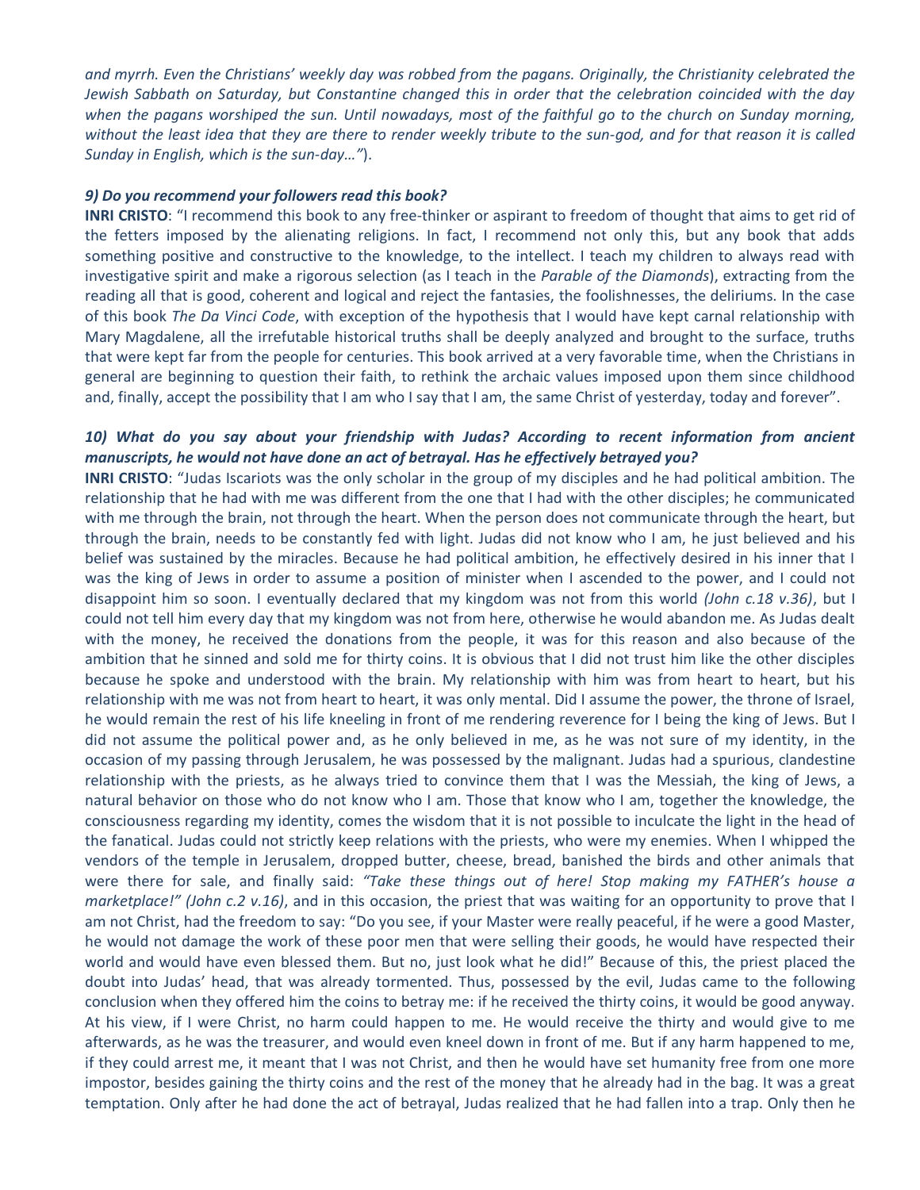*and myrrh. Even the Christians' weekly day was robbed from the pagans. Originally, the Christianity celebrated the Jewish Sabbath on Saturday, but Constantine changed this in order that the celebration coincided with the day when the pagans worshiped the sun. Until nowadays, most of the faithful go to the church on Sunday morning, without the least idea that they are there to render weekly tribute to the sun-god, and for that reason it is called Sunday in English, which is the sun-day…"*).

***9) Do you recommend your followers read this book?***

**INRI CRISTO**: "I recommend this book to any free-thinker or aspirant to freedom of thought that aims to get rid of the fetters imposed by the alienating religions. In fact, I recommend not only this, but any book that adds something positive and constructive to the knowledge, to the intellect. I teach my children to always read with investigative spirit and make a rigorous selection (as I teach in the *Parable of the Diamonds*), extracting from the reading all that is good, coherent and logical and reject the fantasies, the foolishnesses, the deliriums. In the case of this book *The Da Vinci Code*, with exception of the hypothesis that I would have kept carnal relationship with Mary Magdalene, all the irrefutable historical truths shall be deeply analyzed and brought to the surface, truths that were kept far from the people for centuries. This book arrived at a very favorable time, when the Christians in general are beginning to question their faith, to rethink the archaic values imposed upon them since childhood and, finally, accept the possibility that I am who I say that I am, the same Christ of yesterday, today and forever".

***10) What do you say about your friendship with Judas? According to recent information from ancient manuscripts, he would not have done an act of betrayal. Has he effectively betrayed you?***

**INRI CRISTO**: "Judas Iscariots was the only scholar in the group of my disciples and he had political ambition. The relationship that he had with me was different from the one that I had with the other disciples; he communicated with me through the brain, not through the heart. When the person does not communicate through the heart, but through the brain, needs to be constantly fed with light. Judas did not know who I am, he just believed and his belief was sustained by the miracles. Because he had political ambition, he effectively desired in his inner that I was the king of Jews in order to assume a position of minister when I ascended to the power, and I could not disappoint him so soon. I eventually declared that my kingdom was not from this world *(John c.18 v.36)*, but I could not tell him every day that my kingdom was not from here, otherwise he would abandon me. As Judas dealt with the money, he received the donations from the people, it was for this reason and also because of the ambition that he sinned and sold me for thirty coins. It is obvious that I did not trust him like the other disciples because he spoke and understood with the brain. My relationship with him was from heart to heart, but his relationship with me was not from heart to heart, it was only mental. Did I assume the power, the throne of Israel, he would remain the rest of his life kneeling in front of me rendering reverence for I being the king of Jews. But I did not assume the political power and, as he only believed in me, as he was not sure of my identity, in the occasion of my passing through Jerusalem, he was possessed by the malignant. Judas had a spurious, clandestine relationship with the priests, as he always tried to convince them that I was the Messiah, the king of Jews, a natural behavior on those who do not know who I am. Those that know who I am, together the knowledge, the consciousness regarding my identity, comes the wisdom that it is not possible to inculcate the light in the head of the fanatical. Judas could not strictly keep relations with the priests, who were my enemies. When I whipped the vendors of the temple in Jerusalem, dropped butter, cheese, bread, banished the birds and other animals that were there for sale, and finally said: *"Take these things out of here! Stop making my FATHER's house a marketplace!" (John c.2 v.16)*, and in this occasion, the priest that was waiting for an opportunity to prove that I am not Christ, had the freedom to say: "Do you see, if your Master were really peaceful, if he were a good Master, he would not damage the work of these poor men that were selling their goods, he would have respected their world and would have even blessed them. But no, just look what he did!" Because of this, the priest placed the doubt into Judas' head, that was already tormented. Thus, possessed by the evil, Judas came to the following conclusion when they offered him the coins to betray me: if he received the thirty coins, it would be good anyway. At his view, if I were Christ, no harm could happen to me. He would receive the thirty and would give to me afterwards, as he was the treasurer, and would even kneel down in front of me. But if any harm happened to me, if they could arrest me, it meant that I was not Christ, and then he would have set humanity free from one more impostor, besides gaining the thirty coins and the rest of the money that he already had in the bag. It was a great temptation. Only after he had done the act of betrayal, Judas realized that he had fallen into a trap. Only then he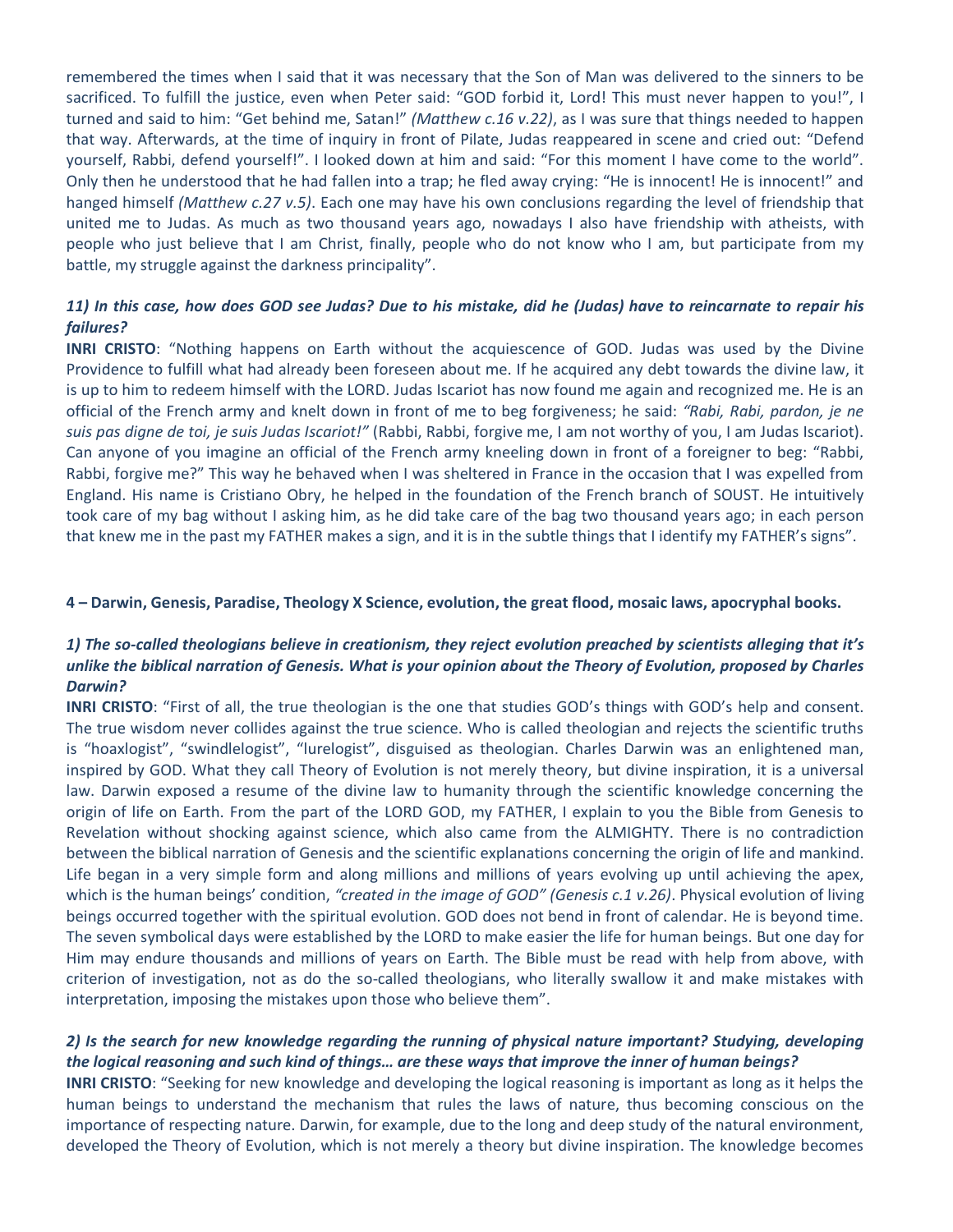remembered the times when I said that it was necessary that the Son of Man was delivered to the sinners to be sacrificed. To fulfill the justice, even when Peter said: "GOD forbid it, Lord! This must never happen to you!", I turned and said to him: "Get behind me, Satan!" *(Matthew c.16 v.22)*, as I was sure that things needed to happen that way. Afterwards, at the time of inquiry in front of Pilate, Judas reappeared in scene and cried out: "Defend yourself, Rabbi, defend yourself!". I looked down at him and said: "For this moment I have come to the world". Only then he understood that he had fallen into a trap; he fled away crying: "He is innocent! He is innocent!" and hanged himself *(Matthew c.27 v.5)*. Each one may have his own conclusions regarding the level of friendship that united me to Judas. As much as two thousand years ago, nowadays I also have friendship with atheists, with people who just believe that I am Christ, finally, people who do not know who I am, but participate from my battle, my struggle against the darkness principality".

***11) In this case, how does GOD see Judas? Due to his mistake, did he (Judas) have to reincarnate to repair his failures?***

**INRI CRISTO**: "Nothing happens on Earth without the acquiescence of GOD. Judas was used by the Divine Providence to fulfill what had already been foreseen about me. If he acquired any debt towards the divine law, it is up to him to redeem himself with the LORD. Judas Iscariot has now found me again and recognized me. He is an official of the French army and knelt down in front of me to beg forgiveness; he said: *"Rabi, Rabi, pardon, je ne suis pas digne de toi, je suis Judas Iscariot!"* (Rabbi, Rabbi, forgive me, I am not worthy of you, I am Judas Iscariot). Can anyone of you imagine an official of the French army kneeling down in front of a foreigner to beg: "Rabbi, Rabbi, forgive me?" This way he behaved when I was sheltered in France in the occasion that I was expelled from England. His name is Cristiano Obry, he helped in the foundation of the French branch of SOUST. He intuitively took care of my bag without I asking him, as he did take care of the bag two thousand years ago; in each person that knew me in the past my FATHER makes a sign, and it is in the subtle things that I identify my FATHER's signs".

## 4 – Darwin, Genesis, Paradise, Theology X Science, evolution, the great flood, mosaic laws, apocryphal books.

***1) The so-called theologians believe in creationism, they reject evolution preached by scientists alleging that it's unlike the biblical narration of Genesis. What is your opinion about the Theory of Evolution, proposed by Charles Darwin?***

**INRI CRISTO**: "First of all, the true theologian is the one that studies GOD's things with GOD's help and consent. The true wisdom never collides against the true science. Who is called theologian and rejects the scientific truths is "hoaxlogist", "swindlelogist", "lurelogist", disguised as theologian. Charles Darwin was an enlightened man, inspired by GOD. What they call Theory of Evolution is not merely theory, but divine inspiration, it is a universal law. Darwin exposed a resume of the divine law to humanity through the scientific knowledge concerning the origin of life on Earth. From the part of the LORD GOD, my FATHER, I explain to you the Bible from Genesis to Revelation without shocking against science, which also came from the ALMIGHTY. There is no contradiction between the biblical narration of Genesis and the scientific explanations concerning the origin of life and mankind. Life began in a very simple form and along millions and millions of years evolving up until achieving the apex, which is the human beings' condition, *"created in the image of GOD" (Genesis c.1 v.26)*. Physical evolution of living beings occurred together with the spiritual evolution. GOD does not bend in front of calendar. He is beyond time. The seven symbolical days were established by the LORD to make easier the life for human beings. But one day for Him may endure thousands and millions of years on Earth. The Bible must be read with help from above, with criterion of investigation, not as do the so-called theologians, who literally swallow it and make mistakes with interpretation, imposing the mistakes upon those who believe them".

***2) Is the search for new knowledge regarding the running of physical nature important? Studying, developing the logical reasoning and such kind of things… are these ways that improve the inner of human beings?***

**INRI CRISTO**: "Seeking for new knowledge and developing the logical reasoning is important as long as it helps the human beings to understand the mechanism that rules the laws of nature, thus becoming conscious on the importance of respecting nature. Darwin, for example, due to the long and deep study of the natural environment, developed the Theory of Evolution, which is not merely a theory but divine inspiration. The knowledge becomes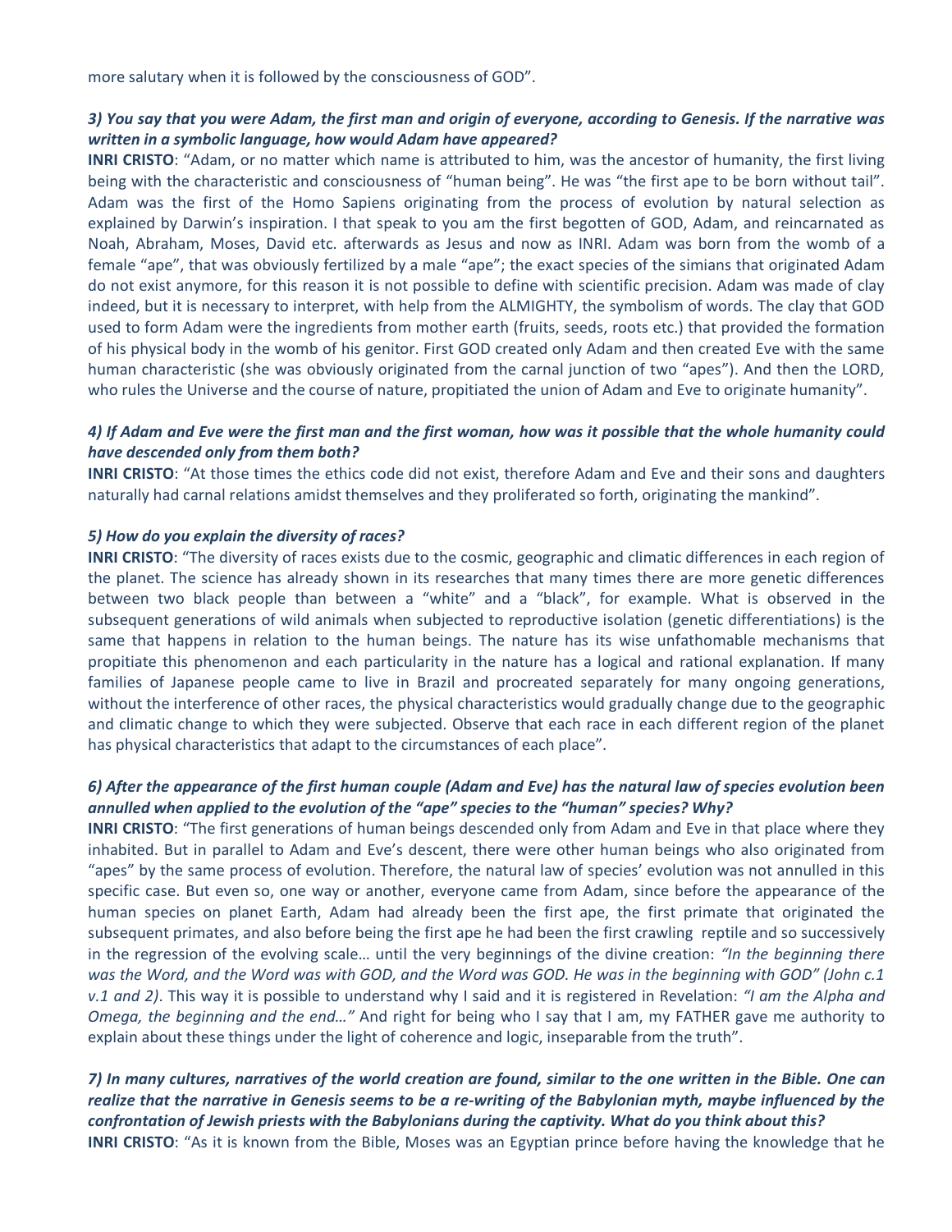more salutary when it is followed by the consciousness of GOD".

***3) You say that you were Adam, the first man and origin of everyone, according to Genesis. If the narrative was written in a symbolic language, how would Adam have appeared?***

**INRI CRISTO**: "Adam, or no matter which name is attributed to him, was the ancestor of humanity, the first living being with the characteristic and consciousness of "human being". He was "the first ape to be born without tail". Adam was the first of the Homo Sapiens originating from the process of evolution by natural selection as explained by Darwin's inspiration. I that speak to you am the first begotten of GOD, Adam, and reincarnated as Noah, Abraham, Moses, David etc. afterwards as Jesus and now as INRI. Adam was born from the womb of a female "ape", that was obviously fertilized by a male "ape"; the exact species of the simians that originated Adam do not exist anymore, for this reason it is not possible to define with scientific precision. Adam was made of clay indeed, but it is necessary to interpret, with help from the ALMIGHTY, the symbolism of words. The clay that GOD used to form Adam were the ingredients from mother earth (fruits, seeds, roots etc.) that provided the formation of his physical body in the womb of his genitor. First GOD created only Adam and then created Eve with the same human characteristic (she was obviously originated from the carnal junction of two "apes"). And then the LORD, who rules the Universe and the course of nature, propitiated the union of Adam and Eve to originate humanity".

***4) If Adam and Eve were the first man and the first woman, how was it possible that the whole humanity could have descended only from them both?***

**INRI CRISTO**: "At those times the ethics code did not exist, therefore Adam and Eve and their sons and daughters naturally had carnal relations amidst themselves and they proliferated so forth, originating the mankind".

***5) How do you explain the diversity of races?***

**INRI CRISTO**: "The diversity of races exists due to the cosmic, geographic and climatic differences in each region of the planet. The science has already shown in its researches that many times there are more genetic differences between two black people than between a "white" and a "black", for example. What is observed in the subsequent generations of wild animals when subjected to reproductive isolation (genetic differentiations) is the same that happens in relation to the human beings. The nature has its wise unfathomable mechanisms that propitiate this phenomenon and each particularity in the nature has a logical and rational explanation. If many families of Japanese people came to live in Brazil and procreated separately for many ongoing generations, without the interference of other races, the physical characteristics would gradually change due to the geographic and climatic change to which they were subjected. Observe that each race in each different region of the planet has physical characteristics that adapt to the circumstances of each place".

***6) After the appearance of the first human couple (Adam and Eve) has the natural law of species evolution been annulled when applied to the evolution of the "ape" species to the "human" species? Why?***

**INRI CRISTO**: "The first generations of human beings descended only from Adam and Eve in that place where they inhabited. But in parallel to Adam and Eve's descent, there were other human beings who also originated from "apes" by the same process of evolution. Therefore, the natural law of species' evolution was not annulled in this specific case. But even so, one way or another, everyone came from Adam, since before the appearance of the human species on planet Earth, Adam had already been the first ape, the first primate that originated the subsequent primates, and also before being the first ape he had been the first crawling reptile and so successively in the regression of the evolving scale… until the very beginnings of the divine creation: *"In the beginning there was the Word, and the Word was with GOD, and the Word was GOD. He was in the beginning with GOD" (John c.1 v.1 and 2)*. This way it is possible to understand why I said and it is registered in Revelation: *"I am the Alpha and Omega, the beginning and the end…"* And right for being who I say that I am, my FATHER gave me authority to explain about these things under the light of coherence and logic, inseparable from the truth".

***7) In many cultures, narratives of the world creation are found, similar to the one written in the Bible. One can realize that the narrative in Genesis seems to be a re-writing of the Babylonian myth, maybe influenced by the confrontation of Jewish priests with the Babylonians during the captivity. What do you think about this?***

**INRI CRISTO**: "As it is known from the Bible, Moses was an Egyptian prince before having the knowledge that he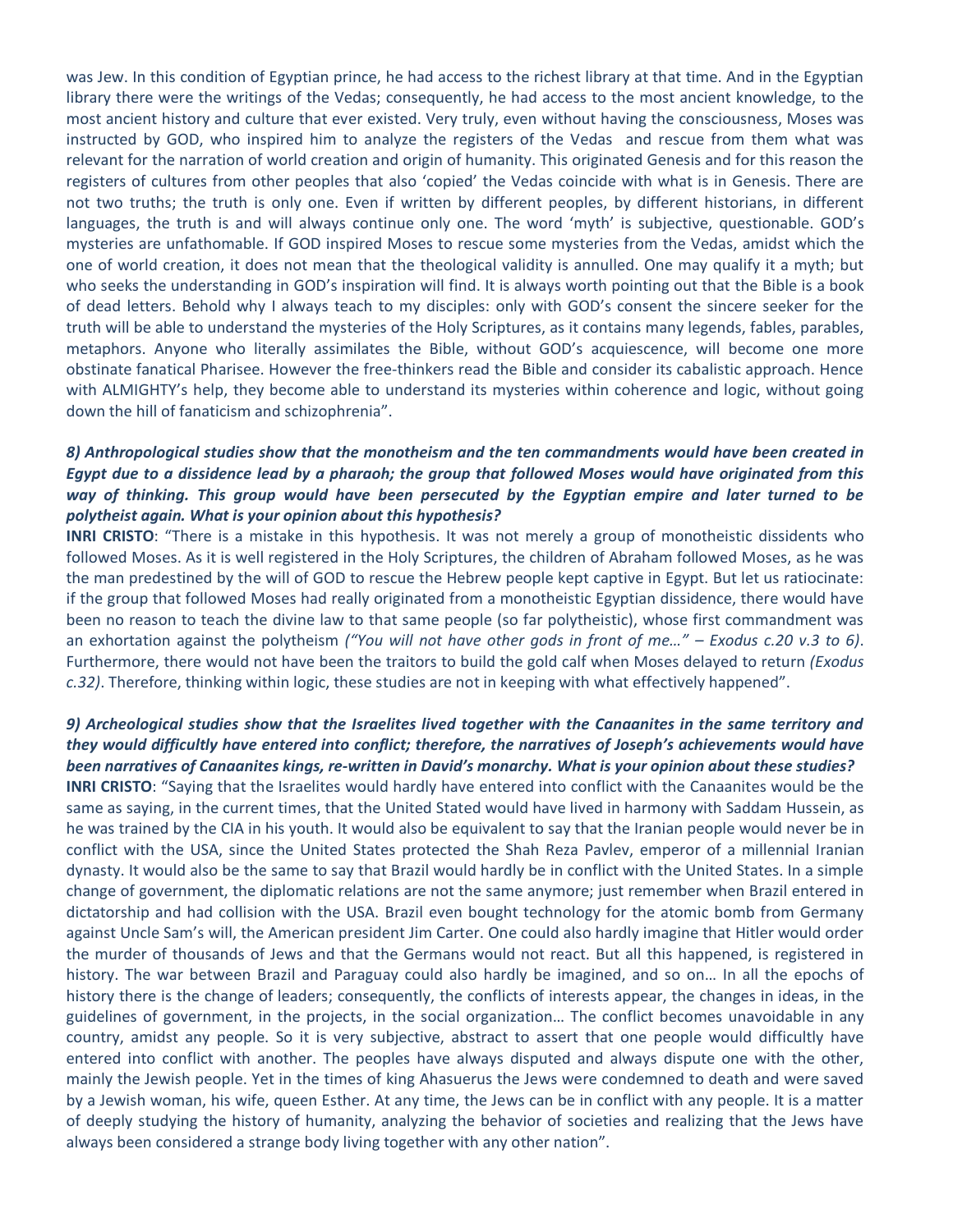was Jew. In this condition of Egyptian prince, he had access to the richest library at that time. And in the Egyptian library there were the writings of the Vedas; consequently, he had access to the most ancient knowledge, to the most ancient history and culture that ever existed. Very truly, even without having the consciousness, Moses was instructed by GOD, who inspired him to analyze the registers of the Vedas and rescue from them what was relevant for the narration of world creation and origin of humanity. This originated Genesis and for this reason the registers of cultures from other peoples that also 'copied' the Vedas coincide with what is in Genesis. There are not two truths; the truth is only one. Even if written by different peoples, by different historians, in different languages, the truth is and will always continue only one. The word 'myth' is subjective, questionable. GOD's mysteries are unfathomable. If GOD inspired Moses to rescue some mysteries from the Vedas, amidst which the one of world creation, it does not mean that the theological validity is annulled. One may qualify it a myth; but who seeks the understanding in GOD's inspiration will find. It is always worth pointing out that the Bible is a book of dead letters. Behold why I always teach to my disciples: only with GOD's consent the sincere seeker for the truth will be able to understand the mysteries of the Holy Scriptures, as it contains many legends, fables, parables, metaphors. Anyone who literally assimilates the Bible, without GOD's acquiescence, will become one more obstinate fanatical Pharisee. However the free-thinkers read the Bible and consider its cabalistic approach. Hence with ALMIGHTY's help, they become able to understand its mysteries within coherence and logic, without going down the hill of fanaticism and schizophrenia".

***8) Anthropological studies show that the monotheism and the ten commandments would have been created in Egypt due to a dissidence lead by a pharaoh; the group that followed Moses would have originated from this way of thinking. This group would have been persecuted by the Egyptian empire and later turned to be polytheist again. What is your opinion about this hypothesis?***

**INRI CRISTO**: "There is a mistake in this hypothesis. It was not merely a group of monotheistic dissidents who followed Moses. As it is well registered in the Holy Scriptures, the children of Abraham followed Moses, as he was the man predestined by the will of GOD to rescue the Hebrew people kept captive in Egypt. But let us ratiocinate: if the group that followed Moses had really originated from a monotheistic Egyptian dissidence, there would have been no reason to teach the divine law to that same people (so far polytheistic), whose first commandment was an exhortation against the polytheism *("You will not have other gods in front of me…" – Exodus c.20 v.3 to 6)*. Furthermore, there would not have been the traitors to build the gold calf when Moses delayed to return *(Exodus c.32)*. Therefore, thinking within logic, these studies are not in keeping with what effectively happened".

***9) Archeological studies show that the Israelites lived together with the Canaanites in the same territory and they would difficultly have entered into conflict; therefore, the narratives of Joseph's achievements would have been narratives of Canaanites kings, re-written in David's monarchy. What is your opinion about these studies?***

**INRI CRISTO**: "Saying that the Israelites would hardly have entered into conflict with the Canaanites would be the same as saying, in the current times, that the United Stated would have lived in harmony with Saddam Hussein, as he was trained by the CIA in his youth. It would also be equivalent to say that the Iranian people would never be in conflict with the USA, since the United States protected the Shah Reza Pavlev, emperor of a millennial Iranian dynasty. It would also be the same to say that Brazil would hardly be in conflict with the United States. In a simple change of government, the diplomatic relations are not the same anymore; just remember when Brazil entered in dictatorship and had collision with the USA. Brazil even bought technology for the atomic bomb from Germany against Uncle Sam's will, the American president Jim Carter. One could also hardly imagine that Hitler would order the murder of thousands of Jews and that the Germans would not react. But all this happened, is registered in history. The war between Brazil and Paraguay could also hardly be imagined, and so on… In all the epochs of history there is the change of leaders; consequently, the conflicts of interests appear, the changes in ideas, in the guidelines of government, in the projects, in the social organization… The conflict becomes unavoidable in any country, amidst any people. So it is very subjective, abstract to assert that one people would difficultly have entered into conflict with another. The peoples have always disputed and always dispute one with the other, mainly the Jewish people. Yet in the times of king Ahasuerus the Jews were condemned to death and were saved by a Jewish woman, his wife, queen Esther. At any time, the Jews can be in conflict with any people. It is a matter of deeply studying the history of humanity, analyzing the behavior of societies and realizing that the Jews have always been considered a strange body living together with any other nation".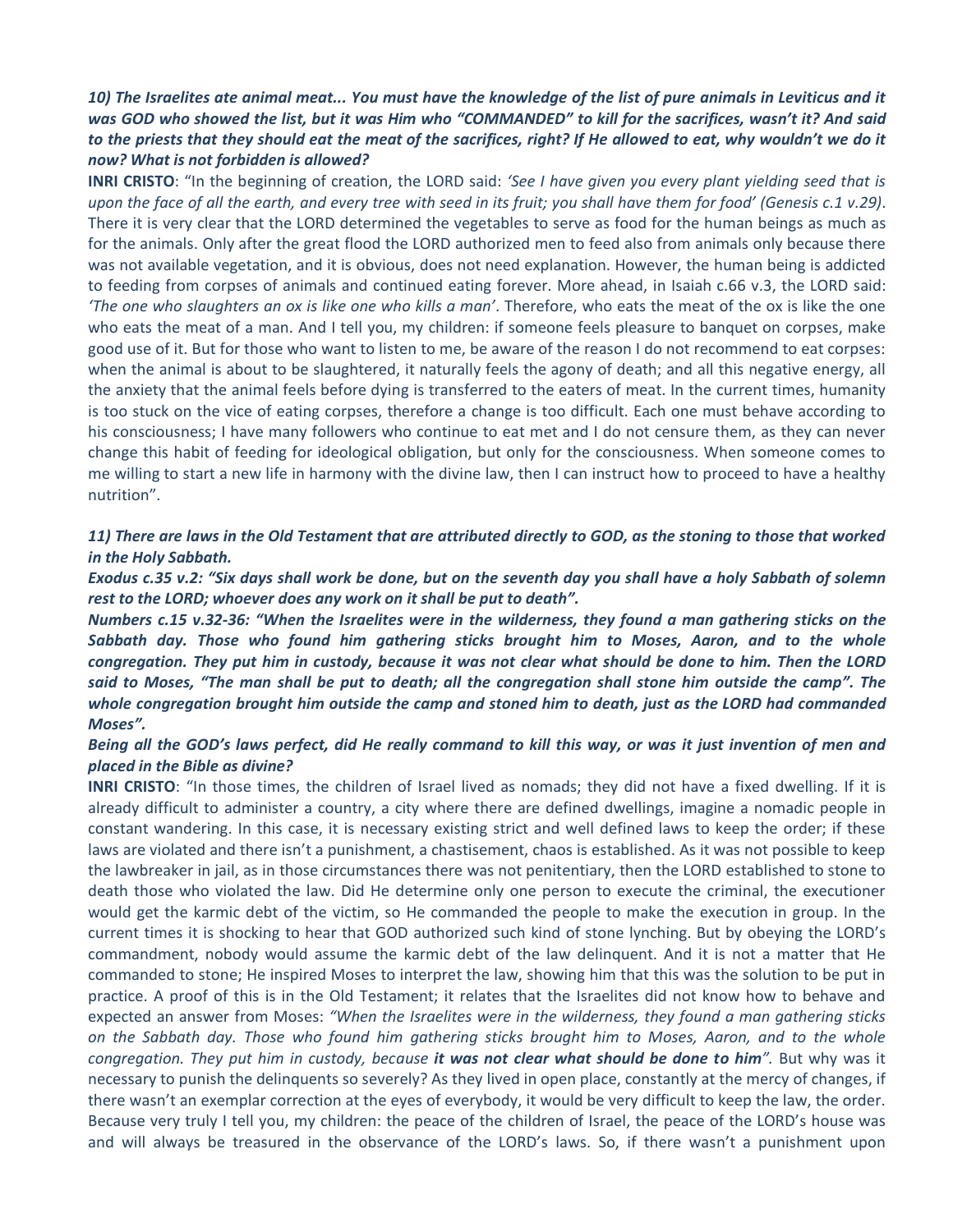***10) The Israelites ate animal meat... You must have the knowledge of the list of pure animals in Leviticus and it was GOD who showed the list, but it was Him who "COMMANDED" to kill for the sacrifices, wasn't it? And said to the priests that they should eat the meat of the sacrifices, right? If He allowed to eat, why wouldn't we do it now? What is not forbidden is allowed?***

**INRI CRISTO**: "In the beginning of creation, the LORD said: *'See I have given you every plant yielding seed that is upon the face of all the earth, and every tree with seed in its fruit; you shall have them for food' (Genesis c.1 v.29)*. There it is very clear that the LORD determined the vegetables to serve as food for the human beings as much as for the animals. Only after the great flood the LORD authorized men to feed also from animals only because there was not available vegetation, and it is obvious, does not need explanation. However, the human being is addicted to feeding from corpses of animals and continued eating forever. More ahead, in Isaiah c.66 v.3, the LORD said: *'The one who slaughters an ox is like one who kills a man'*. Therefore, who eats the meat of the ox is like the one who eats the meat of a man. And I tell you, my children: if someone feels pleasure to banquet on corpses, make good use of it. But for those who want to listen to me, be aware of the reason I do not recommend to eat corpses: when the animal is about to be slaughtered, it naturally feels the agony of death; and all this negative energy, all the anxiety that the animal feels before dying is transferred to the eaters of meat. In the current times, humanity is too stuck on the vice of eating corpses, therefore a change is too difficult. Each one must behave according to his consciousness; I have many followers who continue to eat met and I do not censure them, as they can never change this habit of feeding for ideological obligation, but only for the consciousness. When someone comes to me willing to start a new life in harmony with the divine law, then I can instruct how to proceed to have a healthy nutrition".

***11) There are laws in the Old Testament that are attributed directly to GOD, as the stoning to those that worked in the Holy Sabbath.***

***Exodus c.35 v.2: "Six days shall work be done, but on the seventh day you shall have a holy Sabbath of solemn rest to the LORD; whoever does any work on it shall be put to death".***

***Numbers c.15 v.32-36: "When the Israelites were in the wilderness, they found a man gathering sticks on the Sabbath day. Those who found him gathering sticks brought him to Moses, Aaron, and to the whole congregation. They put him in custody, because it was not clear what should be done to him. Then the LORD said to Moses, "The man shall be put to death; all the congregation shall stone him outside the camp". The whole congregation brought him outside the camp and stoned him to death, just as the LORD had commanded Moses".***

***Being all the GOD's laws perfect, did He really command to kill this way, or was it just invention of men and placed in the Bible as divine?***

**INRI CRISTO**: "In those times, the children of Israel lived as nomads; they did not have a fixed dwelling. If it is already difficult to administer a country, a city where there are defined dwellings, imagine a nomadic people in constant wandering. In this case, it is necessary existing strict and well defined laws to keep the order; if these laws are violated and there isn't a punishment, a chastisement, chaos is established. As it was not possible to keep the lawbreaker in jail, as in those circumstances there was not penitentiary, then the LORD established to stone to death those who violated the law. Did He determine only one person to execute the criminal, the executioner would get the karmic debt of the victim, so He commanded the people to make the execution in group. In the current times it is shocking to hear that GOD authorized such kind of stone lynching. But by obeying the LORD's commandment, nobody would assume the karmic debt of the law delinquent. And it is not a matter that He commanded to stone; He inspired Moses to interpret the law, showing him that this was the solution to be put in practice. A proof of this is in the Old Testament; it relates that the Israelites did not know how to behave and expected an answer from Moses: *"When the Israelites were in the wilderness, they found a man gathering sticks on the Sabbath day. Those who found him gathering sticks brought him to Moses, Aaron, and to the whole congregation. They put him in custody, because **it was not clear what should be done to him**"*. But why was it necessary to punish the delinquents so severely? As they lived in open place, constantly at the mercy of changes, if there wasn't an exemplar correction at the eyes of everybody, it would be very difficult to keep the law, the order. Because very truly I tell you, my children: the peace of the children of Israel, the peace of the LORD's house was and will always be treasured in the observance of the LORD's laws. So, if there wasn't a punishment upon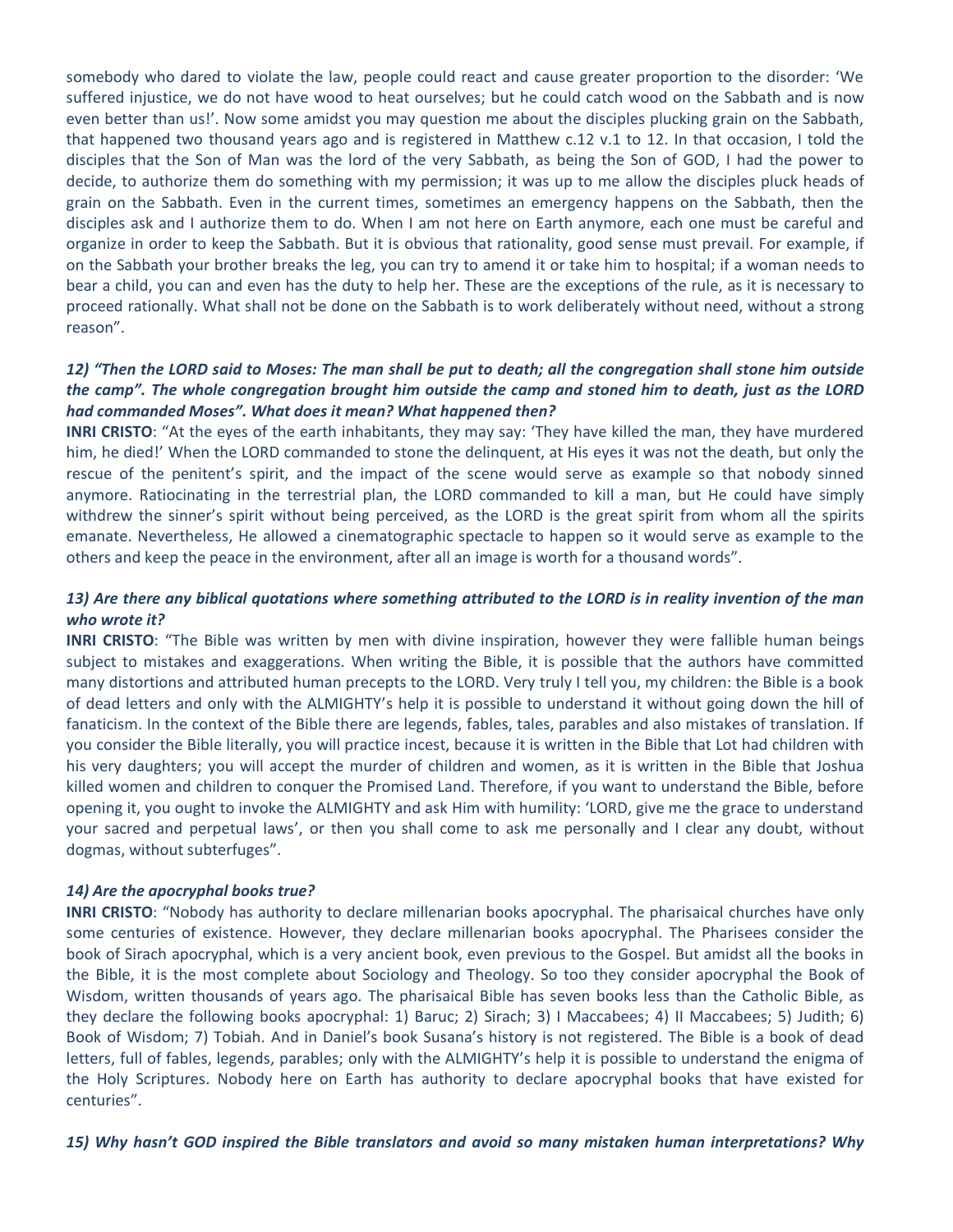somebody who dared to violate the law, people could react and cause greater proportion to the disorder: 'We suffered injustice, we do not have wood to heat ourselves; but he could catch wood on the Sabbath and is now even better than us!'. Now some amidst you may question me about the disciples plucking grain on the Sabbath, that happened two thousand years ago and is registered in Matthew c.12 v.1 to 12. In that occasion, I told the disciples that the Son of Man was the lord of the very Sabbath, as being the Son of GOD, I had the power to decide, to authorize them do something with my permission; it was up to me allow the disciples pluck heads of grain on the Sabbath. Even in the current times, sometimes an emergency happens on the Sabbath, then the disciples ask and I authorize them to do. When I am not here on Earth anymore, each one must be careful and organize in order to keep the Sabbath. But it is obvious that rationality, good sense must prevail. For example, if on the Sabbath your brother breaks the leg, you can try to amend it or take him to hospital; if a woman needs to bear a child, you can and even has the duty to help her. These are the exceptions of the rule, as it is necessary to proceed rationally. What shall not be done on the Sabbath is to work deliberately without need, without a strong reason".

***12) "Then the LORD said to Moses: The man shall be put to death; all the congregation shall stone him outside the camp". The whole congregation brought him outside the camp and stoned him to death, just as the LORD had commanded Moses". What does it mean? What happened then?***

**INRI CRISTO**: "At the eyes of the earth inhabitants, they may say: 'They have killed the man, they have murdered him, he died!' When the LORD commanded to stone the delinquent, at His eyes it was not the death, but only the rescue of the penitent's spirit, and the impact of the scene would serve as example so that nobody sinned anymore. Ratiocinating in the terrestrial plan, the LORD commanded to kill a man, but He could have simply withdrew the sinner's spirit without being perceived, as the LORD is the great spirit from whom all the spirits emanate. Nevertheless, He allowed a cinematographic spectacle to happen so it would serve as example to the others and keep the peace in the environment, after all an image is worth for a thousand words".

***13) Are there any biblical quotations where something attributed to the LORD is in reality invention of the man who wrote it?***

**INRI CRISTO**: "The Bible was written by men with divine inspiration, however they were fallible human beings subject to mistakes and exaggerations. When writing the Bible, it is possible that the authors have committed many distortions and attributed human precepts to the LORD. Very truly I tell you, my children: the Bible is a book of dead letters and only with the ALMIGHTY's help it is possible to understand it without going down the hill of fanaticism. In the context of the Bible there are legends, fables, tales, parables and also mistakes of translation. If you consider the Bible literally, you will practice incest, because it is written in the Bible that Lot had children with his very daughters; you will accept the murder of children and women, as it is written in the Bible that Joshua killed women and children to conquer the Promised Land. Therefore, if you want to understand the Bible, before opening it, you ought to invoke the ALMIGHTY and ask Him with humility: 'LORD, give me the grace to understand your sacred and perpetual laws', or then you shall come to ask me personally and I clear any doubt, without dogmas, without subterfuges".

***14) Are the apocryphal books true?***

**INRI CRISTO**: "Nobody has authority to declare millenarian books apocryphal. The pharisaical churches have only some centuries of existence. However, they declare millenarian books apocryphal. The Pharisees consider the book of Sirach apocryphal, which is a very ancient book, even previous to the Gospel. But amidst all the books in the Bible, it is the most complete about Sociology and Theology. So too they consider apocryphal the Book of Wisdom, written thousands of years ago. The pharisaical Bible has seven books less than the Catholic Bible, as they declare the following books apocryphal: 1) Baruc; 2) Sirach; 3) I Maccabees; 4) II Maccabees; 5) Judith; 6) Book of Wisdom; 7) Tobiah. And in Daniel's book Susana's history is not registered. The Bible is a book of dead letters, full of fables, legends, parables; only with the ALMIGHTY's help it is possible to understand the enigma of the Holy Scriptures. Nobody here on Earth has authority to declare apocryphal books that have existed for centuries".

***15) Why hasn't GOD inspired the Bible translators and avoid so many mistaken human interpretations? Why***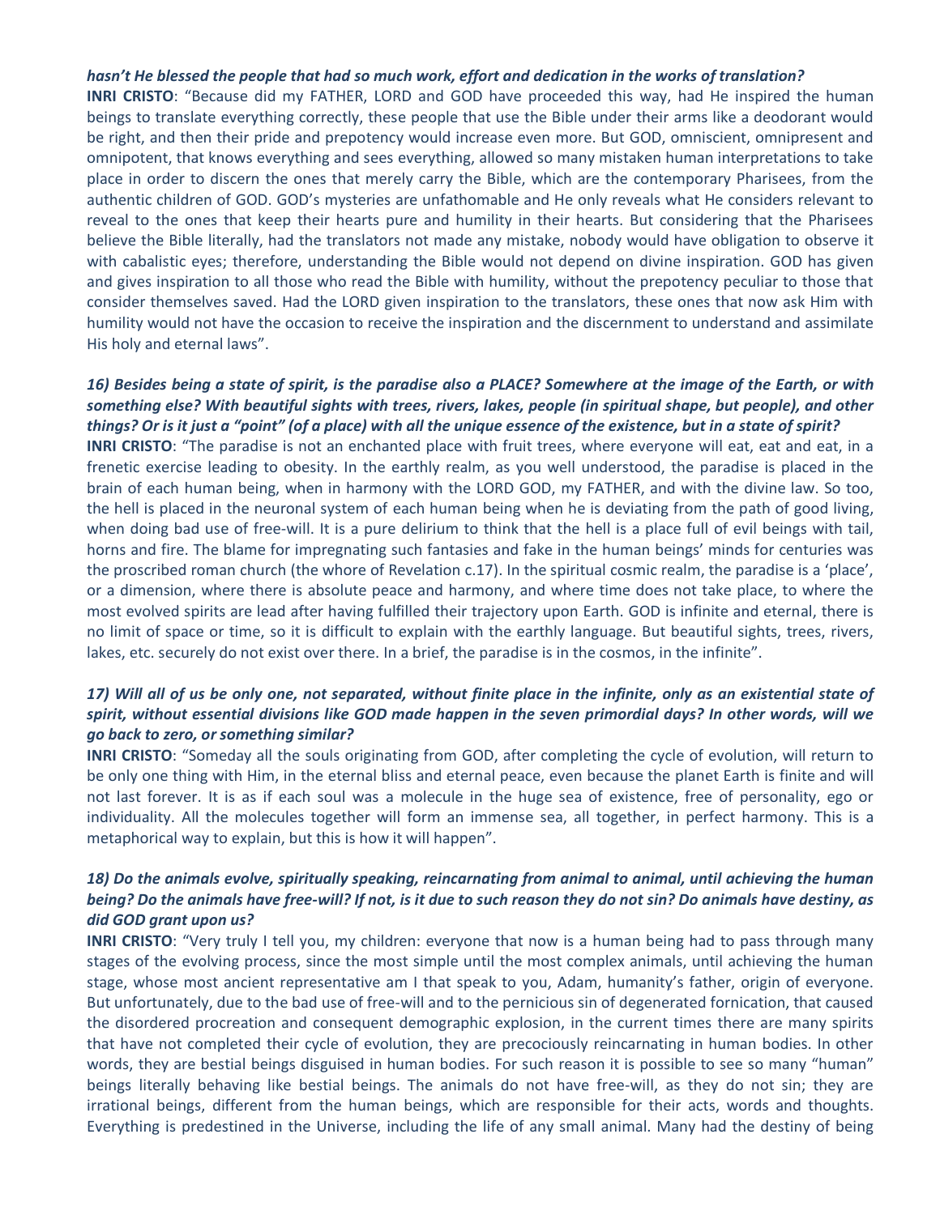***hasn't He blessed the people that had so much work, effort and dedication in the works of translation?***

**INRI CRISTO**: "Because did my FATHER, LORD and GOD have proceeded this way, had He inspired the human beings to translate everything correctly, these people that use the Bible under their arms like a deodorant would be right, and then their pride and prepotency would increase even more. But GOD, omniscient, omnipresent and omnipotent, that knows everything and sees everything, allowed so many mistaken human interpretations to take place in order to discern the ones that merely carry the Bible, which are the contemporary Pharisees, from the authentic children of GOD. GOD's mysteries are unfathomable and He only reveals what He considers relevant to reveal to the ones that keep their hearts pure and humility in their hearts. But considering that the Pharisees believe the Bible literally, had the translators not made any mistake, nobody would have obligation to observe it with cabalistic eyes; therefore, understanding the Bible would not depend on divine inspiration. GOD has given and gives inspiration to all those who read the Bible with humility, without the prepotency peculiar to those that consider themselves saved. Had the LORD given inspiration to the translators, these ones that now ask Him with humility would not have the occasion to receive the inspiration and the discernment to understand and assimilate His holy and eternal laws".

***16) Besides being a state of spirit, is the paradise also a PLACE? Somewhere at the image of the Earth, or with something else? With beautiful sights with trees, rivers, lakes, people (in spiritual shape, but people), and other things? Or is it just a "point" (of a place) with all the unique essence of the existence, but in a state of spirit?***

**INRI CRISTO**: "The paradise is not an enchanted place with fruit trees, where everyone will eat, eat and eat, in a frenetic exercise leading to obesity. In the earthly realm, as you well understood, the paradise is placed in the brain of each human being, when in harmony with the LORD GOD, my FATHER, and with the divine law. So too, the hell is placed in the neuronal system of each human being when he is deviating from the path of good living, when doing bad use of free-will. It is a pure delirium to think that the hell is a place full of evil beings with tail, horns and fire. The blame for impregnating such fantasies and fake in the human beings' minds for centuries was the proscribed roman church (the whore of Revelation c.17). In the spiritual cosmic realm, the paradise is a 'place', or a dimension, where there is absolute peace and harmony, and where time does not take place, to where the most evolved spirits are lead after having fulfilled their trajectory upon Earth. GOD is infinite and eternal, there is no limit of space or time, so it is difficult to explain with the earthly language. But beautiful sights, trees, rivers, lakes, etc. securely do not exist over there. In a brief, the paradise is in the cosmos, in the infinite".

***17) Will all of us be only one, not separated, without finite place in the infinite, only as an existential state of spirit, without essential divisions like GOD made happen in the seven primordial days? In other words, will we go back to zero, or something similar?***

**INRI CRISTO**: "Someday all the souls originating from GOD, after completing the cycle of evolution, will return to be only one thing with Him, in the eternal bliss and eternal peace, even because the planet Earth is finite and will not last forever. It is as if each soul was a molecule in the huge sea of existence, free of personality, ego or individuality. All the molecules together will form an immense sea, all together, in perfect harmony. This is a metaphorical way to explain, but this is how it will happen".

***18) Do the animals evolve, spiritually speaking, reincarnating from animal to animal, until achieving the human being? Do the animals have free-will? If not, is it due to such reason they do not sin? Do animals have destiny, as did GOD grant upon us?***

**INRI CRISTO**: "Very truly I tell you, my children: everyone that now is a human being had to pass through many stages of the evolving process, since the most simple until the most complex animals, until achieving the human stage, whose most ancient representative am I that speak to you, Adam, humanity's father, origin of everyone. But unfortunately, due to the bad use of free-will and to the pernicious sin of degenerated fornication, that caused the disordered procreation and consequent demographic explosion, in the current times there are many spirits that have not completed their cycle of evolution, they are precociously reincarnating in human bodies. In other words, they are bestial beings disguised in human bodies. For such reason it is possible to see so many "human" beings literally behaving like bestial beings. The animals do not have free-will, as they do not sin; they are irrational beings, different from the human beings, which are responsible for their acts, words and thoughts. Everything is predestined in the Universe, including the life of any small animal. Many had the destiny of being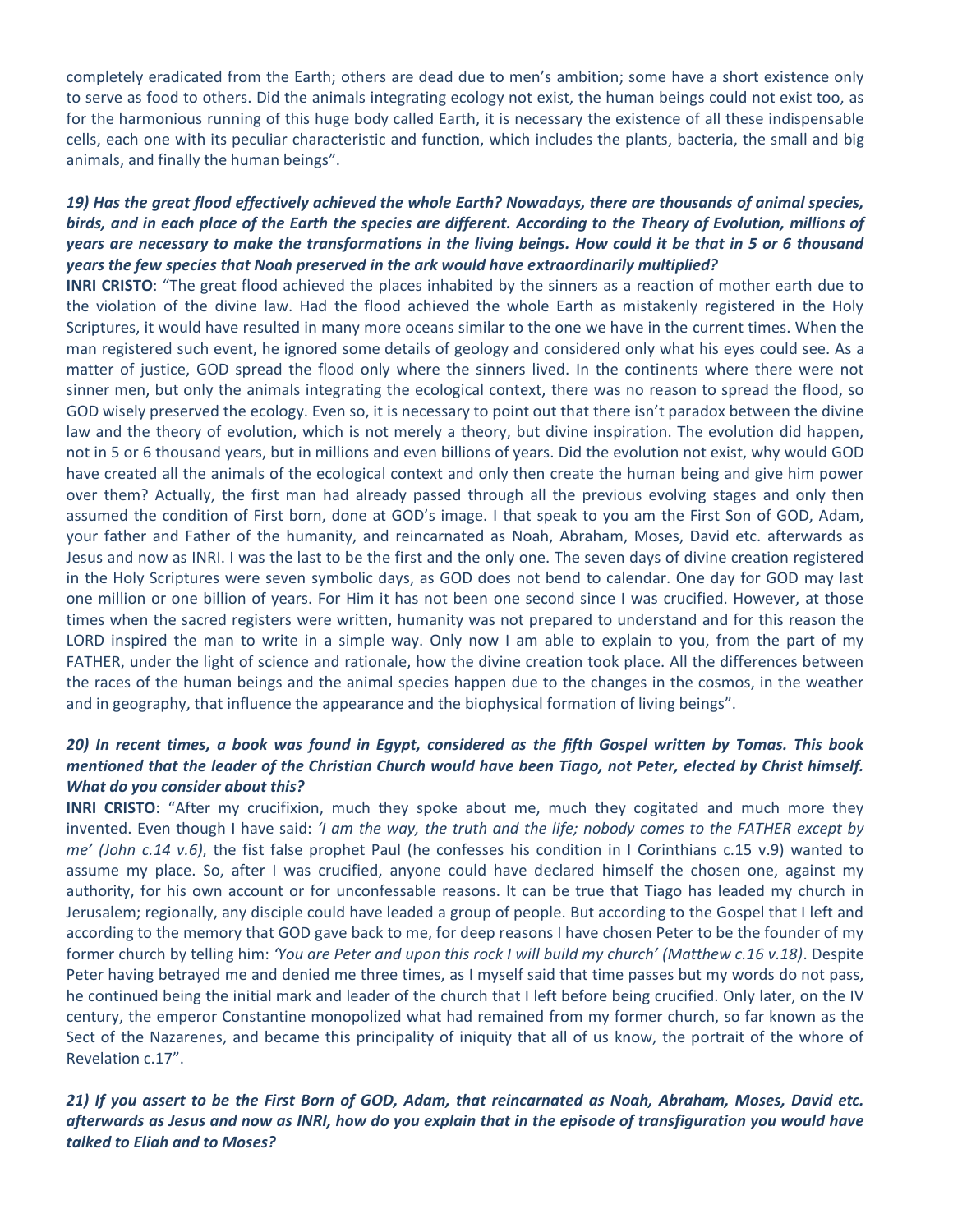completely eradicated from the Earth; others are dead due to men's ambition; some have a short existence only to serve as food to others. Did the animals integrating ecology not exist, the human beings could not exist too, as for the harmonious running of this huge body called Earth, it is necessary the existence of all these indispensable cells, each one with its peculiar characteristic and function, which includes the plants, bacteria, the small and big animals, and finally the human beings".

***19) Has the great flood effectively achieved the whole Earth? Nowadays, there are thousands of animal species, birds, and in each place of the Earth the species are different. According to the Theory of Evolution, millions of years are necessary to make the transformations in the living beings. How could it be that in 5 or 6 thousand years the few species that Noah preserved in the ark would have extraordinarily multiplied?***

**INRI CRISTO**: "The great flood achieved the places inhabited by the sinners as a reaction of mother earth due to the violation of the divine law. Had the flood achieved the whole Earth as mistakenly registered in the Holy Scriptures, it would have resulted in many more oceans similar to the one we have in the current times. When the man registered such event, he ignored some details of geology and considered only what his eyes could see. As a matter of justice, GOD spread the flood only where the sinners lived. In the continents where there were not sinner men, but only the animals integrating the ecological context, there was no reason to spread the flood, so GOD wisely preserved the ecology. Even so, it is necessary to point out that there isn't paradox between the divine law and the theory of evolution, which is not merely a theory, but divine inspiration. The evolution did happen, not in 5 or 6 thousand years, but in millions and even billions of years. Did the evolution not exist, why would GOD have created all the animals of the ecological context and only then create the human being and give him power over them? Actually, the first man had already passed through all the previous evolving stages and only then assumed the condition of First born, done at GOD's image. I that speak to you am the First Son of GOD, Adam, your father and Father of the humanity, and reincarnated as Noah, Abraham, Moses, David etc. afterwards as Jesus and now as INRI. I was the last to be the first and the only one. The seven days of divine creation registered in the Holy Scriptures were seven symbolic days, as GOD does not bend to calendar. One day for GOD may last one million or one billion of years. For Him it has not been one second since I was crucified. However, at those times when the sacred registers were written, humanity was not prepared to understand and for this reason the LORD inspired the man to write in a simple way. Only now I am able to explain to you, from the part of my FATHER, under the light of science and rationale, how the divine creation took place. All the differences between the races of the human beings and the animal species happen due to the changes in the cosmos, in the weather and in geography, that influence the appearance and the biophysical formation of living beings".

***20) In recent times, a book was found in Egypt, considered as the fifth Gospel written by Tomas. This book mentioned that the leader of the Christian Church would have been Tiago, not Peter, elected by Christ himself. What do you consider about this?***

**INRI CRISTO**: "After my crucifixion, much they spoke about me, much they cogitated and much more they invented. Even though I have said: *'I am the way, the truth and the life; nobody comes to the FATHER except by me' (John c.14 v.6)*, the fist false prophet Paul (he confesses his condition in I Corinthians c.15 v.9) wanted to assume my place. So, after I was crucified, anyone could have declared himself the chosen one, against my authority, for his own account or for unconfessable reasons. It can be true that Tiago has leaded my church in Jerusalem; regionally, any disciple could have leaded a group of people. But according to the Gospel that I left and according to the memory that GOD gave back to me, for deep reasons I have chosen Peter to be the founder of my former church by telling him: *'You are Peter and upon this rock I will build my church' (Matthew c.16 v.18)*. Despite Peter having betrayed me and denied me three times, as I myself said that time passes but my words do not pass, he continued being the initial mark and leader of the church that I left before being crucified. Only later, on the IV century, the emperor Constantine monopolized what had remained from my former church, so far known as the Sect of the Nazarenes, and became this principality of iniquity that all of us know, the portrait of the whore of Revelation c.17".

***21) If you assert to be the First Born of GOD, Adam, that reincarnated as Noah, Abraham, Moses, David etc. afterwards as Jesus and now as INRI, how do you explain that in the episode of transfiguration you would have talked to Eliah and to Moses?***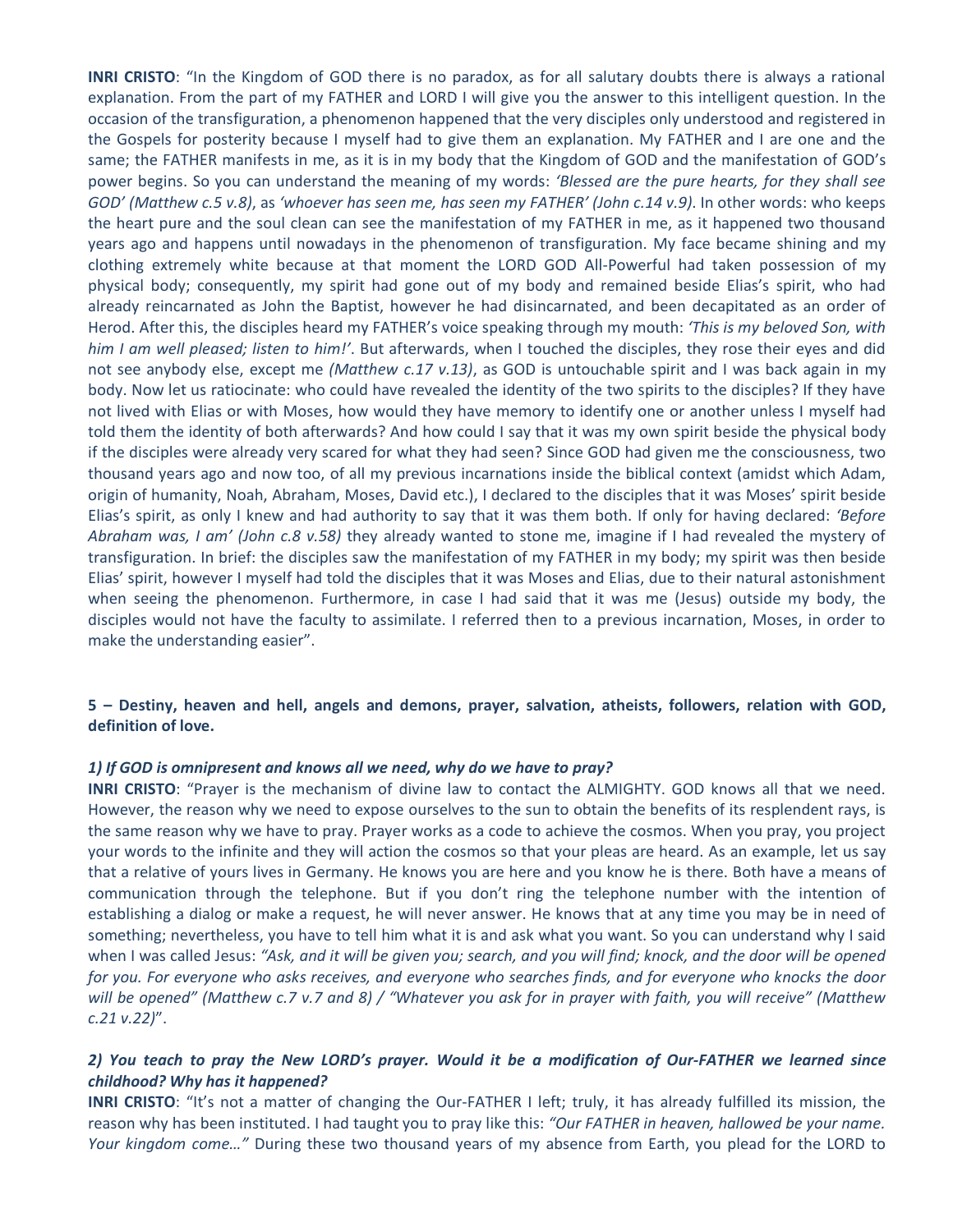**INRI CRISTO**: "In the Kingdom of GOD there is no paradox, as for all salutary doubts there is always a rational explanation. From the part of my FATHER and LORD I will give you the answer to this intelligent question. In the occasion of the transfiguration, a phenomenon happened that the very disciples only understood and registered in the Gospels for posterity because I myself had to give them an explanation. My FATHER and I are one and the same; the FATHER manifests in me, as it is in my body that the Kingdom of GOD and the manifestation of GOD's power begins. So you can understand the meaning of my words: *'Blessed are the pure hearts, for they shall see GOD' (Matthew c.5 v.8)*, as *'whoever has seen me, has seen my FATHER' (John c.14 v.9)*. In other words: who keeps the heart pure and the soul clean can see the manifestation of my FATHER in me, as it happened two thousand years ago and happens until nowadays in the phenomenon of transfiguration. My face became shining and my clothing extremely white because at that moment the LORD GOD All-Powerful had taken possession of my physical body; consequently, my spirit had gone out of my body and remained beside Elias's spirit, who had already reincarnated as John the Baptist, however he had disincarnated, and been decapitated as an order of Herod. After this, the disciples heard my FATHER's voice speaking through my mouth: *'This is my beloved Son, with him I am well pleased; listen to him!'*. But afterwards, when I touched the disciples, they rose their eyes and did not see anybody else, except me *(Matthew c.17 v.13)*, as GOD is untouchable spirit and I was back again in my body. Now let us ratiocinate: who could have revealed the identity of the two spirits to the disciples? If they have not lived with Elias or with Moses, how would they have memory to identify one or another unless I myself had told them the identity of both afterwards? And how could I say that it was my own spirit beside the physical body if the disciples were already very scared for what they had seen? Since GOD had given me the consciousness, two thousand years ago and now too, of all my previous incarnations inside the biblical context (amidst which Adam, origin of humanity, Noah, Abraham, Moses, David etc.), I declared to the disciples that it was Moses' spirit beside Elias's spirit, as only I knew and had authority to say that it was them both. If only for having declared: *'Before Abraham was, I am' (John c.8 v.58)* they already wanted to stone me, imagine if I had revealed the mystery of transfiguration. In brief: the disciples saw the manifestation of my FATHER in my body; my spirit was then beside Elias' spirit, however I myself had told the disciples that it was Moses and Elias, due to their natural astonishment when seeing the phenomenon. Furthermore, in case I had said that it was me (Jesus) outside my body, the disciples would not have the faculty to assimilate. I referred then to a previous incarnation, Moses, in order to make the understanding easier".

### 5 – Destiny, heaven and hell, angels and demons, prayer, salvation, atheists, followers, relation with GOD, definition of love.

***1) If GOD is omnipresent and knows all we need, why do we have to pray?***

**INRI CRISTO**: "Prayer is the mechanism of divine law to contact the ALMIGHTY. GOD knows all that we need. However, the reason why we need to expose ourselves to the sun to obtain the benefits of its resplendent rays, is the same reason why we have to pray. Prayer works as a code to achieve the cosmos. When you pray, you project your words to the infinite and they will action the cosmos so that your pleas are heard. As an example, let us say that a relative of yours lives in Germany. He knows you are here and you know he is there. Both have a means of communication through the telephone. But if you don't ring the telephone number with the intention of establishing a dialog or make a request, he will never answer. He knows that at any time you may be in need of something; nevertheless, you have to tell him what it is and ask what you want. So you can understand why I said when I was called Jesus: *"Ask, and it will be given you; search, and you will find; knock, and the door will be opened for you. For everyone who asks receives, and everyone who searches finds, and for everyone who knocks the door will be opened" (Matthew c.7 v.7 and 8) / "Whatever you ask for in prayer with faith, you will receive" (Matthew c.21 v.22)*".

***2) You teach to pray the New LORD's prayer. Would it be a modification of Our-FATHER we learned since childhood? Why has it happened?***

**INRI CRISTO**: "It's not a matter of changing the Our-FATHER I left; truly, it has already fulfilled its mission, the reason why has been instituted. I had taught you to pray like this: *"Our FATHER in heaven, hallowed be your name. Your kingdom come…"* During these two thousand years of my absence from Earth, you plead for the LORD to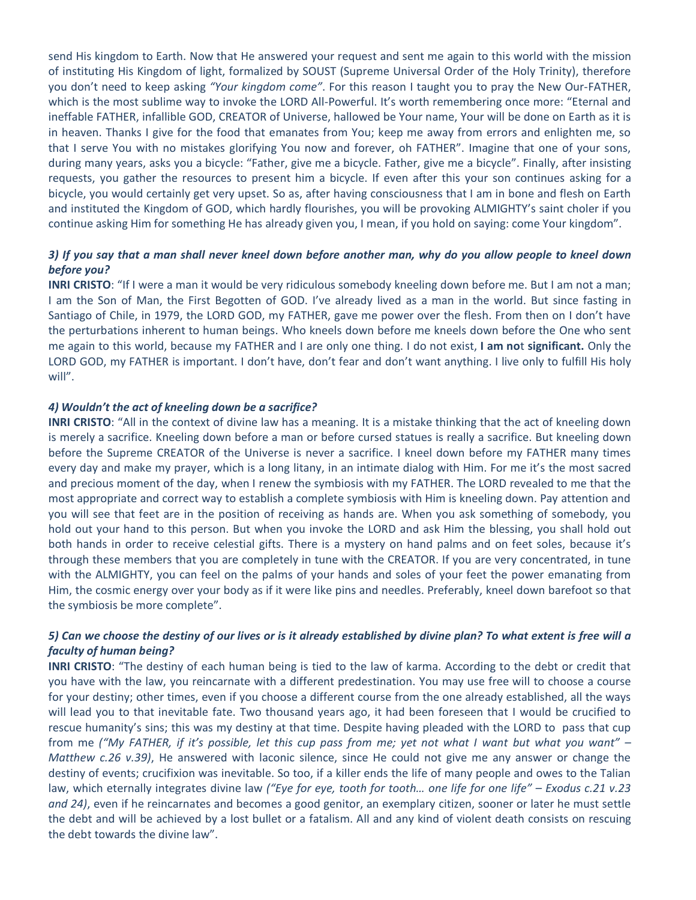send His kingdom to Earth. Now that He answered your request and sent me again to this world with the mission of instituting His Kingdom of light, formalized by SOUST (Supreme Universal Order of the Holy Trinity), therefore you don't need to keep asking *"Your kingdom come"*. For this reason I taught you to pray the New Our-FATHER, which is the most sublime way to invoke the LORD All-Powerful. It's worth remembering once more: "Eternal and ineffable FATHER, infallible GOD, CREATOR of Universe, hallowed be Your name, Your will be done on Earth as it is in heaven. Thanks I give for the food that emanates from You; keep me away from errors and enlighten me, so that I serve You with no mistakes glorifying You now and forever, oh FATHER". Imagine that one of your sons, during many years, asks you a bicycle: "Father, give me a bicycle. Father, give me a bicycle". Finally, after insisting requests, you gather the resources to present him a bicycle. If even after this your son continues asking for a bicycle, you would certainly get very upset. So as, after having consciousness that I am in bone and flesh on Earth and instituted the Kingdom of GOD, which hardly flourishes, you will be provoking ALMIGHTY's saint choler if you continue asking Him for something He has already given you, I mean, if you hold on saying: come Your kingdom".

***3) If you say that a man shall never kneel down before another man, why do you allow people to kneel down before you?***

**INRI CRISTO**: "If I were a man it would be very ridiculous somebody kneeling down before me. But I am not a man; I am the Son of Man, the First Begotten of GOD. I've already lived as a man in the world. But since fasting in Santiago of Chile, in 1979, the LORD GOD, my FATHER, gave me power over the flesh. From then on I don't have the perturbations inherent to human beings. Who kneels down before me kneels down before the One who sent me again to this world, because my FATHER and I are only one thing. I do not exist, **I am no**t **significant.** Only the LORD GOD, my FATHER is important. I don't have, don't fear and don't want anything. I live only to fulfill His holy will".

***4) Wouldn't the act of kneeling down be a sacrifice?***

**INRI CRISTO**: "All in the context of divine law has a meaning. It is a mistake thinking that the act of kneeling down is merely a sacrifice. Kneeling down before a man or before cursed statues is really a sacrifice. But kneeling down before the Supreme CREATOR of the Universe is never a sacrifice. I kneel down before my FATHER many times every day and make my prayer, which is a long litany, in an intimate dialog with Him. For me it's the most sacred and precious moment of the day, when I renew the symbiosis with my FATHER. The LORD revealed to me that the most appropriate and correct way to establish a complete symbiosis with Him is kneeling down. Pay attention and you will see that feet are in the position of receiving as hands are. When you ask something of somebody, you hold out your hand to this person. But when you invoke the LORD and ask Him the blessing, you shall hold out both hands in order to receive celestial gifts. There is a mystery on hand palms and on feet soles, because it's through these members that you are completely in tune with the CREATOR. If you are very concentrated, in tune with the ALMIGHTY, you can feel on the palms of your hands and soles of your feet the power emanating from Him, the cosmic energy over your body as if it were like pins and needles. Preferably, kneel down barefoot so that the symbiosis be more complete".

***5) Can we choose the destiny of our lives or is it already established by divine plan? To what extent is free will a faculty of human being?***

**INRI CRISTO**: "The destiny of each human being is tied to the law of karma. According to the debt or credit that you have with the law, you reincarnate with a different predestination. You may use free will to choose a course for your destiny; other times, even if you choose a different course from the one already established, all the ways will lead you to that inevitable fate. Two thousand years ago, it had been foreseen that I would be crucified to rescue humanity's sins; this was my destiny at that time. Despite having pleaded with the LORD to pass that cup from me *("My FATHER, if it's possible, let this cup pass from me; yet not what I want but what you want" – Matthew c.26 v.39)*, He answered with laconic silence, since He could not give me any answer or change the destiny of events; crucifixion was inevitable. So too, if a killer ends the life of many people and owes to the Talian law, which eternally integrates divine law *("Eye for eye, tooth for tooth… one life for one life" – Exodus c.21 v.23 and 24)*, even if he reincarnates and becomes a good genitor, an exemplary citizen, sooner or later he must settle the debt and will be achieved by a lost bullet or a fatalism. All and any kind of violent death consists on rescuing the debt towards the divine law".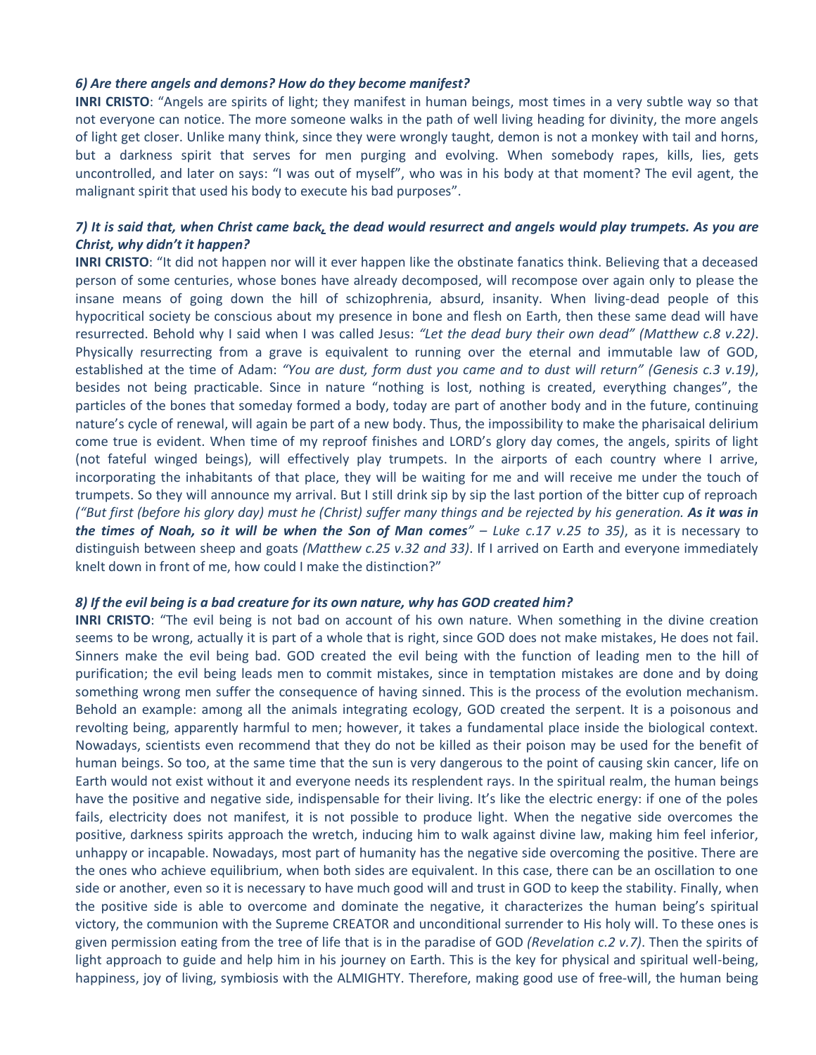***6) Are there angels and demons? How do they become manifest?***

**INRI CRISTO**: "Angels are spirits of light; they manifest in human beings, most times in a very subtle way so that not everyone can notice. The more someone walks in the path of well living heading for divinity, the more angels of light get closer. Unlike many think, since they were wrongly taught, demon is not a monkey with tail and horns, but a darkness spirit that serves for men purging and evolving. When somebody rapes, kills, lies, gets uncontrolled, and later on says: "I was out of myself", who was in his body at that moment? The evil agent, the malignant spirit that used his body to execute his bad purposes".

***7) It is said that, when Christ came back, the dead would resurrect and angels would play trumpets. As you are Christ, why didn't it happen?***

**INRI CRISTO**: "It did not happen nor will it ever happen like the obstinate fanatics think. Believing that a deceased person of some centuries, whose bones have already decomposed, will recompose over again only to please the insane means of going down the hill of schizophrenia, absurd, insanity. When living-dead people of this hypocritical society be conscious about my presence in bone and flesh on Earth, then these same dead will have resurrected. Behold why I said when I was called Jesus: *"Let the dead bury their own dead" (Matthew c.8 v.22)*. Physically resurrecting from a grave is equivalent to running over the eternal and immutable law of GOD, established at the time of Adam: *"You are dust, form dust you came and to dust will return" (Genesis c.3 v.19)*, besides not being practicable. Since in nature "nothing is lost, nothing is created, everything changes", the particles of the bones that someday formed a body, today are part of another body and in the future, continuing nature's cycle of renewal, will again be part of a new body. Thus, the impossibility to make the pharisaical delirium come true is evident. When time of my reproof finishes and LORD's glory day comes, the angels, spirits of light (not fateful winged beings), will effectively play trumpets. In the airports of each country where I arrive, incorporating the inhabitants of that place, they will be waiting for me and will receive me under the touch of trumpets. So they will announce my arrival. But I still drink sip by sip the last portion of the bitter cup of reproach *("But first (before his glory day) must he (Christ) suffer many things and be rejected by his generation.* ***As it was in the times of Noah, so it will be when the Son of Man comes****" – Luke c.17 v.25 to 35)*, as it is necessary to distinguish between sheep and goats *(Matthew c.25 v.32 and 33)*. If I arrived on Earth and everyone immediately knelt down in front of me, how could I make the distinction?"

***8) If the evil being is a bad creature for its own nature, why has GOD created him?***

**INRI CRISTO**: "The evil being is not bad on account of his own nature. When something in the divine creation seems to be wrong, actually it is part of a whole that is right, since GOD does not make mistakes, He does not fail. Sinners make the evil being bad. GOD created the evil being with the function of leading men to the hill of purification; the evil being leads men to commit mistakes, since in temptation mistakes are done and by doing something wrong men suffer the consequence of having sinned. This is the process of the evolution mechanism. Behold an example: among all the animals integrating ecology, GOD created the serpent. It is a poisonous and revolting being, apparently harmful to men; however, it takes a fundamental place inside the biological context. Nowadays, scientists even recommend that they do not be killed as their poison may be used for the benefit of human beings. So too, at the same time that the sun is very dangerous to the point of causing skin cancer, life on Earth would not exist without it and everyone needs its resplendent rays. In the spiritual realm, the human beings have the positive and negative side, indispensable for their living. It's like the electric energy: if one of the poles fails, electricity does not manifest, it is not possible to produce light. When the negative side overcomes the positive, darkness spirits approach the wretch, inducing him to walk against divine law, making him feel inferior, unhappy or incapable. Nowadays, most part of humanity has the negative side overcoming the positive. There are the ones who achieve equilibrium, when both sides are equivalent. In this case, there can be an oscillation to one side or another, even so it is necessary to have much good will and trust in GOD to keep the stability. Finally, when the positive side is able to overcome and dominate the negative, it characterizes the human being's spiritual victory, the communion with the Supreme CREATOR and unconditional surrender to His holy will. To these ones is given permission eating from the tree of life that is in the paradise of GOD *(Revelation c.2 v.7)*. Then the spirits of light approach to guide and help him in his journey on Earth. This is the key for physical and spiritual well-being, happiness, joy of living, symbiosis with the ALMIGHTY. Therefore, making good use of free-will, the human being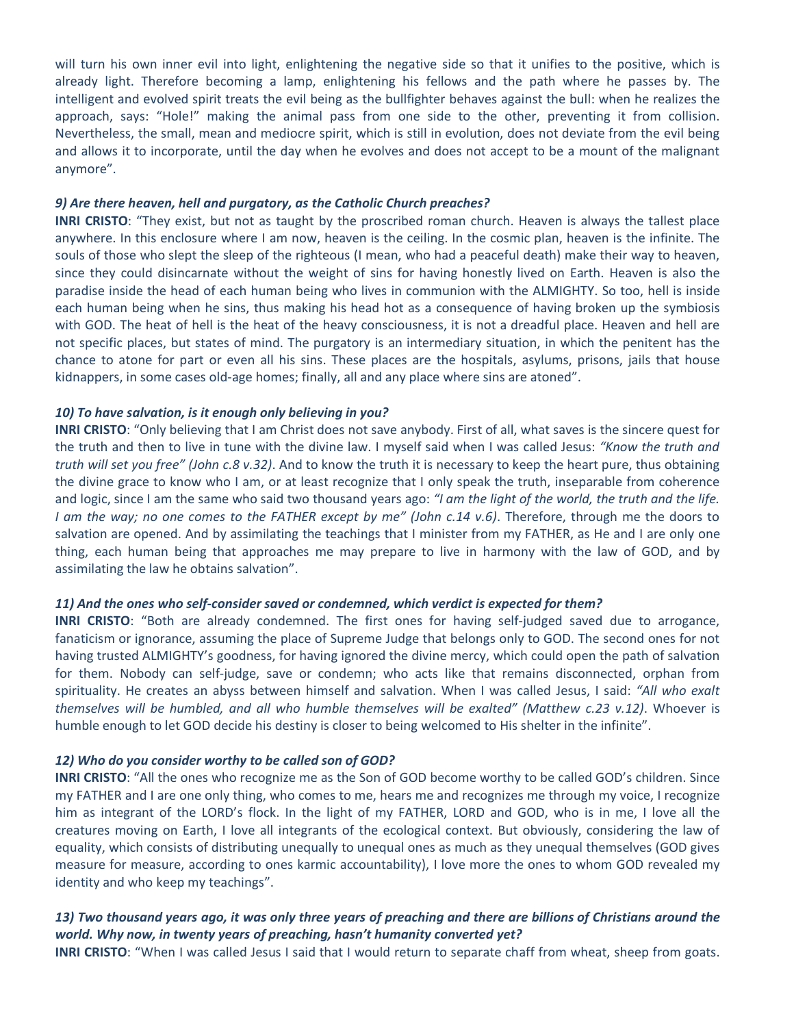will turn his own inner evil into light, enlightening the negative side so that it unifies to the positive, which is already light. Therefore becoming a lamp, enlightening his fellows and the path where he passes by. The intelligent and evolved spirit treats the evil being as the bullfighter behaves against the bull: when he realizes the approach, says: "Hole!" making the animal pass from one side to the other, preventing it from collision. Nevertheless, the small, mean and mediocre spirit, which is still in evolution, does not deviate from the evil being and allows it to incorporate, until the day when he evolves and does not accept to be a mount of the malignant anymore".

***9) Are there heaven, hell and purgatory, as the Catholic Church preaches?***

**INRI CRISTO**: "They exist, but not as taught by the proscribed roman church. Heaven is always the tallest place anywhere. In this enclosure where I am now, heaven is the ceiling. In the cosmic plan, heaven is the infinite. The souls of those who slept the sleep of the righteous (I mean, who had a peaceful death) make their way to heaven, since they could disincarnate without the weight of sins for having honestly lived on Earth. Heaven is also the paradise inside the head of each human being who lives in communion with the ALMIGHTY. So too, hell is inside each human being when he sins, thus making his head hot as a consequence of having broken up the symbiosis with GOD. The heat of hell is the heat of the heavy consciousness, it is not a dreadful place. Heaven and hell are not specific places, but states of mind. The purgatory is an intermediary situation, in which the penitent has the chance to atone for part or even all his sins. These places are the hospitals, asylums, prisons, jails that house kidnappers, in some cases old-age homes; finally, all and any place where sins are atoned".

***10) To have salvation, is it enough only believing in you?***

**INRI CRISTO**: "Only believing that I am Christ does not save anybody. First of all, what saves is the sincere quest for the truth and then to live in tune with the divine law. I myself said when I was called Jesus: *"Know the truth and truth will set you free" (John c.8 v.32)*. And to know the truth it is necessary to keep the heart pure, thus obtaining the divine grace to know who I am, or at least recognize that I only speak the truth, inseparable from coherence and logic, since I am the same who said two thousand years ago: *"I am the light of the world, the truth and the life. I am the way; no one comes to the FATHER except by me" (John c.14 v.6)*. Therefore, through me the doors to salvation are opened. And by assimilating the teachings that I minister from my FATHER, as He and I are only one thing, each human being that approaches me may prepare to live in harmony with the law of GOD, and by assimilating the law he obtains salvation".

***11) And the ones who self-consider saved or condemned, which verdict is expected for them?***

**INRI CRISTO**: "Both are already condemned. The first ones for having self-judged saved due to arrogance, fanaticism or ignorance, assuming the place of Supreme Judge that belongs only to GOD. The second ones for not having trusted ALMIGHTY's goodness, for having ignored the divine mercy, which could open the path of salvation for them. Nobody can self-judge, save or condemn; who acts like that remains disconnected, orphan from spirituality. He creates an abyss between himself and salvation. When I was called Jesus, I said: *"All who exalt themselves will be humbled, and all who humble themselves will be exalted" (Matthew c.23 v.12)*. Whoever is humble enough to let GOD decide his destiny is closer to being welcomed to His shelter in the infinite".

***12) Who do you consider worthy to be called son of GOD?***

**INRI CRISTO**: "All the ones who recognize me as the Son of GOD become worthy to be called GOD's children. Since my FATHER and I are one only thing, who comes to me, hears me and recognizes me through my voice, I recognize him as integrant of the LORD's flock. In the light of my FATHER, LORD and GOD, who is in me, I love all the creatures moving on Earth, I love all integrants of the ecological context. But obviously, considering the law of equality, which consists of distributing unequally to unequal ones as much as they unequal themselves (GOD gives measure for measure, according to ones karmic accountability), I love more the ones to whom GOD revealed my identity and who keep my teachings".

***13) Two thousand years ago, it was only three years of preaching and there are billions of Christians around the world. Why now, in twenty years of preaching, hasn't humanity converted yet?***

**INRI CRISTO**: "When I was called Jesus I said that I would return to separate chaff from wheat, sheep from goats.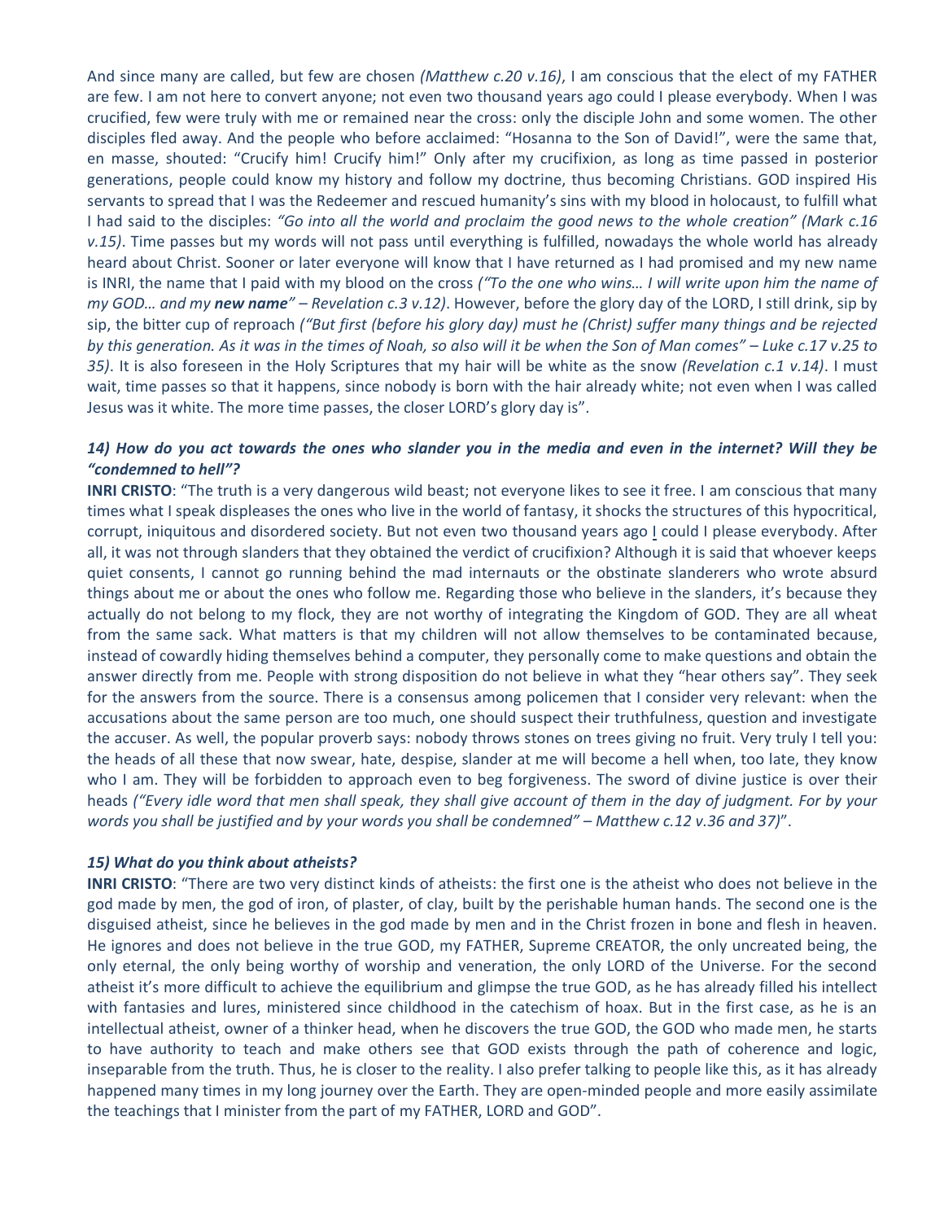And since many are called, but few are chosen *(Matthew c.20 v.16)*, I am conscious that the elect of my FATHER are few. I am not here to convert anyone; not even two thousand years ago could I please everybody. When I was crucified, few were truly with me or remained near the cross: only the disciple John and some women. The other disciples fled away. And the people who before acclaimed: "Hosanna to the Son of David!", were the same that, en masse, shouted: "Crucify him! Crucify him!" Only after my crucifixion, as long as time passed in posterior generations, people could know my history and follow my doctrine, thus becoming Christians. GOD inspired His servants to spread that I was the Redeemer and rescued humanity's sins with my blood in holocaust, to fulfill what I had said to the disciples: *"Go into all the world and proclaim the good news to the whole creation" (Mark c.16 v.15)*. Time passes but my words will not pass until everything is fulfilled, nowadays the whole world has already heard about Christ. Sooner or later everyone will know that I have returned as I had promised and my new name is INRI, the name that I paid with my blood on the cross *("To the one who wins… I will write upon him the name of my GOD… and my **new name**" – Revelation c.3 v.12)*. However, before the glory day of the LORD, I still drink, sip by sip, the bitter cup of reproach *("But first (before his glory day) must he (Christ) suffer many things and be rejected by this generation. As it was in the times of Noah, so also will it be when the Son of Man comes" – Luke c.17 v.25 to 35)*. It is also foreseen in the Holy Scriptures that my hair will be white as the snow *(Revelation c.1 v.14)*. I must wait, time passes so that it happens, since nobody is born with the hair already white; not even when I was called Jesus was it white. The more time passes, the closer LORD's glory day is".

***14) How do you act towards the ones who slander you in the media and even in the internet? Will they be "condemned to hell"?***

**INRI CRISTO**: "The truth is a very dangerous wild beast; not everyone likes to see it free. I am conscious that many times what I speak displeases the ones who live in the world of fantasy, it shocks the structures of this hypocritical, corrupt, iniquitous and disordered society. But not even two thousand years ago I could I please everybody. After all, it was not through slanders that they obtained the verdict of crucifixion? Although it is said that whoever keeps quiet consents, I cannot go running behind the mad internauts or the obstinate slanderers who wrote absurd things about me or about the ones who follow me. Regarding those who believe in the slanders, it's because they actually do not belong to my flock, they are not worthy of integrating the Kingdom of GOD. They are all wheat from the same sack. What matters is that my children will not allow themselves to be contaminated because, instead of cowardly hiding themselves behind a computer, they personally come to make questions and obtain the answer directly from me. People with strong disposition do not believe in what they "hear others say". They seek for the answers from the source. There is a consensus among policemen that I consider very relevant: when the accusations about the same person are too much, one should suspect their truthfulness, question and investigate the accuser. As well, the popular proverb says: nobody throws stones on trees giving no fruit. Very truly I tell you: the heads of all these that now swear, hate, despise, slander at me will become a hell when, too late, they know who I am. They will be forbidden to approach even to beg forgiveness. The sword of divine justice is over their heads *("Every idle word that men shall speak, they shall give account of them in the day of judgment. For by your words you shall be justified and by your words you shall be condemned" – Matthew c.12 v.36 and 37)*".

***15) What do you think about atheists?***

**INRI CRISTO**: "There are two very distinct kinds of atheists: the first one is the atheist who does not believe in the god made by men, the god of iron, of plaster, of clay, built by the perishable human hands. The second one is the disguised atheist, since he believes in the god made by men and in the Christ frozen in bone and flesh in heaven. He ignores and does not believe in the true GOD, my FATHER, Supreme CREATOR, the only uncreated being, the only eternal, the only being worthy of worship and veneration, the only LORD of the Universe. For the second atheist it's more difficult to achieve the equilibrium and glimpse the true GOD, as he has already filled his intellect with fantasies and lures, ministered since childhood in the catechism of hoax. But in the first case, as he is an intellectual atheist, owner of a thinker head, when he discovers the true GOD, the GOD who made men, he starts to have authority to teach and make others see that GOD exists through the path of coherence and logic, inseparable from the truth. Thus, he is closer to the reality. I also prefer talking to people like this, as it has already happened many times in my long journey over the Earth. They are open-minded people and more easily assimilate the teachings that I minister from the part of my FATHER, LORD and GOD".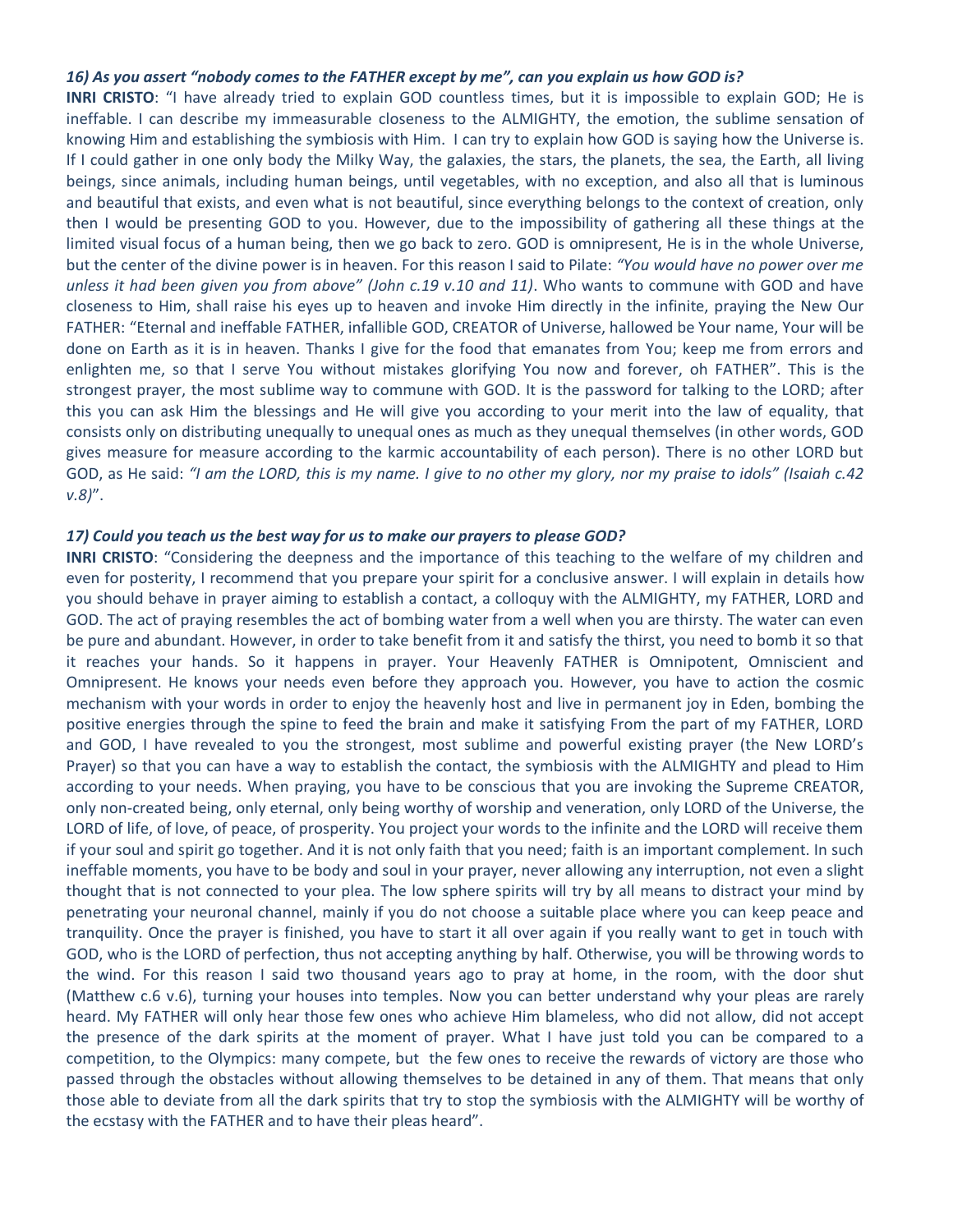***16) As you assert “nobody comes to the FATHER except by me”, can you explain us how GOD is?***

**INRI CRISTO**: “I have already tried to explain GOD countless times, but it is impossible to explain GOD; He is ineffable. I can describe my immeasurable closeness to the ALMIGHTY, the emotion, the sublime sensation of knowing Him and establishing the symbiosis with Him. I can try to explain how GOD is saying how the Universe is. If I could gather in one only body the Milky Way, the galaxies, the stars, the planets, the sea, the Earth, all living beings, since animals, including human beings, until vegetables, with no exception, and also all that is luminous and beautiful that exists, and even what is not beautiful, since everything belongs to the context of creation, only then I would be presenting GOD to you. However, due to the impossibility of gathering all these things at the limited visual focus of a human being, then we go back to zero. GOD is omnipresent, He is in the whole Universe, but the center of the divine power is in heaven. For this reason I said to Pilate: *“You would have no power over me unless it had been given you from above” (John c.19 v.10 and 11)*. Who wants to commune with GOD and have closeness to Him, shall raise his eyes up to heaven and invoke Him directly in the infinite, praying the New Our FATHER: “Eternal and ineffable FATHER, infallible GOD, CREATOR of Universe, hallowed be Your name, Your will be done on Earth as it is in heaven. Thanks I give for the food that emanates from You; keep me from errors and enlighten me, so that I serve You without mistakes glorifying You now and forever, oh FATHER”. This is the strongest prayer, the most sublime way to commune with GOD. It is the password for talking to the LORD; after this you can ask Him the blessings and He will give you according to your merit into the law of equality, that consists only on distributing unequally to unequal ones as much as they unequal themselves (in other words, GOD gives measure for measure according to the karmic accountability of each person). There is no other LORD but GOD, as He said: *“I am the LORD, this is my name. I give to no other my glory, nor my praise to idols” (Isaiah c.42 v.8)*”.

***17) Could you teach us the best way for us to make our prayers to please GOD?***

**INRI CRISTO**: “Considering the deepness and the importance of this teaching to the welfare of my children and even for posterity, I recommend that you prepare your spirit for a conclusive answer. I will explain in details how you should behave in prayer aiming to establish a contact, a colloquy with the ALMIGHTY, my FATHER, LORD and GOD. The act of praying resembles the act of bombing water from a well when you are thirsty. The water can even be pure and abundant. However, in order to take benefit from it and satisfy the thirst, you need to bomb it so that it reaches your hands. So it happens in prayer. Your Heavenly FATHER is Omnipotent, Omniscient and Omnipresent. He knows your needs even before they approach you. However, you have to action the cosmic mechanism with your words in order to enjoy the heavenly host and live in permanent joy in Eden, bombing the positive energies through the spine to feed the brain and make it satisfying From the part of my FATHER, LORD and GOD, I have revealed to you the strongest, most sublime and powerful existing prayer (the New LORD’s Prayer) so that you can have a way to establish the contact, the symbiosis with the ALMIGHTY and plead to Him according to your needs. When praying, you have to be conscious that you are invoking the Supreme CREATOR, only non-created being, only eternal, only being worthy of worship and veneration, only LORD of the Universe, the LORD of life, of love, of peace, of prosperity. You project your words to the infinite and the LORD will receive them if your soul and spirit go together. And it is not only faith that you need; faith is an important complement. In such ineffable moments, you have to be body and soul in your prayer, never allowing any interruption, not even a slight thought that is not connected to your plea. The low sphere spirits will try by all means to distract your mind by penetrating your neuronal channel, mainly if you do not choose a suitable place where you can keep peace and tranquility. Once the prayer is finished, you have to start it all over again if you really want to get in touch with GOD, who is the LORD of perfection, thus not accepting anything by half. Otherwise, you will be throwing words to the wind. For this reason I said two thousand years ago to pray at home, in the room, with the door shut (Matthew c.6 v.6), turning your houses into temples. Now you can better understand why your pleas are rarely heard. My FATHER will only hear those few ones who achieve Him blameless, who did not allow, did not accept the presence of the dark spirits at the moment of prayer. What I have just told you can be compared to a competition, to the Olympics: many compete, but the few ones to receive the rewards of victory are those who passed through the obstacles without allowing themselves to be detained in any of them. That means that only those able to deviate from all the dark spirits that try to stop the symbiosis with the ALMIGHTY will be worthy of the ecstasy with the FATHER and to have their pleas heard”.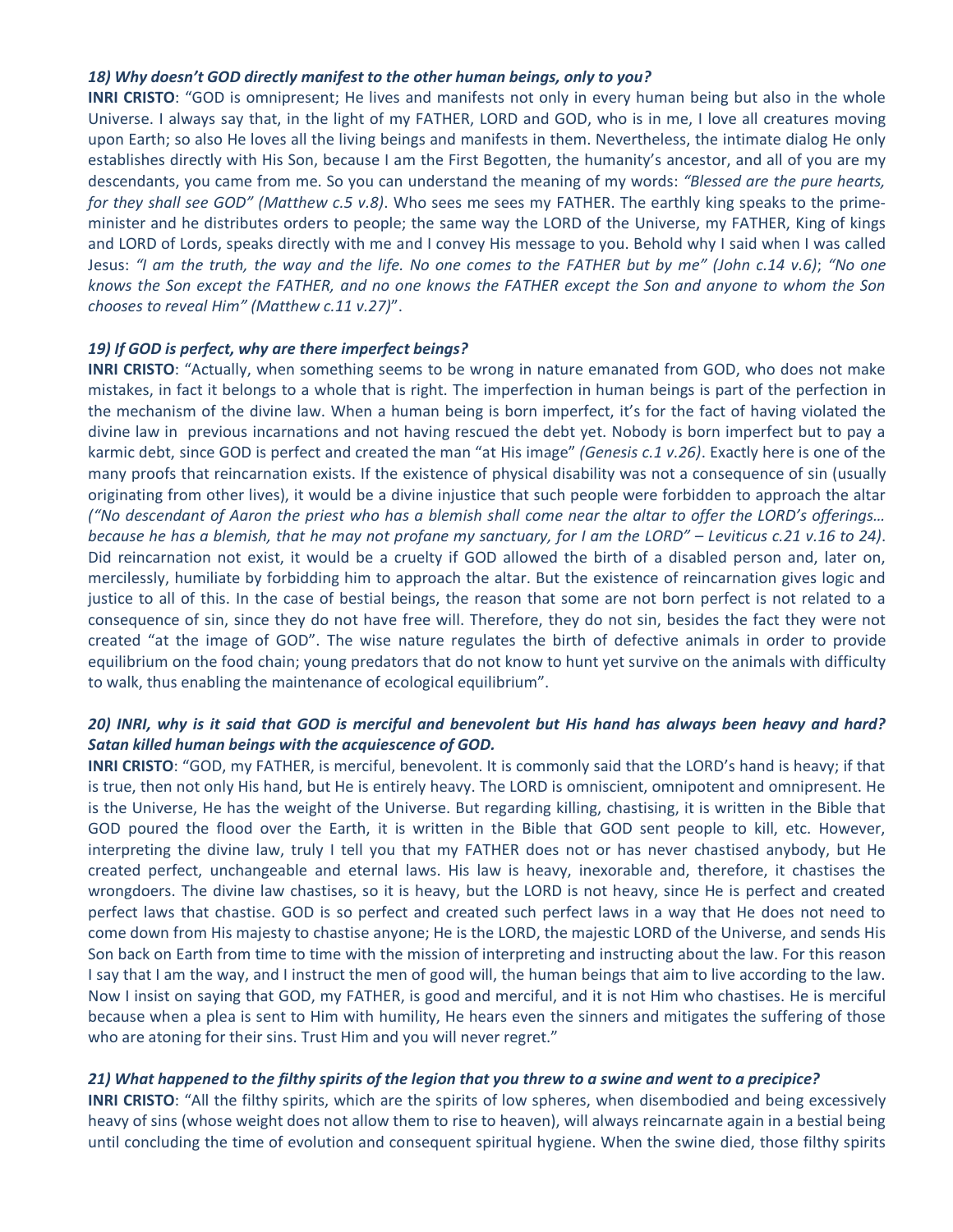***18) Why doesn't GOD directly manifest to the other human beings, only to you?***

**INRI CRISTO**: "GOD is omnipresent; He lives and manifests not only in every human being but also in the whole Universe. I always say that, in the light of my FATHER, LORD and GOD, who is in me, I love all creatures moving upon Earth; so also He loves all the living beings and manifests in them. Nevertheless, the intimate dialog He only establishes directly with His Son, because I am the First Begotten, the humanity's ancestor, and all of you are my descendants, you came from me. So you can understand the meaning of my words: *"Blessed are the pure hearts, for they shall see GOD" (Matthew c.5 v.8)*. Who sees me sees my FATHER. The earthly king speaks to the prime-minister and he distributes orders to people; the same way the LORD of the Universe, my FATHER, King of kings and LORD of Lords, speaks directly with me and I convey His message to you. Behold why I said when I was called Jesus: *"I am the truth, the way and the life. No one comes to the FATHER but by me" (John c.14 v.6)*; *"No one knows the Son except the FATHER, and no one knows the FATHER except the Son and anyone to whom the Son chooses to reveal Him" (Matthew c.11 v.27)*".

***19) If GOD is perfect, why are there imperfect beings?***

**INRI CRISTO**: "Actually, when something seems to be wrong in nature emanated from GOD, who does not make mistakes, in fact it belongs to a whole that is right. The imperfection in human beings is part of the perfection in the mechanism of the divine law. When a human being is born imperfect, it's for the fact of having violated the divine law in previous incarnations and not having rescued the debt yet. Nobody is born imperfect but to pay a karmic debt, since GOD is perfect and created the man "at His image" *(Genesis c.1 v.26)*. Exactly here is one of the many proofs that reincarnation exists. If the existence of physical disability was not a consequence of sin (usually originating from other lives), it would be a divine injustice that such people were forbidden to approach the altar *("No descendant of Aaron the priest who has a blemish shall come near the altar to offer the LORD's offerings… because he has a blemish, that he may not profane my sanctuary, for I am the LORD" – Leviticus c.21 v.16 to 24)*. Did reincarnation not exist, it would be a cruelty if GOD allowed the birth of a disabled person and, later on, mercilessly, humiliate by forbidding him to approach the altar. But the existence of reincarnation gives logic and justice to all of this. In the case of bestial beings, the reason that some are not born perfect is not related to a consequence of sin, since they do not have free will. Therefore, they do not sin, besides the fact they were not created "at the image of GOD". The wise nature regulates the birth of defective animals in order to provide equilibrium on the food chain; young predators that do not know to hunt yet survive on the animals with difficulty to walk, thus enabling the maintenance of ecological equilibrium".

***20) INRI, why is it said that GOD is merciful and benevolent but His hand has always been heavy and hard? Satan killed human beings with the acquiescence of GOD.***

**INRI CRISTO**: "GOD, my FATHER, is merciful, benevolent. It is commonly said that the LORD's hand is heavy; if that is true, then not only His hand, but He is entirely heavy. The LORD is omniscient, omnipotent and omnipresent. He is the Universe, He has the weight of the Universe. But regarding killing, chastising, it is written in the Bible that GOD poured the flood over the Earth, it is written in the Bible that GOD sent people to kill, etc. However, interpreting the divine law, truly I tell you that my FATHER does not or has never chastised anybody, but He created perfect, unchangeable and eternal laws. His law is heavy, inexorable and, therefore, it chastises the wrongdoers. The divine law chastises, so it is heavy, but the LORD is not heavy, since He is perfect and created perfect laws that chastise. GOD is so perfect and created such perfect laws in a way that He does not need to come down from His majesty to chastise anyone; He is the LORD, the majestic LORD of the Universe, and sends His Son back on Earth from time to time with the mission of interpreting and instructing about the law. For this reason I say that I am the way, and I instruct the men of good will, the human beings that aim to live according to the law. Now I insist on saying that GOD, my FATHER, is good and merciful, and it is not Him who chastises. He is merciful because when a plea is sent to Him with humility, He hears even the sinners and mitigates the suffering of those who are atoning for their sins. Trust Him and you will never regret."

***21) What happened to the filthy spirits of the legion that you threw to a swine and went to a precipice?***

**INRI CRISTO**: "All the filthy spirits, which are the spirits of low spheres, when disembodied and being excessively heavy of sins (whose weight does not allow them to rise to heaven), will always reincarnate again in a bestial being until concluding the time of evolution and consequent spiritual hygiene. When the swine died, those filthy spirits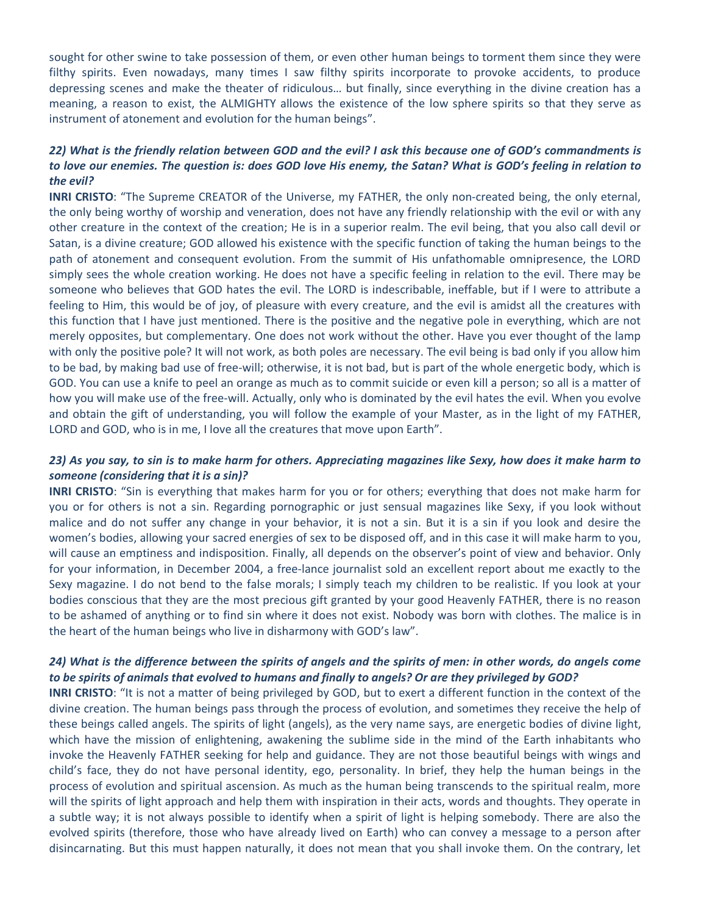sought for other swine to take possession of them, or even other human beings to torment them since they were filthy spirits. Even nowadays, many times I saw filthy spirits incorporate to provoke accidents, to produce depressing scenes and make the theater of ridiculous… but finally, since everything in the divine creation has a meaning, a reason to exist, the ALMIGHTY allows the existence of the low sphere spirits so that they serve as instrument of atonement and evolution for the human beings".

***22) What is the friendly relation between GOD and the evil? I ask this because one of GOD's commandments is to love our enemies. The question is: does GOD love His enemy, the Satan? What is GOD's feeling in relation to the evil?***

**INRI CRISTO**: "The Supreme CREATOR of the Universe, my FATHER, the only non-created being, the only eternal, the only being worthy of worship and veneration, does not have any friendly relationship with the evil or with any other creature in the context of the creation; He is in a superior realm. The evil being, that you also call devil or Satan, is a divine creature; GOD allowed his existence with the specific function of taking the human beings to the path of atonement and consequent evolution. From the summit of His unfathomable omnipresence, the LORD simply sees the whole creation working. He does not have a specific feeling in relation to the evil. There may be someone who believes that GOD hates the evil. The LORD is indescribable, ineffable, but if I were to attribute a feeling to Him, this would be of joy, of pleasure with every creature, and the evil is amidst all the creatures with this function that I have just mentioned. There is the positive and the negative pole in everything, which are not merely opposites, but complementary. One does not work without the other. Have you ever thought of the lamp with only the positive pole? It will not work, as both poles are necessary. The evil being is bad only if you allow him to be bad, by making bad use of free-will; otherwise, it is not bad, but is part of the whole energetic body, which is GOD. You can use a knife to peel an orange as much as to commit suicide or even kill a person; so all is a matter of how you will make use of the free-will. Actually, only who is dominated by the evil hates the evil. When you evolve and obtain the gift of understanding, you will follow the example of your Master, as in the light of my FATHER, LORD and GOD, who is in me, I love all the creatures that move upon Earth".

***23) As you say, to sin is to make harm for others. Appreciating magazines like Sexy, how does it make harm to someone (considering that it is a sin)?***

**INRI CRISTO**: "Sin is everything that makes harm for you or for others; everything that does not make harm for you or for others is not a sin. Regarding pornographic or just sensual magazines like Sexy, if you look without malice and do not suffer any change in your behavior, it is not a sin. But it is a sin if you look and desire the women's bodies, allowing your sacred energies of sex to be disposed off, and in this case it will make harm to you, will cause an emptiness and indisposition. Finally, all depends on the observer's point of view and behavior. Only for your information, in December 2004, a free-lance journalist sold an excellent report about me exactly to the Sexy magazine. I do not bend to the false morals; I simply teach my children to be realistic. If you look at your bodies conscious that they are the most precious gift granted by your good Heavenly FATHER, there is no reason to be ashamed of anything or to find sin where it does not exist. Nobody was born with clothes. The malice is in the heart of the human beings who live in disharmony with GOD's law".

***24) What is the difference between the spirits of angels and the spirits of men: in other words, do angels come to be spirits of animals that evolved to humans and finally to angels? Or are they privileged by GOD?***

**INRI CRISTO**: "It is not a matter of being privileged by GOD, but to exert a different function in the context of the divine creation. The human beings pass through the process of evolution, and sometimes they receive the help of these beings called angels. The spirits of light (angels), as the very name says, are energetic bodies of divine light, which have the mission of enlightening, awakening the sublime side in the mind of the Earth inhabitants who invoke the Heavenly FATHER seeking for help and guidance. They are not those beautiful beings with wings and child's face, they do not have personal identity, ego, personality. In brief, they help the human beings in the process of evolution and spiritual ascension. As much as the human being transcends to the spiritual realm, more will the spirits of light approach and help them with inspiration in their acts, words and thoughts. They operate in a subtle way; it is not always possible to identify when a spirit of light is helping somebody. There are also the evolved spirits (therefore, those who have already lived on Earth) who can convey a message to a person after disincarnating. But this must happen naturally, it does not mean that you shall invoke them. On the contrary, let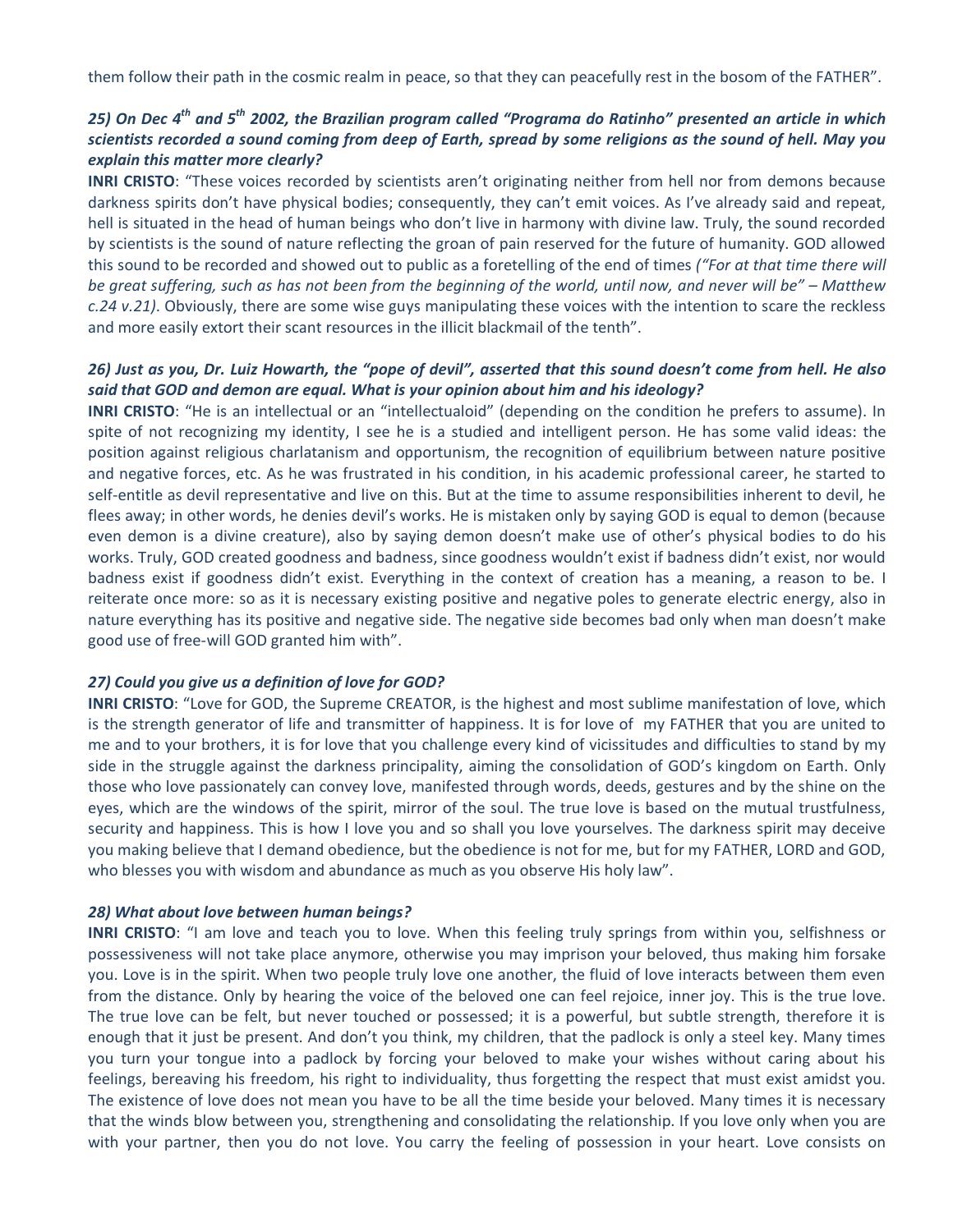them follow their path in the cosmic realm in peace, so that they can peacefully rest in the bosom of the FATHER".

***25) On Dec 4th and 5th 2002, the Brazilian program called "Programa do Ratinho" presented an article in which scientists recorded a sound coming from deep of Earth, spread by some religions as the sound of hell. May you explain this matter more clearly?***

**INRI CRISTO**: "These voices recorded by scientists aren't originating neither from hell nor from demons because darkness spirits don't have physical bodies; consequently, they can't emit voices. As I've already said and repeat, hell is situated in the head of human beings who don't live in harmony with divine law. Truly, the sound recorded by scientists is the sound of nature reflecting the groan of pain reserved for the future of humanity. GOD allowed this sound to be recorded and showed out to public as a foretelling of the end of times *("For at that time there will be great suffering, such as has not been from the beginning of the world, until now, and never will be" – Matthew c.24 v.21)*. Obviously, there are some wise guys manipulating these voices with the intention to scare the reckless and more easily extort their scant resources in the illicit blackmail of the tenth".

***26) Just as you, Dr. Luiz Howarth, the "pope of devil", asserted that this sound doesn't come from hell. He also said that GOD and demon are equal. What is your opinion about him and his ideology?***

**INRI CRISTO**: "He is an intellectual or an "intellectualoid" (depending on the condition he prefers to assume). In spite of not recognizing my identity, I see he is a studied and intelligent person. He has some valid ideas: the position against religious charlatanism and opportunism, the recognition of equilibrium between nature positive and negative forces, etc. As he was frustrated in his condition, in his academic professional career, he started to self-entitle as devil representative and live on this. But at the time to assume responsibilities inherent to devil, he flees away; in other words, he denies devil's works. He is mistaken only by saying GOD is equal to demon (because even demon is a divine creature), also by saying demon doesn't make use of other's physical bodies to do his works. Truly, GOD created goodness and badness, since goodness wouldn't exist if badness didn't exist, nor would badness exist if goodness didn't exist. Everything in the context of creation has a meaning, a reason to be. I reiterate once more: so as it is necessary existing positive and negative poles to generate electric energy, also in nature everything has its positive and negative side. The negative side becomes bad only when man doesn't make good use of free-will GOD granted him with".

***27) Could you give us a definition of love for GOD?***

**INRI CRISTO**: "Love for GOD, the Supreme CREATOR, is the highest and most sublime manifestation of love, which is the strength generator of life and transmitter of happiness. It is for love of my FATHER that you are united to me and to your brothers, it is for love that you challenge every kind of vicissitudes and difficulties to stand by my side in the struggle against the darkness principality, aiming the consolidation of GOD's kingdom on Earth. Only those who love passionately can convey love, manifested through words, deeds, gestures and by the shine on the eyes, which are the windows of the spirit, mirror of the soul. The true love is based on the mutual trustfulness, security and happiness. This is how I love you and so shall you love yourselves. The darkness spirit may deceive you making believe that I demand obedience, but the obedience is not for me, but for my FATHER, LORD and GOD, who blesses you with wisdom and abundance as much as you observe His holy law".

***28) What about love between human beings?***

**INRI CRISTO**: "I am love and teach you to love. When this feeling truly springs from within you, selfishness or possessiveness will not take place anymore, otherwise you may imprison your beloved, thus making him forsake you. Love is in the spirit. When two people truly love one another, the fluid of love interacts between them even from the distance. Only by hearing the voice of the beloved one can feel rejoice, inner joy. This is the true love. The true love can be felt, but never touched or possessed; it is a powerful, but subtle strength, therefore it is enough that it just be present. And don't you think, my children, that the padlock is only a steel key. Many times you turn your tongue into a padlock by forcing your beloved to make your wishes without caring about his feelings, bereaving his freedom, his right to individuality, thus forgetting the respect that must exist amidst you. The existence of love does not mean you have to be all the time beside your beloved. Many times it is necessary that the winds blow between you, strengthening and consolidating the relationship. If you love only when you are with your partner, then you do not love. You carry the feeling of possession in your heart. Love consists on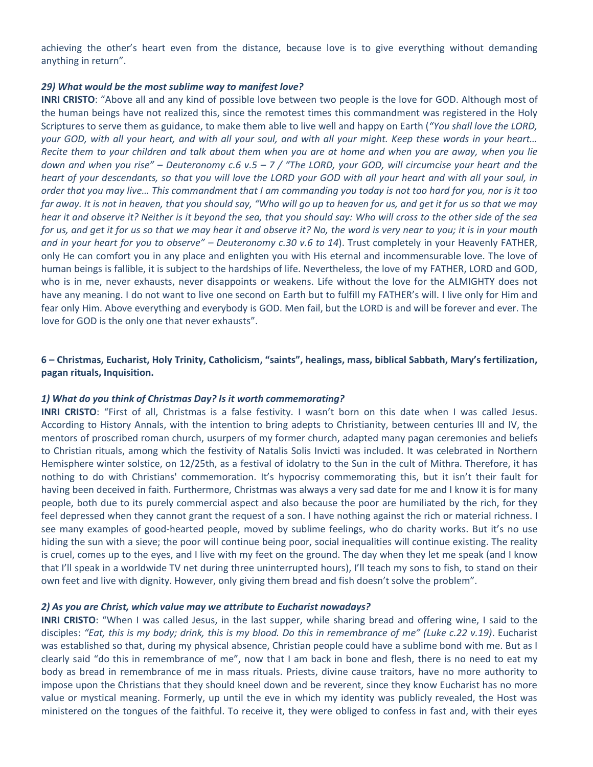achieving the other's heart even from the distance, because love is to give everything without demanding anything in return".

***29) What would be the most sublime way to manifest love?***

**INRI CRISTO**: "Above all and any kind of possible love between two people is the love for GOD. Although most of the human beings have not realized this, since the remotest times this commandment was registered in the Holy Scriptures to serve them as guidance, to make them able to live well and happy on Earth (*"You shall love the LORD, your GOD, with all your heart, and with all your soul, and with all your might. Keep these words in your heart… Recite them to your children and talk about them when you are at home and when you are away, when you lie down and when you rise" – Deuteronomy c.6 v.5 – 7 / "The LORD, your GOD, will circumcise your heart and the heart of your descendants, so that you will love the LORD your GOD with all your heart and with all your soul, in order that you may live… This commandment that I am commanding you today is not too hard for you, nor is it too far away. It is not in heaven, that you should say, "Who will go up to heaven for us, and get it for us so that we may hear it and observe it? Neither is it beyond the sea, that you should say: Who will cross to the other side of the sea for us, and get it for us so that we may hear it and observe it? No, the word is very near to you; it is in your mouth and in your heart for you to observe" – Deuteronomy c.30 v.6 to 14*). Trust completely in your Heavenly FATHER, only He can comfort you in any place and enlighten you with His eternal and incommensurable love. The love of human beings is fallible, it is subject to the hardships of life. Nevertheless, the love of my FATHER, LORD and GOD, who is in me, never exhausts, never disappoints or weakens. Life without the love for the ALMIGHTY does not have any meaning. I do not want to live one second on Earth but to fulfill my FATHER's will. I live only for Him and fear only Him. Above everything and everybody is GOD. Men fail, but the LORD is and will be forever and ever. The love for GOD is the only one that never exhausts".

## 6 – Christmas, Eucharist, Holy Trinity, Catholicism, "saints", healings, mass, biblical Sabbath, Mary's fertilization, pagan rituals, Inquisition.

***1) What do you think of Christmas Day? Is it worth commemorating?***

**INRI CRISTO**: "First of all, Christmas is a false festivity. I wasn't born on this date when I was called Jesus. According to History Annals, with the intention to bring adepts to Christianity, between centuries III and IV, the mentors of proscribed roman church, usurpers of my former church, adapted many pagan ceremonies and beliefs to Christian rituals, among which the festivity of Natalis Solis Invicti was included. It was celebrated in Northern Hemisphere winter solstice, on 12/25th, as a festival of idolatry to the Sun in the cult of Mithra. Therefore, it has nothing to do with Christians' commemoration. It's hypocrisy commemorating this, but it isn't their fault for having been deceived in faith. Furthermore, Christmas was always a very sad date for me and I know it is for many people, both due to its purely commercial aspect and also because the poor are humiliated by the rich, for they feel depressed when they cannot grant the request of a son. I have nothing against the rich or material richness. I see many examples of good-hearted people, moved by sublime feelings, who do charity works. But it's no use hiding the sun with a sieve; the poor will continue being poor, social inequalities will continue existing. The reality is cruel, comes up to the eyes, and I live with my feet on the ground. The day when they let me speak (and I know that I'll speak in a worldwide TV net during three uninterrupted hours), I'll teach my sons to fish, to stand on their own feet and live with dignity. However, only giving them bread and fish doesn't solve the problem".

***2) As you are Christ, which value may we attribute to Eucharist nowadays?***

**INRI CRISTO**: "When I was called Jesus, in the last supper, while sharing bread and offering wine, I said to the disciples: *"Eat, this is my body; drink, this is my blood. Do this in remembrance of me" (Luke c.22 v.19)*. Eucharist was established so that, during my physical absence, Christian people could have a sublime bond with me. But as I clearly said "do this in remembrance of me", now that I am back in bone and flesh, there is no need to eat my body as bread in remembrance of me in mass rituals. Priests, divine cause traitors, have no more authority to impose upon the Christians that they should kneel down and be reverent, since they know Eucharist has no more value or mystical meaning. Formerly, up until the eve in which my identity was publicly revealed, the Host was ministered on the tongues of the faithful. To receive it, they were obliged to confess in fast and, with their eyes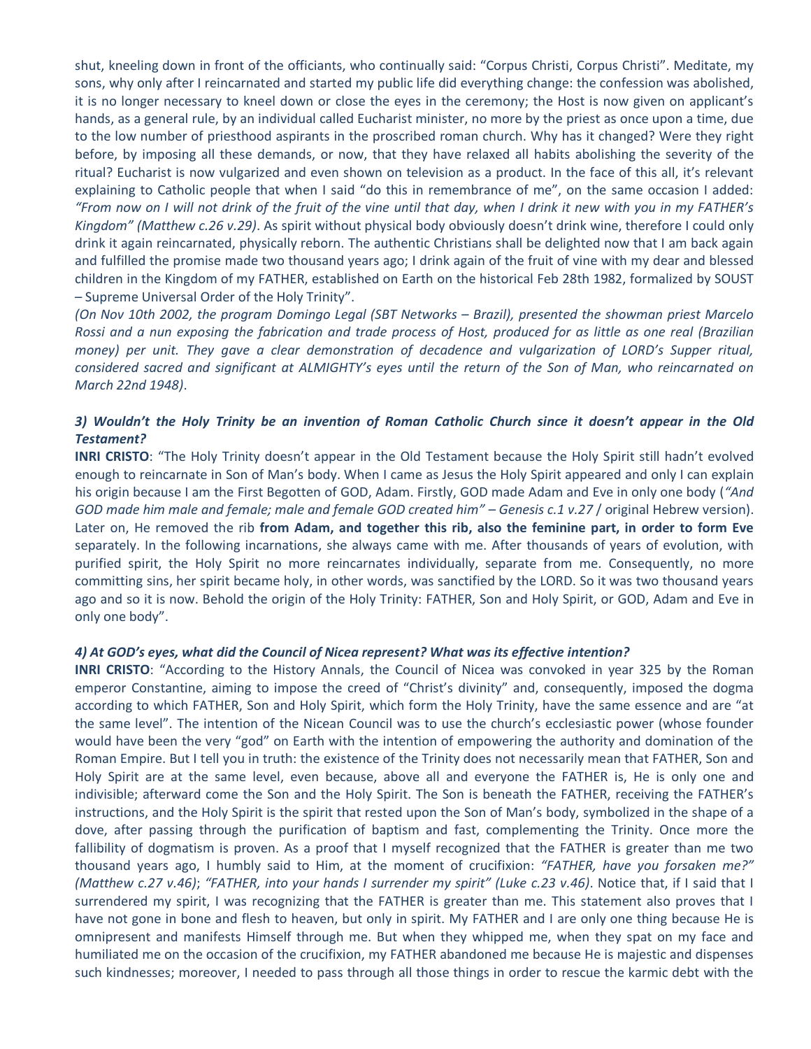shut, kneeling down in front of the officiants, who continually said: "Corpus Christi, Corpus Christi". Meditate, my sons, why only after I reincarnated and started my public life did everything change: the confession was abolished, it is no longer necessary to kneel down or close the eyes in the ceremony; the Host is now given on applicant's hands, as a general rule, by an individual called Eucharist minister, no more by the priest as once upon a time, due to the low number of priesthood aspirants in the proscribed roman church. Why has it changed? Were they right before, by imposing all these demands, or now, that they have relaxed all habits abolishing the severity of the ritual? Eucharist is now vulgarized and even shown on television as a product. In the face of this all, it's relevant explaining to Catholic people that when I said "do this in remembrance of me", on the same occasion I added: *"From now on I will not drink of the fruit of the vine until that day, when I drink it new with you in my FATHER's Kingdom" (Matthew c.26 v.29)*. As spirit without physical body obviously doesn't drink wine, therefore I could only drink it again reincarnated, physically reborn. The authentic Christians shall be delighted now that I am back again and fulfilled the promise made two thousand years ago; I drink again of the fruit of vine with my dear and blessed children in the Kingdom of my FATHER, established on Earth on the historical Feb 28th 1982, formalized by SOUST – Supreme Universal Order of the Holy Trinity".

*(On Nov 10th 2002, the program Domingo Legal (SBT Networks – Brazil), presented the showman priest Marcelo Rossi and a nun exposing the fabrication and trade process of Host, produced for as little as one real (Brazilian money) per unit. They gave a clear demonstration of decadence and vulgarization of LORD's Supper ritual, considered sacred and significant at ALMIGHTY's eyes until the return of the Son of Man, who reincarnated on March 22nd 1948)*.

### *3) Wouldn't the Holy Trinity be an invention of Roman Catholic Church since it doesn't appear in the Old Testament?*

**INRI CRISTO**: "The Holy Trinity doesn't appear in the Old Testament because the Holy Spirit still hadn't evolved enough to reincarnate in Son of Man's body. When I came as Jesus the Holy Spirit appeared and only I can explain his origin because I am the First Begotten of GOD, Adam. Firstly, GOD made Adam and Eve in only one body (*"And GOD made him male and female; male and female GOD created him" – Genesis c.1 v.27* / original Hebrew version). Later on, He removed the rib **from Adam, and together this rib, also the feminine part, in order to form Eve** separately. In the following incarnations, she always came with me. After thousands of years of evolution, with purified spirit, the Holy Spirit no more reincarnates individually, separate from me. Consequently, no more committing sins, her spirit became holy, in other words, was sanctified by the LORD. So it was two thousand years ago and so it is now. Behold the origin of the Holy Trinity: FATHER, Son and Holy Spirit, or GOD, Adam and Eve in only one body".

### *4) At GOD's eyes, what did the Council of Nicea represent? What was its effective intention?*

**INRI CRISTO**: "According to the History Annals, the Council of Nicea was convoked in year 325 by the Roman emperor Constantine, aiming to impose the creed of "Christ's divinity" and, consequently, imposed the dogma according to which FATHER, Son and Holy Spirit, which form the Holy Trinity, have the same essence and are "at the same level". The intention of the Nicean Council was to use the church's ecclesiastic power (whose founder would have been the very "god" on Earth with the intention of empowering the authority and domination of the Roman Empire. But I tell you in truth: the existence of the Trinity does not necessarily mean that FATHER, Son and Holy Spirit are at the same level, even because, above all and everyone the FATHER is, He is only one and indivisible; afterward come the Son and the Holy Spirit. The Son is beneath the FATHER, receiving the FATHER's instructions, and the Holy Spirit is the spirit that rested upon the Son of Man's body, symbolized in the shape of a dove, after passing through the purification of baptism and fast, complementing the Trinity. Once more the fallibility of dogmatism is proven. As a proof that I myself recognized that the FATHER is greater than me two thousand years ago, I humbly said to Him, at the moment of crucifixion: *"FATHER, have you forsaken me?" (Matthew c.27 v.46)*; *"FATHER, into your hands I surrender my spirit" (Luke c.23 v.46)*. Notice that, if I said that I surrendered my spirit, I was recognizing that the FATHER is greater than me. This statement also proves that I have not gone in bone and flesh to heaven, but only in spirit. My FATHER and I are only one thing because He is omnipresent and manifests Himself through me. But when they whipped me, when they spat on my face and humiliated me on the occasion of the crucifixion, my FATHER abandoned me because He is majestic and dispenses such kindnesses; moreover, I needed to pass through all those things in order to rescue the karmic debt with the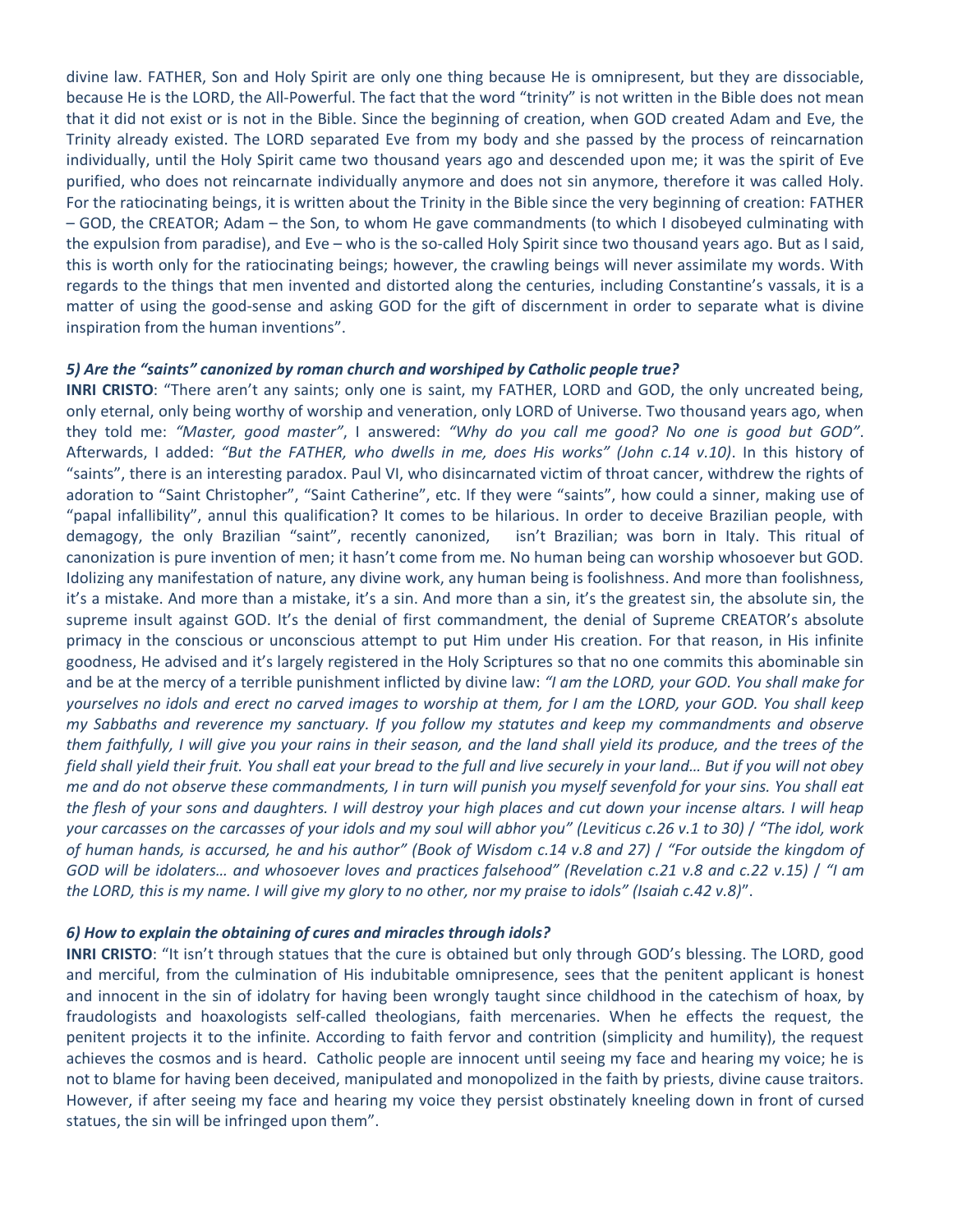divine law. FATHER, Son and Holy Spirit are only one thing because He is omnipresent, but they are dissociable, because He is the LORD, the All-Powerful. The fact that the word "trinity" is not written in the Bible does not mean that it did not exist or is not in the Bible. Since the beginning of creation, when GOD created Adam and Eve, the Trinity already existed. The LORD separated Eve from my body and she passed by the process of reincarnation individually, until the Holy Spirit came two thousand years ago and descended upon me; it was the spirit of Eve purified, who does not reincarnate individually anymore and does not sin anymore, therefore it was called Holy. For the ratiocinating beings, it is written about the Trinity in the Bible since the very beginning of creation: FATHER – GOD, the CREATOR; Adam – the Son, to whom He gave commandments (to which I disobeyed culminating with the expulsion from paradise), and Eve – who is the so-called Holy Spirit since two thousand years ago. But as I said, this is worth only for the ratiocinating beings; however, the crawling beings will never assimilate my words. With regards to the things that men invented and distorted along the centuries, including Constantine's vassals, it is a matter of using the good-sense and asking GOD for the gift of discernment in order to separate what is divine inspiration from the human inventions".

***5) Are the "saints" canonized by roman church and worshiped by Catholic people true?***

**INRI CRISTO**: "There aren't any saints; only one is saint, my FATHER, LORD and GOD, the only uncreated being, only eternal, only being worthy of worship and veneration, only LORD of Universe. Two thousand years ago, when they told me: *"Master, good master"*, I answered: *"Why do you call me good? No one is good but GOD"*. Afterwards, I added: *"But the FATHER, who dwells in me, does His works" (John c.14 v.10)*. In this history of "saints", there is an interesting paradox. Paul VI, who disincarnated victim of throat cancer, withdrew the rights of adoration to "Saint Christopher", "Saint Catherine", etc. If they were "saints", how could a sinner, making use of "papal infallibility", annul this qualification? It comes to be hilarious. In order to deceive Brazilian people, with demagogy, the only Brazilian "saint", recently canonized, isn't Brazilian; was born in Italy. This ritual of canonization is pure invention of men; it hasn't come from me. No human being can worship whosoever but GOD. Idolizing any manifestation of nature, any divine work, any human being is foolishness. And more than foolishness, it's a mistake. And more than a mistake, it's a sin. And more than a sin, it's the greatest sin, the absolute sin, the supreme insult against GOD. It's the denial of first commandment, the denial of Supreme CREATOR's absolute primacy in the conscious or unconscious attempt to put Him under His creation. For that reason, in His infinite goodness, He advised and it's largely registered in the Holy Scriptures so that no one commits this abominable sin and be at the mercy of a terrible punishment inflicted by divine law: *"I am the LORD, your GOD. You shall make for yourselves no idols and erect no carved images to worship at them, for I am the LORD, your GOD. You shall keep my Sabbaths and reverence my sanctuary. If you follow my statutes and keep my commandments and observe them faithfully, I will give you your rains in their season, and the land shall yield its produce, and the trees of the field shall yield their fruit. You shall eat your bread to the full and live securely in your land… But if you will not obey me and do not observe these commandments, I in turn will punish you myself sevenfold for your sins. You shall eat the flesh of your sons and daughters. I will destroy your high places and cut down your incense altars. I will heap your carcasses on the carcasses of your idols and my soul will abhor you" (Leviticus c.26 v.1 to 30) / "The idol, work of human hands, is accursed, he and his author" (Book of Wisdom c.14 v.8 and 27) / "For outside the kingdom of GOD will be idolaters… and whosoever loves and practices falsehood" (Revelation c.21 v.8 and c.22 v.15) / "I am the LORD, this is my name. I will give my glory to no other, nor my praise to idols" (Isaiah c.42 v.8)*".

***6) How to explain the obtaining of cures and miracles through idols?***

**INRI CRISTO**: "It isn't through statues that the cure is obtained but only through GOD's blessing. The LORD, good and merciful, from the culmination of His indubitable omnipresence, sees that the penitent applicant is honest and innocent in the sin of idolatry for having been wrongly taught since childhood in the catechism of hoax, by fraudologists and hoaxologists self-called theologians, faith mercenaries. When he effects the request, the penitent projects it to the infinite. According to faith fervor and contrition (simplicity and humility), the request achieves the cosmos and is heard. Catholic people are innocent until seeing my face and hearing my voice; he is not to blame for having been deceived, manipulated and monopolized in the faith by priests, divine cause traitors. However, if after seeing my face and hearing my voice they persist obstinately kneeling down in front of cursed statues, the sin will be infringed upon them".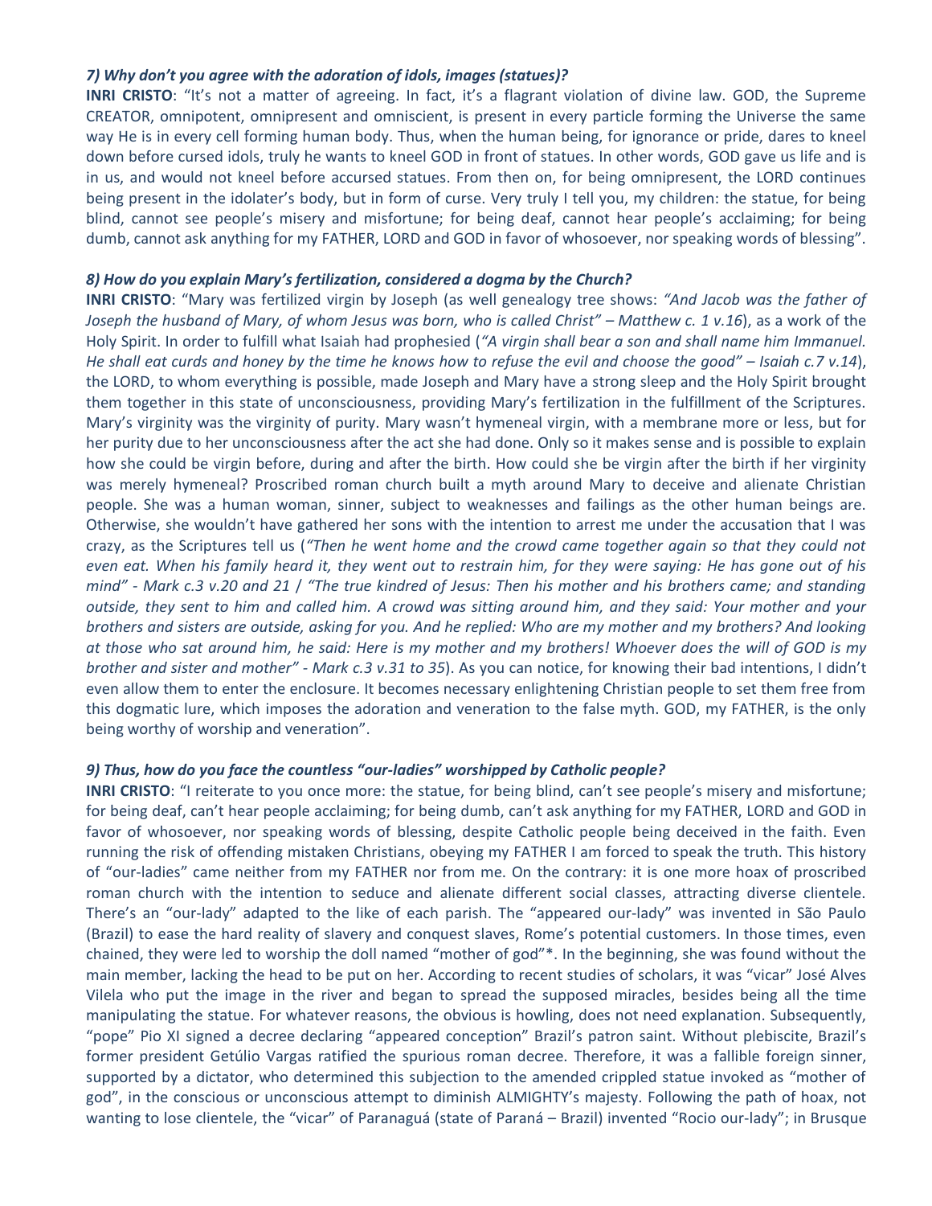***7) Why don't you agree with the adoration of idols, images (statues)?***

**INRI CRISTO**: "It's not a matter of agreeing. In fact, it's a flagrant violation of divine law. GOD, the Supreme CREATOR, omnipotent, omnipresent and omniscient, is present in every particle forming the Universe the same way He is in every cell forming human body. Thus, when the human being, for ignorance or pride, dares to kneel down before cursed idols, truly he wants to kneel GOD in front of statues. In other words, GOD gave us life and is in us, and would not kneel before accursed statues. From then on, for being omnipresent, the LORD continues being present in the idolater's body, but in form of curse. Very truly I tell you, my children: the statue, for being blind, cannot see people's misery and misfortune; for being deaf, cannot hear people's acclaiming; for being dumb, cannot ask anything for my FATHER, LORD and GOD in favor of whosoever, nor speaking words of blessing".

***8) How do you explain Mary's fertilization, considered a dogma by the Church?***

**INRI CRISTO**: "Mary was fertilized virgin by Joseph (as well genealogy tree shows: *"And Jacob was the father of Joseph the husband of Mary, of whom Jesus was born, who is called Christ" – Matthew c. 1 v.16*), as a work of the Holy Spirit. In order to fulfill what Isaiah had prophesied (*"A virgin shall bear a son and shall name him Immanuel. He shall eat curds and honey by the time he knows how to refuse the evil and choose the good" – Isaiah c.7 v.14*), the LORD, to whom everything is possible, made Joseph and Mary have a strong sleep and the Holy Spirit brought them together in this state of unconsciousness, providing Mary's fertilization in the fulfillment of the Scriptures. Mary's virginity was the virginity of purity. Mary wasn't hymeneal virgin, with a membrane more or less, but for her purity due to her unconsciousness after the act she had done. Only so it makes sense and is possible to explain how she could be virgin before, during and after the birth. How could she be virgin after the birth if her virginity was merely hymeneal? Proscribed roman church built a myth around Mary to deceive and alienate Christian people. She was a human woman, sinner, subject to weaknesses and failings as the other human beings are. Otherwise, she wouldn't have gathered her sons with the intention to arrest me under the accusation that I was crazy, as the Scriptures tell us (*"Then he went home and the crowd came together again so that they could not even eat. When his family heard it, they went out to restrain him, for they were saying: He has gone out of his mind" - Mark c.3 v.20 and 21 / "The true kindred of Jesus: Then his mother and his brothers came; and standing outside, they sent to him and called him. A crowd was sitting around him, and they said: Your mother and your brothers and sisters are outside, asking for you. And he replied: Who are my mother and my brothers? And looking at those who sat around him, he said: Here is my mother and my brothers! Whoever does the will of GOD is my brother and sister and mother" - Mark c.3 v.31 to 35*). As you can notice, for knowing their bad intentions, I didn't even allow them to enter the enclosure. It becomes necessary enlightening Christian people to set them free from this dogmatic lure, which imposes the adoration and veneration to the false myth. GOD, my FATHER, is the only being worthy of worship and veneration".

***9) Thus, how do you face the countless "our-ladies" worshipped by Catholic people?***

**INRI CRISTO**: "I reiterate to you once more: the statue, for being blind, can't see people's misery and misfortune; for being deaf, can't hear people acclaiming; for being dumb, can't ask anything for my FATHER, LORD and GOD in favor of whosoever, nor speaking words of blessing, despite Catholic people being deceived in the faith. Even running the risk of offending mistaken Christians, obeying my FATHER I am forced to speak the truth. This history of "our-ladies" came neither from my FATHER nor from me. On the contrary: it is one more hoax of proscribed roman church with the intention to seduce and alienate different social classes, attracting diverse clientele. There's an "our-lady" adapted to the like of each parish. The "appeared our-lady" was invented in São Paulo (Brazil) to ease the hard reality of slavery and conquest slaves, Rome's potential customers. In those times, even chained, they were led to worship the doll named "mother of god"*. In the beginning, she was found without the main member, lacking the head to be put on her. According to recent studies of scholars, it was "vicar" José Alves Vilela who put the image in the river and began to spread the supposed miracles, besides being all the time manipulating the statue. For whatever reasons, the obvious is howling, does not need explanation. Subsequently, "pope" Pio XI signed a decree declaring "appeared conception" Brazil's patron saint. Without plebiscite, Brazil's former president Getúlio Vargas ratified the spurious roman decree. Therefore, it was a fallible foreign sinner, supported by a dictator, who determined this subjection to the amended crippled statue invoked as "mother of god", in the conscious or unconscious attempt to diminish ALMIGHTY's majesty. Following the path of hoax, not wanting to lose clientele, the "vicar" of Paranaguá (state of Paraná – Brazil) invented "Rocio our-lady"; in Brusque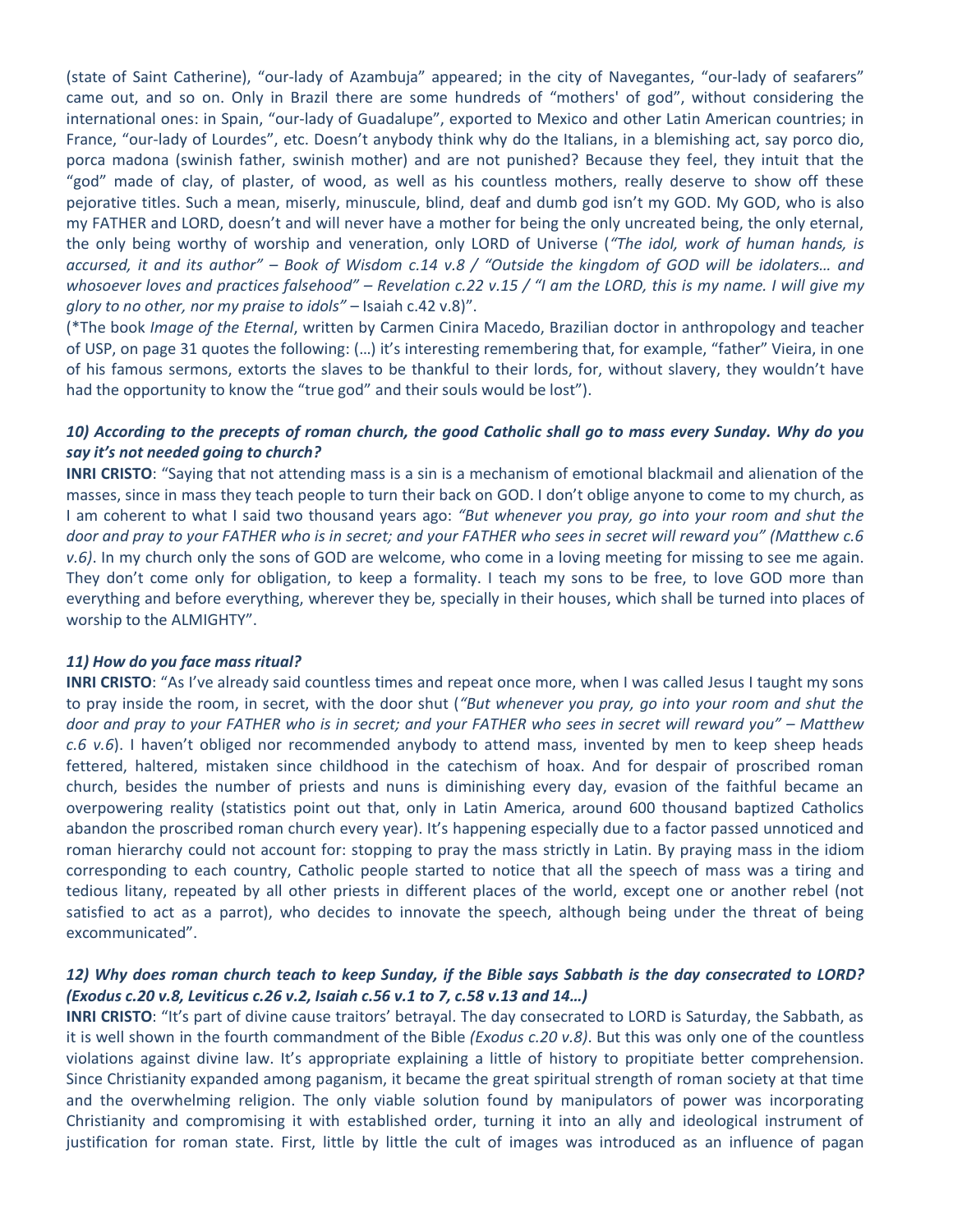(state of Saint Catherine), "our-lady of Azambuja" appeared; in the city of Navegantes, "our-lady of seafarers" came out, and so on. Only in Brazil there are some hundreds of "mothers' of god", without considering the international ones: in Spain, "our-lady of Guadalupe", exported to Mexico and other Latin American countries; in France, "our-lady of Lourdes", etc. Doesn't anybody think why do the Italians, in a blemishing act, say porco dio, porca madona (swinish father, swinish mother) and are not punished? Because they feel, they intuit that the "god" made of clay, of plaster, of wood, as well as his countless mothers, really deserve to show off these pejorative titles. Such a mean, miserly, minuscule, blind, deaf and dumb god isn't my GOD. My GOD, who is also my FATHER and LORD, doesn't and will never have a mother for being the only uncreated being, the only eternal, the only being worthy of worship and veneration, only LORD of Universe (*"The idol, work of human hands, is accursed, it and its author" – Book of Wisdom c.14 v.8 / "Outside the kingdom of GOD will be idolaters… and whosoever loves and practices falsehood" – Revelation c.22 v.15 / "I am the LORD, this is my name. I will give my glory to no other, nor my praise to idols"* – Isaiah c.42 v.8)".

(*The book *Image of the Eternal*, written by Carmen Cinira Macedo, Brazilian doctor in anthropology and teacher of USP, on page 31 quotes the following: (…) it's interesting remembering that, for example, "father" Vieira, in one of his famous sermons, extorts the slaves to be thankful to their lords, for, without slavery, they wouldn't have had the opportunity to know the "true god" and their souls would be lost").

***10) According to the precepts of roman church, the good Catholic shall go to mass every Sunday. Why do you say it's not needed going to church?***

**INRI CRISTO**: "Saying that not attending mass is a sin is a mechanism of emotional blackmail and alienation of the masses, since in mass they teach people to turn their back on GOD. I don't oblige anyone to come to my church, as I am coherent to what I said two thousand years ago: *"But whenever you pray, go into your room and shut the door and pray to your FATHER who is in secret; and your FATHER who sees in secret will reward you" (Matthew c.6 v.6)*. In my church only the sons of GOD are welcome, who come in a loving meeting for missing to see me again. They don't come only for obligation, to keep a formality. I teach my sons to be free, to love GOD more than everything and before everything, wherever they be, specially in their houses, which shall be turned into places of worship to the ALMIGHTY".

***11) How do you face mass ritual?***

**INRI CRISTO**: "As I've already said countless times and repeat once more, when I was called Jesus I taught my sons to pray inside the room, in secret, with the door shut (*"But whenever you pray, go into your room and shut the door and pray to your FATHER who is in secret; and your FATHER who sees in secret will reward you" – Matthew c.6 v.6*). I haven't obliged nor recommended anybody to attend mass, invented by men to keep sheep heads fettered, haltered, mistaken since childhood in the catechism of hoax. And for despair of proscribed roman church, besides the number of priests and nuns is diminishing every day, evasion of the faithful became an overpowering reality (statistics point out that, only in Latin America, around 600 thousand baptized Catholics abandon the proscribed roman church every year). It's happening especially due to a factor passed unnoticed and roman hierarchy could not account for: stopping to pray the mass strictly in Latin. By praying mass in the idiom corresponding to each country, Catholic people started to notice that all the speech of mass was a tiring and tedious litany, repeated by all other priests in different places of the world, except one or another rebel (not satisfied to act as a parrot), who decides to innovate the speech, although being under the threat of being excommunicated".

***12) Why does roman church teach to keep Sunday, if the Bible says Sabbath is the day consecrated to LORD? (Exodus c.20 v.8, Leviticus c.26 v.2, Isaiah c.56 v.1 to 7, c.58 v.13 and 14…)***

**INRI CRISTO**: "It's part of divine cause traitors' betrayal. The day consecrated to LORD is Saturday, the Sabbath, as it is well shown in the fourth commandment of the Bible *(Exodus c.20 v.8)*. But this was only one of the countless violations against divine law. It's appropriate explaining a little of history to propitiate better comprehension. Since Christianity expanded among paganism, it became the great spiritual strength of roman society at that time and the overwhelming religion. The only viable solution found by manipulators of power was incorporating Christianity and compromising it with established order, turning it into an ally and ideological instrument of justification for roman state. First, little by little the cult of images was introduced as an influence of pagan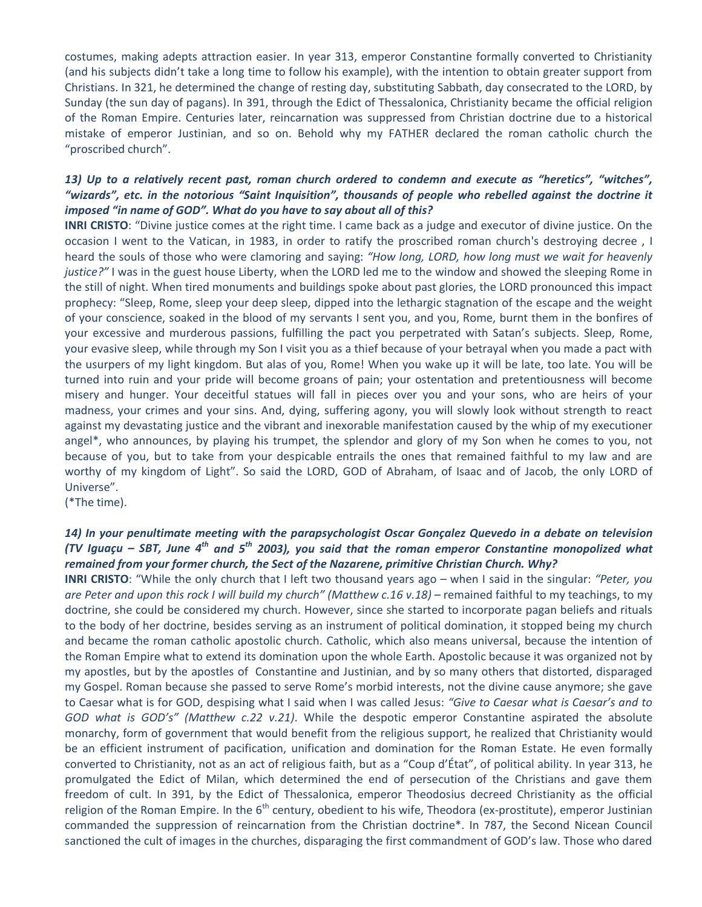costumes, making adepts attraction easier. In year 313, emperor Constantine formally converted to Christianity (and his subjects didn't take a long time to follow his example), with the intention to obtain greater support from Christians. In 321, he determined the change of resting day, substituting Sabbath, day consecrated to the LORD, by Sunday (the sun day of pagans). In 391, through the Edict of Thessalonica, Christianity became the official religion of the Roman Empire. Centuries later, reincarnation was suppressed from Christian doctrine due to a historical mistake of emperor Justinian, and so on. Behold why my FATHER declared the roman catholic church the "proscribed church".

***13) Up to a relatively recent past, roman church ordered to condemn and execute as "heretics", "witches", "wizards", etc. in the notorious "Saint Inquisition", thousands of people who rebelled against the doctrine it imposed "in name of GOD". What do you have to say about all of this?***

**INRI CRISTO**: "Divine justice comes at the right time. I came back as a judge and executor of divine justice. On the occasion I went to the Vatican, in 1983, in order to ratify the proscribed roman church's destroying decree , I heard the souls of those who were clamoring and saying: *"How long, LORD, how long must we wait for heavenly justice?"* I was in the guest house Liberty, when the LORD led me to the window and showed the sleeping Rome in the still of night. When tired monuments and buildings spoke about past glories, the LORD pronounced this impact prophecy: "Sleep, Rome, sleep your deep sleep, dipped into the lethargic stagnation of the escape and the weight of your conscience, soaked in the blood of my servants I sent you, and you, Rome, burnt them in the bonfires of your excessive and murderous passions, fulfilling the pact you perpetrated with Satan's subjects. Sleep, Rome, your evasive sleep, while through my Son I visit you as a thief because of your betrayal when you made a pact with the usurpers of my light kingdom. But alas of you, Rome! When you wake up it will be late, too late. You will be turned into ruin and your pride will become groans of pain; your ostentation and pretentiousness will become misery and hunger. Your deceitful statues will fall in pieces over you and your sons, who are heirs of your madness, your crimes and your sins. And, dying, suffering agony, you will slowly look without strength to react against my devastating justice and the vibrant and inexorable manifestation caused by the whip of my executioner angel*, who announces, by playing his trumpet, the splendor and glory of my Son when he comes to you, not because of you, but to take from your despicable entrails the ones that remained faithful to my law and are worthy of my kingdom of Light". So said the LORD, GOD of Abraham, of Isaac and of Jacob, the only LORD of Universe".

(*The time).

***14) In your penultimate meeting with the parapsychologist Oscar Gonçalez Quevedo in a debate on television (TV Iguaçu – SBT, June 4th and 5th 2003), you said that the roman emperor Constantine monopolized what remained from your former church, the Sect of the Nazarene, primitive Christian Church. Why?***

**INRI CRISTO**: "While the only church that I left two thousand years ago – when I said in the singular: *"Peter, you are Peter and upon this rock I will build my church" (Matthew c.16 v.18)* – remained faithful to my teachings, to my doctrine, she could be considered my church. However, since she started to incorporate pagan beliefs and rituals to the body of her doctrine, besides serving as an instrument of political domination, it stopped being my church and became the roman catholic apostolic church. Catholic, which also means universal, because the intention of the Roman Empire what to extend its domination upon the whole Earth. Apostolic because it was organized not by my apostles, but by the apostles of Constantine and Justinian, and by so many others that distorted, disparaged my Gospel. Roman because she passed to serve Rome's morbid interests, not the divine cause anymore; she gave to Caesar what is for GOD, despising what I said when I was called Jesus: *"Give to Caesar what is Caesar's and to GOD what is GOD's" (Matthew c.22 v.21)*. While the despotic emperor Constantine aspirated the absolute monarchy, form of government that would benefit from the religious support, he realized that Christianity would be an efficient instrument of pacification, unification and domination for the Roman Estate. He even formally converted to Christianity, not as an act of religious faith, but as a "Coup d'État", of political ability. In year 313, he promulgated the Edict of Milan, which determined the end of persecution of the Christians and gave them freedom of cult. In 391, by the Edict of Thessalonica, emperor Theodosius decreed Christianity as the official religion of the Roman Empire. In the 6th century, obedient to his wife, Theodora (ex-prostitute), emperor Justinian commanded the suppression of reincarnation from the Christian doctrine*. In 787, the Second Nicean Council sanctioned the cult of images in the churches, disparaging the first commandment of GOD's law. Those who dared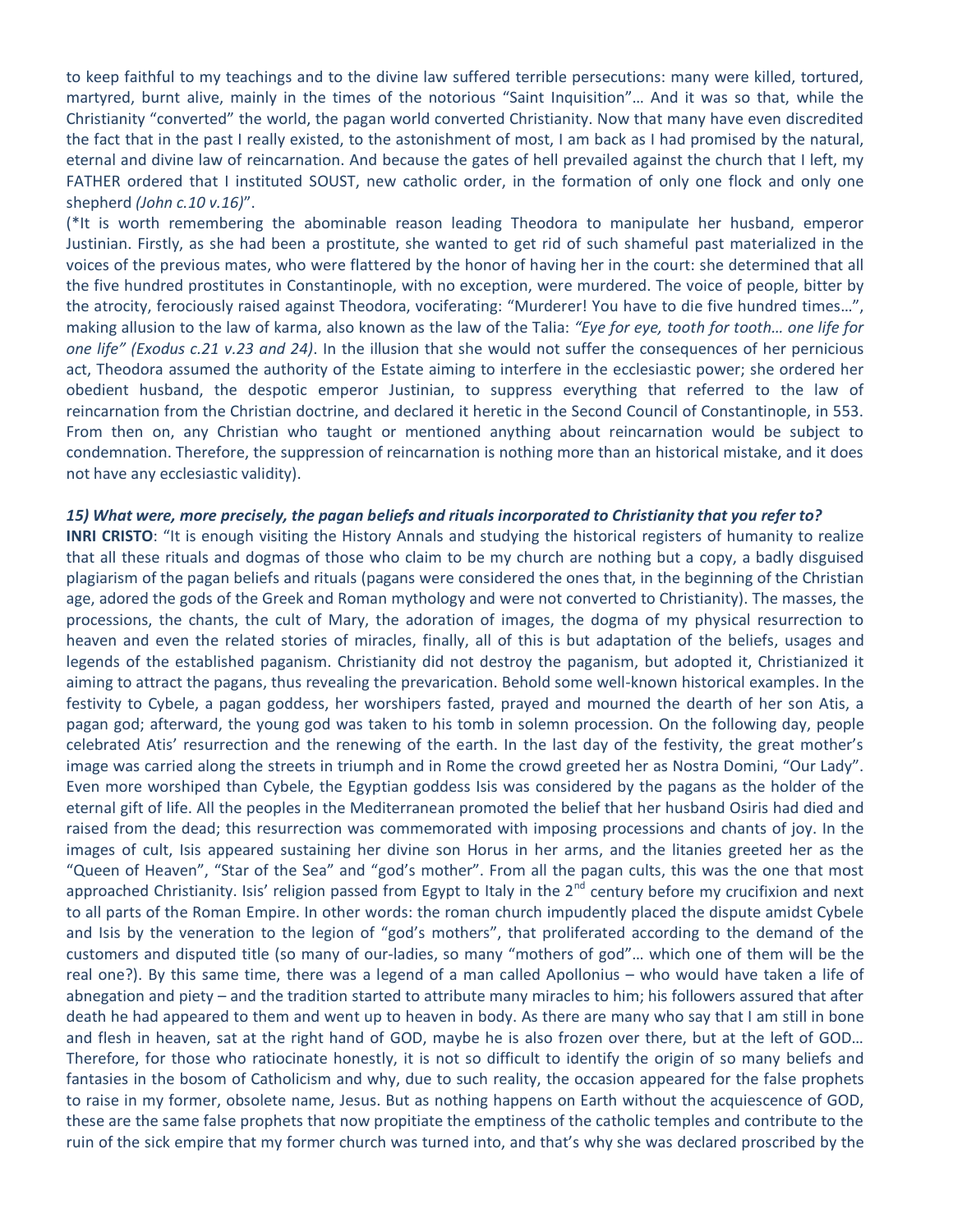to keep faithful to my teachings and to the divine law suffered terrible persecutions: many were killed, tortured, martyred, burnt alive, mainly in the times of the notorious "Saint Inquisition"… And it was so that, while the Christianity "converted" the world, the pagan world converted Christianity. Now that many have even discredited the fact that in the past I really existed, to the astonishment of most, I am back as I had promised by the natural, eternal and divine law of reincarnation. And because the gates of hell prevailed against the church that I left, my FATHER ordered that I instituted SOUST, new catholic order, in the formation of only one flock and only one shepherd *(John c.10 v.16)*".

(*It is worth remembering the abominable reason leading Theodora to manipulate her husband, emperor Justinian. Firstly, as she had been a prostitute, she wanted to get rid of such shameful past materialized in the voices of the previous mates, who were flattered by the honor of having her in the court: she determined that all the five hundred prostitutes in Constantinople, with no exception, were murdered. The voice of people, bitter by the atrocity, ferociously raised against Theodora, vociferating: "Murderer! You have to die five hundred times…", making allusion to the law of karma, also known as the law of the Talia: *"Eye for eye, tooth for tooth… one life for one life" (Exodus c.21 v.23 and 24)*. In the illusion that she would not suffer the consequences of her pernicious act, Theodora assumed the authority of the Estate aiming to interfere in the ecclesiastic power; she ordered her obedient husband, the despotic emperor Justinian, to suppress everything that referred to the law of reincarnation from the Christian doctrine, and declared it heretic in the Second Council of Constantinople, in 553. From then on, any Christian who taught or mentioned anything about reincarnation would be subject to condemnation. Therefore, the suppression of reincarnation is nothing more than an historical mistake, and it does not have any ecclesiastic validity).

***15) What were, more precisely, the pagan beliefs and rituals incorporated to Christianity that you refer to?***

**INRI CRISTO**: "It is enough visiting the History Annals and studying the historical registers of humanity to realize that all these rituals and dogmas of those who claim to be my church are nothing but a copy, a badly disguised plagiarism of the pagan beliefs and rituals (pagans were considered the ones that, in the beginning of the Christian age, adored the gods of the Greek and Roman mythology and were not converted to Christianity). The masses, the processions, the chants, the cult of Mary, the adoration of images, the dogma of my physical resurrection to heaven and even the related stories of miracles, finally, all of this is but adaptation of the beliefs, usages and legends of the established paganism. Christianity did not destroy the paganism, but adopted it, Christianized it aiming to attract the pagans, thus revealing the prevarication. Behold some well-known historical examples. In the festivity to Cybele, a pagan goddess, her worshipers fasted, prayed and mourned the dearth of her son Atis, a pagan god; afterward, the young god was taken to his tomb in solemn procession. On the following day, people celebrated Atis' resurrection and the renewing of the earth. In the last day of the festivity, the great mother's image was carried along the streets in triumph and in Rome the crowd greeted her as Nostra Domini, "Our Lady". Even more worshiped than Cybele, the Egyptian goddess Isis was considered by the pagans as the holder of the eternal gift of life. All the peoples in the Mediterranean promoted the belief that her husband Osiris had died and raised from the dead; this resurrection was commemorated with imposing processions and chants of joy. In the images of cult, Isis appeared sustaining her divine son Horus in her arms, and the litanies greeted her as the "Queen of Heaven", "Star of the Sea" and "god's mother". From all the pagan cults, this was the one that most approached Christianity. Isis' religion passed from Egypt to Italy in the 2nd century before my crucifixion and next to all parts of the Roman Empire. In other words: the roman church impudently placed the dispute amidst Cybele and Isis by the veneration to the legion of "god's mothers", that proliferated according to the demand of the customers and disputed title (so many of our-ladies, so many "mothers of god"… which one of them will be the real one?). By this same time, there was a legend of a man called Apollonius – who would have taken a life of abnegation and piety – and the tradition started to attribute many miracles to him; his followers assured that after death he had appeared to them and went up to heaven in body. As there are many who say that I am still in bone and flesh in heaven, sat at the right hand of GOD, maybe he is also frozen over there, but at the left of GOD… Therefore, for those who ratiocinate honestly, it is not so difficult to identify the origin of so many beliefs and fantasies in the bosom of Catholicism and why, due to such reality, the occasion appeared for the false prophets to raise in my former, obsolete name, Jesus. But as nothing happens on Earth without the acquiescence of GOD, these are the same false prophets that now propitiate the emptiness of the catholic temples and contribute to the ruin of the sick empire that my former church was turned into, and that's why she was declared proscribed by the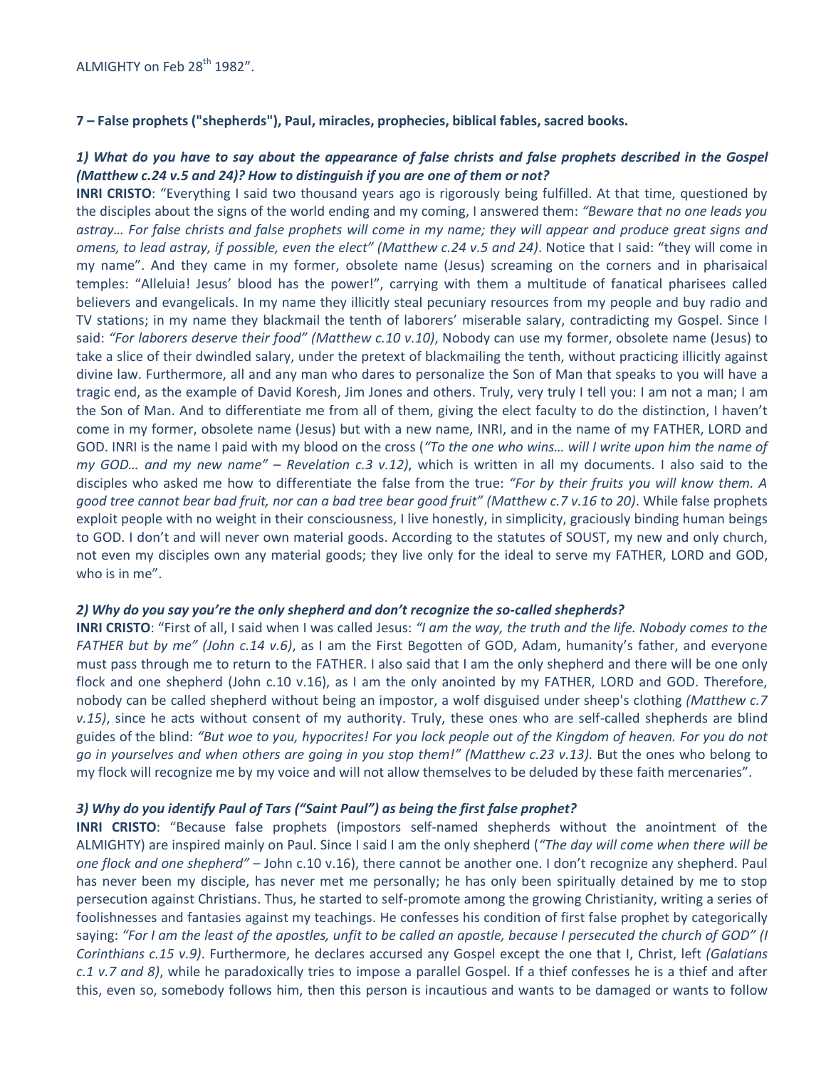ALMIGHTY on Feb 28th 1982".

**7 – False prophets ("shepherds"), Paul, miracles, prophecies, biblical fables, sacred books.**

***1) What do you have to say about the appearance of false christs and false prophets described in the Gospel (Matthew c.24 v.5 and 24)? How to distinguish if you are one of them or not?***

**INRI CRISTO**: "Everything I said two thousand years ago is rigorously being fulfilled. At that time, questioned by the disciples about the signs of the world ending and my coming, I answered them: *"Beware that no one leads you astray… For false christs and false prophets will come in my name; they will appear and produce great signs and omens, to lead astray, if possible, even the elect" (Matthew c.24 v.5 and 24)*. Notice that I said: "they will come in my name". And they came in my former, obsolete name (Jesus) screaming on the corners and in pharisaical temples: "Alleluia! Jesus' blood has the power!", carrying with them a multitude of fanatical pharisees called believers and evangelicals. In my name they illicitly steal pecuniary resources from my people and buy radio and TV stations; in my name they blackmail the tenth of laborers' miserable salary, contradicting my Gospel. Since I said: *"For laborers deserve their food" (Matthew c.10 v.10)*, Nobody can use my former, obsolete name (Jesus) to take a slice of their dwindled salary, under the pretext of blackmailing the tenth, without practicing illicitly against divine law. Furthermore, all and any man who dares to personalize the Son of Man that speaks to you will have a tragic end, as the example of David Koresh, Jim Jones and others. Truly, very truly I tell you: I am not a man; I am the Son of Man. And to differentiate me from all of them, giving the elect faculty to do the distinction, I haven't come in my former, obsolete name (Jesus) but with a new name, INRI, and in the name of my FATHER, LORD and GOD. INRI is the name I paid with my blood on the cross (*"To the one who wins… will I write upon him the name of my GOD… and my new name" – Revelation c.3 v.12)*, which is written in all my documents. I also said to the disciples who asked me how to differentiate the false from the true: *"For by their fruits you will know them. A good tree cannot bear bad fruit, nor can a bad tree bear good fruit" (Matthew c.7 v.16 to 20)*. While false prophets exploit people with no weight in their consciousness, I live honestly, in simplicity, graciously binding human beings to GOD. I don't and will never own material goods. According to the statutes of SOUST, my new and only church, not even my disciples own any material goods; they live only for the ideal to serve my FATHER, LORD and GOD, who is in me".

***2) Why do you say you're the only shepherd and don't recognize the so-called shepherds?***

**INRI CRISTO**: "First of all, I said when I was called Jesus: *"I am the way, the truth and the life. Nobody comes to the FATHER but by me" (John c.14 v.6)*, as I am the First Begotten of GOD, Adam, humanity's father, and everyone must pass through me to return to the FATHER. I also said that I am the only shepherd and there will be one only flock and one shepherd (John c.10 v.16), as I am the only anointed by my FATHER, LORD and GOD. Therefore, nobody can be called shepherd without being an impostor, a wolf disguised under sheep's clothing *(Matthew c.7 v.15)*, since he acts without consent of my authority. Truly, these ones who are self-called shepherds are blind guides of the blind: *"But woe to you, hypocrites! For you lock people out of the Kingdom of heaven. For you do not go in yourselves and when others are going in you stop them!" (Matthew c.23 v.13)*. But the ones who belong to my flock will recognize me by my voice and will not allow themselves to be deluded by these faith mercenaries".

***3) Why do you identify Paul of Tars ("Saint Paul") as being the first false prophet?***

**INRI CRISTO**: "Because false prophets (impostors self-named shepherds without the anointment of the ALMIGHTY) are inspired mainly on Paul. Since I said I am the only shepherd (*"The day will come when there will be one flock and one shepherd"* – John c.10 v.16), there cannot be another one. I don't recognize any shepherd. Paul has never been my disciple, has never met me personally; he has only been spiritually detained by me to stop persecution against Christians. Thus, he started to self-promote among the growing Christianity, writing a series of foolishnesses and fantasies against my teachings. He confesses his condition of first false prophet by categorically saying: *"For I am the least of the apostles, unfit to be called an apostle, because I persecuted the church of GOD" (I Corinthians c.15 v.9)*. Furthermore, he declares accursed any Gospel except the one that I, Christ, left *(Galatians c.1 v.7 and 8)*, while he paradoxically tries to impose a parallel Gospel. If a thief confesses he is a thief and after this, even so, somebody follows him, then this person is incautious and wants to be damaged or wants to follow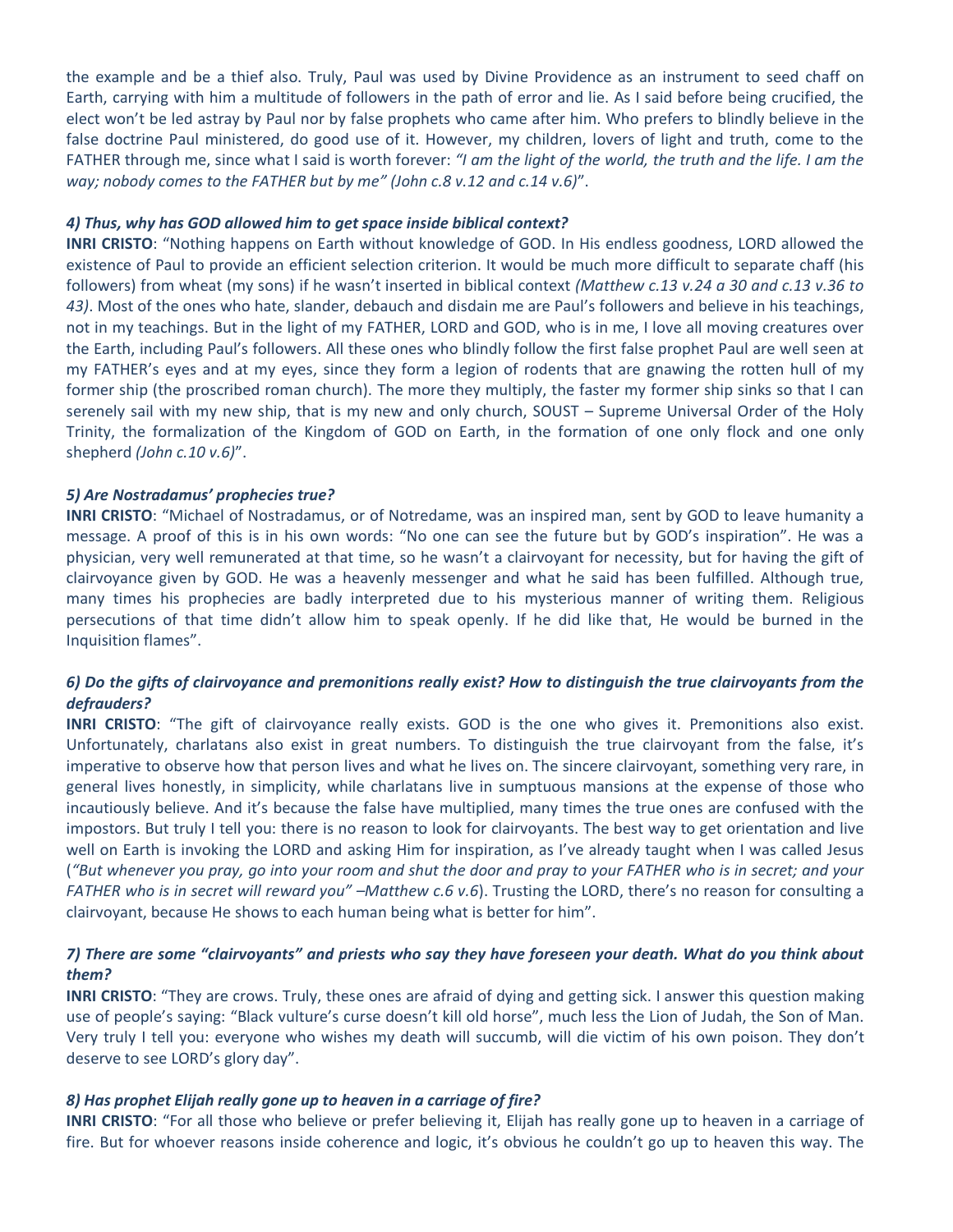the example and be a thief also. Truly, Paul was used by Divine Providence as an instrument to seed chaff on Earth, carrying with him a multitude of followers in the path of error and lie. As I said before being crucified, the elect won't be led astray by Paul nor by false prophets who came after him. Who prefers to blindly believe in the false doctrine Paul ministered, do good use of it. However, my children, lovers of light and truth, come to the FATHER through me, since what I said is worth forever: *"I am the light of the world, the truth and the life. I am the way; nobody comes to the FATHER but by me" (John c.8 v.12 and c.14 v.6)*".

***4) Thus, why has GOD allowed him to get space inside biblical context?***

**INRI CRISTO**: "Nothing happens on Earth without knowledge of GOD. In His endless goodness, LORD allowed the existence of Paul to provide an efficient selection criterion. It would be much more difficult to separate chaff (his followers) from wheat (my sons) if he wasn't inserted in biblical context *(Matthew c.13 v.24 a 30 and c.13 v.36 to 43)*. Most of the ones who hate, slander, debauch and disdain me are Paul's followers and believe in his teachings, not in my teachings. But in the light of my FATHER, LORD and GOD, who is in me, I love all moving creatures over the Earth, including Paul's followers. All these ones who blindly follow the first false prophet Paul are well seen at my FATHER's eyes and at my eyes, since they form a legion of rodents that are gnawing the rotten hull of my former ship (the proscribed roman church). The more they multiply, the faster my former ship sinks so that I can serenely sail with my new ship, that is my new and only church, SOUST – Supreme Universal Order of the Holy Trinity, the formalization of the Kingdom of GOD on Earth, in the formation of one only flock and one only shepherd *(John c.10 v.6)*".

***5) Are Nostradamus' prophecies true?***

**INRI CRISTO**: "Michael of Nostradamus, or of Notredame, was an inspired man, sent by GOD to leave humanity a message. A proof of this is in his own words: "No one can see the future but by GOD's inspiration". He was a physician, very well remunerated at that time, so he wasn't a clairvoyant for necessity, but for having the gift of clairvoyance given by GOD. He was a heavenly messenger and what he said has been fulfilled. Although true, many times his prophecies are badly interpreted due to his mysterious manner of writing them. Religious persecutions of that time didn't allow him to speak openly. If he did like that, He would be burned in the Inquisition flames".

***6) Do the gifts of clairvoyance and premonitions really exist? How to distinguish the true clairvoyants from the defrauders?***

**INRI CRISTO**: "The gift of clairvoyance really exists. GOD is the one who gives it. Premonitions also exist. Unfortunately, charlatans also exist in great numbers. To distinguish the true clairvoyant from the false, it's imperative to observe how that person lives and what he lives on. The sincere clairvoyant, something very rare, in general lives honestly, in simplicity, while charlatans live in sumptuous mansions at the expense of those who incautiously believe. And it's because the false have multiplied, many times the true ones are confused with the impostors. But truly I tell you: there is no reason to look for clairvoyants. The best way to get orientation and live well on Earth is invoking the LORD and asking Him for inspiration, as I've already taught when I was called Jesus (*"But whenever you pray, go into your room and shut the door and pray to your FATHER who is in secret; and your FATHER who is in secret will reward you" –Matthew c.6 v.6*). Trusting the LORD, there's no reason for consulting a clairvoyant, because He shows to each human being what is better for him".

***7) There are some "clairvoyants" and priests who say they have foreseen your death. What do you think about them?***

**INRI CRISTO**: "They are crows. Truly, these ones are afraid of dying and getting sick. I answer this question making use of people's saying: "Black vulture's curse doesn't kill old horse", much less the Lion of Judah, the Son of Man. Very truly I tell you: everyone who wishes my death will succumb, will die victim of his own poison. They don't deserve to see LORD's glory day".

***8) Has prophet Elijah really gone up to heaven in a carriage of fire?***

**INRI CRISTO**: "For all those who believe or prefer believing it, Elijah has really gone up to heaven in a carriage of fire. But for whoever reasons inside coherence and logic, it's obvious he couldn't go up to heaven this way. The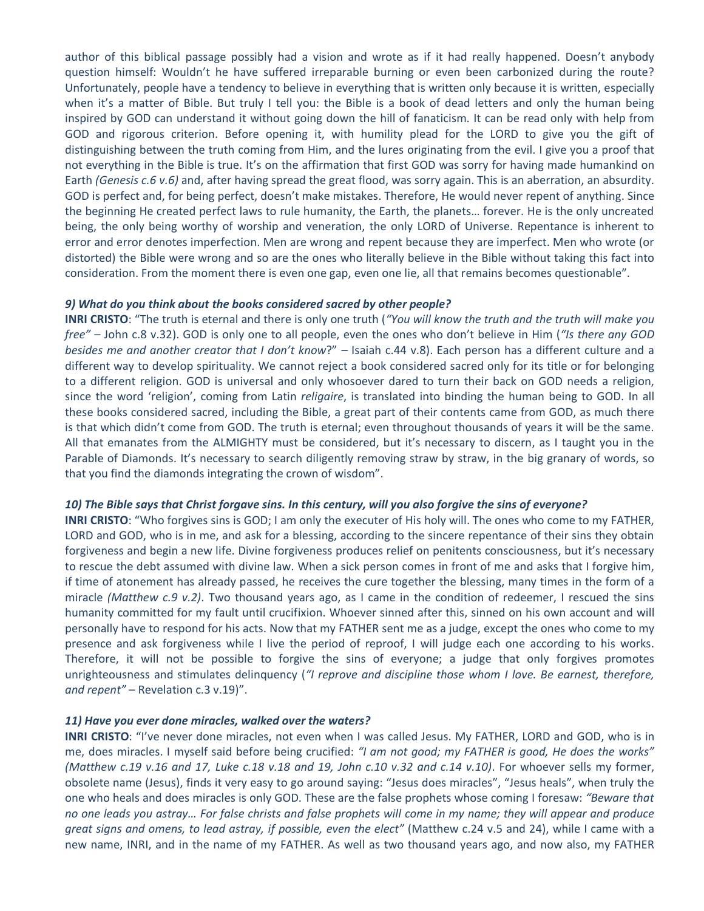author of this biblical passage possibly had a vision and wrote as if it had really happened. Doesn't anybody question himself: Wouldn't he have suffered irreparable burning or even been carbonized during the route? Unfortunately, people have a tendency to believe in everything that is written only because it is written, especially when it's a matter of Bible. But truly I tell you: the Bible is a book of dead letters and only the human being inspired by GOD can understand it without going down the hill of fanaticism. It can be read only with help from GOD and rigorous criterion. Before opening it, with humility plead for the LORD to give you the gift of distinguishing between the truth coming from Him, and the lures originating from the evil. I give you a proof that not everything in the Bible is true. It's on the affirmation that first GOD was sorry for having made humankind on Earth *(Genesis c.6 v.6)* and, after having spread the great flood, was sorry again. This is an aberration, an absurdity. GOD is perfect and, for being perfect, doesn't make mistakes. Therefore, He would never repent of anything. Since the beginning He created perfect laws to rule humanity, the Earth, the planets… forever. He is the only uncreated being, the only being worthy of worship and veneration, the only LORD of Universe. Repentance is inherent to error and error denotes imperfection. Men are wrong and repent because they are imperfect. Men who wrote (or distorted) the Bible were wrong and so are the ones who literally believe in the Bible without taking this fact into consideration. From the moment there is even one gap, even one lie, all that remains becomes questionable".

***9) What do you think about the books considered sacred by other people?***

**INRI CRISTO**: "The truth is eternal and there is only one truth (*"You will know the truth and the truth will make you free"* – John c.8 v.32). GOD is only one to all people, even the ones who don't believe in Him (*"Is there any GOD besides me and another creator that I don't know*?" – Isaiah c.44 v.8). Each person has a different culture and a different way to develop spirituality. We cannot reject a book considered sacred only for its title or for belonging to a different religion. GOD is universal and only whosoever dared to turn their back on GOD needs a religion, since the word 'religion', coming from Latin *religaire*, is translated into binding the human being to GOD. In all these books considered sacred, including the Bible, a great part of their contents came from GOD, as much there is that which didn't come from GOD. The truth is eternal; even throughout thousands of years it will be the same. All that emanates from the ALMIGHTY must be considered, but it's necessary to discern, as I taught you in the Parable of Diamonds. It's necessary to search diligently removing straw by straw, in the big granary of words, so that you find the diamonds integrating the crown of wisdom".

***10) The Bible says that Christ forgave sins. In this century, will you also forgive the sins of everyone?***

**INRI CRISTO**: "Who forgives sins is GOD; I am only the executer of His holy will. The ones who come to my FATHER, LORD and GOD, who is in me, and ask for a blessing, according to the sincere repentance of their sins they obtain forgiveness and begin a new life. Divine forgiveness produces relief on penitents consciousness, but it's necessary to rescue the debt assumed with divine law. When a sick person comes in front of me and asks that I forgive him, if time of atonement has already passed, he receives the cure together the blessing, many times in the form of a miracle *(Matthew c.9 v.2)*. Two thousand years ago, as I came in the condition of redeemer, I rescued the sins humanity committed for my fault until crucifixion. Whoever sinned after this, sinned on his own account and will personally have to respond for his acts. Now that my FATHER sent me as a judge, except the ones who come to my presence and ask forgiveness while I live the period of reproof, I will judge each one according to his works. Therefore, it will not be possible to forgive the sins of everyone; a judge that only forgives promotes unrighteousness and stimulates delinquency (*"I reprove and discipline those whom I love. Be earnest, therefore, and repent"* – Revelation c.3 v.19)".

***11) Have you ever done miracles, walked over the waters?***

**INRI CRISTO**: "I've never done miracles, not even when I was called Jesus. My FATHER, LORD and GOD, who is in me, does miracles. I myself said before being crucified: *"I am not good; my FATHER is good, He does the works" (Matthew c.19 v.16 and 17, Luke c.18 v.18 and 19, John c.10 v.32 and c.14 v.10)*. For whoever sells my former, obsolete name (Jesus), finds it very easy to go around saying: "Jesus does miracles", "Jesus heals", when truly the one who heals and does miracles is only GOD. These are the false prophets whose coming I foresaw: *"Beware that no one leads you astray… For false christs and false prophets will come in my name; they will appear and produce great signs and omens, to lead astray, if possible, even the elect"* (Matthew c.24 v.5 and 24), while I came with a new name, INRI, and in the name of my FATHER. As well as two thousand years ago, and now also, my FATHER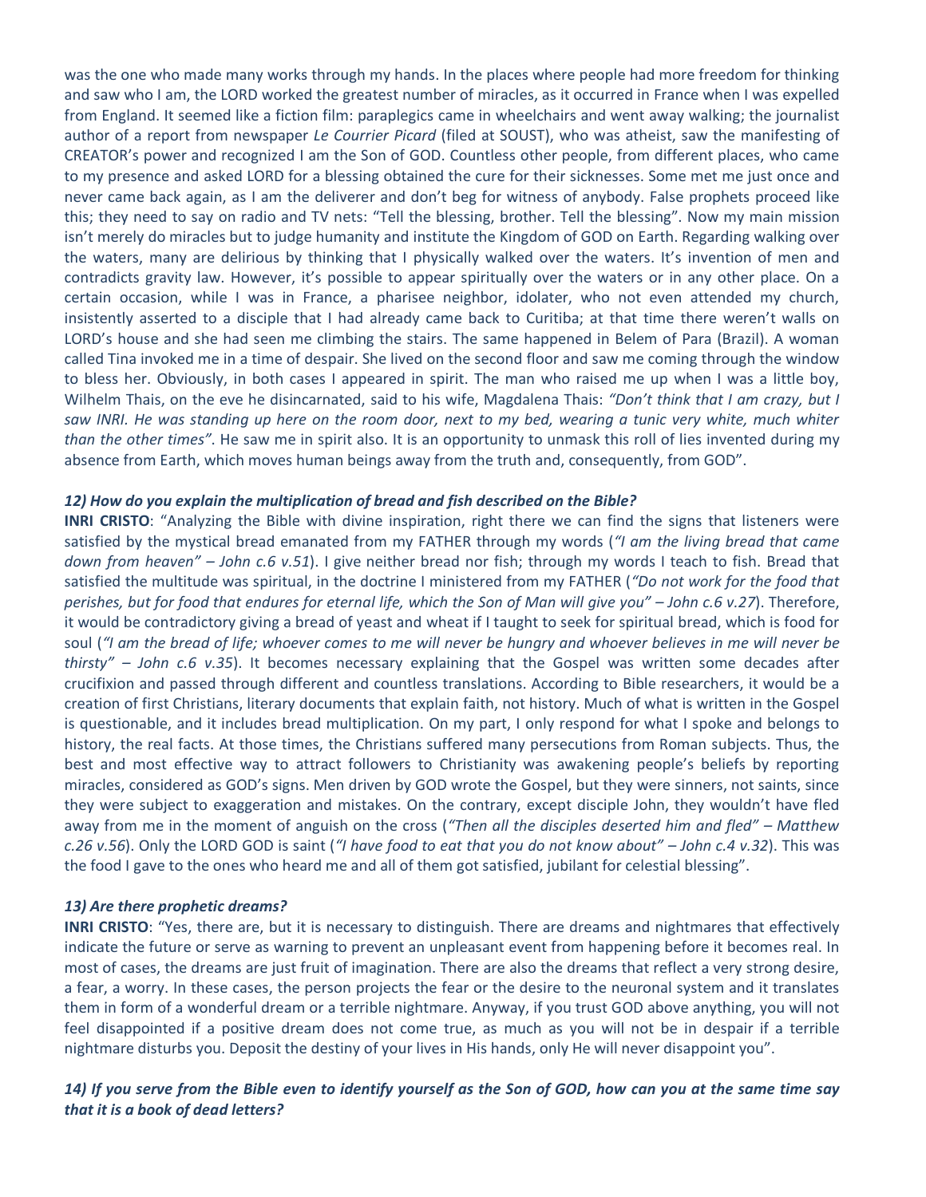was the one who made many works through my hands. In the places where people had more freedom for thinking and saw who I am, the LORD worked the greatest number of miracles, as it occurred in France when I was expelled from England. It seemed like a fiction film: paraplegics came in wheelchairs and went away walking; the journalist author of a report from newspaper *Le Courrier Picard* (filed at SOUST), who was atheist, saw the manifesting of CREATOR's power and recognized I am the Son of GOD. Countless other people, from different places, who came to my presence and asked LORD for a blessing obtained the cure for their sicknesses. Some met me just once and never came back again, as I am the deliverer and don't beg for witness of anybody. False prophets proceed like this; they need to say on radio and TV nets: "Tell the blessing, brother. Tell the blessing". Now my main mission isn't merely do miracles but to judge humanity and institute the Kingdom of GOD on Earth. Regarding walking over the waters, many are delirious by thinking that I physically walked over the waters. It's invention of men and contradicts gravity law. However, it's possible to appear spiritually over the waters or in any other place. On a certain occasion, while I was in France, a pharisee neighbor, idolater, who not even attended my church, insistently asserted to a disciple that I had already came back to Curitiba; at that time there weren't walls on LORD's house and she had seen me climbing the stairs. The same happened in Belem of Para (Brazil). A woman called Tina invoked me in a time of despair. She lived on the second floor and saw me coming through the window to bless her. Obviously, in both cases I appeared in spirit. The man who raised me up when I was a little boy, Wilhelm Thais, on the eve he disincarnated, said to his wife, Magdalena Thais: *"Don't think that I am crazy, but I saw INRI. He was standing up here on the room door, next to my bed, wearing a tunic very white, much whiter than the other times"*. He saw me in spirit also. It is an opportunity to unmask this roll of lies invented during my absence from Earth, which moves human beings away from the truth and, consequently, from GOD".

***12) How do you explain the multiplication of bread and fish described on the Bible?***

**INRI CRISTO**: "Analyzing the Bible with divine inspiration, right there we can find the signs that listeners were satisfied by the mystical bread emanated from my FATHER through my words (*"I am the living bread that came down from heaven" – John c.6 v.51*). I give neither bread nor fish; through my words I teach to fish. Bread that satisfied the multitude was spiritual, in the doctrine I ministered from my FATHER (*"Do not work for the food that perishes, but for food that endures for eternal life, which the Son of Man will give you" – John c.6 v.27*). Therefore, it would be contradictory giving a bread of yeast and wheat if I taught to seek for spiritual bread, which is food for soul (*"I am the bread of life; whoever comes to me will never be hungry and whoever believes in me will never be thirsty" – John c.6 v.35*). It becomes necessary explaining that the Gospel was written some decades after crucifixion and passed through different and countless translations. According to Bible researchers, it would be a creation of first Christians, literary documents that explain faith, not history. Much of what is written in the Gospel is questionable, and it includes bread multiplication. On my part, I only respond for what I spoke and belongs to history, the real facts. At those times, the Christians suffered many persecutions from Roman subjects. Thus, the best and most effective way to attract followers to Christianity was awakening people's beliefs by reporting miracles, considered as GOD's signs. Men driven by GOD wrote the Gospel, but they were sinners, not saints, since they were subject to exaggeration and mistakes. On the contrary, except disciple John, they wouldn't have fled away from me in the moment of anguish on the cross (*"Then all the disciples deserted him and fled" – Matthew c.26 v.56*). Only the LORD GOD is saint (*"I have food to eat that you do not know about" – John c.4 v.32*). This was the food I gave to the ones who heard me and all of them got satisfied, jubilant for celestial blessing".

***13) Are there prophetic dreams?***

**INRI CRISTO**: "Yes, there are, but it is necessary to distinguish. There are dreams and nightmares that effectively indicate the future or serve as warning to prevent an unpleasant event from happening before it becomes real. In most of cases, the dreams are just fruit of imagination. There are also the dreams that reflect a very strong desire, a fear, a worry. In these cases, the person projects the fear or the desire to the neuronal system and it translates them in form of a wonderful dream or a terrible nightmare. Anyway, if you trust GOD above anything, you will not feel disappointed if a positive dream does not come true, as much as you will not be in despair if a terrible nightmare disturbs you. Deposit the destiny of your lives in His hands, only He will never disappoint you".

***14) If you serve from the Bible even to identify yourself as the Son of GOD, how can you at the same time say that it is a book of dead letters?***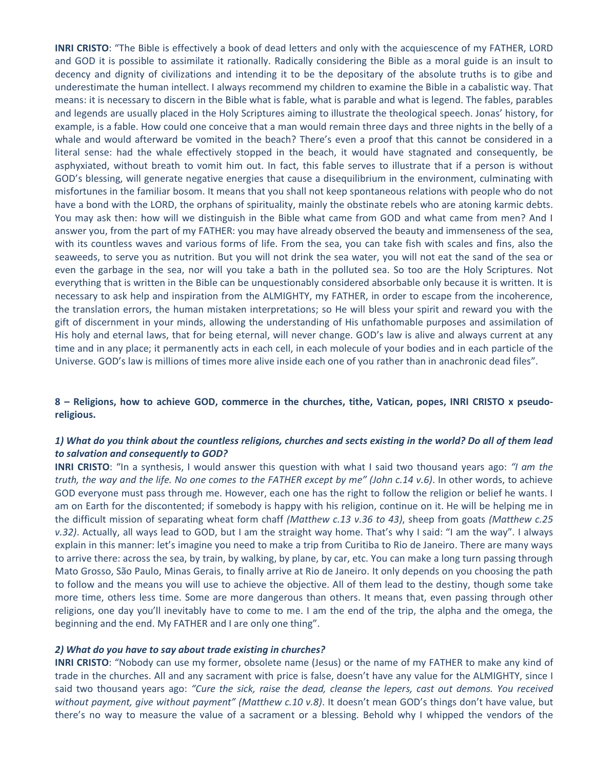**INRI CRISTO**: "The Bible is effectively a book of dead letters and only with the acquiescence of my FATHER, LORD and GOD it is possible to assimilate it rationally. Radically considering the Bible as a moral guide is an insult to decency and dignity of civilizations and intending it to be the depositary of the absolute truths is to gibe and underestimate the human intellect. I always recommend my children to examine the Bible in a cabalistic way. That means: it is necessary to discern in the Bible what is fable, what is parable and what is legend. The fables, parables and legends are usually placed in the Holy Scriptures aiming to illustrate the theological speech. Jonas' history, for example, is a fable. How could one conceive that a man would remain three days and three nights in the belly of a whale and would afterward be vomited in the beach? There's even a proof that this cannot be considered in a literal sense: had the whale effectively stopped in the beach, it would have stagnated and consequently, be asphyxiated, without breath to vomit him out. In fact, this fable serves to illustrate that if a person is without GOD's blessing, will generate negative energies that cause a disequilibrium in the environment, culminating with misfortunes in the familiar bosom. It means that you shall not keep spontaneous relations with people who do not have a bond with the LORD, the orphans of spirituality, mainly the obstinate rebels who are atoning karmic debts. You may ask then: how will we distinguish in the Bible what came from GOD and what came from men? And I answer you, from the part of my FATHER: you may have already observed the beauty and immenseness of the sea, with its countless waves and various forms of life. From the sea, you can take fish with scales and fins, also the seaweeds, to serve you as nutrition. But you will not drink the sea water, you will not eat the sand of the sea or even the garbage in the sea, nor will you take a bath in the polluted sea. So too are the Holy Scriptures. Not everything that is written in the Bible can be unquestionably considered absorbable only because it is written. It is necessary to ask help and inspiration from the ALMIGHTY, my FATHER, in order to escape from the incoherence, the translation errors, the human mistaken interpretations; so He will bless your spirit and reward you with the gift of discernment in your minds, allowing the understanding of His unfathomable purposes and assimilation of His holy and eternal laws, that for being eternal, will never change. GOD's law is alive and always current at any time and in any place; it permanently acts in each cell, in each molecule of your bodies and in each particle of the Universe. GOD's law is millions of times more alive inside each one of you rather than in anachronic dead files".

## 8 – Religions, how to achieve GOD, commerce in the churches, tithe, Vatican, popes, INRI CRISTO x pseudo-religious.

***1) What do you think about the countless religions, churches and sects existing in the world? Do all of them lead to salvation and consequently to GOD?***

**INRI CRISTO**: "In a synthesis, I would answer this question with what I said two thousand years ago: *"I am the truth, the way and the life. No one comes to the FATHER except by me" (John c.14 v.6)*. In other words, to achieve GOD everyone must pass through me. However, each one has the right to follow the religion or belief he wants. I am on Earth for the discontented; if somebody is happy with his religion, continue on it. He will be helping me in the difficult mission of separating wheat form chaff *(Matthew c.13 v.36 to 43)*, sheep from goats *(Matthew c.25 v.32)*. Actually, all ways lead to GOD, but I am the straight way home. That's why I said: "I am the way". I always explain in this manner: let's imagine you need to make a trip from Curitiba to Rio de Janeiro. There are many ways to arrive there: across the sea, by train, by walking, by plane, by car, etc. You can make a long turn passing through Mato Grosso, São Paulo, Minas Gerais, to finally arrive at Rio de Janeiro. It only depends on you choosing the path to follow and the means you will use to achieve the objective. All of them lead to the destiny, though some take more time, others less time. Some are more dangerous than others. It means that, even passing through other religions, one day you'll inevitably have to come to me. I am the end of the trip, the alpha and the omega, the beginning and the end. My FATHER and I are only one thing".

***2) What do you have to say about trade existing in churches?***

**INRI CRISTO**: "Nobody can use my former, obsolete name (Jesus) or the name of my FATHER to make any kind of trade in the churches. All and any sacrament with price is false, doesn't have any value for the ALMIGHTY, since I said two thousand years ago: *"Cure the sick, raise the dead, cleanse the lepers, cast out demons. You received without payment, give without payment" (Matthew c.10 v.8)*. It doesn't mean GOD's things don't have value, but there's no way to measure the value of a sacrament or a blessing. Behold why I whipped the vendors of the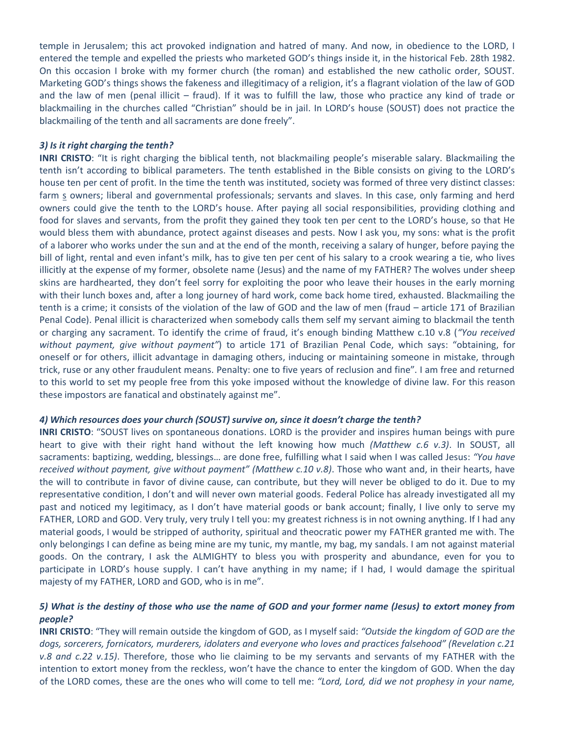temple in Jerusalem; this act provoked indignation and hatred of many. And now, in obedience to the LORD, I entered the temple and expelled the priests who marketed GOD's things inside it, in the historical Feb. 28th 1982. On this occasion I broke with my former church (the roman) and established the new catholic order, SOUST. Marketing GOD's things shows the fakeness and illegitimacy of a religion, it's a flagrant violation of the law of GOD and the law of men (penal illicit – fraud). If it was to fulfill the law, those who practice any kind of trade or blackmailing in the churches called "Christian" should be in jail. In LORD's house (SOUST) does not practice the blackmailing of the tenth and all sacraments are done freely".

***3) Is it right charging the tenth?***

**INRI CRISTO**: "It is right charging the biblical tenth, not blackmailing people's miserable salary. Blackmailing the tenth isn't according to biblical parameters. The tenth established in the Bible consists on giving to the LORD's house ten per cent of profit. In the time the tenth was instituted, society was formed of three very distinct classes: farm s owners; liberal and governmental professionals; servants and slaves. In this case, only farming and herd owners could give the tenth to the LORD's house. After paying all social responsibilities, providing clothing and food for slaves and servants, from the profit they gained they took ten per cent to the LORD's house, so that He would bless them with abundance, protect against diseases and pests. Now I ask you, my sons: what is the profit of a laborer who works under the sun and at the end of the month, receiving a salary of hunger, before paying the bill of light, rental and even infant's milk, has to give ten per cent of his salary to a crook wearing a tie, who lives illicitly at the expense of my former, obsolete name (Jesus) and the name of my FATHER? The wolves under sheep skins are hardhearted, they don't feel sorry for exploiting the poor who leave their houses in the early morning with their lunch boxes and, after a long journey of hard work, come back home tired, exhausted. Blackmailing the tenth is a crime; it consists of the violation of the law of GOD and the law of men (fraud – article 171 of Brazilian Penal Code). Penal illicit is characterized when somebody calls them self my servant aiming to blackmail the tenth or charging any sacrament. To identify the crime of fraud, it's enough binding Matthew c.10 v.8 (*"You received without payment, give without payment"*) to article 171 of Brazilian Penal Code, which says: "obtaining, for oneself or for others, illicit advantage in damaging others, inducing or maintaining someone in mistake, through trick, ruse or any other fraudulent means. Penalty: one to five years of reclusion and fine". I am free and returned to this world to set my people free from this yoke imposed without the knowledge of divine law. For this reason these impostors are fanatical and obstinately against me".

***4) Which resources does your church (SOUST) survive on, since it doesn't charge the tenth?***

**INRI CRISTO**: "SOUST lives on spontaneous donations. LORD is the provider and inspires human beings with pure heart to give with their right hand without the left knowing how much *(Matthew c.6 v.3)*. In SOUST, all sacraments: baptizing, wedding, blessings… are done free, fulfilling what I said when I was called Jesus: *"You have received without payment, give without payment" (Matthew c.10 v.8)*. Those who want and, in their hearts, have the will to contribute in favor of divine cause, can contribute, but they will never be obliged to do it. Due to my representative condition, I don't and will never own material goods. Federal Police has already investigated all my past and noticed my legitimacy, as I don't have material goods or bank account; finally, I live only to serve my FATHER, LORD and GOD. Very truly, very truly I tell you: my greatest richness is in not owning anything. If I had any material goods, I would be stripped of authority, spiritual and theocratic power my FATHER granted me with. The only belongings I can define as being mine are my tunic, my mantle, my bag, my sandals. I am not against material goods. On the contrary, I ask the ALMIGHTY to bless you with prosperity and abundance, even for you to participate in LORD's house supply. I can't have anything in my name; if I had, I would damage the spiritual majesty of my FATHER, LORD and GOD, who is in me".

***5) What is the destiny of those who use the name of GOD and your former name (Jesus) to extort money from people?***

**INRI CRISTO**: "They will remain outside the kingdom of GOD, as I myself said: *"Outside the kingdom of GOD are the dogs, sorcerers, fornicators, murderers, idolaters and everyone who loves and practices falsehood" (Revelation c.21 v.8 and c.22 v.15)*. Therefore, those who lie claiming to be my servants and servants of my FATHER with the intention to extort money from the reckless, won't have the chance to enter the kingdom of GOD. When the day of the LORD comes, these are the ones who will come to tell me: *"Lord, Lord, did we not prophesy in your name,*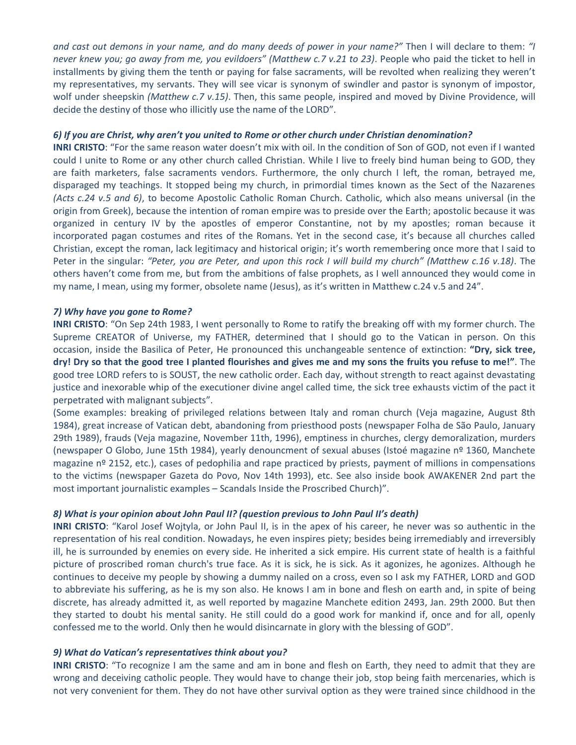*and cast out demons in your name, and do many deeds of power in your name?"* Then I will declare to them: *"I never knew you; go away from me, you evildoers" (Matthew c.7 v.21 to 23)*. People who paid the ticket to hell in installments by giving them the tenth or paying for false sacraments, will be revolted when realizing they weren't my representatives, my servants. They will see vicar is synonym of swindler and pastor is synonym of impostor, wolf under sheepskin *(Matthew c.7 v.15)*. Then, this same people, inspired and moved by Divine Providence, will decide the destiny of those who illicitly use the name of the LORD".

***6) If you are Christ, why aren't you united to Rome or other church under Christian denomination?***

**INRI CRISTO**: "For the same reason water doesn't mix with oil. In the condition of Son of GOD, not even if I wanted could I unite to Rome or any other church called Christian. While I live to freely bind human being to GOD, they are faith marketers, false sacraments vendors. Furthermore, the only church I left, the roman, betrayed me, disparaged my teachings. It stopped being my church, in primordial times known as the Sect of the Nazarenes *(Acts c.24 v.5 and 6)*, to become Apostolic Catholic Roman Church. Catholic, which also means universal (in the origin from Greek), because the intention of roman empire was to preside over the Earth; apostolic because it was organized in century IV by the apostles of emperor Constantine, not by my apostles; roman because it incorporated pagan costumes and rites of the Romans. Yet in the second case, it's because all churches called Christian, except the roman, lack legitimacy and historical origin; it's worth remembering once more that I said to Peter in the singular: *"Peter, you are Peter, and upon this rock I will build my church" (Matthew c.16 v.18)*. The others haven't come from me, but from the ambitions of false prophets, as I well announced they would come in my name, I mean, using my former, obsolete name (Jesus), as it's written in Matthew c.24 v.5 and 24".

***7) Why have you gone to Rome?***

**INRI CRISTO**: "On Sep 24th 1983, I went personally to Rome to ratify the breaking off with my former church. The Supreme CREATOR of Universe, my FATHER, determined that I should go to the Vatican in person. On this occasion, inside the Basilica of Peter, He pronounced this unchangeable sentence of extinction: **"Dry, sick tree, dry! Dry so that the good tree I planted flourishes and gives me and my sons the fruits you refuse to me!"**. The good tree LORD refers to is SOUST, the new catholic order. Each day, without strength to react against devastating justice and inexorable whip of the executioner divine angel called time, the sick tree exhausts victim of the pact it perpetrated with malignant subjects".

(Some examples: breaking of privileged relations between Italy and roman church (Veja magazine, August 8th 1984), great increase of Vatican debt, abandoning from priesthood posts (newspaper Folha de São Paulo, January 29th 1989), frauds (Veja magazine, November 11th, 1996), emptiness in churches, clergy demoralization, murders (newspaper O Globo, June 15th 1984), yearly denouncment of sexual abuses (Istoé magazine nº 1360, Manchete magazine nº 2152, etc.), cases of pedophilia and rape practiced by priests, payment of millions in compensations to the victims (newspaper Gazeta do Povo, Nov 14th 1993), etc. See also inside book AWAKENER 2nd part the most important journalistic examples – Scandals Inside the Proscribed Church)".

***8) What is your opinion about John Paul II? (question previous to John Paul II's death)***

**INRI CRISTO**: "Karol Josef Wojtyla, or John Paul II, is in the apex of his career, he never was so authentic in the representation of his real condition. Nowadays, he even inspires piety; besides being irremediably and irreversibly ill, he is surrounded by enemies on every side. He inherited a sick empire. His current state of health is a faithful picture of proscribed roman church's true face. As it is sick, he is sick. As it agonizes, he agonizes. Although he continues to deceive my people by showing a dummy nailed on a cross, even so I ask my FATHER, LORD and GOD to abbreviate his suffering, as he is my son also. He knows I am in bone and flesh on earth and, in spite of being discrete, has already admitted it, as well reported by magazine Manchete edition 2493, Jan. 29th 2000. But then they started to doubt his mental sanity. He still could do a good work for mankind if, once and for all, openly confessed me to the world. Only then he would disincarnate in glory with the blessing of GOD".

***9) What do Vatican's representatives think about you?***

**INRI CRISTO**: "To recognize I am the same and am in bone and flesh on Earth, they need to admit that they are wrong and deceiving catholic people. They would have to change their job, stop being faith mercenaries, which is not very convenient for them. They do not have other survival option as they were trained since childhood in the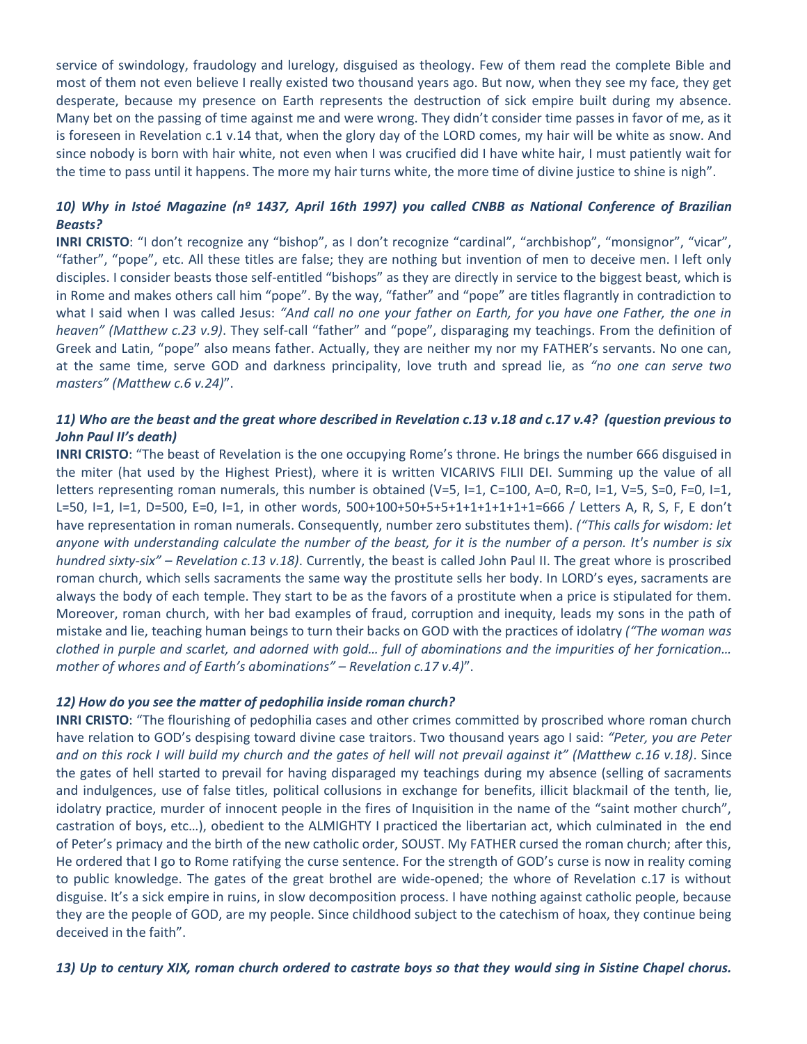service of swindology, fraudology and lurelogy, disguised as theology. Few of them read the complete Bible and most of them not even believe I really existed two thousand years ago. But now, when they see my face, they get desperate, because my presence on Earth represents the destruction of sick empire built during my absence. Many bet on the passing of time against me and were wrong. They didn't consider time passes in favor of me, as it is foreseen in Revelation c.1 v.14 that, when the glory day of the LORD comes, my hair will be white as snow. And since nobody is born with hair white, not even when I was crucified did I have white hair, I must patiently wait for the time to pass until it happens. The more my hair turns white, the more time of divine justice to shine is nigh".

***10) Why in Istoé Magazine (nº 1437, April 16th 1997) you called CNBB as National Conference of Brazilian Beasts?***

**INRI CRISTO**: "I don't recognize any "bishop", as I don't recognize "cardinal", "archbishop", "monsignor", "vicar", "father", "pope", etc. All these titles are false; they are nothing but invention of men to deceive men. I left only disciples. I consider beasts those self-entitled "bishops" as they are directly in service to the biggest beast, which is in Rome and makes others call him "pope". By the way, "father" and "pope" are titles flagrantly in contradiction to what I said when I was called Jesus: *"And call no one your father on Earth, for you have one Father, the one in heaven" (Matthew c.23 v.9)*. They self-call "father" and "pope", disparaging my teachings. From the definition of Greek and Latin, "pope" also means father. Actually, they are neither my nor my FATHER's servants. No one can, at the same time, serve GOD and darkness principality, love truth and spread lie, as *"no one can serve two masters" (Matthew c.6 v.24)*".

***11) Who are the beast and the great whore described in Revelation c.13 v.18 and c.17 v.4? (question previous to John Paul II's death)***

**INRI CRISTO**: "The beast of Revelation is the one occupying Rome's throne. He brings the number 666 disguised in the miter (hat used by the Highest Priest), where it is written VICARIVS FILII DEI. Summing up the value of all letters representing roman numerals, this number is obtained (V=5, I=1, C=100, A=0, R=0, I=1, V=5, S=0, F=0, I=1, L=50, I=1, I=1, D=500, E=0, I=1, in other words, 500+100+50+5+5+1+1+1+1+1+1=666 / Letters A, R, S, F, E don't have representation in roman numerals. Consequently, number zero substitutes them). *("This calls for wisdom: let anyone with understanding calculate the number of the beast, for it is the number of a person. It's number is six hundred sixty-six" – Revelation c.13 v.18)*. Currently, the beast is called John Paul II. The great whore is proscribed roman church, which sells sacraments the same way the prostitute sells her body. In LORD's eyes, sacraments are always the body of each temple. They start to be as the favors of a prostitute when a price is stipulated for them. Moreover, roman church, with her bad examples of fraud, corruption and inequity, leads my sons in the path of mistake and lie, teaching human beings to turn their backs on GOD with the practices of idolatry *("The woman was clothed in purple and scarlet, and adorned with gold… full of abominations and the impurities of her fornication… mother of whores and of Earth's abominations" – Revelation c.17 v.4)*".

***12) How do you see the matter of pedophilia inside roman church?***

**INRI CRISTO**: "The flourishing of pedophilia cases and other crimes committed by proscribed whore roman church have relation to GOD's despising toward divine case traitors. Two thousand years ago I said: *"Peter, you are Peter and on this rock I will build my church and the gates of hell will not prevail against it" (Matthew c.16 v.18)*. Since the gates of hell started to prevail for having disparaged my teachings during my absence (selling of sacraments and indulgences, use of false titles, political collusions in exchange for benefits, illicit blackmail of the tenth, lie, idolatry practice, murder of innocent people in the fires of Inquisition in the name of the "saint mother church", castration of boys, etc…), obedient to the ALMIGHTY I practiced the libertarian act, which culminated in the end of Peter's primacy and the birth of the new catholic order, SOUST. My FATHER cursed the roman church; after this, He ordered that I go to Rome ratifying the curse sentence. For the strength of GOD's curse is now in reality coming to public knowledge. The gates of the great brothel are wide-opened; the whore of Revelation c.17 is without disguise. It's a sick empire in ruins, in slow decomposition process. I have nothing against catholic people, because they are the people of GOD, are my people. Since childhood subject to the catechism of hoax, they continue being deceived in the faith".

***13) Up to century XIX, roman church ordered to castrate boys so that they would sing in Sistine Chapel chorus.***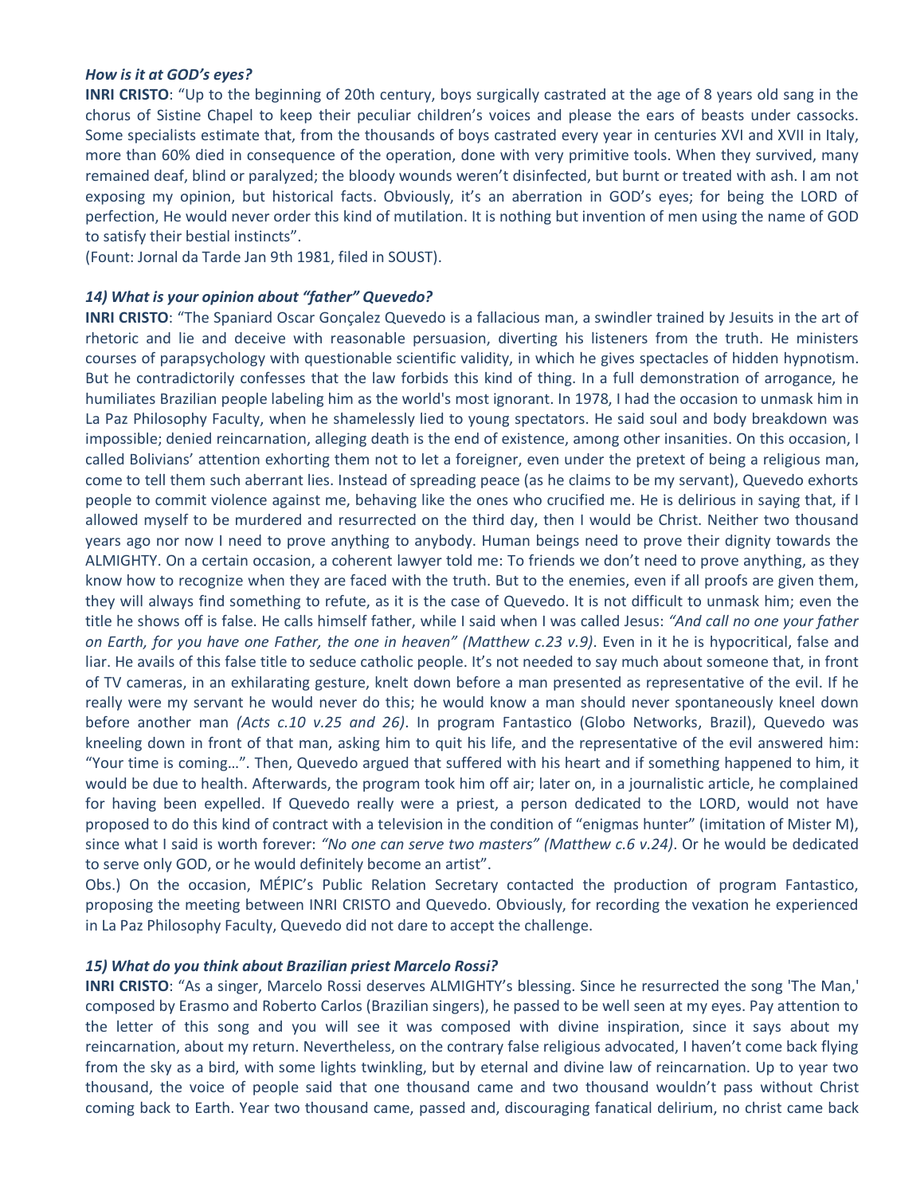***How is it at GOD's eyes?***

**INRI CRISTO**: "Up to the beginning of 20th century, boys surgically castrated at the age of 8 years old sang in the chorus of Sistine Chapel to keep their peculiar children's voices and please the ears of beasts under cassocks. Some specialists estimate that, from the thousands of boys castrated every year in centuries XVI and XVII in Italy, more than 60% died in consequence of the operation, done with very primitive tools. When they survived, many remained deaf, blind or paralyzed; the bloody wounds weren't disinfected, but burnt or treated with ash. I am not exposing my opinion, but historical facts. Obviously, it's an aberration in GOD's eyes; for being the LORD of perfection, He would never order this kind of mutilation. It is nothing but invention of men using the name of GOD to satisfy their bestial instincts".
(Fount: Jornal da Tarde Jan 9th 1981, filed in SOUST).

***14) What is your opinion about "father" Quevedo?***

**INRI CRISTO**: "The Spaniard Oscar Gonçalez Quevedo is a fallacious man, a swindler trained by Jesuits in the art of rhetoric and lie and deceive with reasonable persuasion, diverting his listeners from the truth. He ministers courses of parapsychology with questionable scientific validity, in which he gives spectacles of hidden hypnotism. But he contradictorily confesses that the law forbids this kind of thing. In a full demonstration of arrogance, he humiliates Brazilian people labeling him as the world's most ignorant. In 1978, I had the occasion to unmask him in La Paz Philosophy Faculty, when he shamelessly lied to young spectators. He said soul and body breakdown was impossible; denied reincarnation, alleging death is the end of existence, among other insanities. On this occasion, I called Bolivians' attention exhorting them not to let a foreigner, even under the pretext of being a religious man, come to tell them such aberrant lies. Instead of spreading peace (as he claims to be my servant), Quevedo exhorts people to commit violence against me, behaving like the ones who crucified me. He is delirious in saying that, if I allowed myself to be murdered and resurrected on the third day, then I would be Christ. Neither two thousand years ago nor now I need to prove anything to anybody. Human beings need to prove their dignity towards the ALMIGHTY. On a certain occasion, a coherent lawyer told me: To friends we don't need to prove anything, as they know how to recognize when they are faced with the truth. But to the enemies, even if all proofs are given them, they will always find something to refute, as it is the case of Quevedo. It is not difficult to unmask him; even the title he shows off is false. He calls himself father, while I said when I was called Jesus: *"And call no one your father on Earth, for you have one Father, the one in heaven" (Matthew c.23 v.9)*. Even in it he is hypocritical, false and liar. He avails of this false title to seduce catholic people. It's not needed to say much about someone that, in front of TV cameras, in an exhilarating gesture, knelt down before a man presented as representative of the evil. If he really were my servant he would never do this; he would know a man should never spontaneously kneel down before another man *(Acts c.10 v.25 and 26)*. In program Fantastico (Globo Networks, Brazil), Quevedo was kneeling down in front of that man, asking him to quit his life, and the representative of the evil answered him: "Your time is coming…". Then, Quevedo argued that suffered with his heart and if something happened to him, it would be due to health. Afterwards, the program took him off air; later on, in a journalistic article, he complained for having been expelled. If Quevedo really were a priest, a person dedicated to the LORD, would not have proposed to do this kind of contract with a television in the condition of "enigmas hunter" (imitation of Mister M), since what I said is worth forever: *"No one can serve two masters" (Matthew c.6 v.24)*. Or he would be dedicated to serve only GOD, or he would definitely become an artist".

Obs.) On the occasion, MÉPIC's Public Relation Secretary contacted the production of program Fantastico, proposing the meeting between INRI CRISTO and Quevedo. Obviously, for recording the vexation he experienced in La Paz Philosophy Faculty, Quevedo did not dare to accept the challenge.

***15) What do you think about Brazilian priest Marcelo Rossi?***

**INRI CRISTO**: "As a singer, Marcelo Rossi deserves ALMIGHTY's blessing. Since he resurrected the song 'The Man,' composed by Erasmo and Roberto Carlos (Brazilian singers), he passed to be well seen at my eyes. Pay attention to the letter of this song and you will see it was composed with divine inspiration, since it says about my reincarnation, about my return. Nevertheless, on the contrary false religious advocated, I haven't come back flying from the sky as a bird, with some lights twinkling, but by eternal and divine law of reincarnation. Up to year two thousand, the voice of people said that one thousand came and two thousand wouldn't pass without Christ coming back to Earth. Year two thousand came, passed and, discouraging fanatical delirium, no christ came back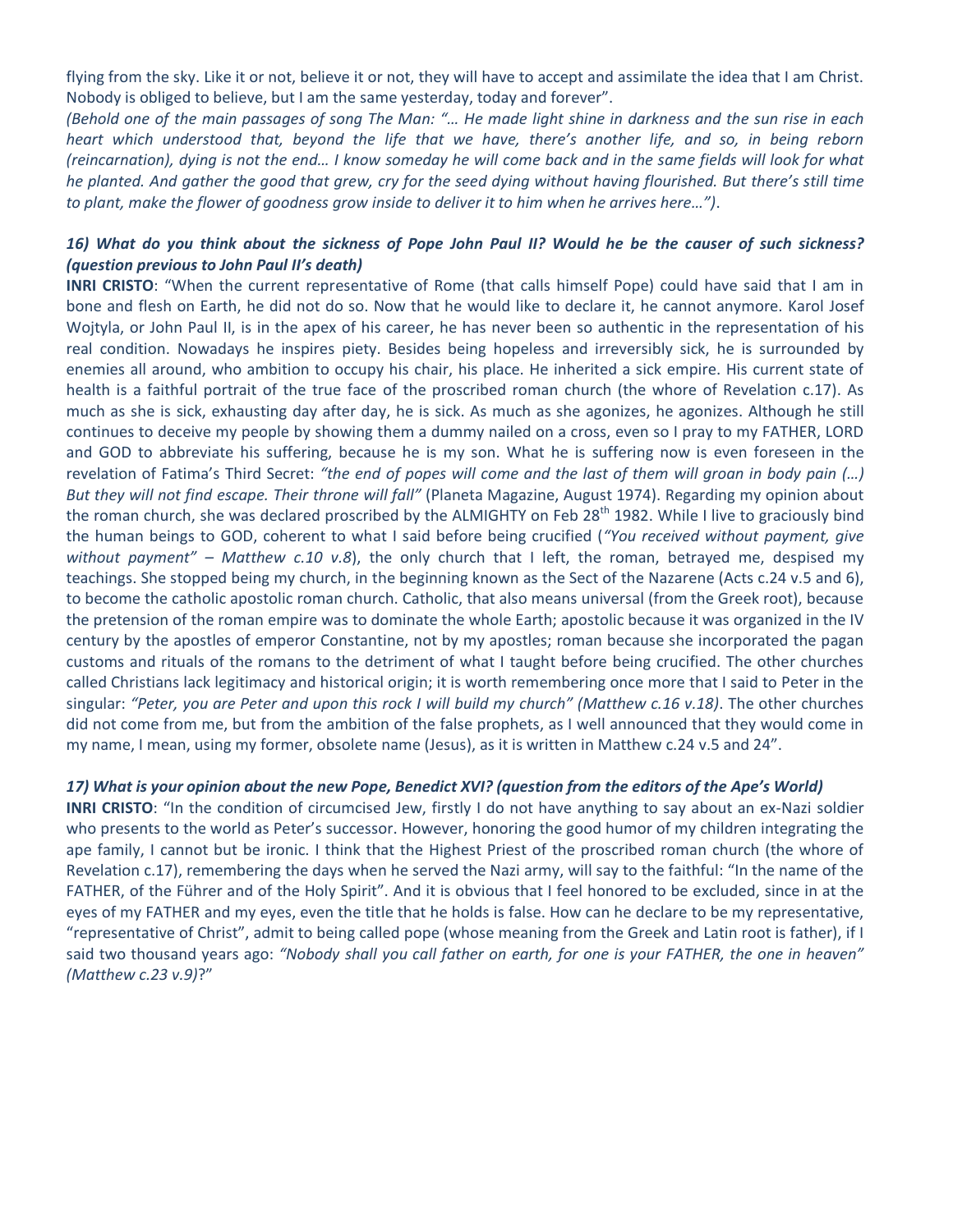flying from the sky. Like it or not, believe it or not, they will have to accept and assimilate the idea that I am Christ. Nobody is obliged to believe, but I am the same yesterday, today and forever".

*(Behold one of the main passages of song The Man: "… He made light shine in darkness and the sun rise in each heart which understood that, beyond the life that we have, there's another life, and so, in being reborn (reincarnation), dying is not the end… I know someday he will come back and in the same fields will look for what he planted. And gather the good that grew, cry for the seed dying without having flourished. But there's still time to plant, make the flower of goodness grow inside to deliver it to him when he arrives here…")*.

### *16) What do you think about the sickness of Pope John Paul II? Would he be the causer of such sickness? (question previous to John Paul II's death)*

**INRI CRISTO**: "When the current representative of Rome (that calls himself Pope) could have said that I am in bone and flesh on Earth, he did not do so. Now that he would like to declare it, he cannot anymore. Karol Josef Wojtyla, or John Paul II, is in the apex of his career, he has never been so authentic in the representation of his real condition. Nowadays he inspires piety. Besides being hopeless and irreversibly sick, he is surrounded by enemies all around, who ambition to occupy his chair, his place. He inherited a sick empire. His current state of health is a faithful portrait of the true face of the proscribed roman church (the whore of Revelation c.17). As much as she is sick, exhausting day after day, he is sick. As much as she agonizes, he agonizes. Although he still continues to deceive my people by showing them a dummy nailed on a cross, even so I pray to my FATHER, LORD and GOD to abbreviate his suffering, because he is my son. What he is suffering now is even foreseen in the revelation of Fatima's Third Secret: *"the end of popes will come and the last of them will groan in body pain (…) But they will not find escape. Their throne will fall"* (Planeta Magazine, August 1974). Regarding my opinion about the roman church, she was declared proscribed by the ALMIGHTY on Feb 28th 1982. While I live to graciously bind the human beings to GOD, coherent to what I said before being crucified (*"You received without payment, give without payment" – Matthew c.10 v.8*), the only church that I left, the roman, betrayed me, despised my teachings. She stopped being my church, in the beginning known as the Sect of the Nazarene (Acts c.24 v.5 and 6), to become the catholic apostolic roman church. Catholic, that also means universal (from the Greek root), because the pretension of the roman empire was to dominate the whole Earth; apostolic because it was organized in the IV century by the apostles of emperor Constantine, not by my apostles; roman because she incorporated the pagan customs and rituals of the romans to the detriment of what I taught before being crucified. The other churches called Christians lack legitimacy and historical origin; it is worth remembering once more that I said to Peter in the singular: *"Peter, you are Peter and upon this rock I will build my church" (Matthew c.16 v.18)*. The other churches did not come from me, but from the ambition of the false prophets, as I well announced that they would come in my name, I mean, using my former, obsolete name (Jesus), as it is written in Matthew c.24 v.5 and 24".

### *17) What is your opinion about the new Pope, Benedict XVI? (question from the editors of the Ape's World)*

**INRI CRISTO**: "In the condition of circumcised Jew, firstly I do not have anything to say about an ex-Nazi soldier who presents to the world as Peter's successor. However, honoring the good humor of my children integrating the ape family, I cannot but be ironic. I think that the Highest Priest of the proscribed roman church (the whore of Revelation c.17), remembering the days when he served the Nazi army, will say to the faithful: "In the name of the FATHER, of the Führer and of the Holy Spirit". And it is obvious that I feel honored to be excluded, since in at the eyes of my FATHER and my eyes, even the title that he holds is false. How can he declare to be my representative, "representative of Christ", admit to being called pope (whose meaning from the Greek and Latin root is father), if I said two thousand years ago: *"Nobody shall you call father on earth, for one is your FATHER, the one in heaven" (Matthew c.23 v.9)*?"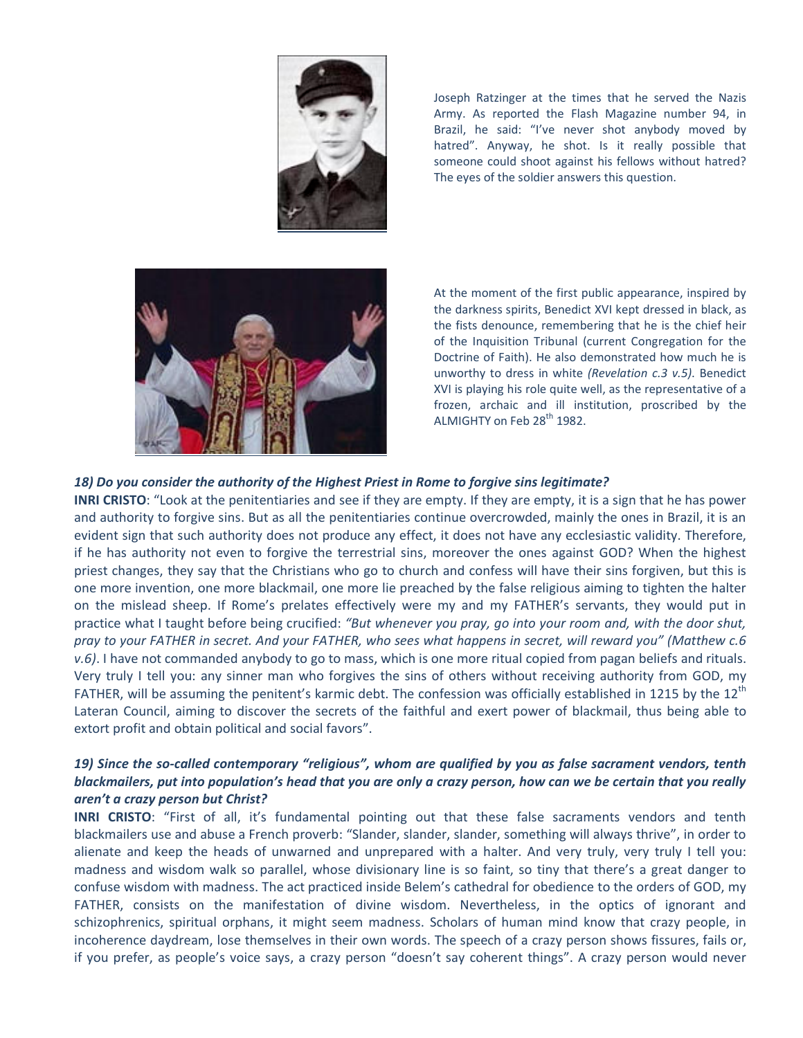Joseph Ratzinger at the times that he served the Nazis Army. As reported the Flash Magazine number 94, in Brazil, he said: "I've never shot anybody moved by hatred". Anyway, he shot. Is it really possible that someone could shoot against his fellows without hatred? The eyes of the soldier answers this question.

At the moment of the first public appearance, inspired by the darkness spirits, Benedict XVI kept dressed in black, as the fists denounce, remembering that he is the chief heir of the Inquisition Tribunal (current Congregation for the Doctrine of Faith). He also demonstrated how much he is unworthy to dress in white *(Revelation c.3 v.5)*. Benedict XVI is playing his role quite well, as the representative of a frozen, archaic and ill institution, proscribed by the ALMIGHTY on Feb 28th 1982.

***18) Do you consider the authority of the Highest Priest in Rome to forgive sins legitimate?***

**INRI CRISTO**: "Look at the penitentiaries and see if they are empty. If they are empty, it is a sign that he has power and authority to forgive sins. But as all the penitentiaries continue overcrowded, mainly the ones in Brazil, it is an evident sign that such authority does not produce any effect, it does not have any ecclesiastic validity. Therefore, if he has authority not even to forgive the terrestrial sins, moreover the ones against GOD? When the highest priest changes, they say that the Christians who go to church and confess will have their sins forgiven, but this is one more invention, one more blackmail, one more lie preached by the false religious aiming to tighten the halter on the mislead sheep. If Rome's prelates effectively were my and my FATHER's servants, they would put in practice what I taught before being crucified: *"But whenever you pray, go into your room and, with the door shut, pray to your FATHER in secret. And your FATHER, who sees what happens in secret, will reward you" (Matthew c.6 v.6)*. I have not commanded anybody to go to mass, which is one more ritual copied from pagan beliefs and rituals. Very truly I tell you: any sinner man who forgives the sins of others without receiving authority from GOD, my FATHER, will be assuming the penitent's karmic debt. The confession was officially established in 1215 by the 12th Lateran Council, aiming to discover the secrets of the faithful and exert power of blackmail, thus being able to extort profit and obtain political and social favors".

***19) Since the so-called contemporary "religious", whom are qualified by you as false sacrament vendors, tenth blackmailers, put into population's head that you are only a crazy person, how can we be certain that you really aren't a crazy person but Christ?***

**INRI CRISTO**: "First of all, it's fundamental pointing out that these false sacraments vendors and tenth blackmailers use and abuse a French proverb: "Slander, slander, slander, something will always thrive", in order to alienate and keep the heads of unwarned and unprepared with a halter. And very truly, very truly I tell you: madness and wisdom walk so parallel, whose divisionary line is so faint, so tiny that there's a great danger to confuse wisdom with madness. The act practiced inside Belem's cathedral for obedience to the orders of GOD, my FATHER, consists on the manifestation of divine wisdom. Nevertheless, in the optics of ignorant and schizophrenics, spiritual orphans, it might seem madness. Scholars of human mind know that crazy people, in incoherence daydream, lose themselves in their own words. The speech of a crazy person shows fissures, fails or, if you prefer, as people's voice says, a crazy person "doesn't say coherent things". A crazy person would never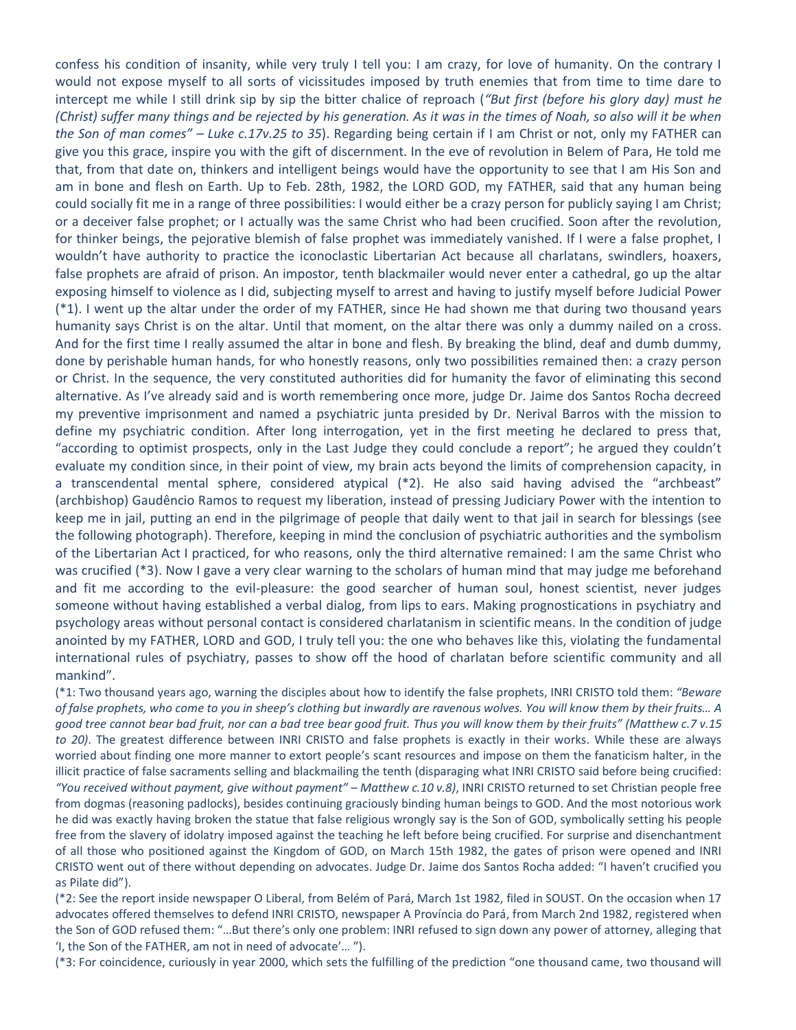confess his condition of insanity, while very truly I tell you: I am crazy, for love of humanity. On the contrary I would not expose myself to all sorts of vicissitudes imposed by truth enemies that from time to time dare to intercept me while I still drink sip by sip the bitter chalice of reproach (*"But first (before his glory day) must he (Christ) suffer many things and be rejected by his generation. As it was in the times of Noah, so also will it be when the Son of man comes" – Luke c.17v.25 to 35*). Regarding being certain if I am Christ or not, only my FATHER can give you this grace, inspire you with the gift of discernment. In the eve of revolution in Belem of Para, He told me that, from that date on, thinkers and intelligent beings would have the opportunity to see that I am His Son and am in bone and flesh on Earth. Up to Feb. 28th, 1982, the LORD GOD, my FATHER, said that any human being could socially fit me in a range of three possibilities: I would either be a crazy person for publicly saying I am Christ; or a deceiver false prophet; or I actually was the same Christ who had been crucified. Soon after the revolution, for thinker beings, the pejorative blemish of false prophet was immediately vanished. If I were a false prophet, I wouldn't have authority to practice the iconoclastic Libertarian Act because all charlatans, swindlers, hoaxers, false prophets are afraid of prison. An impostor, tenth blackmailer would never enter a cathedral, go up the altar exposing himself to violence as I did, subjecting myself to arrest and having to justify myself before Judicial Power (*1). I went up the altar under the order of my FATHER, since He had shown me that during two thousand years humanity says Christ is on the altar. Until that moment, on the altar there was only a dummy nailed on a cross. And for the first time I really assumed the altar in bone and flesh. By breaking the blind, deaf and dumb dummy, done by perishable human hands, for who honestly reasons, only two possibilities remained then: a crazy person or Christ. In the sequence, the very constituted authorities did for humanity the favor of eliminating this second alternative. As I've already said and is worth remembering once more, judge Dr. Jaime dos Santos Rocha decreed my preventive imprisonment and named a psychiatric junta presided by Dr. Nerival Barros with the mission to define my psychiatric condition. After long interrogation, yet in the first meeting he declared to press that, "according to optimist prospects, only in the Last Judge they could conclude a report"; he argued they couldn't evaluate my condition since, in their point of view, my brain acts beyond the limits of comprehension capacity, in a transcendental mental sphere, considered atypical (*2). He also said having advised the "archbeast" (archbishop) Gaudêncio Ramos to request my liberation, instead of pressing Judiciary Power with the intention to keep me in jail, putting an end in the pilgrimage of people that daily went to that jail in search for blessings (see the following photograph). Therefore, keeping in mind the conclusion of psychiatric authorities and the symbolism of the Libertarian Act I practiced, for who reasons, only the third alternative remained: I am the same Christ who was crucified (*3). Now I gave a very clear warning to the scholars of human mind that may judge me beforehand and fit me according to the evil-pleasure: the good searcher of human soul, honest scientist, never judges someone without having established a verbal dialog, from lips to ears. Making prognostications in psychiatry and psychology areas without personal contact is considered charlatanism in scientific means. In the condition of judge anointed by my FATHER, LORD and GOD, I truly tell you: the one who behaves like this, violating the fundamental international rules of psychiatry, passes to show off the hood of charlatan before scientific community and all mankind".

(*1: Two thousand years ago, warning the disciples about how to identify the false prophets, INRI CRISTO told them: *"Beware of false prophets, who come to you in sheep's clothing but inwardly are ravenous wolves. You will know them by their fruits… A good tree cannot bear bad fruit, nor can a bad tree bear good fruit. Thus you will know them by their fruits" (Matthew c.7 v.15 to 20)*. The greatest difference between INRI CRISTO and false prophets is exactly in their works. While these are always worried about finding one more manner to extort people's scant resources and impose on them the fanaticism halter, in the illicit practice of false sacraments selling and blackmailing the tenth (disparaging what INRI CRISTO said before being crucified: *"You received without payment, give without payment" – Matthew c.10 v.8)*, INRI CRISTO returned to set Christian people free from dogmas (reasoning padlocks), besides continuing graciously binding human beings to GOD. And the most notorious work he did was exactly having broken the statue that false religious wrongly say is the Son of GOD, symbolically setting his people free from the slavery of idolatry imposed against the teaching he left before being crucified. For surprise and disenchantment of all those who positioned against the Kingdom of GOD, on March 15th 1982, the gates of prison were opened and INRI CRISTO went out of there without depending on advocates. Judge Dr. Jaime dos Santos Rocha added: "I haven't crucified you as Pilate did").

(*2: See the report inside newspaper O Liberal, from Belém of Pará, March 1st 1982, filed in SOUST. On the occasion when 17 advocates offered themselves to defend INRI CRISTO, newspaper A Província do Pará, from March 2nd 1982, registered when the Son of GOD refused them: "…But there's only one problem: INRI refused to sign down any power of attorney, alleging that 'I, the Son of the FATHER, am not in need of advocate'… ").

(*3: For coincidence, curiously in year 2000, which sets the fulfilling of the prediction "one thousand came, two thousand will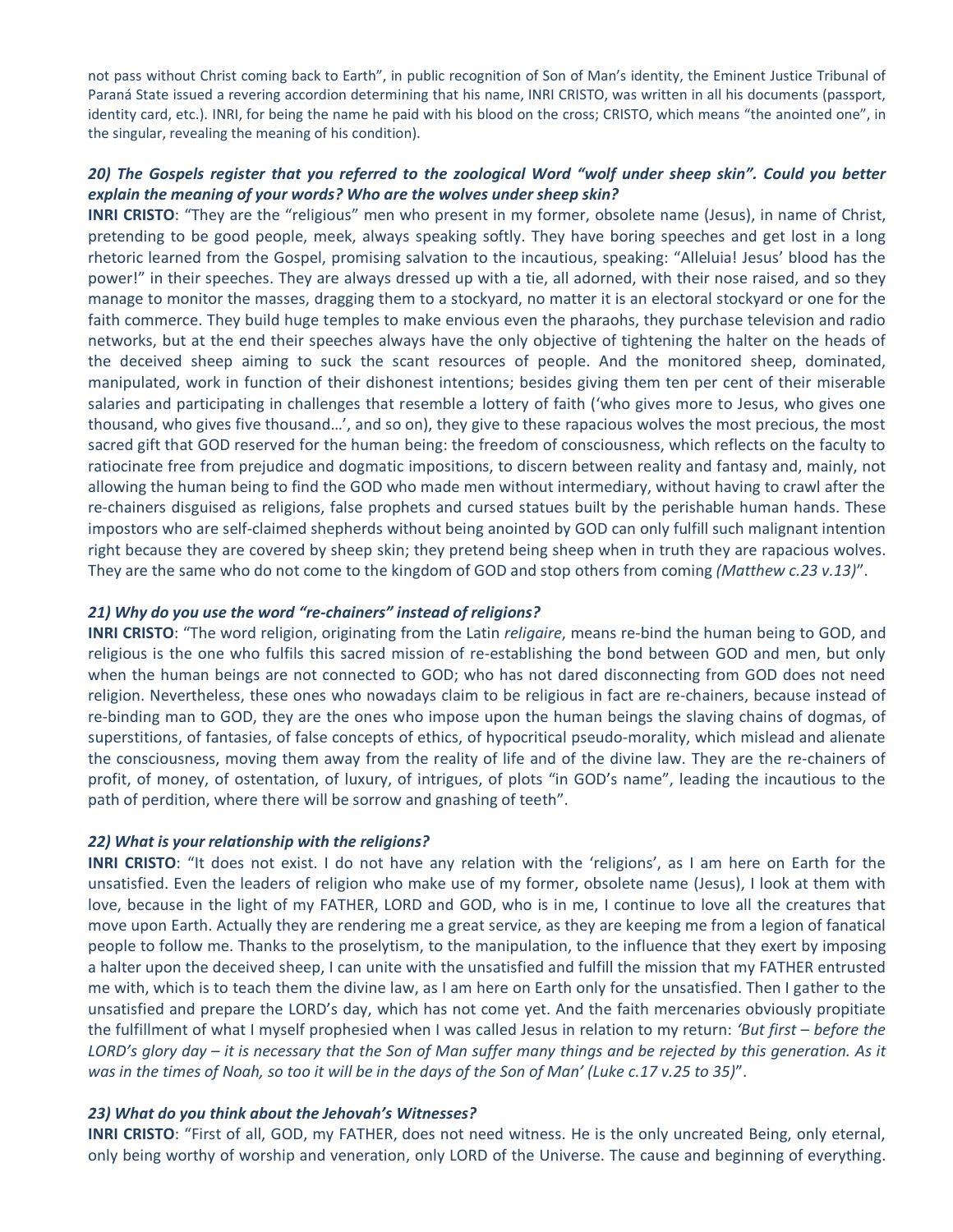not pass without Christ coming back to Earth", in public recognition of Son of Man's identity, the Eminent Justice Tribunal of Paraná State issued a revering accordion determining that his name, INRI CRISTO, was written in all his documents (passport, identity card, etc.). INRI, for being the name he paid with his blood on the cross; CRISTO, which means "the anointed one", in the singular, revealing the meaning of his condition).

***20) The Gospels register that you referred to the zoological Word "wolf under sheep skin". Could you better explain the meaning of your words? Who are the wolves under sheep skin?***

**INRI CRISTO**: "They are the "religious" men who present in my former, obsolete name (Jesus), in name of Christ, pretending to be good people, meek, always speaking softly. They have boring speeches and get lost in a long rhetoric learned from the Gospel, promising salvation to the incautious, speaking: "Alleluia! Jesus' blood has the power!" in their speeches. They are always dressed up with a tie, all adorned, with their nose raised, and so they manage to monitor the masses, dragging them to a stockyard, no matter it is an electoral stockyard or one for the faith commerce. They build huge temples to make envious even the pharaohs, they purchase television and radio networks, but at the end their speeches always have the only objective of tightening the halter on the heads of the deceived sheep aiming to suck the scant resources of people. And the monitored sheep, dominated, manipulated, work in function of their dishonest intentions; besides giving them ten per cent of their miserable salaries and participating in challenges that resemble a lottery of faith ('who gives more to Jesus, who gives one thousand, who gives five thousand…', and so on), they give to these rapacious wolves the most precious, the most sacred gift that GOD reserved for the human being: the freedom of consciousness, which reflects on the faculty to ratiocinate free from prejudice and dogmatic impositions, to discern between reality and fantasy and, mainly, not allowing the human being to find the GOD who made men without intermediary, without having to crawl after the re-chainers disguised as religions, false prophets and cursed statues built by the perishable human hands. These impostors who are self-claimed shepherds without being anointed by GOD can only fulfill such malignant intention right because they are covered by sheep skin; they pretend being sheep when in truth they are rapacious wolves. They are the same who do not come to the kingdom of GOD and stop others from coming *(Matthew c.23 v.13)*".

***21) Why do you use the word "re-chainers" instead of religions?***

**INRI CRISTO**: "The word religion, originating from the Latin *religaire*, means re-bind the human being to GOD, and religious is the one who fulfils this sacred mission of re-establishing the bond between GOD and men, but only when the human beings are not connected to GOD; who has not dared disconnecting from GOD does not need religion. Nevertheless, these ones who nowadays claim to be religious in fact are re-chainers, because instead of re-binding man to GOD, they are the ones who impose upon the human beings the slaving chains of dogmas, of superstitions, of fantasies, of false concepts of ethics, of hypocritical pseudo-morality, which mislead and alienate the consciousness, moving them away from the reality of life and of the divine law. They are the re-chainers of profit, of money, of ostentation, of luxury, of intrigues, of plots "in GOD's name", leading the incautious to the path of perdition, where there will be sorrow and gnashing of teeth".

***22) What is your relationship with the religions?***

**INRI CRISTO**: "It does not exist. I do not have any relation with the 'religions', as I am here on Earth for the unsatisfied. Even the leaders of religion who make use of my former, obsolete name (Jesus), I look at them with love, because in the light of my FATHER, LORD and GOD, who is in me, I continue to love all the creatures that move upon Earth. Actually they are rendering me a great service, as they are keeping me from a legion of fanatical people to follow me. Thanks to the proselytism, to the manipulation, to the influence that they exert by imposing a halter upon the deceived sheep, I can unite with the unsatisfied and fulfill the mission that my FATHER entrusted me with, which is to teach them the divine law, as I am here on Earth only for the unsatisfied. Then I gather to the unsatisfied and prepare the LORD's day, which has not come yet. And the faith mercenaries obviously propitiate the fulfillment of what I myself prophesied when I was called Jesus in relation to my return: *'But first – before the LORD's glory day – it is necessary that the Son of Man suffer many things and be rejected by this generation. As it was in the times of Noah, so too it will be in the days of the Son of Man' (Luke c.17 v.25 to 35)*".

***23) What do you think about the Jehovah's Witnesses?***

**INRI CRISTO**: "First of all, GOD, my FATHER, does not need witness. He is the only uncreated Being, only eternal, only being worthy of worship and veneration, only LORD of the Universe. The cause and beginning of everything.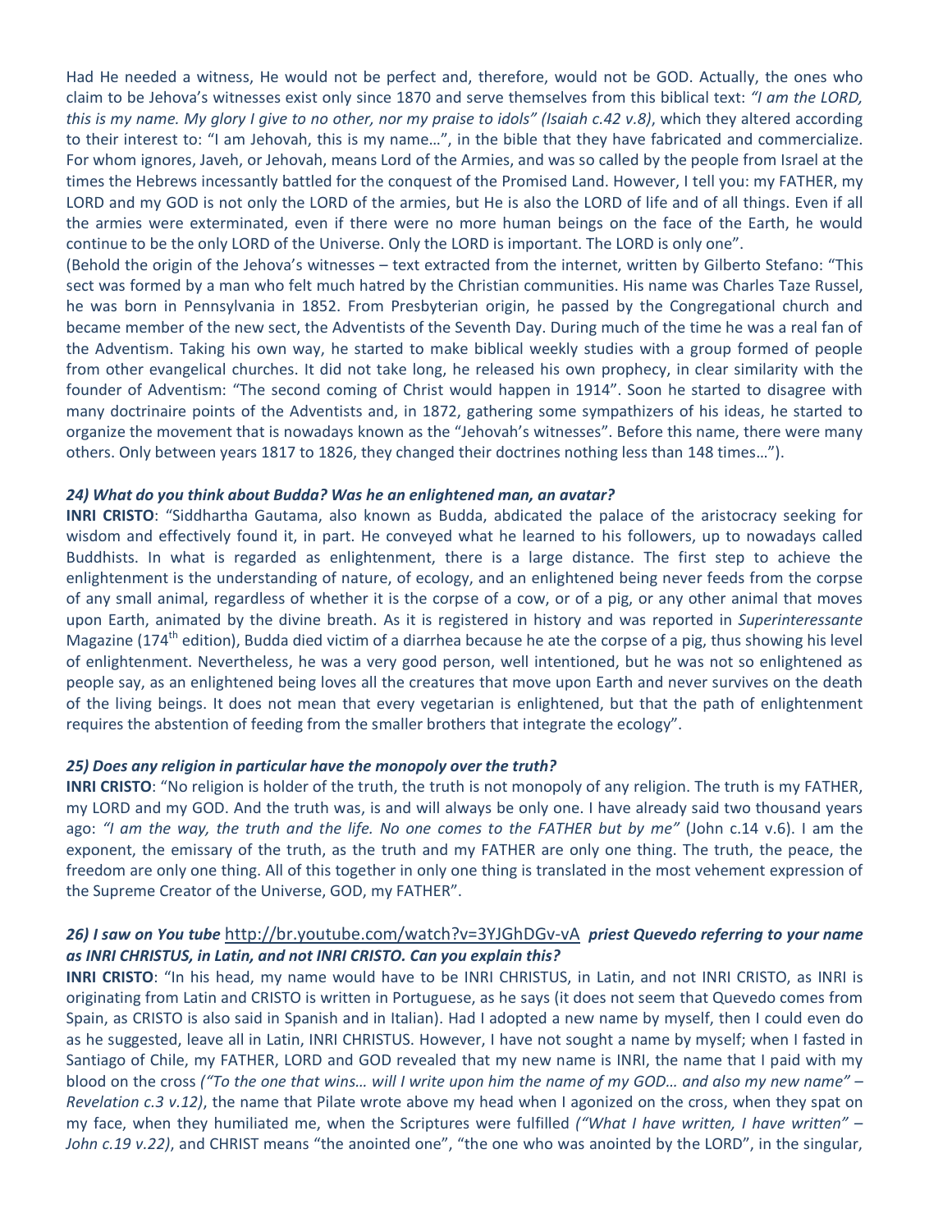Had He needed a witness, He would not be perfect and, therefore, would not be GOD. Actually, the ones who claim to be Jehova's witnesses exist only since 1870 and serve themselves from this biblical text: *"I am the LORD, this is my name. My glory I give to no other, nor my praise to idols" (Isaiah c.42 v.8)*, which they altered according to their interest to: "I am Jehovah, this is my name…", in the bible that they have fabricated and commercialize. For whom ignores, Javeh, or Jehovah, means Lord of the Armies, and was so called by the people from Israel at the times the Hebrews incessantly battled for the conquest of the Promised Land. However, I tell you: my FATHER, my LORD and my GOD is not only the LORD of the armies, but He is also the LORD of life and of all things. Even if all the armies were exterminated, even if there were no more human beings on the face of the Earth, he would continue to be the only LORD of the Universe. Only the LORD is important. The LORD is only one".

(Behold the origin of the Jehova's witnesses – text extracted from the internet, written by Gilberto Stefano: "This sect was formed by a man who felt much hatred by the Christian communities. His name was Charles Taze Russel, he was born in Pennsylvania in 1852. From Presbyterian origin, he passed by the Congregational church and became member of the new sect, the Adventists of the Seventh Day. During much of the time he was a real fan of the Adventism. Taking his own way, he started to make biblical weekly studies with a group formed of people from other evangelical churches. It did not take long, he released his own prophecy, in clear similarity with the founder of Adventism: "The second coming of Christ would happen in 1914". Soon he started to disagree with many doctrinaire points of the Adventists and, in 1872, gathering some sympathizers of his ideas, he started to organize the movement that is nowadays known as the "Jehovah's witnesses". Before this name, there were many others. Only between years 1817 to 1826, they changed their doctrines nothing less than 148 times…").

***24) What do you think about Budda? Was he an enlightened man, an avatar?***

**INRI CRISTO**: "Siddhartha Gautama, also known as Budda, abdicated the palace of the aristocracy seeking for wisdom and effectively found it, in part. He conveyed what he learned to his followers, up to nowadays called Buddhists. In what is regarded as enlightenment, there is a large distance. The first step to achieve the enlightenment is the understanding of nature, of ecology, and an enlightened being never feeds from the corpse of any small animal, regardless of whether it is the corpse of a cow, or of a pig, or any other animal that moves upon Earth, animated by the divine breath. As it is registered in history and was reported in *Superinteressante* Magazine (174th edition), Budda died victim of a diarrhea because he ate the corpse of a pig, thus showing his level of enlightenment. Nevertheless, he was a very good person, well intentioned, but he was not so enlightened as people say, as an enlightened being loves all the creatures that move upon Earth and never survives on the death of the living beings. It does not mean that every vegetarian is enlightened, but that the path of enlightenment requires the abstention of feeding from the smaller brothers that integrate the ecology".

***25) Does any religion in particular have the monopoly over the truth?***

**INRI CRISTO**: "No religion is holder of the truth, the truth is not monopoly of any religion. The truth is my FATHER, my LORD and my GOD. And the truth was, is and will always be only one. I have already said two thousand years ago: *"I am the way, the truth and the life. No one comes to the FATHER but by me"* (John c.14 v.6). I am the exponent, the emissary of the truth, as the truth and my FATHER are only one thing. The truth, the peace, the freedom are only one thing. All of this together in only one thing is translated in the most vehement expression of the Supreme Creator of the Universe, GOD, my FATHER".

***26) I saw on You tube* http://br.youtube.com/watch?v=3YJGhDGv-vA *priest Quevedo referring to your name as INRI CHRISTUS, in Latin, and not INRI CRISTO. Can you explain this?***

**INRI CRISTO**: "In his head, my name would have to be INRI CHRISTUS, in Latin, and not INRI CRISTO, as INRI is originating from Latin and CRISTO is written in Portuguese, as he says (it does not seem that Quevedo comes from Spain, as CRISTO is also said in Spanish and in Italian). Had I adopted a new name by myself, then I could even do as he suggested, leave all in Latin, INRI CHRISTUS. However, I have not sought a name by myself; when I fasted in Santiago of Chile, my FATHER, LORD and GOD revealed that my new name is INRI, the name that I paid with my blood on the cross *("To the one that wins… will I write upon him the name of my GOD… and also my new name" – Revelation c.3 v.12)*, the name that Pilate wrote above my head when I agonized on the cross, when they spat on my face, when they humiliated me, when the Scriptures were fulfilled *("What I have written, I have written" – John c.19 v.22)*, and CHRIST means "the anointed one", "the one who was anointed by the LORD", in the singular,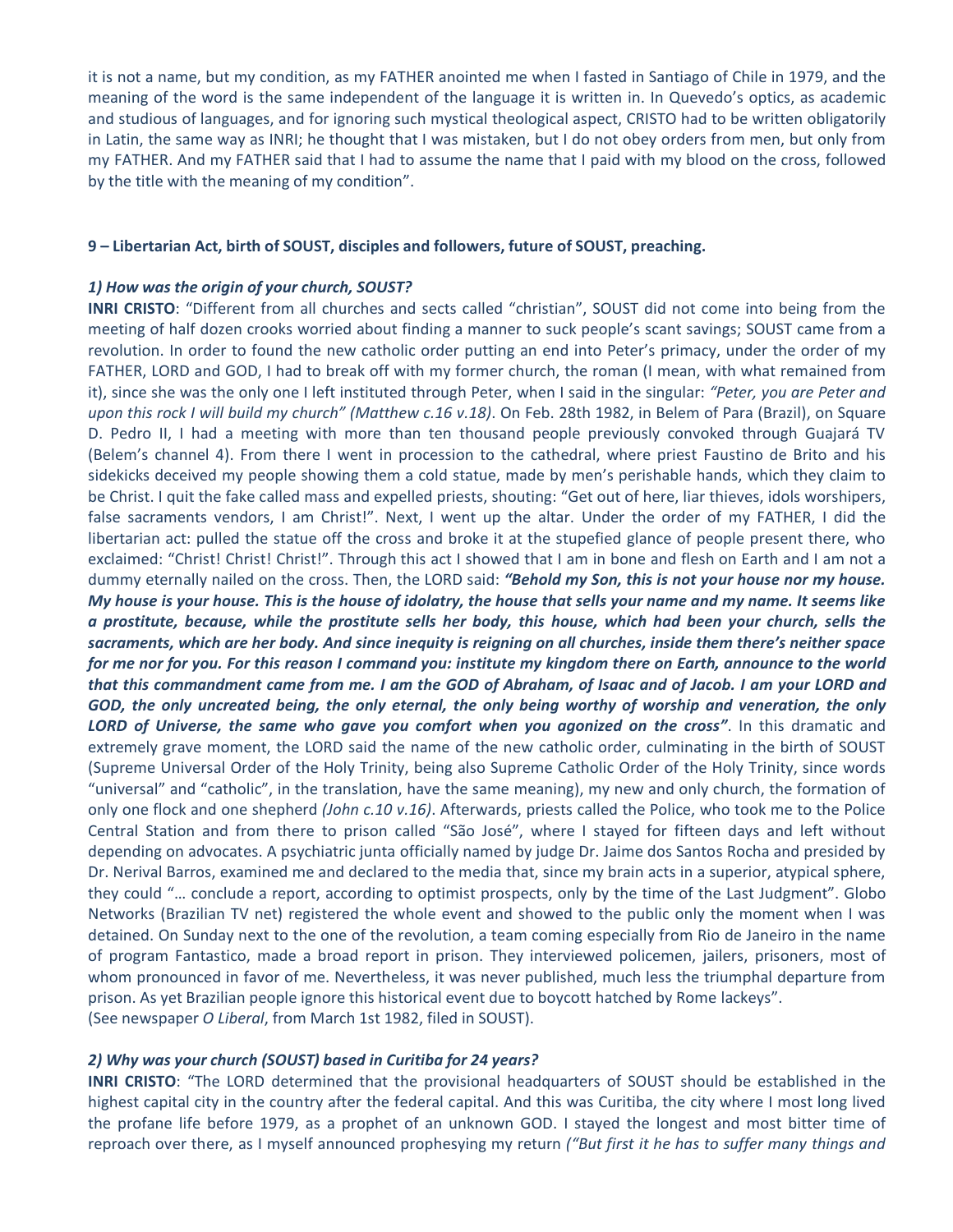it is not a name, but my condition, as my FATHER anointed me when I fasted in Santiago of Chile in 1979, and the meaning of the word is the same independent of the language it is written in. In Quevedo's optics, as academic and studious of languages, and for ignoring such mystical theological aspect, CRISTO had to be written obligatorily in Latin, the same way as INRI; he thought that I was mistaken, but I do not obey orders from men, but only from my FATHER. And my FATHER said that I had to assume the name that I paid with my blood on the cross, followed by the title with the meaning of my condition".

**9 – Libertarian Act, birth of SOUST, disciples and followers, future of SOUST, preaching.**

***1) How was the origin of your church, SOUST?***

**INRI CRISTO**: "Different from all churches and sects called "christian", SOUST did not come into being from the meeting of half dozen crooks worried about finding a manner to suck people's scant savings; SOUST came from a revolution. In order to found the new catholic order putting an end into Peter's primacy, under the order of my FATHER, LORD and GOD, I had to break off with my former church, the roman (I mean, with what remained from it), since she was the only one I left instituted through Peter, when I said in the singular: *"Peter, you are Peter and upon this rock I will build my church" (Matthew c.16 v.18)*. On Feb. 28th 1982, in Belem of Para (Brazil), on Square D. Pedro II, I had a meeting with more than ten thousand people previously convoked through Guajará TV (Belem's channel 4). From there I went in procession to the cathedral, where priest Faustino de Brito and his sidekicks deceived my people showing them a cold statue, made by men's perishable hands, which they claim to be Christ. I quit the fake called mass and expelled priests, shouting: "Get out of here, liar thieves, idols worshipers, false sacraments vendors, I am Christ!". Next, I went up the altar. Under the order of my FATHER, I did the libertarian act: pulled the statue off the cross and broke it at the stupefied glance of people present there, who exclaimed: "Christ! Christ! Christ!". Through this act I showed that I am in bone and flesh on Earth and I am not a dummy eternally nailed on the cross. Then, the LORD said: ***"Behold my Son, this is not your house nor my house. My house is your house. This is the house of idolatry, the house that sells your name and my name. It seems like a prostitute, because, while the prostitute sells her body, this house, which had been your church, sells the sacraments, which are her body. And since inequity is reigning on all churches, inside them there's neither space for me nor for you. For this reason I command you: institute my kingdom there on Earth, announce to the world that this commandment came from me. I am the GOD of Abraham, of Isaac and of Jacob. I am your LORD and GOD, the only uncreated being, the only eternal, the only being worthy of worship and veneration, the only LORD of Universe, the same who gave you comfort when you agonized on the cross"***. In this dramatic and extremely grave moment, the LORD said the name of the new catholic order, culminating in the birth of SOUST (Supreme Universal Order of the Holy Trinity, being also Supreme Catholic Order of the Holy Trinity, since words "universal" and "catholic", in the translation, have the same meaning), my new and only church, the formation of only one flock and one shepherd *(John c.10 v.16)*. Afterwards, priests called the Police, who took me to the Police Central Station and from there to prison called "São José", where I stayed for fifteen days and left without depending on advocates. A psychiatric junta officially named by judge Dr. Jaime dos Santos Rocha and presided by Dr. Nerival Barros, examined me and declared to the media that, since my brain acts in a superior, atypical sphere, they could "… conclude a report, according to optimist prospects, only by the time of the Last Judgment". Globo Networks (Brazilian TV net) registered the whole event and showed to the public only the moment when I was detained. On Sunday next to the one of the revolution, a team coming especially from Rio de Janeiro in the name of program Fantastico, made a broad report in prison. They interviewed policemen, jailers, prisoners, most of whom pronounced in favor of me. Nevertheless, it was never published, much less the triumphal departure from prison. As yet Brazilian people ignore this historical event due to boycott hatched by Rome lackeys".
(See newspaper *O Liberal*, from March 1st 1982, filed in SOUST).

***2) Why was your church (SOUST) based in Curitiba for 24 years?***

**INRI CRISTO**: "The LORD determined that the provisional headquarters of SOUST should be established in the highest capital city in the country after the federal capital. And this was Curitiba, the city where I most long lived the profane life before 1979, as a prophet of an unknown GOD. I stayed the longest and most bitter time of reproach over there, as I myself announced prophesying my return *("But first it he has to suffer many things and*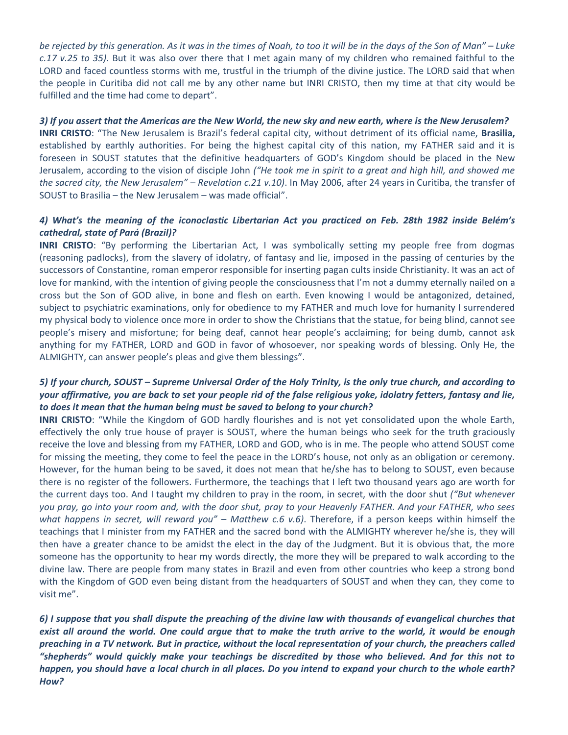*be rejected by this generation. As it was in the times of Noah, to too it will be in the days of the Son of Man" – Luke c.17 v.25 to 35)*. But it was also over there that I met again many of my children who remained faithful to the LORD and faced countless storms with me, trustful in the triumph of the divine justice. The LORD said that when the people in Curitiba did not call me by any other name but INRI CRISTO, then my time at that city would be fulfilled and the time had come to depart".

***3) If you assert that the Americas are the New World, the new sky and new earth, where is the New Jerusalem?***

**INRI CRISTO**: "The New Jerusalem is Brazil's federal capital city, without detriment of its official name, **Brasilia,** established by earthly authorities. For being the highest capital city of this nation, my FATHER said and it is foreseen in SOUST statutes that the definitive headquarters of GOD's Kingdom should be placed in the New Jerusalem, according to the vision of disciple John *("He took me in spirit to a great and high hill, and showed me the sacred city, the New Jerusalem" – Revelation c.21 v.10)*. In May 2006, after 24 years in Curitiba, the transfer of SOUST to Brasilia – the New Jerusalem – was made official".

***4) What's the meaning of the iconoclastic Libertarian Act you practiced on Feb. 28th 1982 inside Belém's cathedral, state of Pará (Brazil)?***

**INRI CRISTO**: "By performing the Libertarian Act, I was symbolically setting my people free from dogmas (reasoning padlocks), from the slavery of idolatry, of fantasy and lie, imposed in the passing of centuries by the successors of Constantine, roman emperor responsible for inserting pagan cults inside Christianity. It was an act of love for mankind, with the intention of giving people the consciousness that I'm not a dummy eternally nailed on a cross but the Son of GOD alive, in bone and flesh on earth. Even knowing I would be antagonized, detained, subject to psychiatric examinations, only for obedience to my FATHER and much love for humanity I surrendered my physical body to violence once more in order to show the Christians that the statue, for being blind, cannot see people's misery and misfortune; for being deaf, cannot hear people's acclaiming; for being dumb, cannot ask anything for my FATHER, LORD and GOD in favor of whosoever, nor speaking words of blessing. Only He, the ALMIGHTY, can answer people's pleas and give them blessings".

***5) If your church, SOUST – Supreme Universal Order of the Holy Trinity, is the only true church, and according to your affirmative, you are back to set your people rid of the false religious yoke, idolatry fetters, fantasy and lie, to does it mean that the human being must be saved to belong to your church?***

**INRI CRISTO**: "While the Kingdom of GOD hardly flourishes and is not yet consolidated upon the whole Earth, effectively the only true house of prayer is SOUST, where the human beings who seek for the truth graciously receive the love and blessing from my FATHER, LORD and GOD, who is in me. The people who attend SOUST come for missing the meeting, they come to feel the peace in the LORD's house, not only as an obligation or ceremony. However, for the human being to be saved, it does not mean that he/she has to belong to SOUST, even because there is no register of the followers. Furthermore, the teachings that I left two thousand years ago are worth for the current days too. And I taught my children to pray in the room, in secret, with the door shut *("But whenever you pray, go into your room and, with the door shut, pray to your Heavenly FATHER. And your FATHER, who sees what happens in secret, will reward you" – Matthew c.6 v.6)*. Therefore, if a person keeps within himself the teachings that I minister from my FATHER and the sacred bond with the ALMIGHTY wherever he/she is, they will then have a greater chance to be amidst the elect in the day of the Judgment. But it is obvious that, the more someone has the opportunity to hear my words directly, the more they will be prepared to walk according to the divine law. There are people from many states in Brazil and even from other countries who keep a strong bond with the Kingdom of GOD even being distant from the headquarters of SOUST and when they can, they come to visit me".

***6) I suppose that you shall dispute the preaching of the divine law with thousands of evangelical churches that exist all around the world. One could argue that to make the truth arrive to the world, it would be enough preaching in a TV network. But in practice, without the local representation of your church, the preachers called "shepherds" would quickly make your teachings be discredited by those who believed. And for this not to happen, you should have a local church in all places. Do you intend to expand your church to the whole earth? How?***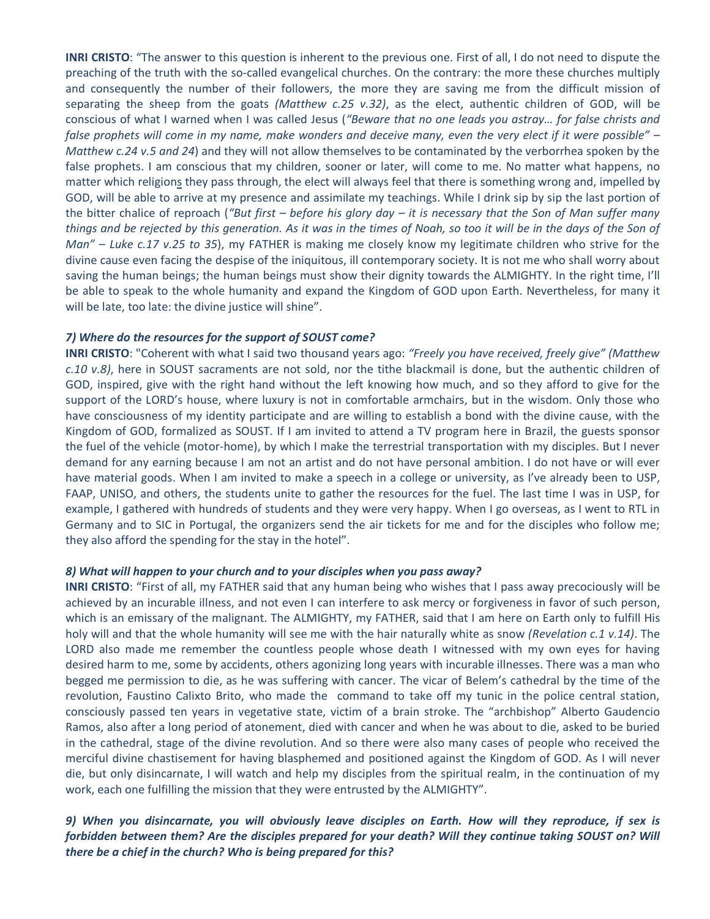**INRI CRISTO**: "The answer to this question is inherent to the previous one. First of all, I do not need to dispute the preaching of the truth with the so-called evangelical churches. On the contrary: the more these churches multiply and consequently the number of their followers, the more they are saving me from the difficult mission of separating the sheep from the goats *(Matthew c.25 v.32)*, as the elect, authentic children of GOD, will be conscious of what I warned when I was called Jesus (*"Beware that no one leads you astray… for false christs and false prophets will come in my name, make wonders and deceive many, even the very elect if it were possible" – Matthew c.24 v.5 and 24*) and they will not allow themselves to be contaminated by the verborrhea spoken by the false prophets. I am conscious that my children, sooner or later, will come to me. No matter what happens, no matter which religions they pass through, the elect will always feel that there is something wrong and, impelled by GOD, will be able to arrive at my presence and assimilate my teachings. While I drink sip by sip the last portion of the bitter chalice of reproach (*"But first – before his glory day – it is necessary that the Son of Man suffer many things and be rejected by this generation. As it was in the times of Noah, so too it will be in the days of the Son of Man" – Luke c.17 v.25 to 35*), my FATHER is making me closely know my legitimate children who strive for the divine cause even facing the despise of the iniquitous, ill contemporary society. It is not me who shall worry about saving the human beings; the human beings must show their dignity towards the ALMIGHTY. In the right time, I'll be able to speak to the whole humanity and expand the Kingdom of GOD upon Earth. Nevertheless, for many it will be late, too late: the divine justice will shine".

***7) Where do the resources for the support of SOUST come?***

**INRI CRISTO**: "Coherent with what I said two thousand years ago: *"Freely you have received, freely give" (Matthew c.10 v.8)*, here in SOUST sacraments are not sold, nor the tithe blackmail is done, but the authentic children of GOD, inspired, give with the right hand without the left knowing how much, and so they afford to give for the support of the LORD's house, where luxury is not in comfortable armchairs, but in the wisdom. Only those who have consciousness of my identity participate and are willing to establish a bond with the divine cause, with the Kingdom of GOD, formalized as SOUST. If I am invited to attend a TV program here in Brazil, the guests sponsor the fuel of the vehicle (motor-home), by which I make the terrestrial transportation with my disciples. But I never demand for any earning because I am not an artist and do not have personal ambition. I do not have or will ever have material goods. When I am invited to make a speech in a college or university, as I've already been to USP, FAAP, UNISO, and others, the students unite to gather the resources for the fuel. The last time I was in USP, for example, I gathered with hundreds of students and they were very happy. When I go overseas, as I went to RTL in Germany and to SIC in Portugal, the organizers send the air tickets for me and for the disciples who follow me; they also afford the spending for the stay in the hotel".

***8) What will happen to your church and to your disciples when you pass away?***

**INRI CRISTO**: "First of all, my FATHER said that any human being who wishes that I pass away precociously will be achieved by an incurable illness, and not even I can interfere to ask mercy or forgiveness in favor of such person, which is an emissary of the malignant. The ALMIGHTY, my FATHER, said that I am here on Earth only to fulfill His holy will and that the whole humanity will see me with the hair naturally white as snow *(Revelation c.1 v.14)*. The LORD also made me remember the countless people whose death I witnessed with my own eyes for having desired harm to me, some by accidents, others agonizing long years with incurable illnesses. There was a man who begged me permission to die, as he was suffering with cancer. The vicar of Belem's cathedral by the time of the revolution, Faustino Calixto Brito, who made the command to take off my tunic in the police central station, consciously passed ten years in vegetative state, victim of a brain stroke. The "archbishop" Alberto Gaudencio Ramos, also after a long period of atonement, died with cancer and when he was about to die, asked to be buried in the cathedral, stage of the divine revolution. And so there were also many cases of people who received the merciful divine chastisement for having blasphemed and positioned against the Kingdom of GOD. As I will never die, but only disincarnate, I will watch and help my disciples from the spiritual realm, in the continuation of my work, each one fulfilling the mission that they were entrusted by the ALMIGHTY".

***9) When you disincarnate, you will obviously leave disciples on Earth. How will they reproduce, if sex is forbidden between them? Are the disciples prepared for your death? Will they continue taking SOUST on? Will there be a chief in the church? Who is being prepared for this?***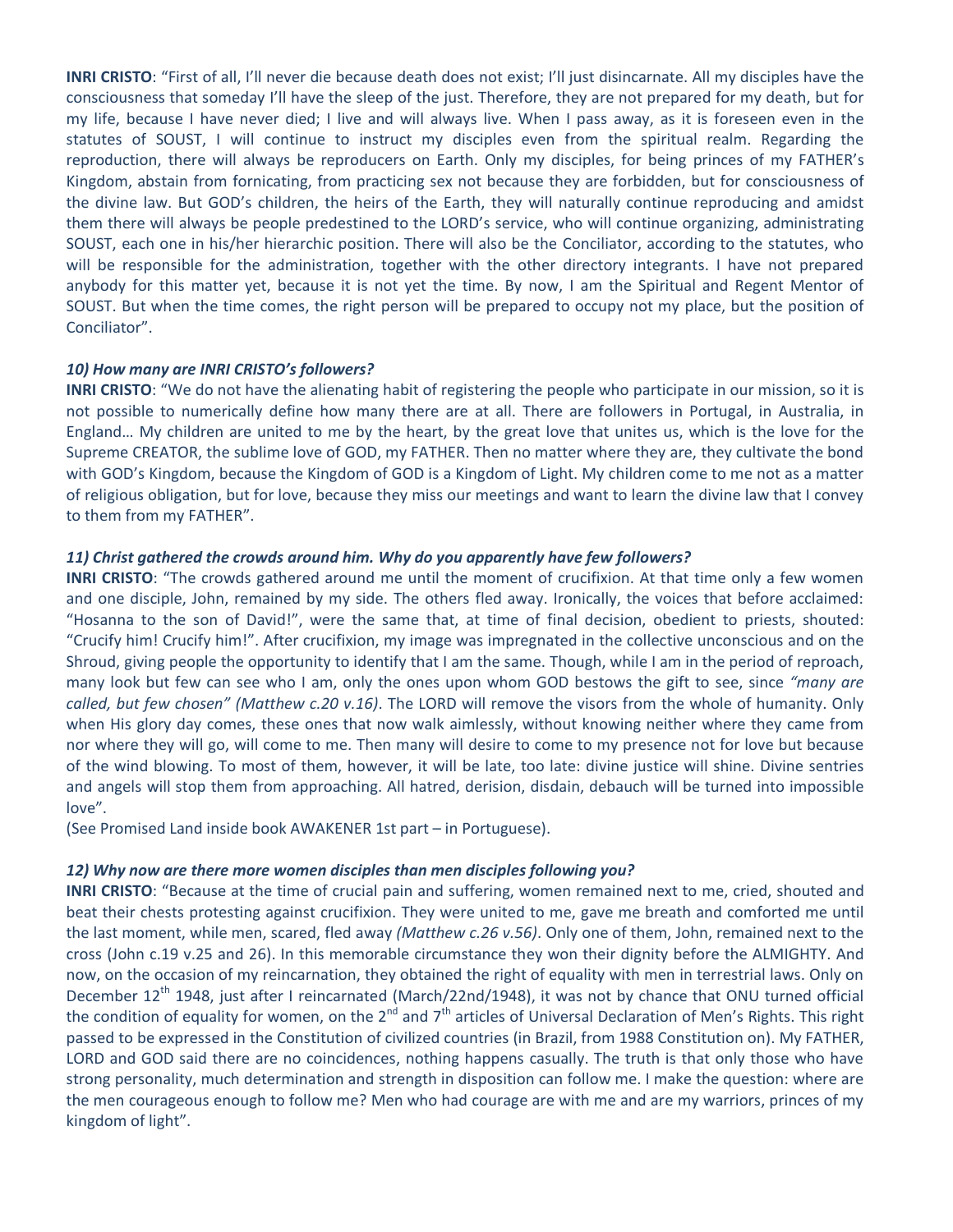**INRI CRISTO**: "First of all, I'll never die because death does not exist; I'll just disincarnate. All my disciples have the consciousness that someday I'll have the sleep of the just. Therefore, they are not prepared for my death, but for my life, because I have never died; I live and will always live. When I pass away, as it is foreseen even in the statutes of SOUST, I will continue to instruct my disciples even from the spiritual realm. Regarding the reproduction, there will always be reproducers on Earth. Only my disciples, for being princes of my FATHER's Kingdom, abstain from fornicating, from practicing sex not because they are forbidden, but for consciousness of the divine law. But GOD's children, the heirs of the Earth, they will naturally continue reproducing and amidst them there will always be people predestined to the LORD's service, who will continue organizing, administrating SOUST, each one in his/her hierarchic position. There will also be the Conciliator, according to the statutes, who will be responsible for the administration, together with the other directory integrants. I have not prepared anybody for this matter yet, because it is not yet the time. By now, I am the Spiritual and Regent Mentor of SOUST. But when the time comes, the right person will be prepared to occupy not my place, but the position of Conciliator".

***10) How many are INRI CRISTO's followers?***

**INRI CRISTO**: "We do not have the alienating habit of registering the people who participate in our mission, so it is not possible to numerically define how many there are at all. There are followers in Portugal, in Australia, in England… My children are united to me by the heart, by the great love that unites us, which is the love for the Supreme CREATOR, the sublime love of GOD, my FATHER. Then no matter where they are, they cultivate the bond with GOD's Kingdom, because the Kingdom of GOD is a Kingdom of Light. My children come to me not as a matter of religious obligation, but for love, because they miss our meetings and want to learn the divine law that I convey to them from my FATHER".

***11) Christ gathered the crowds around him. Why do you apparently have few followers?***

**INRI CRISTO**: "The crowds gathered around me until the moment of crucifixion. At that time only a few women and one disciple, John, remained by my side. The others fled away. Ironically, the voices that before acclaimed: "Hosanna to the son of David!", were the same that, at time of final decision, obedient to priests, shouted: "Crucify him! Crucify him!". After crucifixion, my image was impregnated in the collective unconscious and on the Shroud, giving people the opportunity to identify that I am the same. Though, while I am in the period of reproach, many look but few can see who I am, only the ones upon whom GOD bestows the gift to see, since *"many are called, but few chosen" (Matthew c.20 v.16)*. The LORD will remove the visors from the whole of humanity. Only when His glory day comes, these ones that now walk aimlessly, without knowing neither where they came from nor where they will go, will come to me. Then many will desire to come to my presence not for love but because of the wind blowing. To most of them, however, it will be late, too late: divine justice will shine. Divine sentries and angels will stop them from approaching. All hatred, derision, disdain, debauch will be turned into impossible love".

(See Promised Land inside book AWAKENER 1st part – in Portuguese).

***12) Why now are there more women disciples than men disciples following you?***

**INRI CRISTO**: "Because at the time of crucial pain and suffering, women remained next to me, cried, shouted and beat their chests protesting against crucifixion. They were united to me, gave me breath and comforted me until the last moment, while men, scared, fled away *(Matthew c.26 v.56)*. Only one of them, John, remained next to the cross (John c.19 v.25 and 26). In this memorable circumstance they won their dignity before the ALMIGHTY. And now, on the occasion of my reincarnation, they obtained the right of equality with men in terrestrial laws. Only on December 12th 1948, just after I reincarnated (March/22nd/1948), it was not by chance that ONU turned official the condition of equality for women, on the 2nd and 7th articles of Universal Declaration of Men's Rights. This right passed to be expressed in the Constitution of civilized countries (in Brazil, from 1988 Constitution on). My FATHER, LORD and GOD said there are no coincidences, nothing happens casually. The truth is that only those who have strong personality, much determination and strength in disposition can follow me. I make the question: where are the men courageous enough to follow me? Men who had courage are with me and are my warriors, princes of my kingdom of light".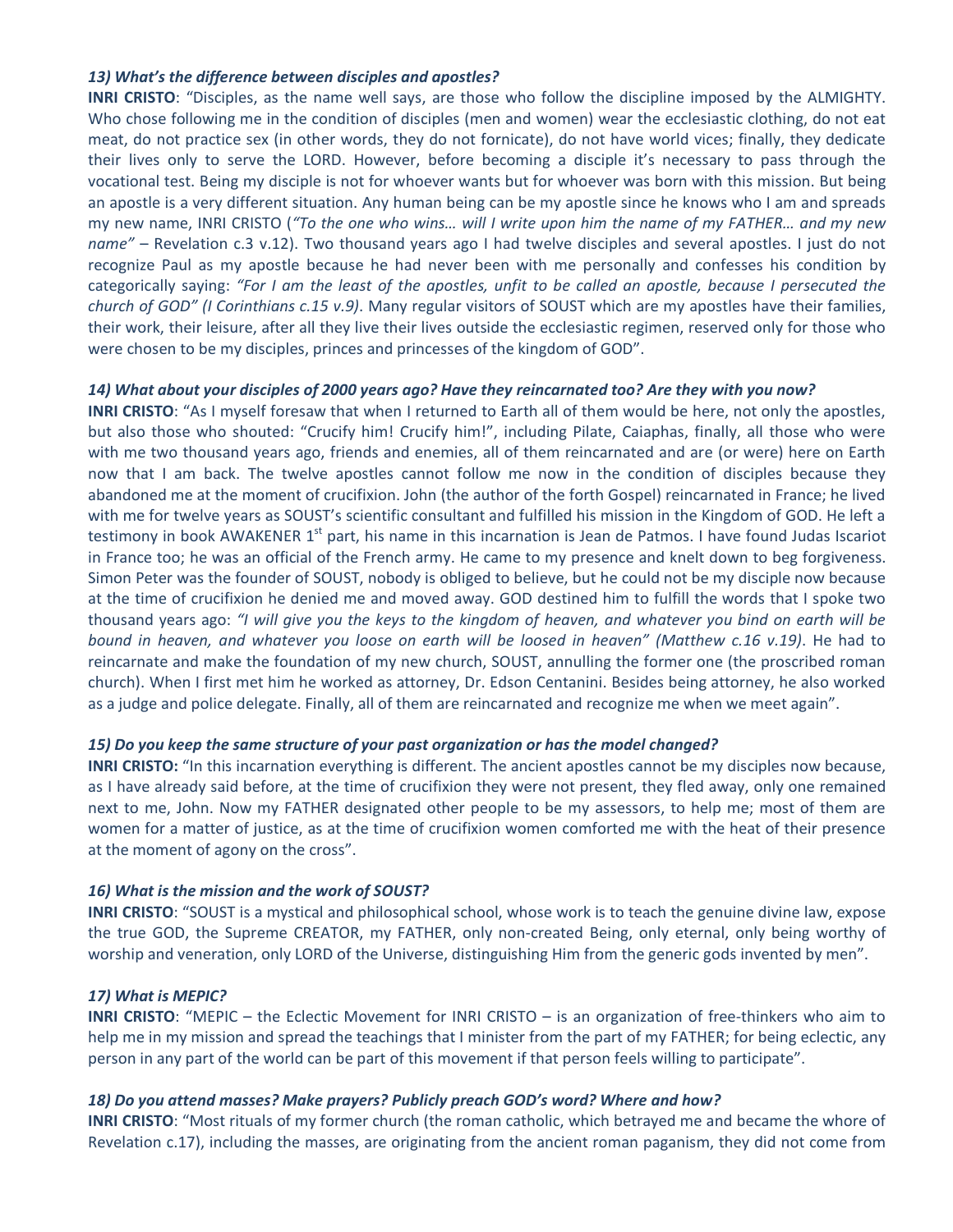***13) What's the difference between disciples and apostles?***

**INRI CRISTO**: "Disciples, as the name well says, are those who follow the discipline imposed by the ALMIGHTY. Who chose following me in the condition of disciples (men and women) wear the ecclesiastic clothing, do not eat meat, do not practice sex (in other words, they do not fornicate), do not have world vices; finally, they dedicate their lives only to serve the LORD. However, before becoming a disciple it's necessary to pass through the vocational test. Being my disciple is not for whoever wants but for whoever was born with this mission. But being an apostle is a very different situation. Any human being can be my apostle since he knows who I am and spreads my new name, INRI CRISTO (*"To the one who wins… will I write upon him the name of my FATHER… and my new name"* – Revelation c.3 v.12). Two thousand years ago I had twelve disciples and several apostles. I just do not recognize Paul as my apostle because he had never been with me personally and confesses his condition by categorically saying: *"For I am the least of the apostles, unfit to be called an apostle, because I persecuted the church of GOD" (I Corinthians c.15 v.9)*. Many regular visitors of SOUST which are my apostles have their families, their work, their leisure, after all they live their lives outside the ecclesiastic regimen, reserved only for those who were chosen to be my disciples, princes and princesses of the kingdom of GOD".

***14) What about your disciples of 2000 years ago? Have they reincarnated too? Are they with you now?***

**INRI CRISTO**: "As I myself foresaw that when I returned to Earth all of them would be here, not only the apostles, but also those who shouted: "Crucify him! Crucify him!", including Pilate, Caiaphas, finally, all those who were with me two thousand years ago, friends and enemies, all of them reincarnated and are (or were) here on Earth now that I am back. The twelve apostles cannot follow me now in the condition of disciples because they abandoned me at the moment of crucifixion. John (the author of the forth Gospel) reincarnated in France; he lived with me for twelve years as SOUST's scientific consultant and fulfilled his mission in the Kingdom of GOD. He left a testimony in book AWAKENER 1st part, his name in this incarnation is Jean de Patmos. I have found Judas Iscariot in France too; he was an official of the French army. He came to my presence and knelt down to beg forgiveness. Simon Peter was the founder of SOUST, nobody is obliged to believe, but he could not be my disciple now because at the time of crucifixion he denied me and moved away. GOD destined him to fulfill the words that I spoke two thousand years ago: *"I will give you the keys to the kingdom of heaven, and whatever you bind on earth will be bound in heaven, and whatever you loose on earth will be loosed in heaven" (Matthew c.16 v.19)*. He had to reincarnate and make the foundation of my new church, SOUST, annulling the former one (the proscribed roman church). When I first met him he worked as attorney, Dr. Edson Centanini. Besides being attorney, he also worked as a judge and police delegate. Finally, all of them are reincarnated and recognize me when we meet again".

***15) Do you keep the same structure of your past organization or has the model changed?***

**INRI CRISTO:** "In this incarnation everything is different. The ancient apostles cannot be my disciples now because, as I have already said before, at the time of crucifixion they were not present, they fled away, only one remained next to me, John. Now my FATHER designated other people to be my assessors, to help me; most of them are women for a matter of justice, as at the time of crucifixion women comforted me with the heat of their presence at the moment of agony on the cross".

***16) What is the mission and the work of SOUST?***

**INRI CRISTO**: "SOUST is a mystical and philosophical school, whose work is to teach the genuine divine law, expose the true GOD, the Supreme CREATOR, my FATHER, only non-created Being, only eternal, only being worthy of worship and veneration, only LORD of the Universe, distinguishing Him from the generic gods invented by men".

***17) What is MEPIC?***

**INRI CRISTO**: "MEPIC – the Eclectic Movement for INRI CRISTO – is an organization of free-thinkers who aim to help me in my mission and spread the teachings that I minister from the part of my FATHER; for being eclectic, any person in any part of the world can be part of this movement if that person feels willing to participate".

***18) Do you attend masses? Make prayers? Publicly preach GOD's word? Where and how?***

**INRI CRISTO**: "Most rituals of my former church (the roman catholic, which betrayed me and became the whore of Revelation c.17), including the masses, are originating from the ancient roman paganism, they did not come from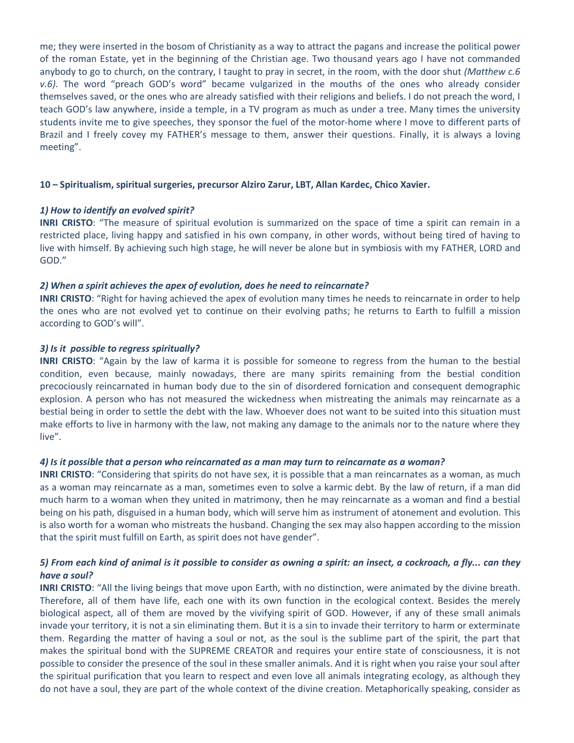me; they were inserted in the bosom of Christianity as a way to attract the pagans and increase the political power of the roman Estate, yet in the beginning of the Christian age. Two thousand years ago I have not commanded anybody to go to church, on the contrary, I taught to pray in secret, in the room, with the door shut *(Matthew c.6 v.6)*. The word "preach GOD's word" became vulgarized in the mouths of the ones who already consider themselves saved, or the ones who are already satisfied with their religions and beliefs. I do not preach the word, I teach GOD's law anywhere, inside a temple, in a TV program as much as under a tree. Many times the university students invite me to give speeches, they sponsor the fuel of the motor-home where I move to different parts of Brazil and I freely covey my FATHER's message to them, answer their questions. Finally, it is always a loving meeting".

**10 – Spiritualism, spiritual surgeries, precursor Alziro Zarur, LBT, Allan Kardec, Chico Xavier.**

***1) How to identify an evolved spirit?***

**INRI CRISTO**: "The measure of spiritual evolution is summarized on the space of time a spirit can remain in a restricted place, living happy and satisfied in his own company, in other words, without being tired of having to live with himself. By achieving such high stage, he will never be alone but in symbiosis with my FATHER, LORD and GOD."

***2) When a spirit achieves the apex of evolution, does he need to reincarnate?***

**INRI CRISTO**: "Right for having achieved the apex of evolution many times he needs to reincarnate in order to help the ones who are not evolved yet to continue on their evolving paths; he returns to Earth to fulfill a mission according to GOD's will".

***3) Is it possible to regress spiritually?***

**INRI CRISTO**: "Again by the law of karma it is possible for someone to regress from the human to the bestial condition, even because, mainly nowadays, there are many spirits remaining from the bestial condition precociously reincarnated in human body due to the sin of disordered fornication and consequent demographic explosion. A person who has not measured the wickedness when mistreating the animals may reincarnate as a bestial being in order to settle the debt with the law. Whoever does not want to be suited into this situation must make efforts to live in harmony with the law, not making any damage to the animals nor to the nature where they live".

***4) Is it possible that a person who reincarnated as a man may turn to reincarnate as a woman?***

**INRI CRISTO**: "Considering that spirits do not have sex, it is possible that a man reincarnates as a woman, as much as a woman may reincarnate as a man, sometimes even to solve a karmic debt. By the law of return, if a man did much harm to a woman when they united in matrimony, then he may reincarnate as a woman and find a bestial being on his path, disguised in a human body, which will serve him as instrument of atonement and evolution. This is also worth for a woman who mistreats the husband. Changing the sex may also happen according to the mission that the spirit must fulfill on Earth, as spirit does not have gender".

***5) From each kind of animal is it possible to consider as owning a spirit: an insect, a cockroach, a fly... can they have a soul?***

**INRI CRISTO**: "All the living beings that move upon Earth, with no distinction, were animated by the divine breath. Therefore, all of them have life, each one with its own function in the ecological context. Besides the merely biological aspect, all of them are moved by the vivifying spirit of GOD. However, if any of these small animals invade your territory, it is not a sin eliminating them. But it is a sin to invade their territory to harm or exterminate them. Regarding the matter of having a soul or not, as the soul is the sublime part of the spirit, the part that makes the spiritual bond with the SUPREME CREATOR and requires your entire state of consciousness, it is not possible to consider the presence of the soul in these smaller animals. And it is right when you raise your soul after the spiritual purification that you learn to respect and even love all animals integrating ecology, as although they do not have a soul, they are part of the whole context of the divine creation. Metaphorically speaking, consider as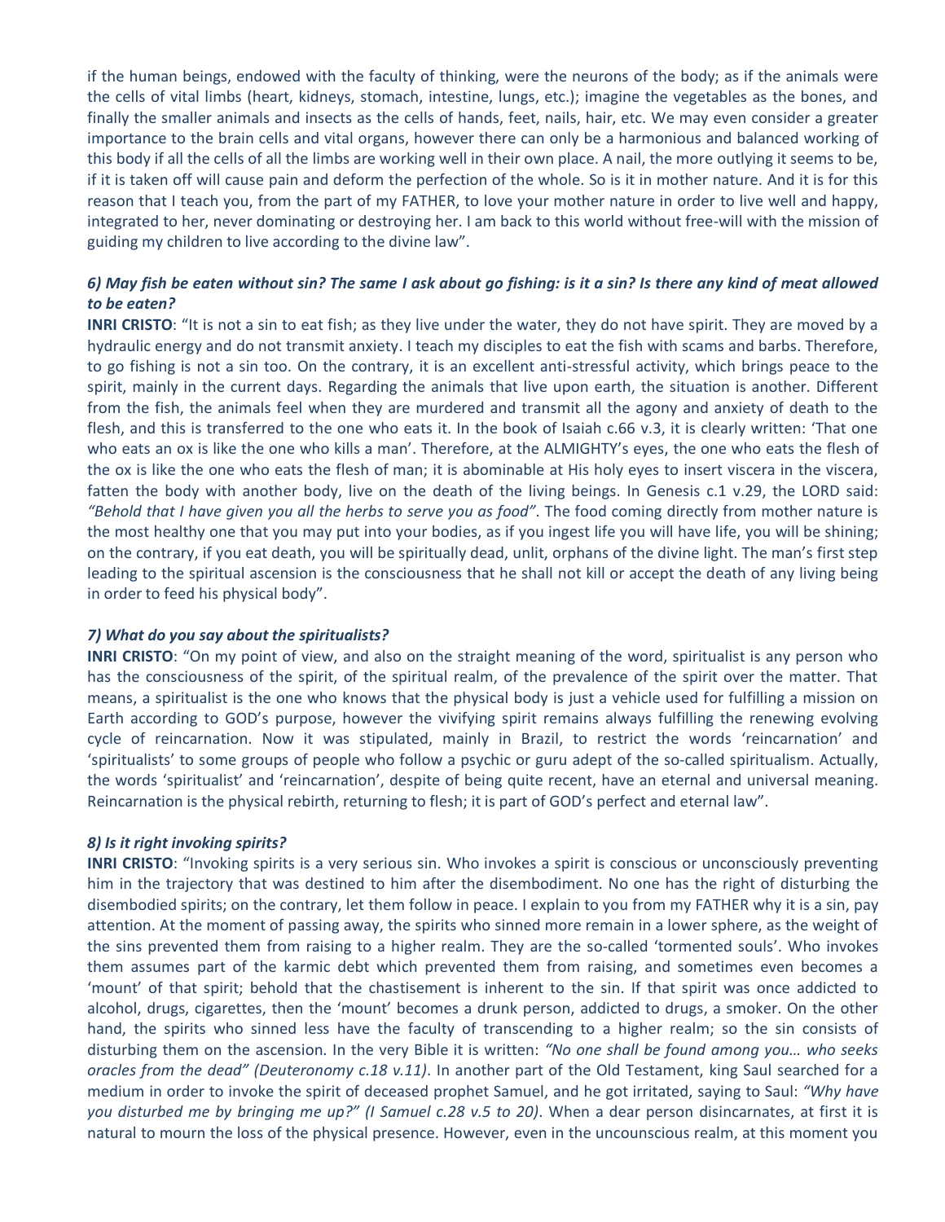if the human beings, endowed with the faculty of thinking, were the neurons of the body; as if the animals were the cells of vital limbs (heart, kidneys, stomach, intestine, lungs, etc.); imagine the vegetables as the bones, and finally the smaller animals and insects as the cells of hands, feet, nails, hair, etc. We may even consider a greater importance to the brain cells and vital organs, however there can only be a harmonious and balanced working of this body if all the cells of all the limbs are working well in their own place. A nail, the more outlying it seems to be, if it is taken off will cause pain and deform the perfection of the whole. So is it in mother nature. And it is for this reason that I teach you, from the part of my FATHER, to love your mother nature in order to live well and happy, integrated to her, never dominating or destroying her. I am back to this world without free-will with the mission of guiding my children to live according to the divine law".

### *6) May fish be eaten without sin? The same I ask about go fishing: is it a sin? Is there any kind of meat allowed to be eaten?*

**INRI CRISTO**: "It is not a sin to eat fish; as they live under the water, they do not have spirit. They are moved by a hydraulic energy and do not transmit anxiety. I teach my disciples to eat the fish with scams and barbs. Therefore, to go fishing is not a sin too. On the contrary, it is an excellent anti-stressful activity, which brings peace to the spirit, mainly in the current days. Regarding the animals that live upon earth, the situation is another. Different from the fish, the animals feel when they are murdered and transmit all the agony and anxiety of death to the flesh, and this is transferred to the one who eats it. In the book of Isaiah c.66 v.3, it is clearly written: 'That one who eats an ox is like the one who kills a man'. Therefore, at the ALMIGHTY's eyes, the one who eats the flesh of the ox is like the one who eats the flesh of man; it is abominable at His holy eyes to insert viscera in the viscera, fatten the body with another body, live on the death of the living beings. In Genesis c.1 v.29, the LORD said: *"Behold that I have given you all the herbs to serve you as food"*. The food coming directly from mother nature is the most healthy one that you may put into your bodies, as if you ingest life you will have life, you will be shining; on the contrary, if you eat death, you will be spiritually dead, unlit, orphans of the divine light. The man's first step leading to the spiritual ascension is the consciousness that he shall not kill or accept the death of any living being in order to feed his physical body".

### *7) What do you say about the spiritualists?*

**INRI CRISTO**: "On my point of view, and also on the straight meaning of the word, spiritualist is any person who has the consciousness of the spirit, of the spiritual realm, of the prevalence of the spirit over the matter. That means, a spiritualist is the one who knows that the physical body is just a vehicle used for fulfilling a mission on Earth according to GOD's purpose, however the vivifying spirit remains always fulfilling the renewing evolving cycle of reincarnation. Now it was stipulated, mainly in Brazil, to restrict the words 'reincarnation' and 'spiritualists' to some groups of people who follow a psychic or guru adept of the so-called spiritualism. Actually, the words 'spiritualist' and 'reincarnation', despite of being quite recent, have an eternal and universal meaning. Reincarnation is the physical rebirth, returning to flesh; it is part of GOD's perfect and eternal law".

### *8) Is it right invoking spirits?*

**INRI CRISTO**: "Invoking spirits is a very serious sin. Who invokes a spirit is conscious or unconsciously preventing him in the trajectory that was destined to him after the disembodiment. No one has the right of disturbing the disembodied spirits; on the contrary, let them follow in peace. I explain to you from my FATHER why it is a sin, pay attention. At the moment of passing away, the spirits who sinned more remain in a lower sphere, as the weight of the sins prevented them from raising to a higher realm. They are the so-called 'tormented souls'. Who invokes them assumes part of the karmic debt which prevented them from raising, and sometimes even becomes a 'mount' of that spirit; behold that the chastisement is inherent to the sin. If that spirit was once addicted to alcohol, drugs, cigarettes, then the 'mount' becomes a drunk person, addicted to drugs, a smoker. On the other hand, the spirits who sinned less have the faculty of transcending to a higher realm; so the sin consists of disturbing them on the ascension. In the very Bible it is written: *"No one shall be found among you… who seeks oracles from the dead" (Deuteronomy c.18 v.11)*. In another part of the Old Testament, king Saul searched for a medium in order to invoke the spirit of deceased prophet Samuel, and he got irritated, saying to Saul: *"Why have you disturbed me by bringing me up?" (I Samuel c.28 v.5 to 20)*. When a dear person disincarnates, at first it is natural to mourn the loss of the physical presence. However, even in the uncounscious realm, at this moment you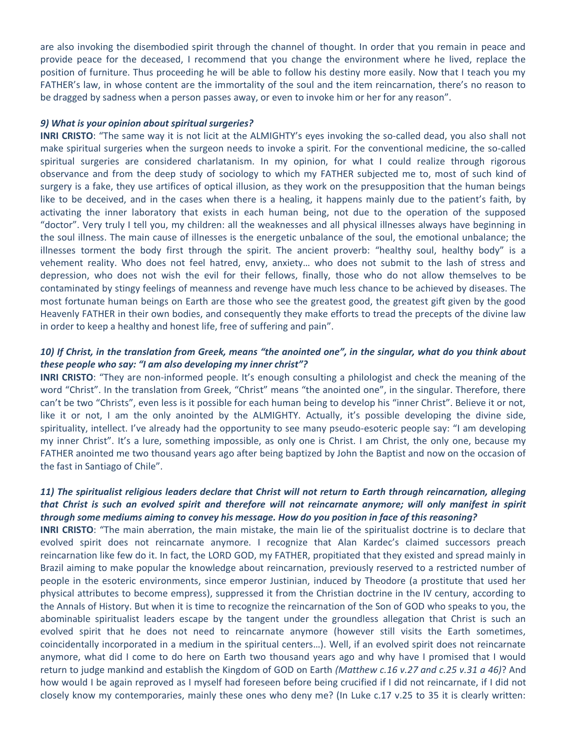are also invoking the disembodied spirit through the channel of thought. In order that you remain in peace and provide peace for the deceased, I recommend that you change the environment where he lived, replace the position of furniture. Thus proceeding he will be able to follow his destiny more easily. Now that I teach you my FATHER's law, in whose content are the immortality of the soul and the item reincarnation, there's no reason to be dragged by sadness when a person passes away, or even to invoke him or her for any reason".

***9) What is your opinion about spiritual surgeries?***

**INRI CRISTO**: "The same way it is not licit at the ALMIGHTY's eyes invoking the so-called dead, you also shall not make spiritual surgeries when the surgeon needs to invoke a spirit. For the conventional medicine, the so-called spiritual surgeries are considered charlatanism. In my opinion, for what I could realize through rigorous observance and from the deep study of sociology to which my FATHER subjected me to, most of such kind of surgery is a fake, they use artifices of optical illusion, as they work on the presupposition that the human beings like to be deceived, and in the cases when there is a healing, it happens mainly due to the patient's faith, by activating the inner laboratory that exists in each human being, not due to the operation of the supposed "doctor". Very truly I tell you, my children: all the weaknesses and all physical illnesses always have beginning in the soul illness. The main cause of illnesses is the energetic unbalance of the soul, the emotional unbalance; the illnesses torment the body first through the spirit. The ancient proverb: "healthy soul, healthy body" is a vehement reality. Who does not feel hatred, envy, anxiety… who does not submit to the lash of stress and depression, who does not wish the evil for their fellows, finally, those who do not allow themselves to be contaminated by stingy feelings of meanness and revenge have much less chance to be achieved by diseases. The most fortunate human beings on Earth are those who see the greatest good, the greatest gift given by the good Heavenly FATHER in their own bodies, and consequently they make efforts to tread the precepts of the divine law in order to keep a healthy and honest life, free of suffering and pain".

***10) If Christ, in the translation from Greek, means "the anointed one", in the singular, what do you think about these people who say: "I am also developing my inner christ"?***

**INRI CRISTO**: "They are non-informed people. It's enough consulting a philologist and check the meaning of the word "Christ". In the translation from Greek, "Christ" means "the anointed one", in the singular. Therefore, there can't be two "Christs", even less is it possible for each human being to develop his "inner Christ". Believe it or not, like it or not, I am the only anointed by the ALMIGHTY. Actually, it's possible developing the divine side, spirituality, intellect. I've already had the opportunity to see many pseudo-esoteric people say: "I am developing my inner Christ". It's a lure, something impossible, as only one is Christ. I am Christ, the only one, because my FATHER anointed me two thousand years ago after being baptized by John the Baptist and now on the occasion of the fast in Santiago of Chile".

***11) The spiritualist religious leaders declare that Christ will not return to Earth through reincarnation, alleging that Christ is such an evolved spirit and therefore will not reincarnate anymore; will only manifest in spirit through some mediums aiming to convey his message. How do you position in face of this reasoning?***

**INRI CRISTO**: "The main aberration, the main mistake, the main lie of the spiritualist doctrine is to declare that evolved spirit does not reincarnate anymore. I recognize that Alan Kardec's claimed successors preach reincarnation like few do it. In fact, the LORD GOD, my FATHER, propitiated that they existed and spread mainly in Brazil aiming to make popular the knowledge about reincarnation, previously reserved to a restricted number of people in the esoteric environments, since emperor Justinian, induced by Theodore (a prostitute that used her physical attributes to become empress), suppressed it from the Christian doctrine in the IV century, according to the Annals of History. But when it is time to recognize the reincarnation of the Son of GOD who speaks to you, the abominable spiritualist leaders escape by the tangent under the groundless allegation that Christ is such an evolved spirit that he does not need to reincarnate anymore (however still visits the Earth sometimes, coincidentally incorporated in a medium in the spiritual centers…). Well, if an evolved spirit does not reincarnate anymore, what did I come to do here on Earth two thousand years ago and why have I promised that I would return to judge mankind and establish the Kingdom of GOD on Earth *(Matthew c.16 v.27 and c.25 v.31 a 46)*? And how would I be again reproved as I myself had foreseen before being crucified if I did not reincarnate, if I did not closely know my contemporaries, mainly these ones who deny me? (In Luke c.17 v.25 to 35 it is clearly written: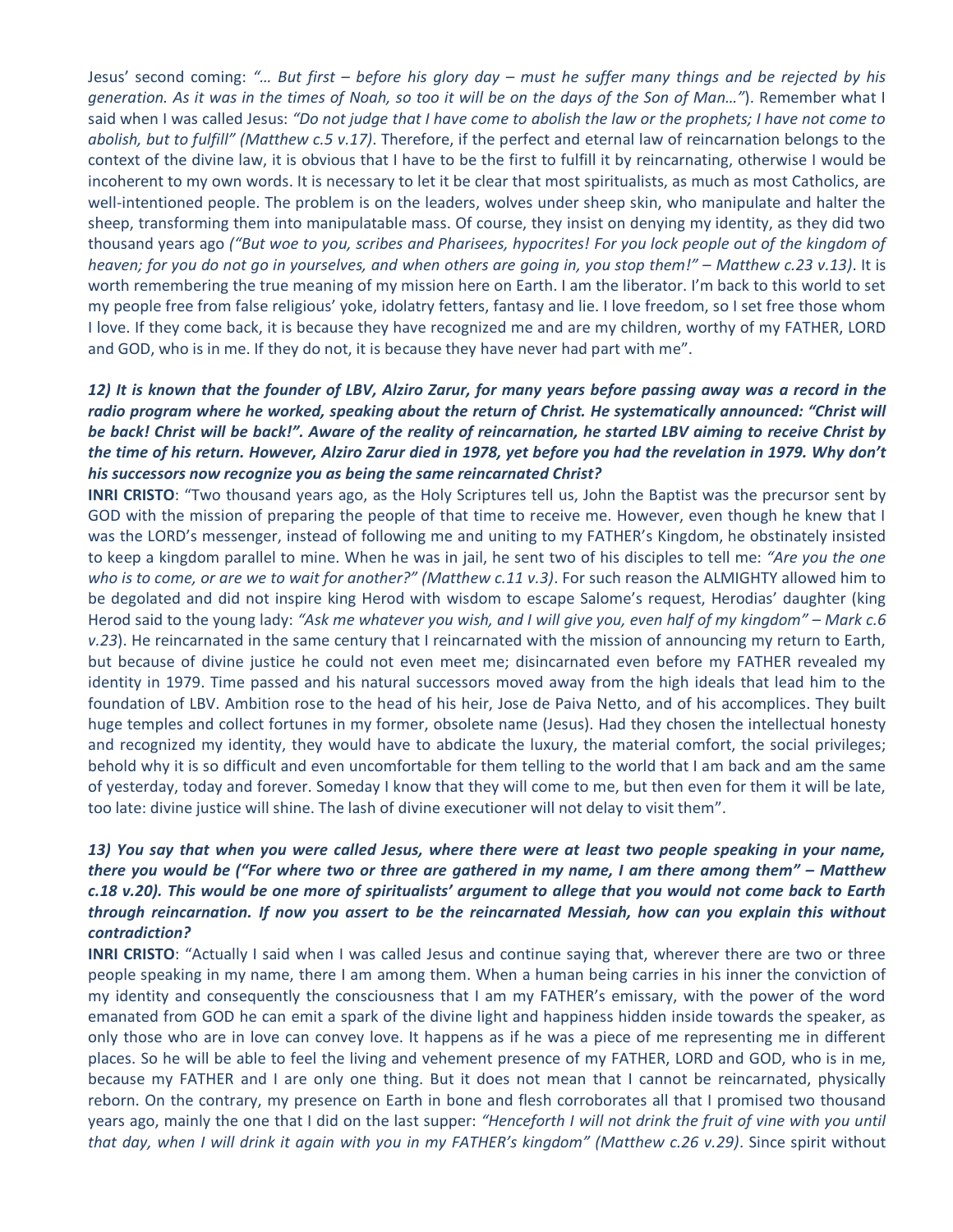Jesus' second coming: *"… But first – before his glory day – must he suffer many things and be rejected by his generation. As it was in the times of Noah, so too it will be on the days of the Son of Man…"*). Remember what I said when I was called Jesus: *"Do not judge that I have come to abolish the law or the prophets; I have not come to abolish, but to fulfill" (Matthew c.5 v.17)*. Therefore, if the perfect and eternal law of reincarnation belongs to the context of the divine law, it is obvious that I have to be the first to fulfill it by reincarnating, otherwise I would be incoherent to my own words. It is necessary to let it be clear that most spiritualists, as much as most Catholics, are well-intentioned people. The problem is on the leaders, wolves under sheep skin, who manipulate and halter the sheep, transforming them into manipulatable mass. Of course, they insist on denying my identity, as they did two thousand years ago *("But woe to you, scribes and Pharisees, hypocrites! For you lock people out of the kingdom of heaven; for you do not go in yourselves, and when others are going in, you stop them!" – Matthew c.23 v.13)*. It is worth remembering the true meaning of my mission here on Earth. I am the liberator. I'm back to this world to set my people free from false religious' yoke, idolatry fetters, fantasy and lie. I love freedom, so I set free those whom I love. If they come back, it is because they have recognized me and are my children, worthy of my FATHER, LORD and GOD, who is in me. If they do not, it is because they have never had part with me".

***12) It is known that the founder of LBV, Alziro Zarur, for many years before passing away was a record in the radio program where he worked, speaking about the return of Christ. He systematically announced: "Christ will be back! Christ will be back!". Aware of the reality of reincarnation, he started LBV aiming to receive Christ by the time of his return. However, Alziro Zarur died in 1978, yet before you had the revelation in 1979. Why don't his successors now recognize you as being the same reincarnated Christ?***

**INRI CRISTO**: "Two thousand years ago, as the Holy Scriptures tell us, John the Baptist was the precursor sent by GOD with the mission of preparing the people of that time to receive me. However, even though he knew that I was the LORD's messenger, instead of following me and uniting to my FATHER's Kingdom, he obstinately insisted to keep a kingdom parallel to mine. When he was in jail, he sent two of his disciples to tell me: *"Are you the one who is to come, or are we to wait for another?" (Matthew c.11 v.3)*. For such reason the ALMIGHTY allowed him to be degolated and did not inspire king Herod with wisdom to escape Salome's request, Herodias' daughter (king Herod said to the young lady: *"Ask me whatever you wish, and I will give you, even half of my kingdom" – Mark c.6 v.23*). He reincarnated in the same century that I reincarnated with the mission of announcing my return to Earth, but because of divine justice he could not even meet me; disincarnated even before my FATHER revealed my identity in 1979. Time passed and his natural successors moved away from the high ideals that lead him to the foundation of LBV. Ambition rose to the head of his heir, Jose de Paiva Netto, and of his accomplices. They built huge temples and collect fortunes in my former, obsolete name (Jesus). Had they chosen the intellectual honesty and recognized my identity, they would have to abdicate the luxury, the material comfort, the social privileges; behold why it is so difficult and even uncomfortable for them telling to the world that I am back and am the same of yesterday, today and forever. Someday I know that they will come to me, but then even for them it will be late, too late: divine justice will shine. The lash of divine executioner will not delay to visit them".

***13) You say that when you were called Jesus, where there were at least two people speaking in your name, there you would be ("For where two or three are gathered in my name, I am there among them" – Matthew c.18 v.20). This would be one more of spiritualists' argument to allege that you would not come back to Earth through reincarnation. If now you assert to be the reincarnated Messiah, how can you explain this without contradiction?***

**INRI CRISTO**: "Actually I said when I was called Jesus and continue saying that, wherever there are two or three people speaking in my name, there I am among them. When a human being carries in his inner the conviction of my identity and consequently the consciousness that I am my FATHER's emissary, with the power of the word emanated from GOD he can emit a spark of the divine light and happiness hidden inside towards the speaker, as only those who are in love can convey love. It happens as if he was a piece of me representing me in different places. So he will be able to feel the living and vehement presence of my FATHER, LORD and GOD, who is in me, because my FATHER and I are only one thing. But it does not mean that I cannot be reincarnated, physically reborn. On the contrary, my presence on Earth in bone and flesh corroborates all that I promised two thousand years ago, mainly the one that I did on the last supper: *"Henceforth I will not drink the fruit of vine with you until that day, when I will drink it again with you in my FATHER's kingdom" (Matthew c.26 v.29)*. Since spirit without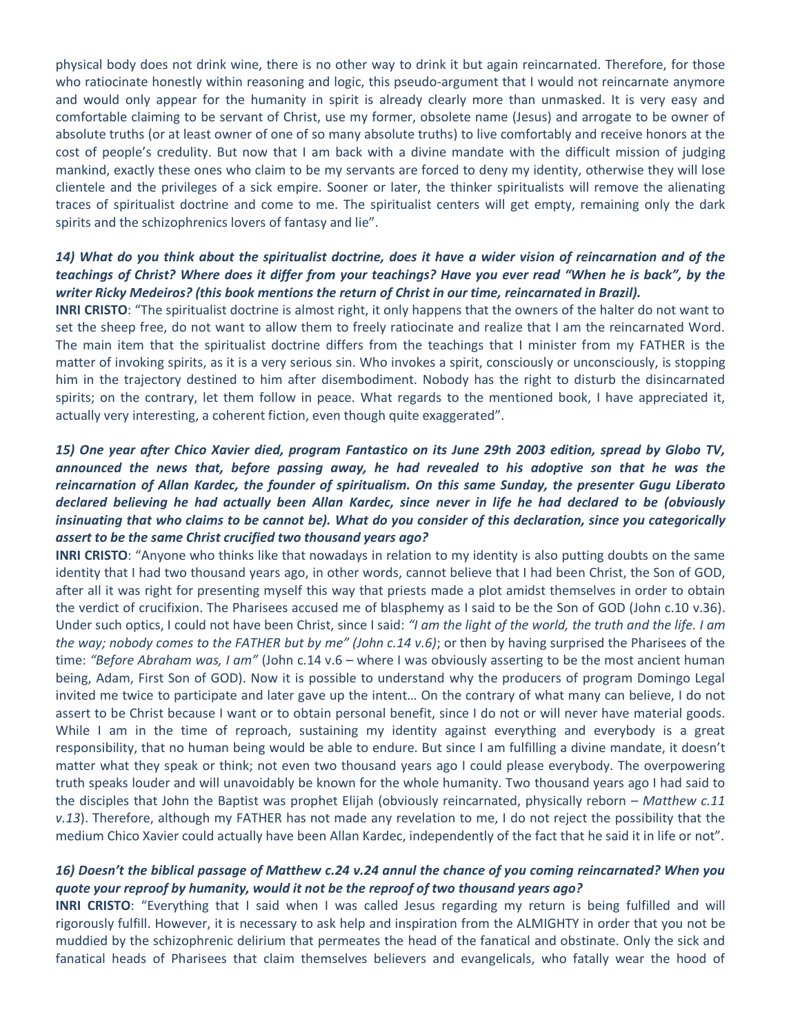physical body does not drink wine, there is no other way to drink it but again reincarnated. Therefore, for those who ratiocinate honestly within reasoning and logic, this pseudo-argument that I would not reincarnate anymore and would only appear for the humanity in spirit is already clearly more than unmasked. It is very easy and comfortable claiming to be servant of Christ, use my former, obsolete name (Jesus) and arrogate to be owner of absolute truths (or at least owner of one of so many absolute truths) to live comfortably and receive honors at the cost of people's credulity. But now that I am back with a divine mandate with the difficult mission of judging mankind, exactly these ones who claim to be my servants are forced to deny my identity, otherwise they will lose clientele and the privileges of a sick empire. Sooner or later, the thinker spiritualists will remove the alienating traces of spiritualist doctrine and come to me. The spiritualist centers will get empty, remaining only the dark spirits and the schizophrenics lovers of fantasy and lie".

***14) What do you think about the spiritualist doctrine, does it have a wider vision of reincarnation and of the teachings of Christ? Where does it differ from your teachings? Have you ever read "When he is back", by the writer Ricky Medeiros? (this book mentions the return of Christ in our time, reincarnated in Brazil).***

**INRI CRISTO**: "The spiritualist doctrine is almost right, it only happens that the owners of the halter do not want to set the sheep free, do not want to allow them to freely ratiocinate and realize that I am the reincarnated Word. The main item that the spiritualist doctrine differs from the teachings that I minister from my FATHER is the matter of invoking spirits, as it is a very serious sin. Who invokes a spirit, consciously or unconsciously, is stopping him in the trajectory destined to him after disembodiment. Nobody has the right to disturb the disincarnated spirits; on the contrary, let them follow in peace. What regards to the mentioned book, I have appreciated it, actually very interesting, a coherent fiction, even though quite exaggerated".

***15) One year after Chico Xavier died, program Fantastico on its June 29th 2003 edition, spread by Globo TV, announced the news that, before passing away, he had revealed to his adoptive son that he was the reincarnation of Allan Kardec, the founder of spiritualism. On this same Sunday, the presenter Gugu Liberato declared believing he had actually been Allan Kardec, since never in life he had declared to be (obviously insinuating that who claims to be cannot be). What do you consider of this declaration, since you categorically assert to be the same Christ crucified two thousand years ago?***

**INRI CRISTO**: "Anyone who thinks like that nowadays in relation to my identity is also putting doubts on the same identity that I had two thousand years ago, in other words, cannot believe that I had been Christ, the Son of GOD, after all it was right for presenting myself this way that priests made a plot amidst themselves in order to obtain the verdict of crucifixion. The Pharisees accused me of blasphemy as I said to be the Son of GOD (John c.10 v.36). Under such optics, I could not have been Christ, since I said: *"I am the light of the world, the truth and the life. I am the way; nobody comes to the FATHER but by me" (John c.14 v.6)*; or then by having surprised the Pharisees of the time: *"Before Abraham was, I am"* (John c.14 v.6 – where I was obviously asserting to be the most ancient human being, Adam, First Son of GOD). Now it is possible to understand why the producers of program Domingo Legal invited me twice to participate and later gave up the intent… On the contrary of what many can believe, I do not assert to be Christ because I want or to obtain personal benefit, since I do not or will never have material goods. While I am in the time of reproach, sustaining my identity against everything and everybody is a great responsibility, that no human being would be able to endure. But since I am fulfilling a divine mandate, it doesn't matter what they speak or think; not even two thousand years ago I could please everybody. The overpowering truth speaks louder and will unavoidably be known for the whole humanity. Two thousand years ago I had said to the disciples that John the Baptist was prophet Elijah (obviously reincarnated, physically reborn – *Matthew c.11 v.13*). Therefore, although my FATHER has not made any revelation to me, I do not reject the possibility that the medium Chico Xavier could actually have been Allan Kardec, independently of the fact that he said it in life or not".

***16) Doesn't the biblical passage of Matthew c.24 v.24 annul the chance of you coming reincarnated? When you quote your reproof by humanity, would it not be the reproof of two thousand years ago?***

**INRI CRISTO**: "Everything that I said when I was called Jesus regarding my return is being fulfilled and will rigorously fulfill. However, it is necessary to ask help and inspiration from the ALMIGHTY in order that you not be muddied by the schizophrenic delirium that permeates the head of the fanatical and obstinate. Only the sick and fanatical heads of Pharisees that claim themselves believers and evangelicals, who fatally wear the hood of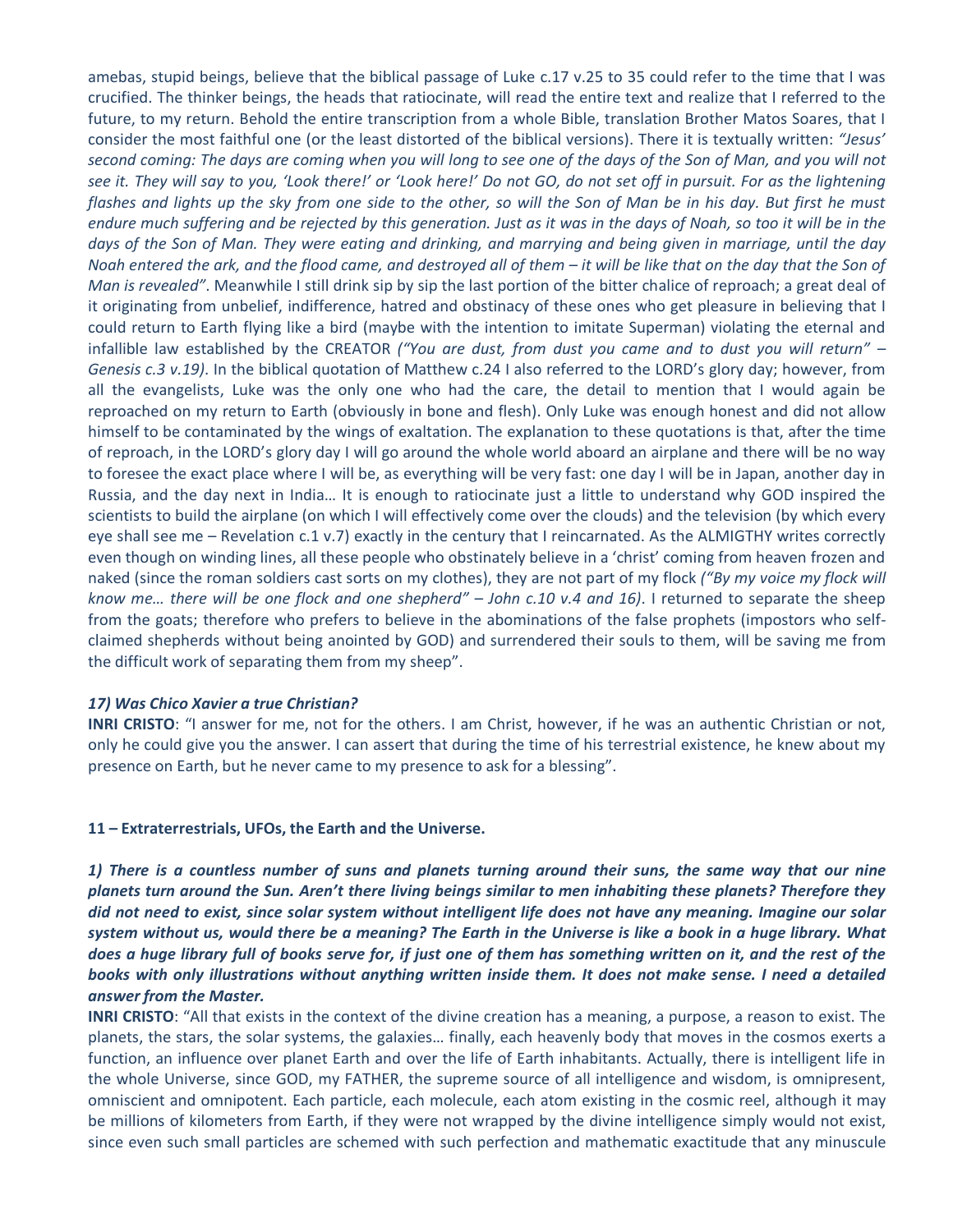amebas, stupid beings, believe that the biblical passage of Luke c.17 v.25 to 35 could refer to the time that I was crucified. The thinker beings, the heads that ratiocinate, will read the entire text and realize that I referred to the future, to my return. Behold the entire transcription from a whole Bible, translation Brother Matos Soares, that I consider the most faithful one (or the least distorted of the biblical versions). There it is textually written: *"Jesus' second coming: The days are coming when you will long to see one of the days of the Son of Man, and you will not see it. They will say to you, 'Look there!' or 'Look here!' Do not GO, do not set off in pursuit. For as the lightening flashes and lights up the sky from one side to the other, so will the Son of Man be in his day. But first he must endure much suffering and be rejected by this generation. Just as it was in the days of Noah, so too it will be in the days of the Son of Man. They were eating and drinking, and marrying and being given in marriage, until the day Noah entered the ark, and the flood came, and destroyed all of them – it will be like that on the day that the Son of Man is revealed"*. Meanwhile I still drink sip by sip the last portion of the bitter chalice of reproach; a great deal of it originating from unbelief, indifference, hatred and obstinacy of these ones who get pleasure in believing that I could return to Earth flying like a bird (maybe with the intention to imitate Superman) violating the eternal and infallible law established by the CREATOR *("You are dust, from dust you came and to dust you will return" – Genesis c.3 v.19)*. In the biblical quotation of Matthew c.24 I also referred to the LORD's glory day; however, from all the evangelists, Luke was the only one who had the care, the detail to mention that I would again be reproached on my return to Earth (obviously in bone and flesh). Only Luke was enough honest and did not allow himself to be contaminated by the wings of exaltation. The explanation to these quotations is that, after the time of reproach, in the LORD's glory day I will go around the whole world aboard an airplane and there will be no way to foresee the exact place where I will be, as everything will be very fast: one day I will be in Japan, another day in Russia, and the day next in India… It is enough to ratiocinate just a little to understand why GOD inspired the scientists to build the airplane (on which I will effectively come over the clouds) and the television (by which every eye shall see me – Revelation c.1 v.7) exactly in the century that I reincarnated. As the ALMIGTHY writes correctly even though on winding lines, all these people who obstinately believe in a 'christ' coming from heaven frozen and naked (since the roman soldiers cast sorts on my clothes), they are not part of my flock *("By my voice my flock will know me… there will be one flock and one shepherd" – John c.10 v.4 and 16)*. I returned to separate the sheep from the goats; therefore who prefers to believe in the abominations of the false prophets (impostors who self-claimed shepherds without being anointed by GOD) and surrendered their souls to them, will be saving me from the difficult work of separating them from my sheep".

***17) Was Chico Xavier a true Christian?***

**INRI CRISTO**: "I answer for me, not for the others. I am Christ, however, if he was an authentic Christian or not, only he could give you the answer. I can assert that during the time of his terrestrial existence, he knew about my presence on Earth, but he never came to my presence to ask for a blessing".

## 11 – Extraterrestrials, UFOs, the Earth and the Universe.

***1) There is a countless number of suns and planets turning around their suns, the same way that our nine planets turn around the Sun. Aren't there living beings similar to men inhabiting these planets? Therefore they did not need to exist, since solar system without intelligent life does not have any meaning. Imagine our solar system without us, would there be a meaning? The Earth in the Universe is like a book in a huge library. What does a huge library full of books serve for, if just one of them has something written on it, and the rest of the books with only illustrations without anything written inside them. It does not make sense. I need a detailed answer from the Master.***

**INRI CRISTO**: "All that exists in the context of the divine creation has a meaning, a purpose, a reason to exist. The planets, the stars, the solar systems, the galaxies… finally, each heavenly body that moves in the cosmos exerts a function, an influence over planet Earth and over the life of Earth inhabitants. Actually, there is intelligent life in the whole Universe, since GOD, my FATHER, the supreme source of all intelligence and wisdom, is omnipresent, omniscient and omnipotent. Each particle, each molecule, each atom existing in the cosmic reel, although it may be millions of kilometers from Earth, if they were not wrapped by the divine intelligence simply would not exist, since even such small particles are schemed with such perfection and mathematic exactitude that any minuscule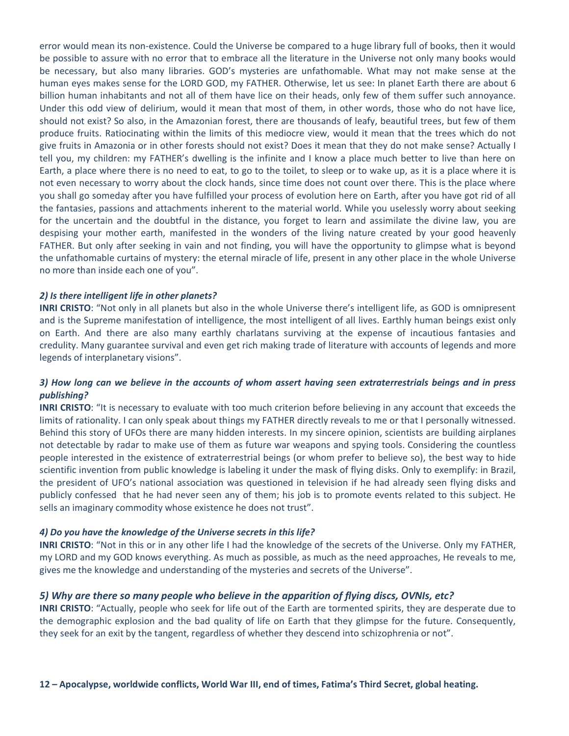error would mean its non-existence. Could the Universe be compared to a huge library full of books, then it would be possible to assure with no error that to embrace all the literature in the Universe not only many books would be necessary, but also many libraries. GOD's mysteries are unfathomable. What may not make sense at the human eyes makes sense for the LORD GOD, my FATHER. Otherwise, let us see: In planet Earth there are about 6 billion human inhabitants and not all of them have lice on their heads, only few of them suffer such annoyance. Under this odd view of delirium, would it mean that most of them, in other words, those who do not have lice, should not exist? So also, in the Amazonian forest, there are thousands of leafy, beautiful trees, but few of them produce fruits. Ratiocinating within the limits of this mediocre view, would it mean that the trees which do not give fruits in Amazonia or in other forests should not exist? Does it mean that they do not make sense? Actually I tell you, my children: my FATHER's dwelling is the infinite and I know a place much better to live than here on Earth, a place where there is no need to eat, to go to the toilet, to sleep or to wake up, as it is a place where it is not even necessary to worry about the clock hands, since time does not count over there. This is the place where you shall go someday after you have fulfilled your process of evolution here on Earth, after you have got rid of all the fantasies, passions and attachments inherent to the material world. While you uselessly worry about seeking for the uncertain and the doubtful in the distance, you forget to learn and assimilate the divine law, you are despising your mother earth, manifested in the wonders of the living nature created by your good heavenly FATHER. But only after seeking in vain and not finding, you will have the opportunity to glimpse what is beyond the unfathomable curtains of mystery: the eternal miracle of life, present in any other place in the whole Universe no more than inside each one of you".

***2) Is there intelligent life in other planets?***

**INRI CRISTO**: "Not only in all planets but also in the whole Universe there's intelligent life, as GOD is omnipresent and is the Supreme manifestation of intelligence, the most intelligent of all lives. Earthly human beings exist only on Earth. And there are also many earthly charlatans surviving at the expense of incautious fantasies and credulity. Many guarantee survival and even get rich making trade of literature with accounts of legends and more legends of interplanetary visions".

***3) How long can we believe in the accounts of whom assert having seen extraterrestrials beings and in press publishing?***

**INRI CRISTO**: "It is necessary to evaluate with too much criterion before believing in any account that exceeds the limits of rationality. I can only speak about things my FATHER directly reveals to me or that I personally witnessed. Behind this story of UFOs there are many hidden interests. In my sincere opinion, scientists are building airplanes not detectable by radar to make use of them as future war weapons and spying tools. Considering the countless people interested in the existence of extraterrestrial beings (or whom prefer to believe so), the best way to hide scientific invention from public knowledge is labeling it under the mask of flying disks. Only to exemplify: in Brazil, the president of UFO's national association was questioned in television if he had already seen flying disks and publicly confessed that he had never seen any of them; his job is to promote events related to this subject. He sells an imaginary commodity whose existence he does not trust".

***4) Do you have the knowledge of the Universe secrets in this life?***

**INRI CRISTO**: "Not in this or in any other life I had the knowledge of the secrets of the Universe. Only my FATHER, my LORD and my GOD knows everything. As much as possible, as much as the need approaches, He reveals to me, gives me the knowledge and understanding of the mysteries and secrets of the Universe".

### *5) Why are there so many people who believe in the apparition of flying discs, OVNIs, etc?*

**INRI CRISTO**: "Actually, people who seek for life out of the Earth are tormented spirits, they are desperate due to the demographic explosion and the bad quality of life on Earth that they glimpse for the future. Consequently, they seek for an exit by the tangent, regardless of whether they descend into schizophrenia or not".

**12 – Apocalypse, worldwide conflicts, World War III, end of times, Fatima's Third Secret, global heating.**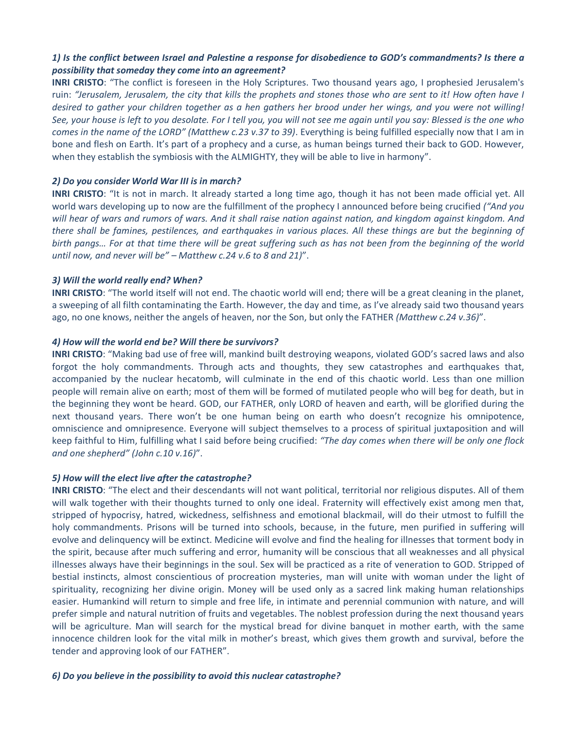***1) Is the conflict between Israel and Palestine a response for disobedience to GOD's commandments? Is there a possibility that someday they come into an agreement?***

**INRI CRISTO**: "The conflict is foreseen in the Holy Scriptures. Two thousand years ago, I prophesied Jerusalem's ruin: *"Jerusalem, Jerusalem, the city that kills the prophets and stones those who are sent to it! How often have I desired to gather your children together as a hen gathers her brood under her wings, and you were not willing! See, your house is left to you desolate. For I tell you, you will not see me again until you say: Blessed is the one who comes in the name of the LORD" (Matthew c.23 v.37 to 39)*. Everything is being fulfilled especially now that I am in bone and flesh on Earth. It's part of a prophecy and a curse, as human beings turned their back to GOD. However, when they establish the symbiosis with the ALMIGHTY, they will be able to live in harmony".

***2) Do you consider World War III is in march?***

**INRI CRISTO**: "It is not in march. It already started a long time ago, though it has not been made official yet. All world wars developing up to now are the fulfillment of the prophecy I announced before being crucified *("And you will hear of wars and rumors of wars. And it shall raise nation against nation, and kingdom against kingdom. And there shall be famines, pestilences, and earthquakes in various places. All these things are but the beginning of birth pangs… For at that time there will be great suffering such as has not been from the beginning of the world until now, and never will be" – Matthew c.24 v.6 to 8 and 21)*".

***3) Will the world really end? When?***

**INRI CRISTO**: "The world itself will not end. The chaotic world will end; there will be a great cleaning in the planet, a sweeping of all filth contaminating the Earth. However, the day and time, as I've already said two thousand years ago, no one knows, neither the angels of heaven, nor the Son, but only the FATHER *(Matthew c.24 v.36)*".

***4) How will the world end be? Will there be survivors?***

**INRI CRISTO**: "Making bad use of free will, mankind built destroying weapons, violated GOD's sacred laws and also forgot the holy commandments. Through acts and thoughts, they sew catastrophes and earthquakes that, accompanied by the nuclear hecatomb, will culminate in the end of this chaotic world. Less than one million people will remain alive on earth; most of them will be formed of mutilated people who will beg for death, but in the beginning they wont be heard. GOD, our FATHER, only LORD of heaven and earth, will be glorified during the next thousand years. There won't be one human being on earth who doesn't recognize his omnipotence, omniscience and omnipresence. Everyone will subject themselves to a process of spiritual juxtaposition and will keep faithful to Him, fulfilling what I said before being crucified: *"The day comes when there will be only one flock and one shepherd" (John c.10 v.16)*".

***5) How will the elect live after the catastrophe?***

**INRI CRISTO**: "The elect and their descendants will not want political, territorial nor religious disputes. All of them will walk together with their thoughts turned to only one ideal. Fraternity will effectively exist among men that, stripped of hypocrisy, hatred, wickedness, selfishness and emotional blackmail, will do their utmost to fulfill the holy commandments. Prisons will be turned into schools, because, in the future, men purified in suffering will evolve and delinquency will be extinct. Medicine will evolve and find the healing for illnesses that torment body in the spirit, because after much suffering and error, humanity will be conscious that all weaknesses and all physical illnesses always have their beginnings in the soul. Sex will be practiced as a rite of veneration to GOD. Stripped of bestial instincts, almost conscientious of procreation mysteries, man will unite with woman under the light of spirituality, recognizing her divine origin. Money will be used only as a sacred link making human relationships easier. Humankind will return to simple and free life, in intimate and perennial communion with nature, and will prefer simple and natural nutrition of fruits and vegetables. The noblest profession during the next thousand years will be agriculture. Man will search for the mystical bread for divine banquet in mother earth, with the same innocence children look for the vital milk in mother's breast, which gives them growth and survival, before the tender and approving look of our FATHER".

***6) Do you believe in the possibility to avoid this nuclear catastrophe?***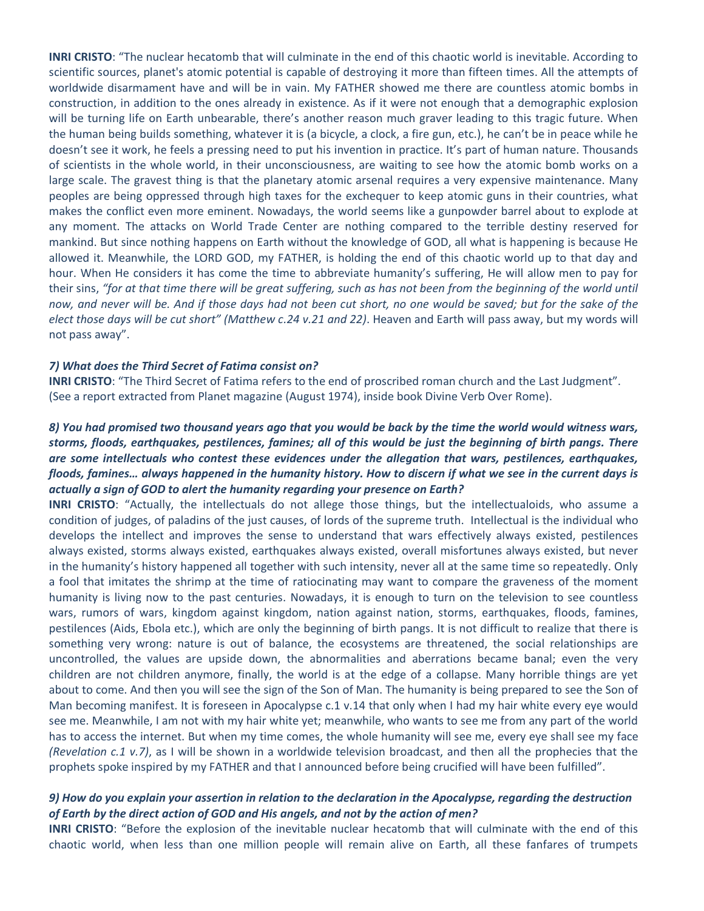**INRI CRISTO**: "The nuclear hecatomb that will culminate in the end of this chaotic world is inevitable. According to scientific sources, planet's atomic potential is capable of destroying it more than fifteen times. All the attempts of worldwide disarmament have and will be in vain. My FATHER showed me there are countless atomic bombs in construction, in addition to the ones already in existence. As if it were not enough that a demographic explosion will be turning life on Earth unbearable, there's another reason much graver leading to this tragic future. When the human being builds something, whatever it is (a bicycle, a clock, a fire gun, etc.), he can't be in peace while he doesn't see it work, he feels a pressing need to put his invention in practice. It's part of human nature. Thousands of scientists in the whole world, in their unconsciousness, are waiting to see how the atomic bomb works on a large scale. The gravest thing is that the planetary atomic arsenal requires a very expensive maintenance. Many peoples are being oppressed through high taxes for the exchequer to keep atomic guns in their countries, what makes the conflict even more eminent. Nowadays, the world seems like a gunpowder barrel about to explode at any moment. The attacks on World Trade Center are nothing compared to the terrible destiny reserved for mankind. But since nothing happens on Earth without the knowledge of GOD, all what is happening is because He allowed it. Meanwhile, the LORD GOD, my FATHER, is holding the end of this chaotic world up to that day and hour. When He considers it has come the time to abbreviate humanity's suffering, He will allow men to pay for their sins, *"for at that time there will be great suffering, such as has not been from the beginning of the world until now, and never will be. And if those days had not been cut short, no one would be saved; but for the sake of the elect those days will be cut short" (Matthew c.24 v.21 and 22)*. Heaven and Earth will pass away, but my words will not pass away".

***7) What does the Third Secret of Fatima consist on?***

**INRI CRISTO**: "The Third Secret of Fatima refers to the end of proscribed roman church and the Last Judgment". (See a report extracted from Planet magazine (August 1974), inside book Divine Verb Over Rome).

***8) You had promised two thousand years ago that you would be back by the time the world would witness wars, storms, floods, earthquakes, pestilences, famines; all of this would be just the beginning of birth pangs. There are some intellectuals who contest these evidences under the allegation that wars, pestilences, earthquakes, floods, famines… always happened in the humanity history. How to discern if what we see in the current days is actually a sign of GOD to alert the humanity regarding your presence on Earth?***

**INRI CRISTO**: "Actually, the intellectuals do not allege those things, but the intellectualoids, who assume a condition of judges, of paladins of the just causes, of lords of the supreme truth. Intellectual is the individual who develops the intellect and improves the sense to understand that wars effectively always existed, pestilences always existed, storms always existed, earthquakes always existed, overall misfortunes always existed, but never in the humanity's history happened all together with such intensity, never all at the same time so repeatedly. Only a fool that imitates the shrimp at the time of ratiocinating may want to compare the graveness of the moment humanity is living now to the past centuries. Nowadays, it is enough to turn on the television to see countless wars, rumors of wars, kingdom against kingdom, nation against nation, storms, earthquakes, floods, famines, pestilences (Aids, Ebola etc.), which are only the beginning of birth pangs. It is not difficult to realize that there is something very wrong: nature is out of balance, the ecosystems are threatened, the social relationships are uncontrolled, the values are upside down, the abnormalities and aberrations became banal; even the very children are not children anymore, finally, the world is at the edge of a collapse. Many horrible things are yet about to come. And then you will see the sign of the Son of Man. The humanity is being prepared to see the Son of Man becoming manifest. It is foreseen in Apocalypse c.1 v.14 that only when I had my hair white every eye would see me. Meanwhile, I am not with my hair white yet; meanwhile, who wants to see me from any part of the world has to access the internet. But when my time comes, the whole humanity will see me, every eye shall see my face *(Revelation c.1 v.7)*, as I will be shown in a worldwide television broadcast, and then all the prophecies that the prophets spoke inspired by my FATHER and that I announced before being crucified will have been fulfilled".

***9) How do you explain your assertion in relation to the declaration in the Apocalypse, regarding the destruction of Earth by the direct action of GOD and His angels, and not by the action of men?***

**INRI CRISTO**: "Before the explosion of the inevitable nuclear hecatomb that will culminate with the end of this chaotic world, when less than one million people will remain alive on Earth, all these fanfares of trumpets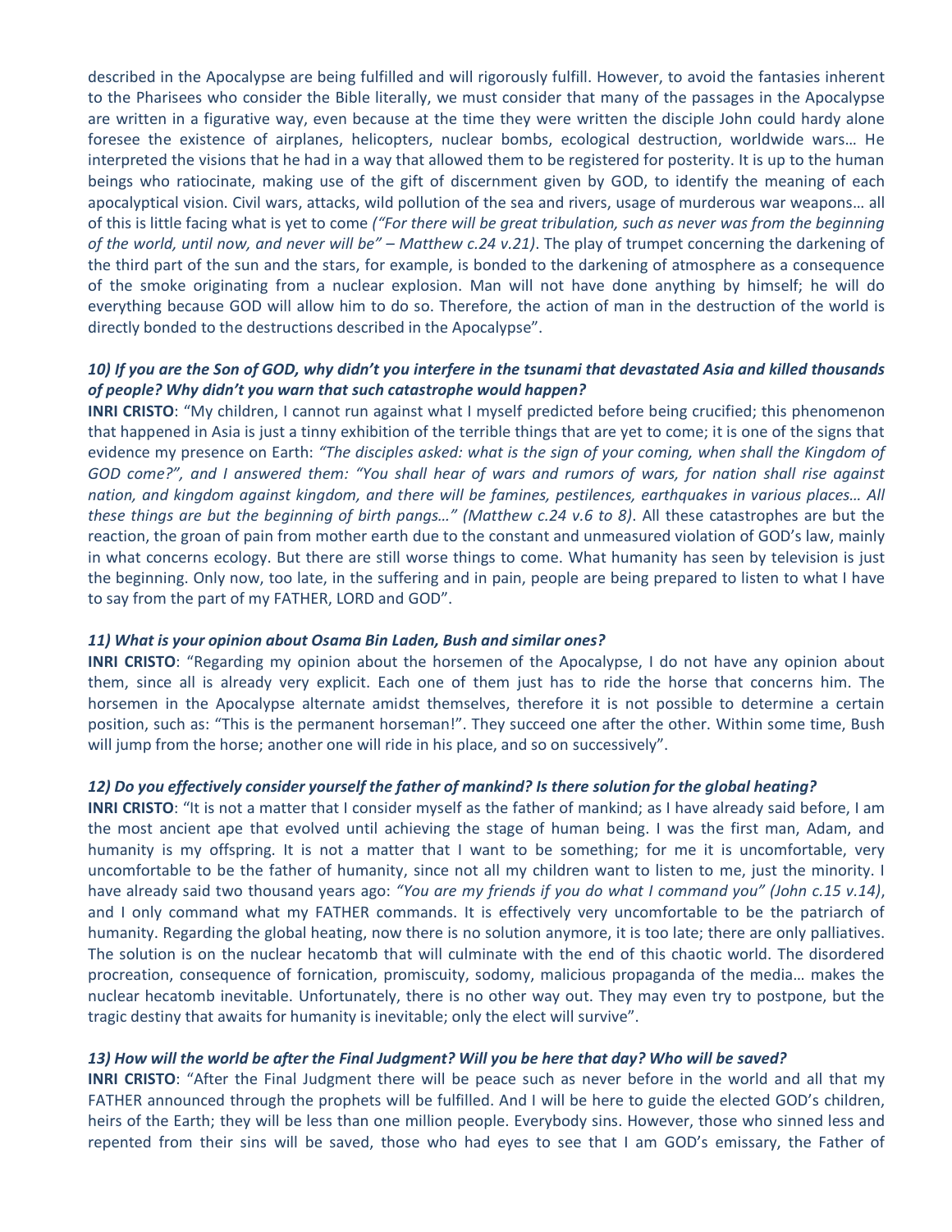described in the Apocalypse are being fulfilled and will rigorously fulfill. However, to avoid the fantasies inherent to the Pharisees who consider the Bible literally, we must consider that many of the passages in the Apocalypse are written in a figurative way, even because at the time they were written the disciple John could hardy alone foresee the existence of airplanes, helicopters, nuclear bombs, ecological destruction, worldwide wars… He interpreted the visions that he had in a way that allowed them to be registered for posterity. It is up to the human beings who ratiocinate, making use of the gift of discernment given by GOD, to identify the meaning of each apocalyptical vision. Civil wars, attacks, wild pollution of the sea and rivers, usage of murderous war weapons… all of this is little facing what is yet to come *("For there will be great tribulation, such as never was from the beginning of the world, until now, and never will be" – Matthew c.24 v.21)*. The play of trumpet concerning the darkening of the third part of the sun and the stars, for example, is bonded to the darkening of atmosphere as a consequence of the smoke originating from a nuclear explosion. Man will not have done anything by himself; he will do everything because GOD will allow him to do so. Therefore, the action of man in the destruction of the world is directly bonded to the destructions described in the Apocalypse".

***10) If you are the Son of GOD, why didn't you interfere in the tsunami that devastated Asia and killed thousands of people? Why didn't you warn that such catastrophe would happen?***

**INRI CRISTO**: "My children, I cannot run against what I myself predicted before being crucified; this phenomenon that happened in Asia is just a tinny exhibition of the terrible things that are yet to come; it is one of the signs that evidence my presence on Earth: *"The disciples asked: what is the sign of your coming, when shall the Kingdom of GOD come?", and I answered them: "You shall hear of wars and rumors of wars, for nation shall rise against nation, and kingdom against kingdom, and there will be famines, pestilences, earthquakes in various places… All these things are but the beginning of birth pangs…" (Matthew c.24 v.6 to 8)*. All these catastrophes are but the reaction, the groan of pain from mother earth due to the constant and unmeasured violation of GOD's law, mainly in what concerns ecology. But there are still worse things to come. What humanity has seen by television is just the beginning. Only now, too late, in the suffering and in pain, people are being prepared to listen to what I have to say from the part of my FATHER, LORD and GOD".

***11) What is your opinion about Osama Bin Laden, Bush and similar ones?***

**INRI CRISTO**: "Regarding my opinion about the horsemen of the Apocalypse, I do not have any opinion about them, since all is already very explicit. Each one of them just has to ride the horse that concerns him. The horsemen in the Apocalypse alternate amidst themselves, therefore it is not possible to determine a certain position, such as: "This is the permanent horseman!". They succeed one after the other. Within some time, Bush will jump from the horse; another one will ride in his place, and so on successively".

***12) Do you effectively consider yourself the father of mankind? Is there solution for the global heating?***

**INRI CRISTO**: "It is not a matter that I consider myself as the father of mankind; as I have already said before, I am the most ancient ape that evolved until achieving the stage of human being. I was the first man, Adam, and humanity is my offspring. It is not a matter that I want to be something; for me it is uncomfortable, very uncomfortable to be the father of humanity, since not all my children want to listen to me, just the minority. I have already said two thousand years ago: *"You are my friends if you do what I command you" (John c.15 v.14)*, and I only command what my FATHER commands. It is effectively very uncomfortable to be the patriarch of humanity. Regarding the global heating, now there is no solution anymore, it is too late; there are only palliatives. The solution is on the nuclear hecatomb that will culminate with the end of this chaotic world. The disordered procreation, consequence of fornication, promiscuity, sodomy, malicious propaganda of the media… makes the nuclear hecatomb inevitable. Unfortunately, there is no other way out. They may even try to postpone, but the tragic destiny that awaits for humanity is inevitable; only the elect will survive".

***13) How will the world be after the Final Judgment? Will you be here that day? Who will be saved?***

**INRI CRISTO**: "After the Final Judgment there will be peace such as never before in the world and all that my FATHER announced through the prophets will be fulfilled. And I will be here to guide the elected GOD's children, heirs of the Earth; they will be less than one million people. Everybody sins. However, those who sinned less and repented from their sins will be saved, those who had eyes to see that I am GOD's emissary, the Father of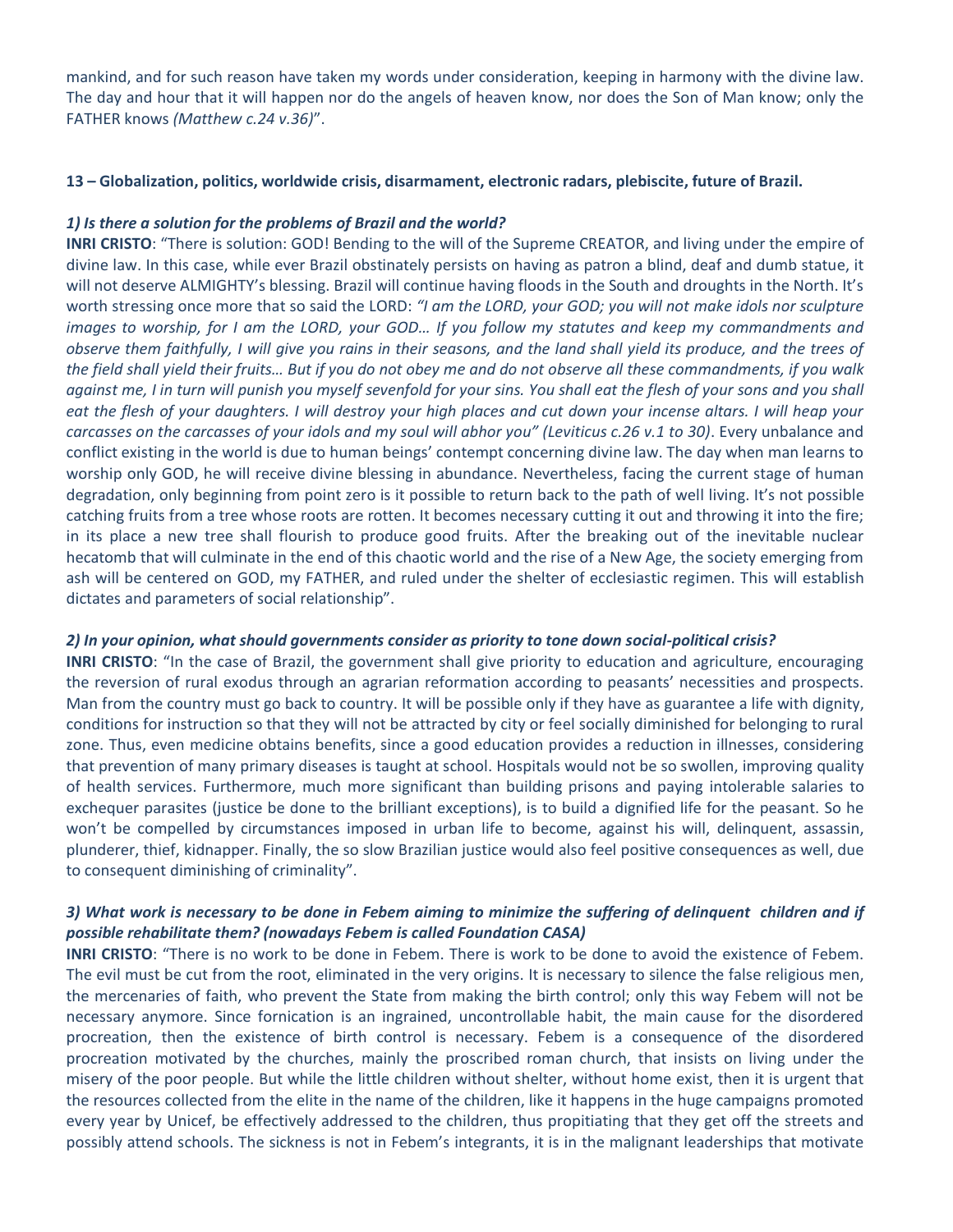mankind, and for such reason have taken my words under consideration, keeping in harmony with the divine law. The day and hour that it will happen nor do the angels of heaven know, nor does the Son of Man know; only the FATHER knows *(Matthew c.24 v.36)*".

**13 – Globalization, politics, worldwide crisis, disarmament, electronic radars, plebiscite, future of Brazil.**

***1) Is there a solution for the problems of Brazil and the world?***

**INRI CRISTO**: "There is solution: GOD! Bending to the will of the Supreme CREATOR, and living under the empire of divine law. In this case, while ever Brazil obstinately persists on having as patron a blind, deaf and dumb statue, it will not deserve ALMIGHTY's blessing. Brazil will continue having floods in the South and droughts in the North. It's worth stressing once more that so said the LORD: *"I am the LORD, your GOD; you will not make idols nor sculpture images to worship, for I am the LORD, your GOD… If you follow my statutes and keep my commandments and observe them faithfully, I will give you rains in their seasons, and the land shall yield its produce, and the trees of the field shall yield their fruits… But if you do not obey me and do not observe all these commandments, if you walk against me, I in turn will punish you myself sevenfold for your sins. You shall eat the flesh of your sons and you shall eat the flesh of your daughters. I will destroy your high places and cut down your incense altars. I will heap your carcasses on the carcasses of your idols and my soul will abhor you" (Leviticus c.26 v.1 to 30)*. Every unbalance and conflict existing in the world is due to human beings' contempt concerning divine law. The day when man learns to worship only GOD, he will receive divine blessing in abundance. Nevertheless, facing the current stage of human degradation, only beginning from point zero is it possible to return back to the path of well living. It's not possible catching fruits from a tree whose roots are rotten. It becomes necessary cutting it out and throwing it into the fire; in its place a new tree shall flourish to produce good fruits. After the breaking out of the inevitable nuclear hecatomb that will culminate in the end of this chaotic world and the rise of a New Age, the society emerging from ash will be centered on GOD, my FATHER, and ruled under the shelter of ecclesiastic regimen. This will establish dictates and parameters of social relationship".

***2) In your opinion, what should governments consider as priority to tone down social-political crisis?***

**INRI CRISTO**: "In the case of Brazil, the government shall give priority to education and agriculture, encouraging the reversion of rural exodus through an agrarian reformation according to peasants' necessities and prospects. Man from the country must go back to country. It will be possible only if they have as guarantee a life with dignity, conditions for instruction so that they will not be attracted by city or feel socially diminished for belonging to rural zone. Thus, even medicine obtains benefits, since a good education provides a reduction in illnesses, considering that prevention of many primary diseases is taught at school. Hospitals would not be so swollen, improving quality of health services. Furthermore, much more significant than building prisons and paying intolerable salaries to exchequer parasites (justice be done to the brilliant exceptions), is to build a dignified life for the peasant. So he won't be compelled by circumstances imposed in urban life to become, against his will, delinquent, assassin, plunderer, thief, kidnapper. Finally, the so slow Brazilian justice would also feel positive consequences as well, due to consequent diminishing of criminality".

***3) What work is necessary to be done in Febem aiming to minimize the suffering of delinquent children and if possible rehabilitate them? (nowadays Febem is called Foundation CASA)***

**INRI CRISTO**: "There is no work to be done in Febem. There is work to be done to avoid the existence of Febem. The evil must be cut from the root, eliminated in the very origins. It is necessary to silence the false religious men, the mercenaries of faith, who prevent the State from making the birth control; only this way Febem will not be necessary anymore. Since fornication is an ingrained, uncontrollable habit, the main cause for the disordered procreation, then the existence of birth control is necessary. Febem is a consequence of the disordered procreation motivated by the churches, mainly the proscribed roman church, that insists on living under the misery of the poor people. But while the little children without shelter, without home exist, then it is urgent that the resources collected from the elite in the name of the children, like it happens in the huge campaigns promoted every year by Unicef, be effectively addressed to the children, thus propitiating that they get off the streets and possibly attend schools. The sickness is not in Febem's integrants, it is in the malignant leaderships that motivate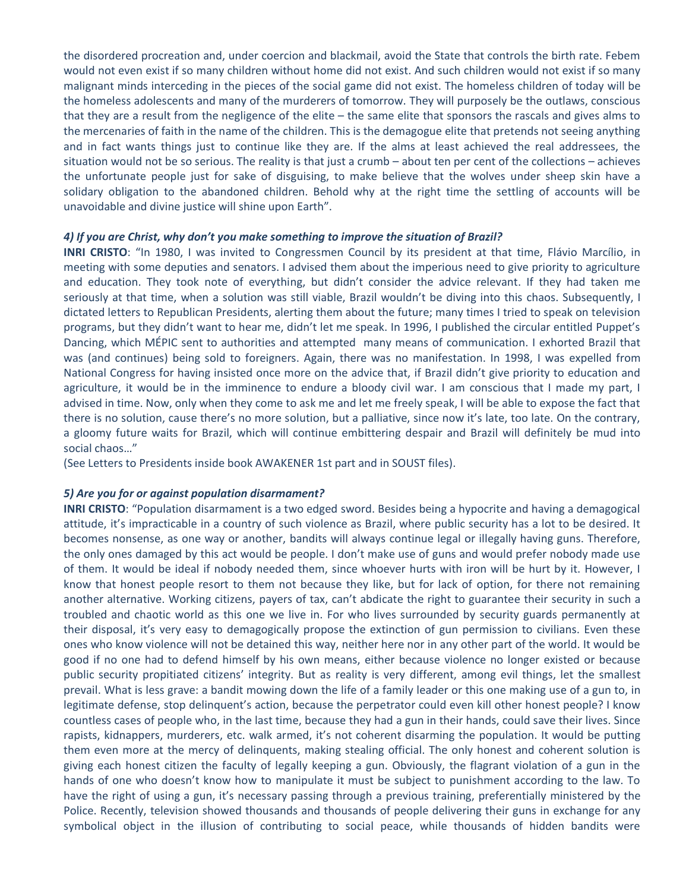the disordered procreation and, under coercion and blackmail, avoid the State that controls the birth rate. Febem would not even exist if so many children without home did not exist. And such children would not exist if so many malignant minds interceding in the pieces of the social game did not exist. The homeless children of today will be the homeless adolescents and many of the murderers of tomorrow. They will purposely be the outlaws, conscious that they are a result from the negligence of the elite – the same elite that sponsors the rascals and gives alms to the mercenaries of faith in the name of the children. This is the demagogue elite that pretends not seeing anything and in fact wants things just to continue like they are. If the alms at least achieved the real addressees, the situation would not be so serious. The reality is that just a crumb – about ten per cent of the collections – achieves the unfortunate people just for sake of disguising, to make believe that the wolves under sheep skin have a solidary obligation to the abandoned children. Behold why at the right time the settling of accounts will be unavoidable and divine justice will shine upon Earth".

***4) If you are Christ, why don't you make something to improve the situation of Brazil?***

**INRI CRISTO**: "In 1980, I was invited to Congressmen Council by its president at that time, Flávio Marcílio, in meeting with some deputies and senators. I advised them about the imperious need to give priority to agriculture and education. They took note of everything, but didn't consider the advice relevant. If they had taken me seriously at that time, when a solution was still viable, Brazil wouldn't be diving into this chaos. Subsequently, I dictated letters to Republican Presidents, alerting them about the future; many times I tried to speak on television programs, but they didn't want to hear me, didn't let me speak. In 1996, I published the circular entitled Puppet's Dancing, which MÉPIC sent to authorities and attempted many means of communication. I exhorted Brazil that was (and continues) being sold to foreigners. Again, there was no manifestation. In 1998, I was expelled from National Congress for having insisted once more on the advice that, if Brazil didn't give priority to education and agriculture, it would be in the imminence to endure a bloody civil war. I am conscious that I made my part, I advised in time. Now, only when they come to ask me and let me freely speak, I will be able to expose the fact that there is no solution, cause there's no more solution, but a palliative, since now it's late, too late. On the contrary, a gloomy future waits for Brazil, which will continue embittering despair and Brazil will definitely be mud into social chaos…"

(See Letters to Presidents inside book AWAKENER 1st part and in SOUST files).

***5) Are you for or against population disarmament?***

**INRI CRISTO**: "Population disarmament is a two edged sword. Besides being a hypocrite and having a demagogical attitude, it's impracticable in a country of such violence as Brazil, where public security has a lot to be desired. It becomes nonsense, as one way or another, bandits will always continue legal or illegally having guns. Therefore, the only ones damaged by this act would be people. I don't make use of guns and would prefer nobody made use of them. It would be ideal if nobody needed them, since whoever hurts with iron will be hurt by it. However, I know that honest people resort to them not because they like, but for lack of option, for there not remaining another alternative. Working citizens, payers of tax, can't abdicate the right to guarantee their security in such a troubled and chaotic world as this one we live in. For who lives surrounded by security guards permanently at their disposal, it's very easy to demagogically propose the extinction of gun permission to civilians. Even these ones who know violence will not be detained this way, neither here nor in any other part of the world. It would be good if no one had to defend himself by his own means, either because violence no longer existed or because public security propitiated citizens' integrity. But as reality is very different, among evil things, let the smallest prevail. What is less grave: a bandit mowing down the life of a family leader or this one making use of a gun to, in legitimate defense, stop delinquent's action, because the perpetrator could even kill other honest people? I know countless cases of people who, in the last time, because they had a gun in their hands, could save their lives. Since rapists, kidnappers, murderers, etc. walk armed, it's not coherent disarming the population. It would be putting them even more at the mercy of delinquents, making stealing official. The only honest and coherent solution is giving each honest citizen the faculty of legally keeping a gun. Obviously, the flagrant violation of a gun in the hands of one who doesn't know how to manipulate it must be subject to punishment according to the law. To have the right of using a gun, it's necessary passing through a previous training, preferentially ministered by the Police. Recently, television showed thousands and thousands of people delivering their guns in exchange for any symbolical object in the illusion of contributing to social peace, while thousands of hidden bandits were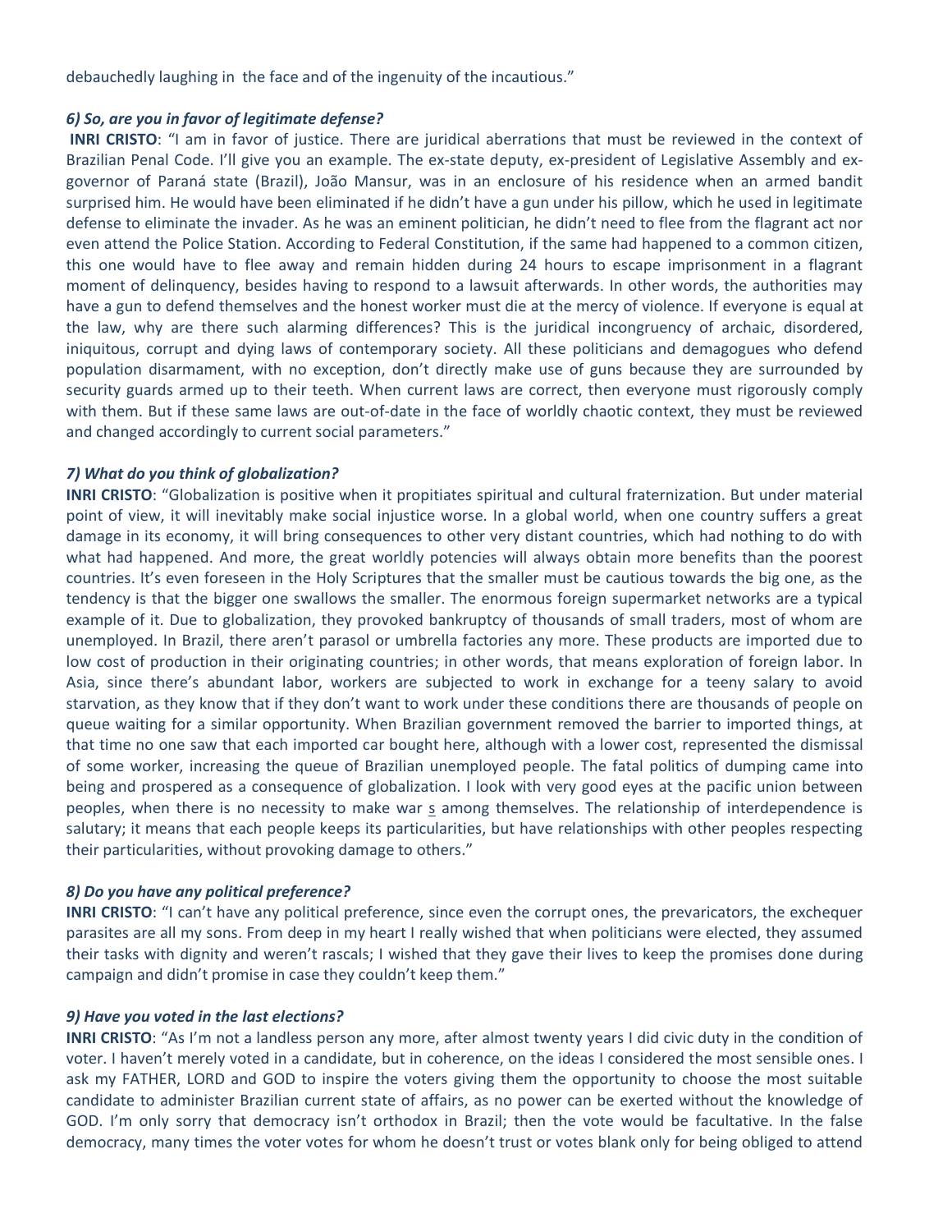debauchedly laughing in the face and of the ingenuity of the incautious."

***6) So, are you in favor of legitimate defense?***

**INRI CRISTO**: "I am in favor of justice. There are juridical aberrations that must be reviewed in the context of Brazilian Penal Code. I'll give you an example. The ex-state deputy, ex-president of Legislative Assembly and ex-governor of Paraná state (Brazil), João Mansur, was in an enclosure of his residence when an armed bandit surprised him. He would have been eliminated if he didn't have a gun under his pillow, which he used in legitimate defense to eliminate the invader. As he was an eminent politician, he didn't need to flee from the flagrant act nor even attend the Police Station. According to Federal Constitution, if the same had happened to a common citizen, this one would have to flee away and remain hidden during 24 hours to escape imprisonment in a flagrant moment of delinquency, besides having to respond to a lawsuit afterwards. In other words, the authorities may have a gun to defend themselves and the honest worker must die at the mercy of violence. If everyone is equal at the law, why are there such alarming differences? This is the juridical incongruency of archaic, disordered, iniquitous, corrupt and dying laws of contemporary society. All these politicians and demagogues who defend population disarmament, with no exception, don't directly make use of guns because they are surrounded by security guards armed up to their teeth. When current laws are correct, then everyone must rigorously comply with them. But if these same laws are out-of-date in the face of worldly chaotic context, they must be reviewed and changed accordingly to current social parameters."

***7) What do you think of globalization?***

**INRI CRISTO**: "Globalization is positive when it propitiates spiritual and cultural fraternization. But under material point of view, it will inevitably make social injustice worse. In a global world, when one country suffers a great damage in its economy, it will bring consequences to other very distant countries, which had nothing to do with what had happened. And more, the great worldly potencies will always obtain more benefits than the poorest countries. It's even foreseen in the Holy Scriptures that the smaller must be cautious towards the big one, as the tendency is that the bigger one swallows the smaller. The enormous foreign supermarket networks are a typical example of it. Due to globalization, they provoked bankruptcy of thousands of small traders, most of whom are unemployed. In Brazil, there aren't parasol or umbrella factories any more. These products are imported due to low cost of production in their originating countries; in other words, that means exploration of foreign labor. In Asia, since there's abundant labor, workers are subjected to work in exchange for a teeny salary to avoid starvation, as they know that if they don't want to work under these conditions there are thousands of people on queue waiting for a similar opportunity. When Brazilian government removed the barrier to imported things, at that time no one saw that each imported car bought here, although with a lower cost, represented the dismissal of some worker, increasing the queue of Brazilian unemployed people. The fatal politics of dumping came into being and prospered as a consequence of globalization. I look with very good eyes at the pacific union between peoples, when there is no necessity to make war s among themselves. The relationship of interdependence is salutary; it means that each people keeps its particularities, but have relationships with other peoples respecting their particularities, without provoking damage to others."

***8) Do you have any political preference?***

**INRI CRISTO**: "I can't have any political preference, since even the corrupt ones, the prevaricators, the exchequer parasites are all my sons. From deep in my heart I really wished that when politicians were elected, they assumed their tasks with dignity and weren't rascals; I wished that they gave their lives to keep the promises done during campaign and didn't promise in case they couldn't keep them."

***9) Have you voted in the last elections?***

**INRI CRISTO**: "As I'm not a landless person any more, after almost twenty years I did civic duty in the condition of voter. I haven't merely voted in a candidate, but in coherence, on the ideas I considered the most sensible ones. I ask my FATHER, LORD and GOD to inspire the voters giving them the opportunity to choose the most suitable candidate to administer Brazilian current state of affairs, as no power can be exerted without the knowledge of GOD. I'm only sorry that democracy isn't orthodox in Brazil; then the vote would be facultative. In the false democracy, many times the voter votes for whom he doesn't trust or votes blank only for being obliged to attend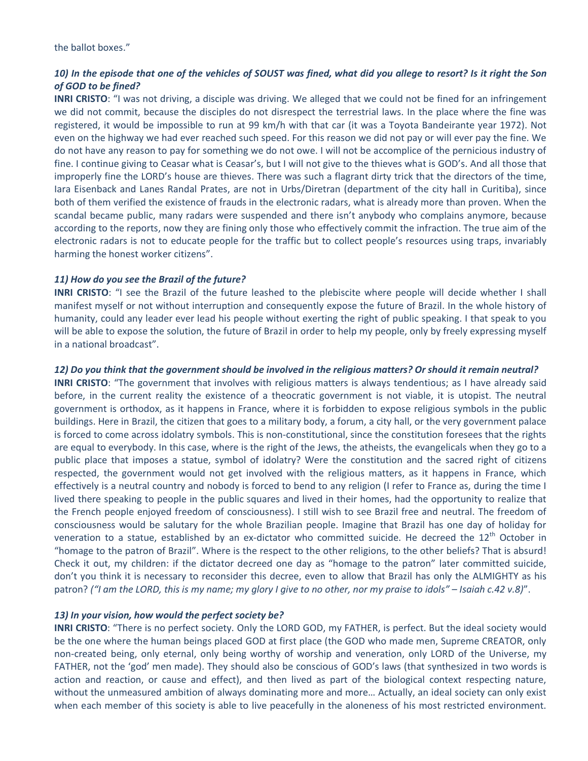the ballot boxes."

***10) In the episode that one of the vehicles of SOUST was fined, what did you allege to resort? Is it right the Son of GOD to be fined?***

**INRI CRISTO**: "I was not driving, a disciple was driving. We alleged that we could not be fined for an infringement we did not commit, because the disciples do not disrespect the terrestrial laws. In the place where the fine was registered, it would be impossible to run at 99 km/h with that car (it was a Toyota Bandeirante year 1972). Not even on the highway we had ever reached such speed. For this reason we did not pay or will ever pay the fine. We do not have any reason to pay for something we do not owe. I will not be accomplice of the pernicious industry of fine. I continue giving to Ceasar what is Ceasar's, but I will not give to the thieves what is GOD's. And all those that improperly fine the LORD's house are thieves. There was such a flagrant dirty trick that the directors of the time, Iara Eisenback and Lanes Randal Prates, are not in Urbs/Diretran (department of the city hall in Curitiba), since both of them verified the existence of frauds in the electronic radars, what is already more than proven. When the scandal became public, many radars were suspended and there isn't anybody who complains anymore, because according to the reports, now they are fining only those who effectively commit the infraction. The true aim of the electronic radars is not to educate people for the traffic but to collect people's resources using traps, invariably harming the honest worker citizens".

***11) How do you see the Brazil of the future?***

**INRI CRISTO**: "I see the Brazil of the future leashed to the plebiscite where people will decide whether I shall manifest myself or not without interruption and consequently expose the future of Brazil. In the whole history of humanity, could any leader ever lead his people without exerting the right of public speaking. I that speak to you will be able to expose the solution, the future of Brazil in order to help my people, only by freely expressing myself in a national broadcast".

***12) Do you think that the government should be involved in the religious matters? Or should it remain neutral?***

**INRI CRISTO**: "The government that involves with religious matters is always tendentious; as I have already said before, in the current reality the existence of a theocratic government is not viable, it is utopist. The neutral government is orthodox, as it happens in France, where it is forbidden to expose religious symbols in the public buildings. Here in Brazil, the citizen that goes to a military body, a forum, a city hall, or the very government palace is forced to come across idolatry symbols. This is non-constitutional, since the constitution foresees that the rights are equal to everybody. In this case, where is the right of the Jews, the atheists, the evangelicals when they go to a public place that imposes a statue, symbol of idolatry? Were the constitution and the sacred right of citizens respected, the government would not get involved with the religious matters, as it happens in France, which effectively is a neutral country and nobody is forced to bend to any religion (I refer to France as, during the time I lived there speaking to people in the public squares and lived in their homes, had the opportunity to realize that the French people enjoyed freedom of consciousness). I still wish to see Brazil free and neutral. The freedom of consciousness would be salutary for the whole Brazilian people. Imagine that Brazil has one day of holiday for veneration to a statue, established by an ex-dictator who committed suicide. He decreed the 12th October in "homage to the patron of Brazil". Where is the respect to the other religions, to the other beliefs? That is absurd! Check it out, my children: if the dictator decreed one day as "homage to the patron" later committed suicide, don't you think it is necessary to reconsider this decree, even to allow that Brazil has only the ALMIGHTY as his patron? *("I am the LORD, this is my name; my glory I give to no other, nor my praise to idols" – Isaiah c.42 v.8)*".

***13) In your vision, how would the perfect society be?***

**INRI CRISTO**: "There is no perfect society. Only the LORD GOD, my FATHER, is perfect. But the ideal society would be the one where the human beings placed GOD at first place (the GOD who made men, Supreme CREATOR, only non-created being, only eternal, only being worthy of worship and veneration, only LORD of the Universe, my FATHER, not the 'god' men made). They should also be conscious of GOD's laws (that synthesized in two words is action and reaction, or cause and effect), and then lived as part of the biological context respecting nature, without the unmeasured ambition of always dominating more and more… Actually, an ideal society can only exist when each member of this society is able to live peacefully in the aloneness of his most restricted environment.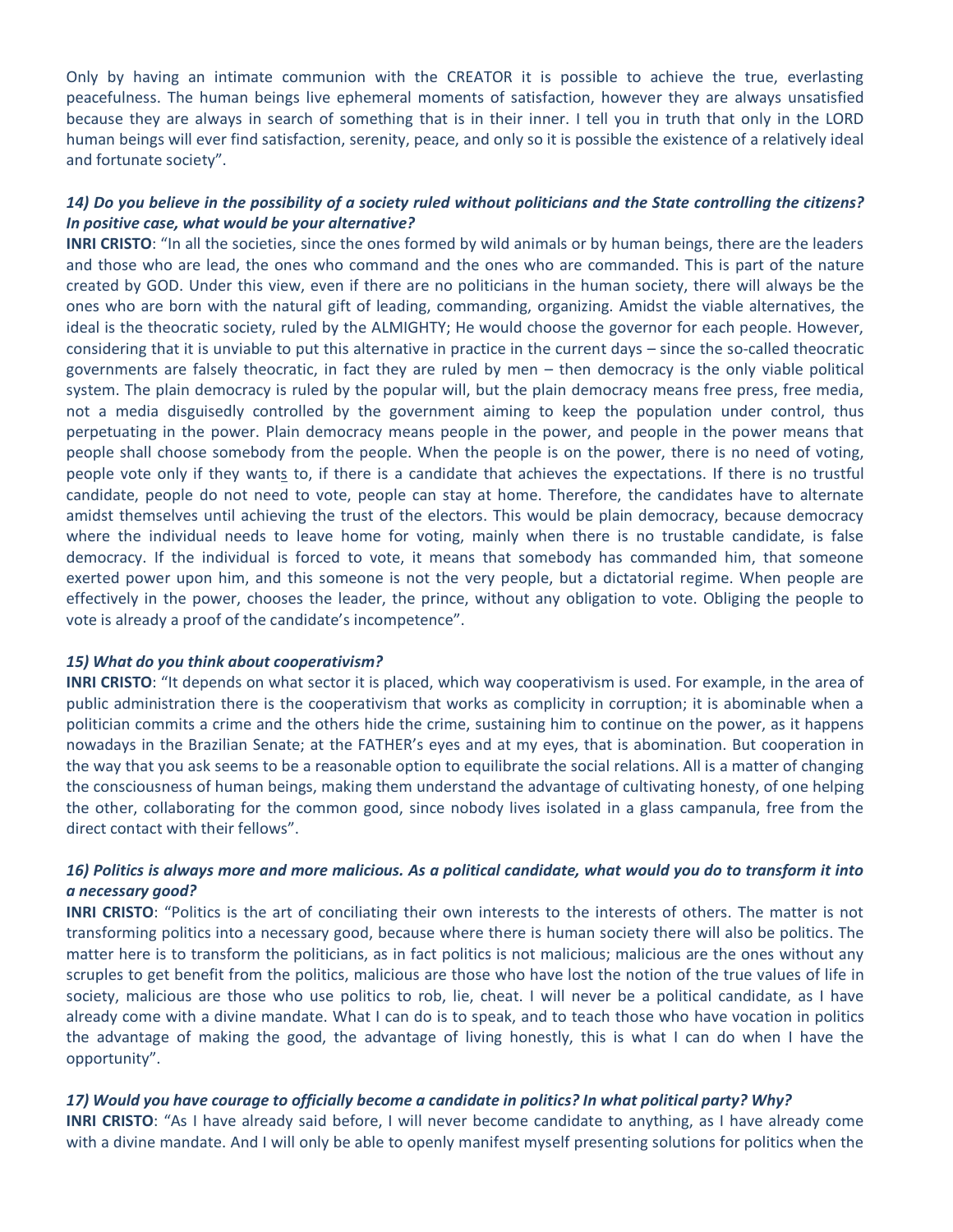Only by having an intimate communion with the CREATOR it is possible to achieve the true, everlasting peacefulness. The human beings live ephemeral moments of satisfaction, however they are always unsatisfied because they are always in search of something that is in their inner. I tell you in truth that only in the LORD human beings will ever find satisfaction, serenity, peace, and only so it is possible the existence of a relatively ideal and fortunate society".

***14) Do you believe in the possibility of a society ruled without politicians and the State controlling the citizens? In positive case, what would be your alternative?***

**INRI CRISTO**: "In all the societies, since the ones formed by wild animals or by human beings, there are the leaders and those who are lead, the ones who command and the ones who are commanded. This is part of the nature created by GOD. Under this view, even if there are no politicians in the human society, there will always be the ones who are born with the natural gift of leading, commanding, organizing. Amidst the viable alternatives, the ideal is the theocratic society, ruled by the ALMIGHTY; He would choose the governor for each people. However, considering that it is unviable to put this alternative in practice in the current days – since the so-called theocratic governments are falsely theocratic, in fact they are ruled by men – then democracy is the only viable political system. The plain democracy is ruled by the popular will, but the plain democracy means free press, free media, not a media disguisedly controlled by the government aiming to keep the population under control, thus perpetuating in the power. Plain democracy means people in the power, and people in the power means that people shall choose somebody from the people. When the people is on the power, there is no need of voting, people vote only if they wants to, if there is a candidate that achieves the expectations. If there is no trustful candidate, people do not need to vote, people can stay at home. Therefore, the candidates have to alternate amidst themselves until achieving the trust of the electors. This would be plain democracy, because democracy where the individual needs to leave home for voting, mainly when there is no trustable candidate, is false democracy. If the individual is forced to vote, it means that somebody has commanded him, that someone exerted power upon him, and this someone is not the very people, but a dictatorial regime. When people are effectively in the power, chooses the leader, the prince, without any obligation to vote. Obliging the people to vote is already a proof of the candidate's incompetence".

***15) What do you think about cooperativism?***

**INRI CRISTO**: "It depends on what sector it is placed, which way cooperativism is used. For example, in the area of public administration there is the cooperativism that works as complicity in corruption; it is abominable when a politician commits a crime and the others hide the crime, sustaining him to continue on the power, as it happens nowadays in the Brazilian Senate; at the FATHER's eyes and at my eyes, that is abomination. But cooperation in the way that you ask seems to be a reasonable option to equilibrate the social relations. All is a matter of changing the consciousness of human beings, making them understand the advantage of cultivating honesty, of one helping the other, collaborating for the common good, since nobody lives isolated in a glass campanula, free from the direct contact with their fellows".

***16) Politics is always more and more malicious. As a political candidate, what would you do to transform it into a necessary good?***

**INRI CRISTO**: "Politics is the art of conciliating their own interests to the interests of others. The matter is not transforming politics into a necessary good, because where there is human society there will also be politics. The matter here is to transform the politicians, as in fact politics is not malicious; malicious are the ones without any scruples to get benefit from the politics, malicious are those who have lost the notion of the true values of life in society, malicious are those who use politics to rob, lie, cheat. I will never be a political candidate, as I have already come with a divine mandate. What I can do is to speak, and to teach those who have vocation in politics the advantage of making the good, the advantage of living honestly, this is what I can do when I have the opportunity".

***17) Would you have courage to officially become a candidate in politics? In what political party? Why?***

**INRI CRISTO**: "As I have already said before, I will never become candidate to anything, as I have already come with a divine mandate. And I will only be able to openly manifest myself presenting solutions for politics when the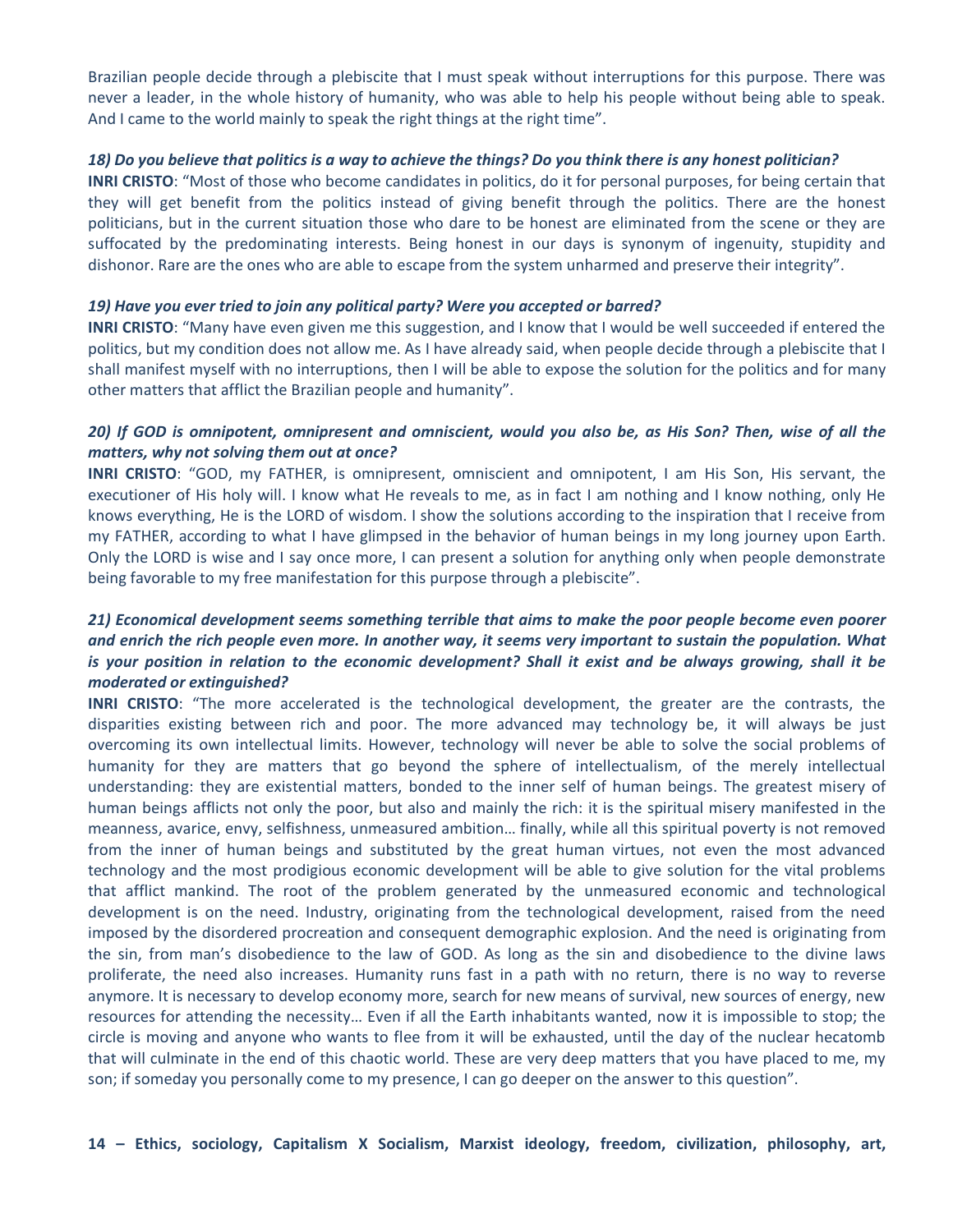Brazilian people decide through a plebiscite that I must speak without interruptions for this purpose. There was never a leader, in the whole history of humanity, who was able to help his people without being able to speak. And I came to the world mainly to speak the right things at the right time".

***18) Do you believe that politics is a way to achieve the things? Do you think there is any honest politician?***

**INRI CRISTO**: "Most of those who become candidates in politics, do it for personal purposes, for being certain that they will get benefit from the politics instead of giving benefit through the politics. There are the honest politicians, but in the current situation those who dare to be honest are eliminated from the scene or they are suffocated by the predominating interests. Being honest in our days is synonym of ingenuity, stupidity and dishonor. Rare are the ones who are able to escape from the system unharmed and preserve their integrity".

***19) Have you ever tried to join any political party? Were you accepted or barred?***

**INRI CRISTO**: "Many have even given me this suggestion, and I know that I would be well succeeded if entered the politics, but my condition does not allow me. As I have already said, when people decide through a plebiscite that I shall manifest myself with no interruptions, then I will be able to expose the solution for the politics and for many other matters that afflict the Brazilian people and humanity".

***20) If GOD is omnipotent, omnipresent and omniscient, would you also be, as His Son? Then, wise of all the matters, why not solving them out at once?***

**INRI CRISTO**: "GOD, my FATHER, is omnipresent, omniscient and omnipotent, I am His Son, His servant, the executioner of His holy will. I know what He reveals to me, as in fact I am nothing and I know nothing, only He knows everything, He is the LORD of wisdom. I show the solutions according to the inspiration that I receive from my FATHER, according to what I have glimpsed in the behavior of human beings in my long journey upon Earth. Only the LORD is wise and I say once more, I can present a solution for anything only when people demonstrate being favorable to my free manifestation for this purpose through a plebiscite".

***21) Economical development seems something terrible that aims to make the poor people become even poorer and enrich the rich people even more. In another way, it seems very important to sustain the population. What is your position in relation to the economic development? Shall it exist and be always growing, shall it be moderated or extinguished?***

**INRI CRISTO**: "The more accelerated is the technological development, the greater are the contrasts, the disparities existing between rich and poor. The more advanced may technology be, it will always be just overcoming its own intellectual limits. However, technology will never be able to solve the social problems of humanity for they are matters that go beyond the sphere of intellectualism, of the merely intellectual understanding: they are existential matters, bonded to the inner self of human beings. The greatest misery of human beings afflicts not only the poor, but also and mainly the rich: it is the spiritual misery manifested in the meanness, avarice, envy, selfishness, unmeasured ambition… finally, while all this spiritual poverty is not removed from the inner of human beings and substituted by the great human virtues, not even the most advanced technology and the most prodigious economic development will be able to give solution for the vital problems that afflict mankind. The root of the problem generated by the unmeasured economic and technological development is on the need. Industry, originating from the technological development, raised from the need imposed by the disordered procreation and consequent demographic explosion. And the need is originating from the sin, from man's disobedience to the law of GOD. As long as the sin and disobedience to the divine laws proliferate, the need also increases. Humanity runs fast in a path with no return, there is no way to reverse anymore. It is necessary to develop economy more, search for new means of survival, new sources of energy, new resources for attending the necessity… Even if all the Earth inhabitants wanted, now it is impossible to stop; the circle is moving and anyone who wants to flee from it will be exhausted, until the day of the nuclear hecatomb that will culminate in the end of this chaotic world. These are very deep matters that you have placed to me, my son; if someday you personally come to my presence, I can go deeper on the answer to this question".

**14 – Ethics, sociology, Capitalism X Socialism, Marxist ideology, freedom, civilization, philosophy, art,**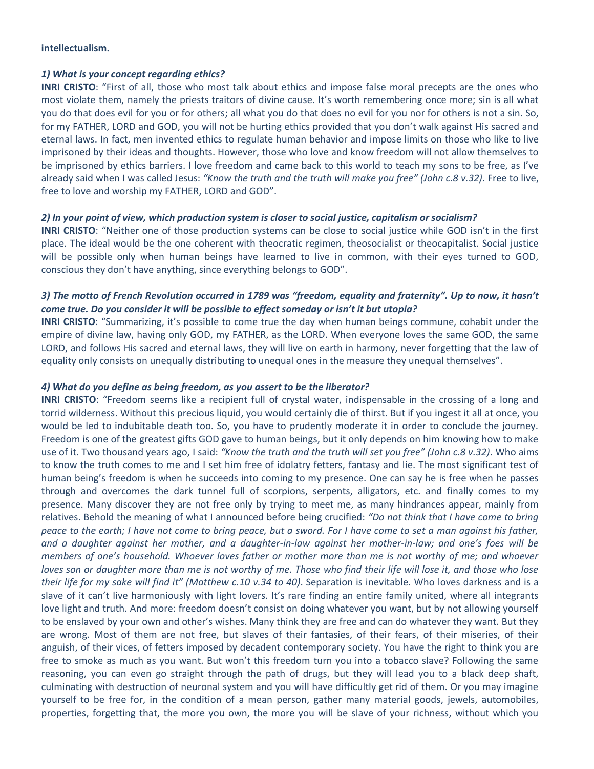**intellectualism.**

***1) What is your concept regarding ethics?***

**INRI CRISTO**: "First of all, those who most talk about ethics and impose false moral precepts are the ones who most violate them, namely the priests traitors of divine cause. It's worth remembering once more; sin is all what you do that does evil for you or for others; all what you do that does no evil for you nor for others is not a sin. So, for my FATHER, LORD and GOD, you will not be hurting ethics provided that you don't walk against His sacred and eternal laws. In fact, men invented ethics to regulate human behavior and impose limits on those who like to live imprisoned by their ideas and thoughts. However, those who love and know freedom will not allow themselves to be imprisoned by ethics barriers. I love freedom and came back to this world to teach my sons to be free, as I've already said when I was called Jesus: *"Know the truth and the truth will make you free" (John c.8 v.32)*. Free to live, free to love and worship my FATHER, LORD and GOD".

***2) In your point of view, which production system is closer to social justice, capitalism or socialism?***

**INRI CRISTO**: "Neither one of those production systems can be close to social justice while GOD isn't in the first place. The ideal would be the one coherent with theocratic regimen, theosocialist or theocapitalist. Social justice will be possible only when human beings have learned to live in common, with their eyes turned to GOD, conscious they don't have anything, since everything belongs to GOD".

***3) The motto of French Revolution occurred in 1789 was "freedom, equality and fraternity". Up to now, it hasn't come true. Do you consider it will be possible to effect someday or isn't it but utopia?***

**INRI CRISTO**: "Summarizing, it's possible to come true the day when human beings commune, cohabit under the empire of divine law, having only GOD, my FATHER, as the LORD. When everyone loves the same GOD, the same LORD, and follows His sacred and eternal laws, they will live on earth in harmony, never forgetting that the law of equality only consists on unequally distributing to unequal ones in the measure they unequal themselves".

***4) What do you define as being freedom, as you assert to be the liberator?***

**INRI CRISTO**: "Freedom seems like a recipient full of crystal water, indispensable in the crossing of a long and torrid wilderness. Without this precious liquid, you would certainly die of thirst. But if you ingest it all at once, you would be led to indubitable death too. So, you have to prudently moderate it in order to conclude the journey. Freedom is one of the greatest gifts GOD gave to human beings, but it only depends on him knowing how to make use of it. Two thousand years ago, I said: *"Know the truth and the truth will set you free" (John c.8 v.32)*. Who aims to know the truth comes to me and I set him free of idolatry fetters, fantasy and lie. The most significant test of human being's freedom is when he succeeds into coming to my presence. One can say he is free when he passes through and overcomes the dark tunnel full of scorpions, serpents, alligators, etc. and finally comes to my presence. Many discover they are not free only by trying to meet me, as many hindrances appear, mainly from relatives. Behold the meaning of what I announced before being crucified: *"Do not think that I have come to bring peace to the earth; I have not come to bring peace, but a sword. For I have come to set a man against his father, and a daughter against her mother, and a daughter-in-law against her mother-in-law; and one's foes will be members of one's household. Whoever loves father or mother more than me is not worthy of me; and whoever loves son or daughter more than me is not worthy of me. Those who find their life will lose it, and those who lose their life for my sake will find it" (Matthew c.10 v.34 to 40)*. Separation is inevitable. Who loves darkness and is a slave of it can't live harmoniously with light lovers. It's rare finding an entire family united, where all integrants love light and truth. And more: freedom doesn't consist on doing whatever you want, but by not allowing yourself to be enslaved by your own and other's wishes. Many think they are free and can do whatever they want. But they are wrong. Most of them are not free, but slaves of their fantasies, of their fears, of their miseries, of their anguish, of their vices, of fetters imposed by decadent contemporary society. You have the right to think you are free to smoke as much as you want. But won't this freedom turn you into a tobacco slave? Following the same reasoning, you can even go straight through the path of drugs, but they will lead you to a black deep shaft, culminating with destruction of neuronal system and you will have difficultly get rid of them. Or you may imagine yourself to be free for, in the condition of a mean person, gather many material goods, jewels, automobiles, properties, forgetting that, the more you own, the more you will be slave of your richness, without which you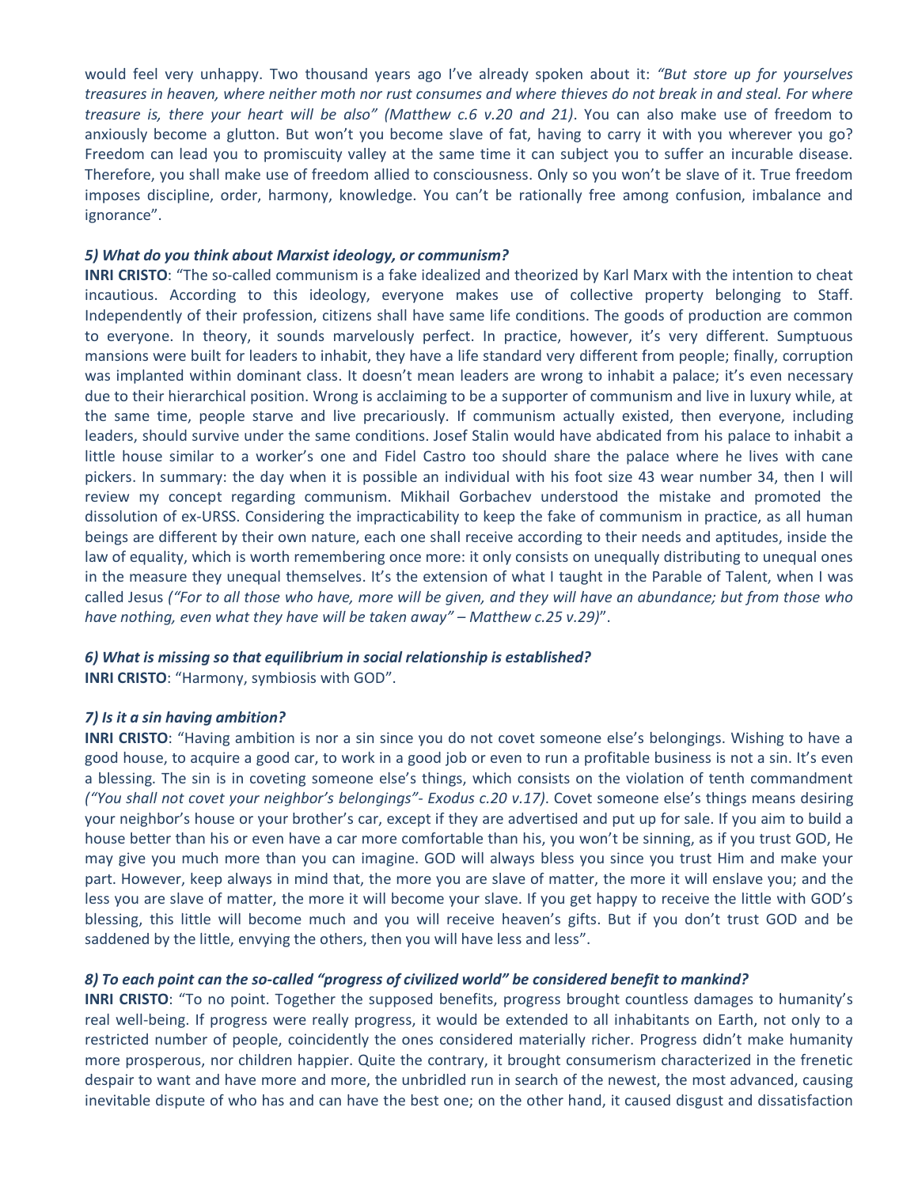would feel very unhappy. Two thousand years ago I've already spoken about it: *"But store up for yourselves treasures in heaven, where neither moth nor rust consumes and where thieves do not break in and steal. For where treasure is, there your heart will be also" (Matthew c.6 v.20 and 21)*. You can also make use of freedom to anxiously become a glutton. But won't you become slave of fat, having to carry it with you wherever you go? Freedom can lead you to promiscuity valley at the same time it can subject you to suffer an incurable disease. Therefore, you shall make use of freedom allied to consciousness. Only so you won't be slave of it. True freedom imposes discipline, order, harmony, knowledge. You can't be rationally free among confusion, imbalance and ignorance".

***5) What do you think about Marxist ideology, or communism?***

**INRI CRISTO**: "The so-called communism is a fake idealized and theorized by Karl Marx with the intention to cheat incautious. According to this ideology, everyone makes use of collective property belonging to Staff. Independently of their profession, citizens shall have same life conditions. The goods of production are common to everyone. In theory, it sounds marvelously perfect. In practice, however, it's very different. Sumptuous mansions were built for leaders to inhabit, they have a life standard very different from people; finally, corruption was implanted within dominant class. It doesn't mean leaders are wrong to inhabit a palace; it's even necessary due to their hierarchical position. Wrong is acclaiming to be a supporter of communism and live in luxury while, at the same time, people starve and live precariously. If communism actually existed, then everyone, including leaders, should survive under the same conditions. Josef Stalin would have abdicated from his palace to inhabit a little house similar to a worker's one and Fidel Castro too should share the palace where he lives with cane pickers. In summary: the day when it is possible an individual with his foot size 43 wear number 34, then I will review my concept regarding communism. Mikhail Gorbachev understood the mistake and promoted the dissolution of ex-URSS. Considering the impracticability to keep the fake of communism in practice, as all human beings are different by their own nature, each one shall receive according to their needs and aptitudes, inside the law of equality, which is worth remembering once more: it only consists on unequally distributing to unequal ones in the measure they unequal themselves. It's the extension of what I taught in the Parable of Talent, when I was called Jesus *("For to all those who have, more will be given, and they will have an abundance; but from those who have nothing, even what they have will be taken away" – Matthew c.25 v.29)*".

***6) What is missing so that equilibrium in social relationship is established?***

**INRI CRISTO**: "Harmony, symbiosis with GOD".

***7) Is it a sin having ambition?***

**INRI CRISTO**: "Having ambition is nor a sin since you do not covet someone else's belongings. Wishing to have a good house, to acquire a good car, to work in a good job or even to run a profitable business is not a sin. It's even a blessing. The sin is in coveting someone else's things, which consists on the violation of tenth commandment *("You shall not covet your neighbor's belongings"- Exodus c.20 v.17)*. Covet someone else's things means desiring your neighbor's house or your brother's car, except if they are advertised and put up for sale. If you aim to build a house better than his or even have a car more comfortable than his, you won't be sinning, as if you trust GOD, He may give you much more than you can imagine. GOD will always bless you since you trust Him and make your part. However, keep always in mind that, the more you are slave of matter, the more it will enslave you; and the less you are slave of matter, the more it will become your slave. If you get happy to receive the little with GOD's blessing, this little will become much and you will receive heaven's gifts. But if you don't trust GOD and be saddened by the little, envying the others, then you will have less and less".

***8) To each point can the so-called "progress of civilized world" be considered benefit to mankind?***

**INRI CRISTO**: "To no point. Together the supposed benefits, progress brought countless damages to humanity's real well-being. If progress were really progress, it would be extended to all inhabitants on Earth, not only to a restricted number of people, coincidently the ones considered materially richer. Progress didn't make humanity more prosperous, nor children happier. Quite the contrary, it brought consumerism characterized in the frenetic despair to want and have more and more, the unbridled run in search of the newest, the most advanced, causing inevitable dispute of who has and can have the best one; on the other hand, it caused disgust and dissatisfaction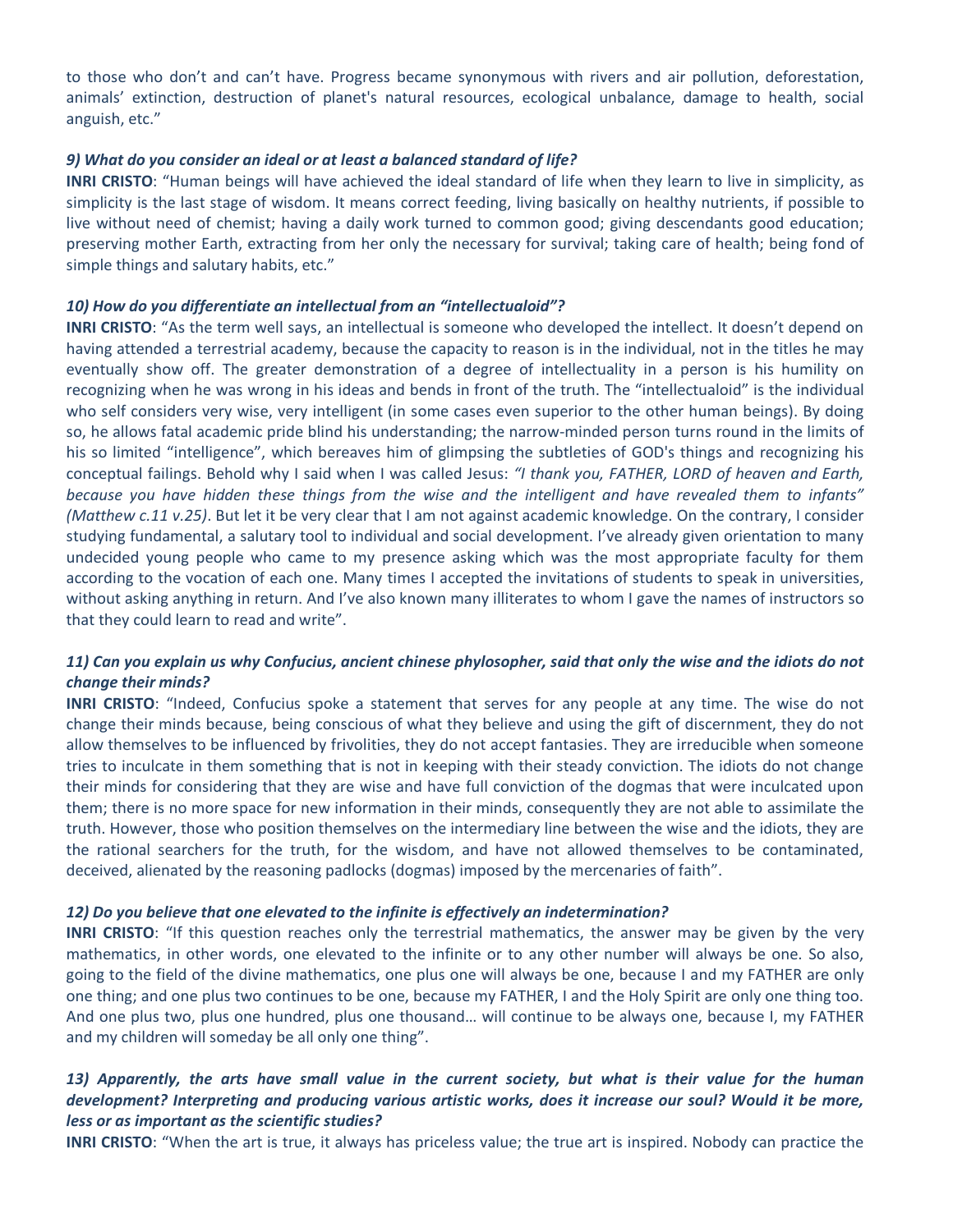to those who don't and can't have. Progress became synonymous with rivers and air pollution, deforestation, animals' extinction, destruction of planet's natural resources, ecological unbalance, damage to health, social anguish, etc."

***9) What do you consider an ideal or at least a balanced standard of life?***

**INRI CRISTO**: "Human beings will have achieved the ideal standard of life when they learn to live in simplicity, as simplicity is the last stage of wisdom. It means correct feeding, living basically on healthy nutrients, if possible to live without need of chemist; having a daily work turned to common good; giving descendants good education; preserving mother Earth, extracting from her only the necessary for survival; taking care of health; being fond of simple things and salutary habits, etc."

***10) How do you differentiate an intellectual from an "intellectualoid"?***

**INRI CRISTO**: "As the term well says, an intellectual is someone who developed the intellect. It doesn't depend on having attended a terrestrial academy, because the capacity to reason is in the individual, not in the titles he may eventually show off. The greater demonstration of a degree of intellectuality in a person is his humility on recognizing when he was wrong in his ideas and bends in front of the truth. The "intellectualoid" is the individual who self considers very wise, very intelligent (in some cases even superior to the other human beings). By doing so, he allows fatal academic pride blind his understanding; the narrow-minded person turns round in the limits of his so limited "intelligence", which bereaves him of glimpsing the subtleties of GOD's things and recognizing his conceptual failings. Behold why I said when I was called Jesus: *"I thank you, FATHER, LORD of heaven and Earth, because you have hidden these things from the wise and the intelligent and have revealed them to infants" (Matthew c.11 v.25)*. But let it be very clear that I am not against academic knowledge. On the contrary, I consider studying fundamental, a salutary tool to individual and social development. I've already given orientation to many undecided young people who came to my presence asking which was the most appropriate faculty for them according to the vocation of each one. Many times I accepted the invitations of students to speak in universities, without asking anything in return. And I've also known many illiterates to whom I gave the names of instructors so that they could learn to read and write".

***11) Can you explain us why Confucius, ancient chinese phylosopher, said that only the wise and the idiots do not change their minds?***

**INRI CRISTO**: "Indeed, Confucius spoke a statement that serves for any people at any time. The wise do not change their minds because, being conscious of what they believe and using the gift of discernment, they do not allow themselves to be influenced by frivolities, they do not accept fantasies. They are irreducible when someone tries to inculcate in them something that is not in keeping with their steady conviction. The idiots do not change their minds for considering that they are wise and have full conviction of the dogmas that were inculcated upon them; there is no more space for new information in their minds, consequently they are not able to assimilate the truth. However, those who position themselves on the intermediary line between the wise and the idiots, they are the rational searchers for the truth, for the wisdom, and have not allowed themselves to be contaminated, deceived, alienated by the reasoning padlocks (dogmas) imposed by the mercenaries of faith".

***12) Do you believe that one elevated to the infinite is effectively an indetermination?***

**INRI CRISTO**: "If this question reaches only the terrestrial mathematics, the answer may be given by the very mathematics, in other words, one elevated to the infinite or to any other number will always be one. So also, going to the field of the divine mathematics, one plus one will always be one, because I and my FATHER are only one thing; and one plus two continues to be one, because my FATHER, I and the Holy Spirit are only one thing too. And one plus two, plus one hundred, plus one thousand… will continue to be always one, because I, my FATHER and my children will someday be all only one thing".

***13) Apparently, the arts have small value in the current society, but what is their value for the human development? Interpreting and producing various artistic works, does it increase our soul? Would it be more, less or as important as the scientific studies?***

**INRI CRISTO**: "When the art is true, it always has priceless value; the true art is inspired. Nobody can practice the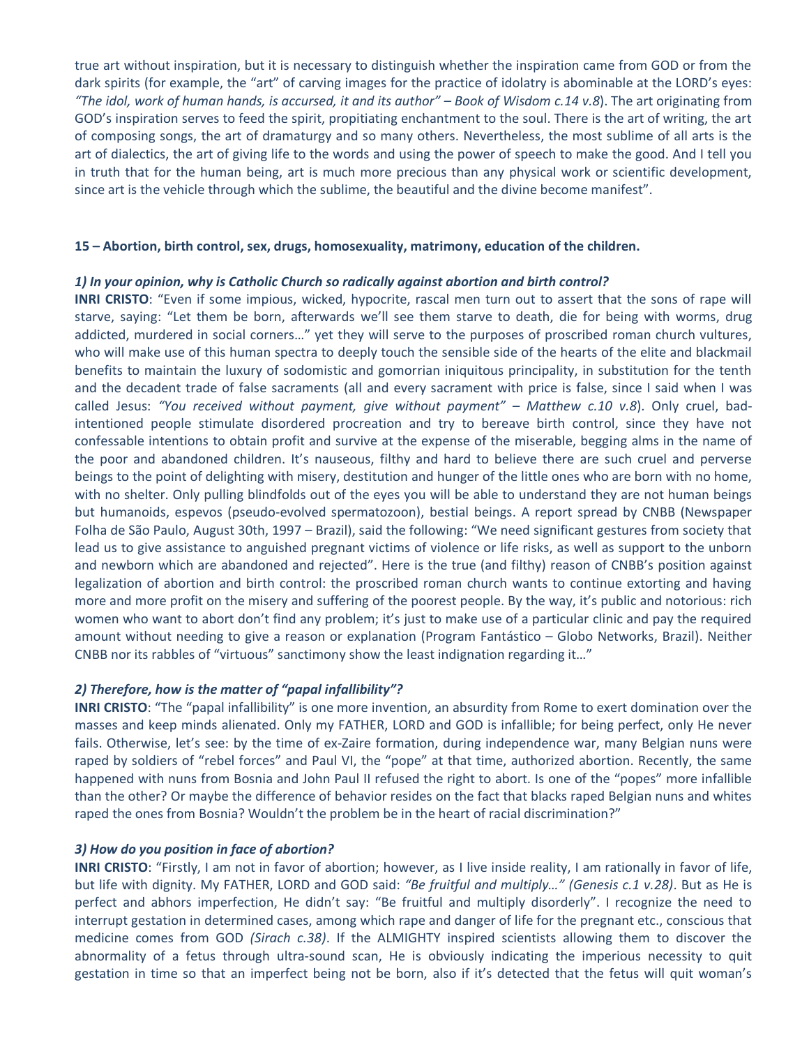true art without inspiration, but it is necessary to distinguish whether the inspiration came from GOD or from the dark spirits (for example, the "art" of carving images for the practice of idolatry is abominable at the LORD's eyes: *"The idol, work of human hands, is accursed, it and its author" – Book of Wisdom c.14 v.8*). The art originating from GOD's inspiration serves to feed the spirit, propitiating enchantment to the soul. There is the art of writing, the art of composing songs, the art of dramaturgy and so many others. Nevertheless, the most sublime of all arts is the art of dialectics, the art of giving life to the words and using the power of speech to make the good. And I tell you in truth that for the human being, art is much more precious than any physical work or scientific development, since art is the vehicle through which the sublime, the beautiful and the divine become manifest".

## 15 – Abortion, birth control, sex, drugs, homosexuality, matrimony, education of the children.

***1) In your opinion, why is Catholic Church so radically against abortion and birth control?***

**INRI CRISTO**: "Even if some impious, wicked, hypocrite, rascal men turn out to assert that the sons of rape will starve, saying: "Let them be born, afterwards we'll see them starve to death, die for being with worms, drug addicted, murdered in social corners…" yet they will serve to the purposes of proscribed roman church vultures, who will make use of this human spectra to deeply touch the sensible side of the hearts of the elite and blackmail benefits to maintain the luxury of sodomistic and gomorrian iniquitous principality, in substitution for the tenth and the decadent trade of false sacraments (all and every sacrament with price is false, since I said when I was called Jesus: *"You received without payment, give without payment" – Matthew c.10 v.8*). Only cruel, bad-intentioned people stimulate disordered procreation and try to bereave birth control, since they have not confessable intentions to obtain profit and survive at the expense of the miserable, begging alms in the name of the poor and abandoned children. It's nauseous, filthy and hard to believe there are such cruel and perverse beings to the point of delighting with misery, destitution and hunger of the little ones who are born with no home, with no shelter. Only pulling blindfolds out of the eyes you will be able to understand they are not human beings but humanoids, espevos (pseudo-evolved spermatozoon), bestial beings. A report spread by CNBB (Newspaper Folha de São Paulo, August 30th, 1997 – Brazil), said the following: "We need significant gestures from society that lead us to give assistance to anguished pregnant victims of violence or life risks, as well as support to the unborn and newborn which are abandoned and rejected". Here is the true (and filthy) reason of CNBB's position against legalization of abortion and birth control: the proscribed roman church wants to continue extorting and having more and more profit on the misery and suffering of the poorest people. By the way, it's public and notorious: rich women who want to abort don't find any problem; it's just to make use of a particular clinic and pay the required amount without needing to give a reason or explanation (Program Fantástico – Globo Networks, Brazil). Neither CNBB nor its rabbles of "virtuous" sanctimony show the least indignation regarding it…"

***2) Therefore, how is the matter of "papal infallibility"?***

**INRI CRISTO**: "The "papal infallibility" is one more invention, an absurdity from Rome to exert domination over the masses and keep minds alienated. Only my FATHER, LORD and GOD is infallible; for being perfect, only He never fails. Otherwise, let's see: by the time of ex-Zaire formation, during independence war, many Belgian nuns were raped by soldiers of "rebel forces" and Paul VI, the "pope" at that time, authorized abortion. Recently, the same happened with nuns from Bosnia and John Paul II refused the right to abort. Is one of the "popes" more infallible than the other? Or maybe the difference of behavior resides on the fact that blacks raped Belgian nuns and whites raped the ones from Bosnia? Wouldn't the problem be in the heart of racial discrimination?"

***3) How do you position in face of abortion?***

**INRI CRISTO**: "Firstly, I am not in favor of abortion; however, as I live inside reality, I am rationally in favor of life, but life with dignity. My FATHER, LORD and GOD said: *"Be fruitful and multiply…" (Genesis c.1 v.28)*. But as He is perfect and abhors imperfection, He didn't say: "Be fruitful and multiply disorderly". I recognize the need to interrupt gestation in determined cases, among which rape and danger of life for the pregnant etc., conscious that medicine comes from GOD *(Sirach c.38)*. If the ALMIGHTY inspired scientists allowing them to discover the abnormality of a fetus through ultra-sound scan, He is obviously indicating the imperious necessity to quit gestation in time so that an imperfect being not be born, also if it's detected that the fetus will quit woman's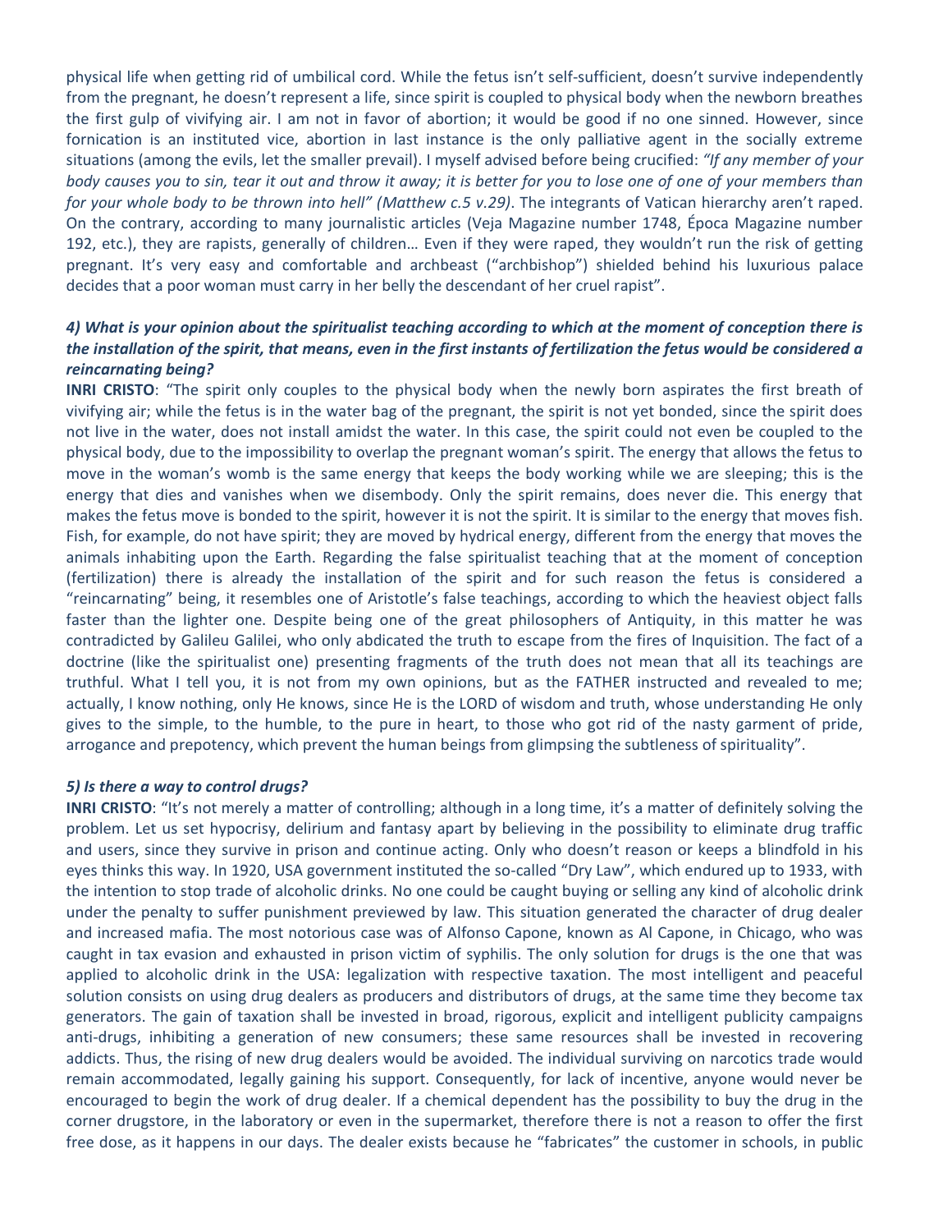physical life when getting rid of umbilical cord. While the fetus isn't self-sufficient, doesn't survive independently from the pregnant, he doesn't represent a life, since spirit is coupled to physical body when the newborn breathes the first gulp of vivifying air. I am not in favor of abortion; it would be good if no one sinned. However, since fornication is an instituted vice, abortion in last instance is the only palliative agent in the socially extreme situations (among the evils, let the smaller prevail). I myself advised before being crucified: *"If any member of your body causes you to sin, tear it out and throw it away; it is better for you to lose one of one of your members than for your whole body to be thrown into hell" (Matthew c.5 v.29)*. The integrants of Vatican hierarchy aren't raped. On the contrary, according to many journalistic articles (Veja Magazine number 1748, Época Magazine number 192, etc.), they are rapists, generally of children… Even if they were raped, they wouldn't run the risk of getting pregnant. It's very easy and comfortable and archbeast ("archbishop") shielded behind his luxurious palace decides that a poor woman must carry in her belly the descendant of her cruel rapist".

***4) What is your opinion about the spiritualist teaching according to which at the moment of conception there is the installation of the spirit, that means, even in the first instants of fertilization the fetus would be considered a reincarnating being?***

**INRI CRISTO**: "The spirit only couples to the physical body when the newly born aspirates the first breath of vivifying air; while the fetus is in the water bag of the pregnant, the spirit is not yet bonded, since the spirit does not live in the water, does not install amidst the water. In this case, the spirit could not even be coupled to the physical body, due to the impossibility to overlap the pregnant woman's spirit. The energy that allows the fetus to move in the woman's womb is the same energy that keeps the body working while we are sleeping; this is the energy that dies and vanishes when we disembody. Only the spirit remains, does never die. This energy that makes the fetus move is bonded to the spirit, however it is not the spirit. It is similar to the energy that moves fish. Fish, for example, do not have spirit; they are moved by hydrical energy, different from the energy that moves the animals inhabiting upon the Earth. Regarding the false spiritualist teaching that at the moment of conception (fertilization) there is already the installation of the spirit and for such reason the fetus is considered a "reincarnating" being, it resembles one of Aristotle's false teachings, according to which the heaviest object falls faster than the lighter one. Despite being one of the great philosophers of Antiquity, in this matter he was contradicted by Galileu Galilei, who only abdicated the truth to escape from the fires of Inquisition. The fact of a doctrine (like the spiritualist one) presenting fragments of the truth does not mean that all its teachings are truthful. What I tell you, it is not from my own opinions, but as the FATHER instructed and revealed to me; actually, I know nothing, only He knows, since He is the LORD of wisdom and truth, whose understanding He only gives to the simple, to the humble, to the pure in heart, to those who got rid of the nasty garment of pride, arrogance and prepotency, which prevent the human beings from glimpsing the subtleness of spirituality".

***5) Is there a way to control drugs?***

**INRI CRISTO**: "It's not merely a matter of controlling; although in a long time, it's a matter of definitely solving the problem. Let us set hypocrisy, delirium and fantasy apart by believing in the possibility to eliminate drug traffic and users, since they survive in prison and continue acting. Only who doesn't reason or keeps a blindfold in his eyes thinks this way. In 1920, USA government instituted the so-called "Dry Law", which endured up to 1933, with the intention to stop trade of alcoholic drinks. No one could be caught buying or selling any kind of alcoholic drink under the penalty to suffer punishment previewed by law. This situation generated the character of drug dealer and increased mafia. The most notorious case was of Alfonso Capone, known as Al Capone, in Chicago, who was caught in tax evasion and exhausted in prison victim of syphilis. The only solution for drugs is the one that was applied to alcoholic drink in the USA: legalization with respective taxation. The most intelligent and peaceful solution consists on using drug dealers as producers and distributors of drugs, at the same time they become tax generators. The gain of taxation shall be invested in broad, rigorous, explicit and intelligent publicity campaigns anti-drugs, inhibiting a generation of new consumers; these same resources shall be invested in recovering addicts. Thus, the rising of new drug dealers would be avoided. The individual surviving on narcotics trade would remain accommodated, legally gaining his support. Consequently, for lack of incentive, anyone would never be encouraged to begin the work of drug dealer. If a chemical dependent has the possibility to buy the drug in the corner drugstore, in the laboratory or even in the supermarket, therefore there is not a reason to offer the first free dose, as it happens in our days. The dealer exists because he "fabricates" the customer in schools, in public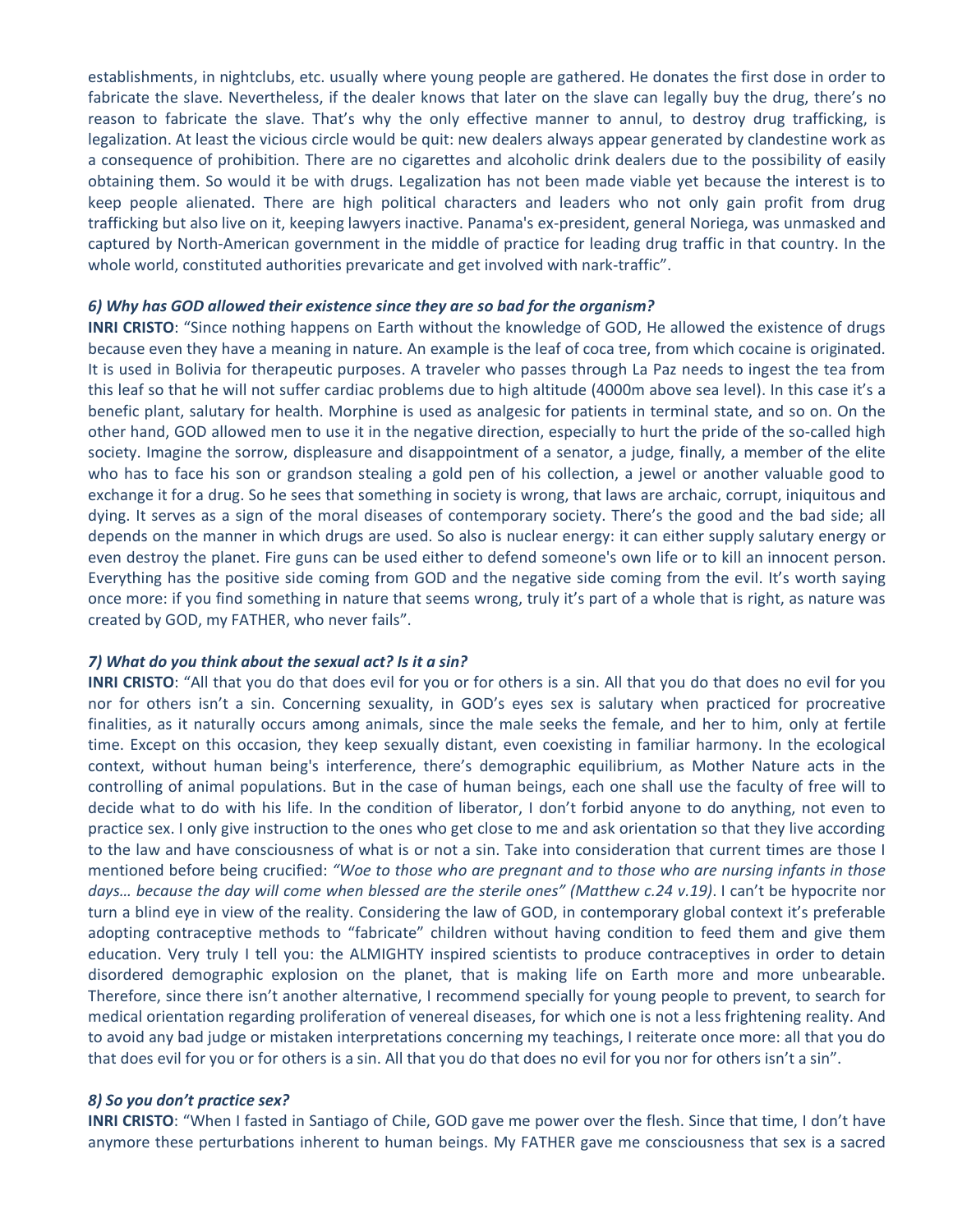establishments, in nightclubs, etc. usually where young people are gathered. He donates the first dose in order to fabricate the slave. Nevertheless, if the dealer knows that later on the slave can legally buy the drug, there's no reason to fabricate the slave. That's why the only effective manner to annul, to destroy drug trafficking, is legalization. At least the vicious circle would be quit: new dealers always appear generated by clandestine work as a consequence of prohibition. There are no cigarettes and alcoholic drink dealers due to the possibility of easily obtaining them. So would it be with drugs. Legalization has not been made viable yet because the interest is to keep people alienated. There are high political characters and leaders who not only gain profit from drug trafficking but also live on it, keeping lawyers inactive. Panama's ex-president, general Noriega, was unmasked and captured by North-American government in the middle of practice for leading drug traffic in that country. In the whole world, constituted authorities prevaricate and get involved with nark-traffic".

***6) Why has GOD allowed their existence since they are so bad for the organism?***

**INRI CRISTO**: "Since nothing happens on Earth without the knowledge of GOD, He allowed the existence of drugs because even they have a meaning in nature. An example is the leaf of coca tree, from which cocaine is originated. It is used in Bolivia for therapeutic purposes. A traveler who passes through La Paz needs to ingest the tea from this leaf so that he will not suffer cardiac problems due to high altitude (4000m above sea level). In this case it's a benefic plant, salutary for health. Morphine is used as analgesic for patients in terminal state, and so on. On the other hand, GOD allowed men to use it in the negative direction, especially to hurt the pride of the so-called high society. Imagine the sorrow, displeasure and disappointment of a senator, a judge, finally, a member of the elite who has to face his son or grandson stealing a gold pen of his collection, a jewel or another valuable good to exchange it for a drug. So he sees that something in society is wrong, that laws are archaic, corrupt, iniquitous and dying. It serves as a sign of the moral diseases of contemporary society. There's the good and the bad side; all depends on the manner in which drugs are used. So also is nuclear energy: it can either supply salutary energy or even destroy the planet. Fire guns can be used either to defend someone's own life or to kill an innocent person. Everything has the positive side coming from GOD and the negative side coming from the evil. It's worth saying once more: if you find something in nature that seems wrong, truly it's part of a whole that is right, as nature was created by GOD, my FATHER, who never fails".

***7) What do you think about the sexual act? Is it a sin?***

**INRI CRISTO**: "All that you do that does evil for you or for others is a sin. All that you do that does no evil for you nor for others isn't a sin. Concerning sexuality, in GOD's eyes sex is salutary when practiced for procreative finalities, as it naturally occurs among animals, since the male seeks the female, and her to him, only at fertile time. Except on this occasion, they keep sexually distant, even coexisting in familiar harmony. In the ecological context, without human being's interference, there's demographic equilibrium, as Mother Nature acts in the controlling of animal populations. But in the case of human beings, each one shall use the faculty of free will to decide what to do with his life. In the condition of liberator, I don't forbid anyone to do anything, not even to practice sex. I only give instruction to the ones who get close to me and ask orientation so that they live according to the law and have consciousness of what is or not a sin. Take into consideration that current times are those I mentioned before being crucified: *"Woe to those who are pregnant and to those who are nursing infants in those days… because the day will come when blessed are the sterile ones" (Matthew c.24 v.19)*. I can't be hypocrite nor turn a blind eye in view of the reality. Considering the law of GOD, in contemporary global context it's preferable adopting contraceptive methods to "fabricate" children without having condition to feed them and give them education. Very truly I tell you: the ALMIGHTY inspired scientists to produce contraceptives in order to detain disordered demographic explosion on the planet, that is making life on Earth more and more unbearable. Therefore, since there isn't another alternative, I recommend specially for young people to prevent, to search for medical orientation regarding proliferation of venereal diseases, for which one is not a less frightening reality. And to avoid any bad judge or mistaken interpretations concerning my teachings, I reiterate once more: all that you do that does evil for you or for others is a sin. All that you do that does no evil for you nor for others isn't a sin".

***8) So you don't practice sex?***

**INRI CRISTO**: "When I fasted in Santiago of Chile, GOD gave me power over the flesh. Since that time, I don't have anymore these perturbations inherent to human beings. My FATHER gave me consciousness that sex is a sacred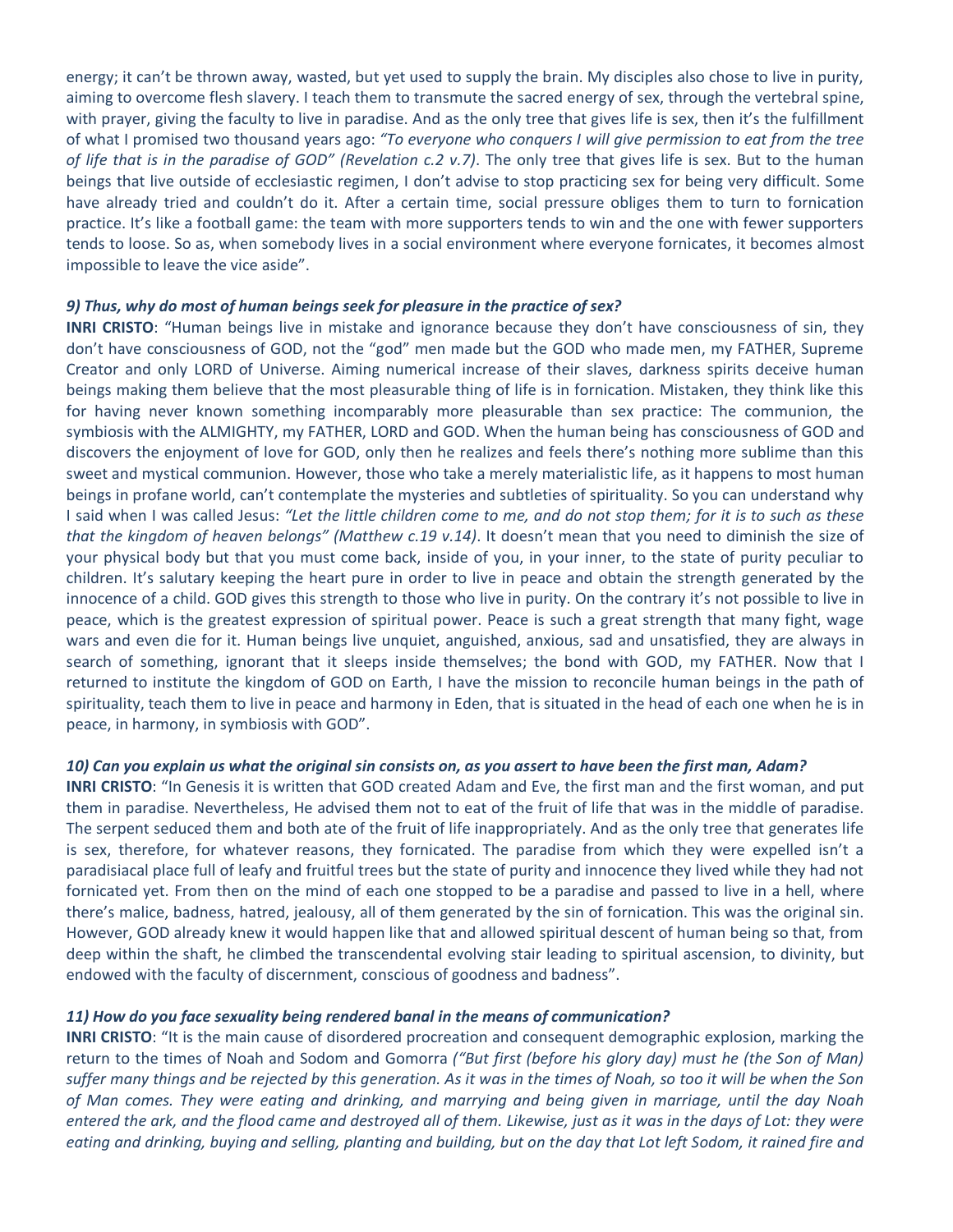energy; it can't be thrown away, wasted, but yet used to supply the brain. My disciples also chose to live in purity, aiming to overcome flesh slavery. I teach them to transmute the sacred energy of sex, through the vertebral spine, with prayer, giving the faculty to live in paradise. And as the only tree that gives life is sex, then it's the fulfillment of what I promised two thousand years ago: *"To everyone who conquers I will give permission to eat from the tree of life that is in the paradise of GOD" (Revelation c.2 v.7)*. The only tree that gives life is sex. But to the human beings that live outside of ecclesiastic regimen, I don't advise to stop practicing sex for being very difficult. Some have already tried and couldn't do it. After a certain time, social pressure obliges them to turn to fornication practice. It's like a football game: the team with more supporters tends to win and the one with fewer supporters tends to loose. So as, when somebody lives in a social environment where everyone fornicates, it becomes almost impossible to leave the vice aside".

***9) Thus, why do most of human beings seek for pleasure in the practice of sex?***

**INRI CRISTO**: "Human beings live in mistake and ignorance because they don't have consciousness of sin, they don't have consciousness of GOD, not the "god" men made but the GOD who made men, my FATHER, Supreme Creator and only LORD of Universe. Aiming numerical increase of their slaves, darkness spirits deceive human beings making them believe that the most pleasurable thing of life is in fornication. Mistaken, they think like this for having never known something incomparably more pleasurable than sex practice: The communion, the symbiosis with the ALMIGHTY, my FATHER, LORD and GOD. When the human being has consciousness of GOD and discovers the enjoyment of love for GOD, only then he realizes and feels there's nothing more sublime than this sweet and mystical communion. However, those who take a merely materialistic life, as it happens to most human beings in profane world, can't contemplate the mysteries and subtleties of spirituality. So you can understand why I said when I was called Jesus: *"Let the little children come to me, and do not stop them; for it is to such as these that the kingdom of heaven belongs" (Matthew c.19 v.14)*. It doesn't mean that you need to diminish the size of your physical body but that you must come back, inside of you, in your inner, to the state of purity peculiar to children. It's salutary keeping the heart pure in order to live in peace and obtain the strength generated by the innocence of a child. GOD gives this strength to those who live in purity. On the contrary it's not possible to live in peace, which is the greatest expression of spiritual power. Peace is such a great strength that many fight, wage wars and even die for it. Human beings live unquiet, anguished, anxious, sad and unsatisfied, they are always in search of something, ignorant that it sleeps inside themselves; the bond with GOD, my FATHER. Now that I returned to institute the kingdom of GOD on Earth, I have the mission to reconcile human beings in the path of spirituality, teach them to live in peace and harmony in Eden, that is situated in the head of each one when he is in peace, in harmony, in symbiosis with GOD".

***10) Can you explain us what the original sin consists on, as you assert to have been the first man, Adam?***

**INRI CRISTO**: "In Genesis it is written that GOD created Adam and Eve, the first man and the first woman, and put them in paradise. Nevertheless, He advised them not to eat of the fruit of life that was in the middle of paradise. The serpent seduced them and both ate of the fruit of life inappropriately. And as the only tree that generates life is sex, therefore, for whatever reasons, they fornicated. The paradise from which they were expelled isn't a paradisiacal place full of leafy and fruitful trees but the state of purity and innocence they lived while they had not fornicated yet. From then on the mind of each one stopped to be a paradise and passed to live in a hell, where there's malice, badness, hatred, jealousy, all of them generated by the sin of fornication. This was the original sin. However, GOD already knew it would happen like that and allowed spiritual descent of human being so that, from deep within the shaft, he climbed the transcendental evolving stair leading to spiritual ascension, to divinity, but endowed with the faculty of discernment, conscious of goodness and badness".

***11) How do you face sexuality being rendered banal in the means of communication?***

**INRI CRISTO**: "It is the main cause of disordered procreation and consequent demographic explosion, marking the return to the times of Noah and Sodom and Gomorra *("But first (before his glory day) must he (the Son of Man) suffer many things and be rejected by this generation. As it was in the times of Noah, so too it will be when the Son of Man comes. They were eating and drinking, and marrying and being given in marriage, until the day Noah entered the ark, and the flood came and destroyed all of them. Likewise, just as it was in the days of Lot: they were eating and drinking, buying and selling, planting and building, but on the day that Lot left Sodom, it rained fire and*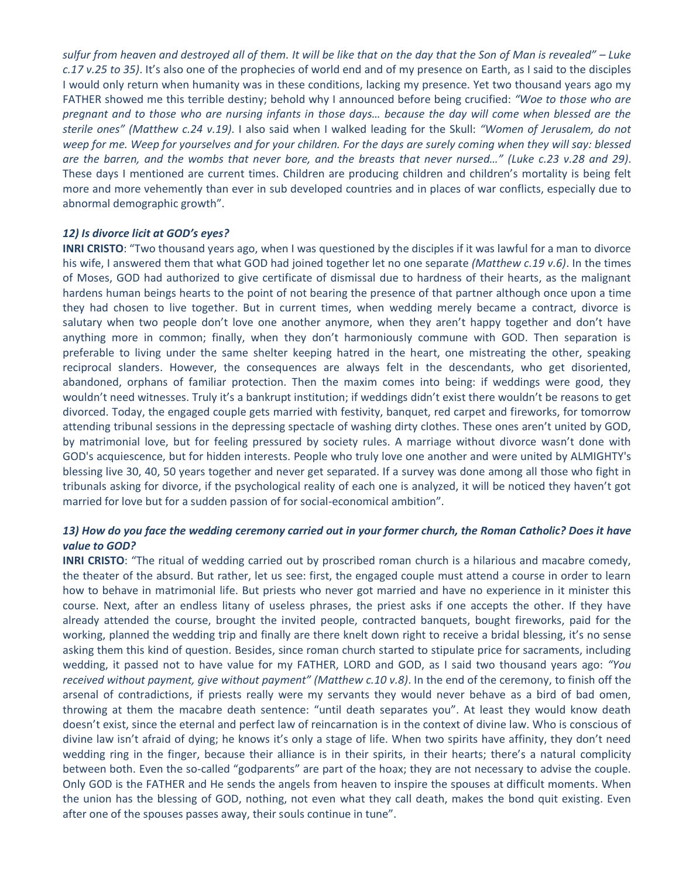*sulfur from heaven and destroyed all of them. It will be like that on the day that the Son of Man is revealed" – Luke c.17 v.25 to 35)*. It's also one of the prophecies of world end and of my presence on Earth, as I said to the disciples I would only return when humanity was in these conditions, lacking my presence. Yet two thousand years ago my FATHER showed me this terrible destiny; behold why I announced before being crucified: *"Woe to those who are pregnant and to those who are nursing infants in those days… because the day will come when blessed are the sterile ones" (Matthew c.24 v.19)*. I also said when I walked leading for the Skull: *"Women of Jerusalem, do not weep for me. Weep for yourselves and for your children. For the days are surely coming when they will say: blessed are the barren, and the wombs that never bore, and the breasts that never nursed…" (Luke c.23 v.28 and 29)*. These days I mentioned are current times. Children are producing children and children's mortality is being felt more and more vehemently than ever in sub developed countries and in places of war conflicts, especially due to abnormal demographic growth".

***12) Is divorce licit at GOD's eyes?***

**INRI CRISTO**: "Two thousand years ago, when I was questioned by the disciples if it was lawful for a man to divorce his wife, I answered them that what GOD had joined together let no one separate *(Matthew c.19 v.6)*. In the times of Moses, GOD had authorized to give certificate of dismissal due to hardness of their hearts, as the malignant hardens human beings hearts to the point of not bearing the presence of that partner although once upon a time they had chosen to live together. But in current times, when wedding merely became a contract, divorce is salutary when two people don't love one another anymore, when they aren't happy together and don't have anything more in common; finally, when they don't harmoniously commune with GOD. Then separation is preferable to living under the same shelter keeping hatred in the heart, one mistreating the other, speaking reciprocal slanders. However, the consequences are always felt in the descendants, who get disoriented, abandoned, orphans of familiar protection. Then the maxim comes into being: if weddings were good, they wouldn't need witnesses. Truly it's a bankrupt institution; if weddings didn't exist there wouldn't be reasons to get divorced. Today, the engaged couple gets married with festivity, banquet, red carpet and fireworks, for tomorrow attending tribunal sessions in the depressing spectacle of washing dirty clothes. These ones aren't united by GOD, by matrimonial love, but for feeling pressured by society rules. A marriage without divorce wasn't done with GOD's acquiescence, but for hidden interests. People who truly love one another and were united by ALMIGHTY's blessing live 30, 40, 50 years together and never get separated. If a survey was done among all those who fight in tribunals asking for divorce, if the psychological reality of each one is analyzed, it will be noticed they haven't got married for love but for a sudden passion of for social-economical ambition".

***13) How do you face the wedding ceremony carried out in your former church, the Roman Catholic? Does it have value to GOD?***

**INRI CRISTO**: "The ritual of wedding carried out by proscribed roman church is a hilarious and macabre comedy, the theater of the absurd. But rather, let us see: first, the engaged couple must attend a course in order to learn how to behave in matrimonial life. But priests who never got married and have no experience in it minister this course. Next, after an endless litany of useless phrases, the priest asks if one accepts the other. If they have already attended the course, brought the invited people, contracted banquets, bought fireworks, paid for the working, planned the wedding trip and finally are there knelt down right to receive a bridal blessing, it's no sense asking them this kind of question. Besides, since roman church started to stipulate price for sacraments, including wedding, it passed not to have value for my FATHER, LORD and GOD, as I said two thousand years ago: *"You received without payment, give without payment" (Matthew c.10 v.8)*. In the end of the ceremony, to finish off the arsenal of contradictions, if priests really were my servants they would never behave as a bird of bad omen, throwing at them the macabre death sentence: "until death separates you". At least they would know death doesn't exist, since the eternal and perfect law of reincarnation is in the context of divine law. Who is conscious of divine law isn't afraid of dying; he knows it's only a stage of life. When two spirits have affinity, they don't need wedding ring in the finger, because their alliance is in their spirits, in their hearts; there's a natural complicity between both. Even the so-called "godparents" are part of the hoax; they are not necessary to advise the couple. Only GOD is the FATHER and He sends the angels from heaven to inspire the spouses at difficult moments. When the union has the blessing of GOD, nothing, not even what they call death, makes the bond quit existing. Even after one of the spouses passes away, their souls continue in tune".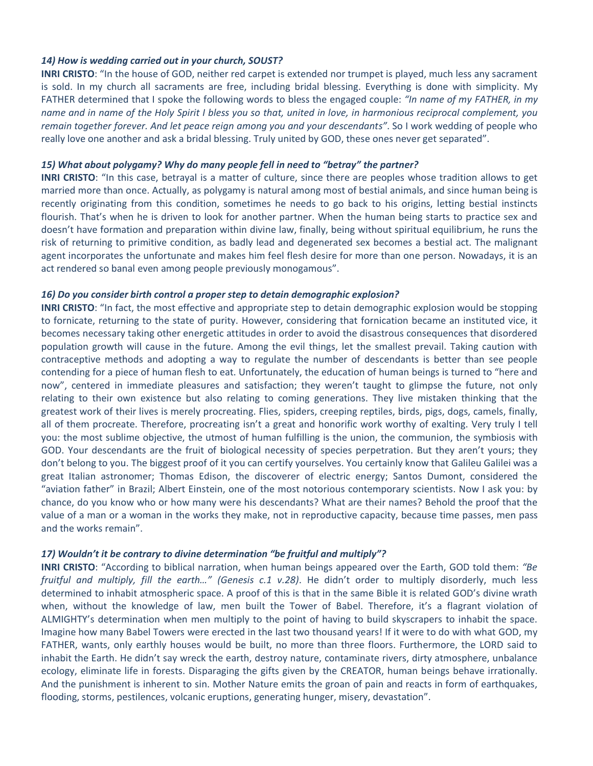***14) How is wedding carried out in your church, SOUST?***

**INRI CRISTO**: "In the house of GOD, neither red carpet is extended nor trumpet is played, much less any sacrament is sold. In my church all sacraments are free, including bridal blessing. Everything is done with simplicity. My FATHER determined that I spoke the following words to bless the engaged couple: *"In name of my FATHER, in my name and in name of the Holy Spirit I bless you so that, united in love, in harmonious reciprocal complement, you remain together forever. And let peace reign among you and your descendants"*. So I work wedding of people who really love one another and ask a bridal blessing. Truly united by GOD, these ones never get separated".

***15) What about polygamy? Why do many people fell in need to "betray" the partner?***

**INRI CRISTO**: "In this case, betrayal is a matter of culture, since there are peoples whose tradition allows to get married more than once. Actually, as polygamy is natural among most of bestial animals, and since human being is recently originating from this condition, sometimes he needs to go back to his origins, letting bestial instincts flourish. That's when he is driven to look for another partner. When the human being starts to practice sex and doesn't have formation and preparation within divine law, finally, being without spiritual equilibrium, he runs the risk of returning to primitive condition, as badly lead and degenerated sex becomes a bestial act. The malignant agent incorporates the unfortunate and makes him feel flesh desire for more than one person. Nowadays, it is an act rendered so banal even among people previously monogamous".

***16) Do you consider birth control a proper step to detain demographic explosion?***

**INRI CRISTO**: "In fact, the most effective and appropriate step to detain demographic explosion would be stopping to fornicate, returning to the state of purity. However, considering that fornication became an instituted vice, it becomes necessary taking other energetic attitudes in order to avoid the disastrous consequences that disordered population growth will cause in the future. Among the evil things, let the smallest prevail. Taking caution with contraceptive methods and adopting a way to regulate the number of descendants is better than see people contending for a piece of human flesh to eat. Unfortunately, the education of human beings is turned to "here and now", centered in immediate pleasures and satisfaction; they weren't taught to glimpse the future, not only relating to their own existence but also relating to coming generations. They live mistaken thinking that the greatest work of their lives is merely procreating. Flies, spiders, creeping reptiles, birds, pigs, dogs, camels, finally, all of them procreate. Therefore, procreating isn't a great and honorific work worthy of exalting. Very truly I tell you: the most sublime objective, the utmost of human fulfilling is the union, the communion, the symbiosis with GOD. Your descendants are the fruit of biological necessity of species perpetration. But they aren't yours; they don't belong to you. The biggest proof of it you can certify yourselves. You certainly know that Galileu Galilei was a great Italian astronomer; Thomas Edison, the discoverer of electric energy; Santos Dumont, considered the "aviation father" in Brazil; Albert Einstein, one of the most notorious contemporary scientists. Now I ask you: by chance, do you know who or how many were his descendants? What are their names? Behold the proof that the value of a man or a woman in the works they make, not in reproductive capacity, because time passes, men pass and the works remain".

***17) Wouldn't it be contrary to divine determination "be fruitful and multiply"?***

**INRI CRISTO**: "According to biblical narration, when human beings appeared over the Earth, GOD told them: *"Be fruitful and multiply, fill the earth…" (Genesis c.1 v.28)*. He didn't order to multiply disorderly, much less determined to inhabit atmospheric space. A proof of this is that in the same Bible it is related GOD's divine wrath when, without the knowledge of law, men built the Tower of Babel. Therefore, it's a flagrant violation of ALMIGHTY's determination when men multiply to the point of having to build skyscrapers to inhabit the space. Imagine how many Babel Towers were erected in the last two thousand years! If it were to do with what GOD, my FATHER, wants, only earthly houses would be built, no more than three floors. Furthermore, the LORD said to inhabit the Earth. He didn't say wreck the earth, destroy nature, contaminate rivers, dirty atmosphere, unbalance ecology, eliminate life in forests. Disparaging the gifts given by the CREATOR, human beings behave irrationally. And the punishment is inherent to sin. Mother Nature emits the groan of pain and reacts in form of earthquakes, flooding, storms, pestilences, volcanic eruptions, generating hunger, misery, devastation".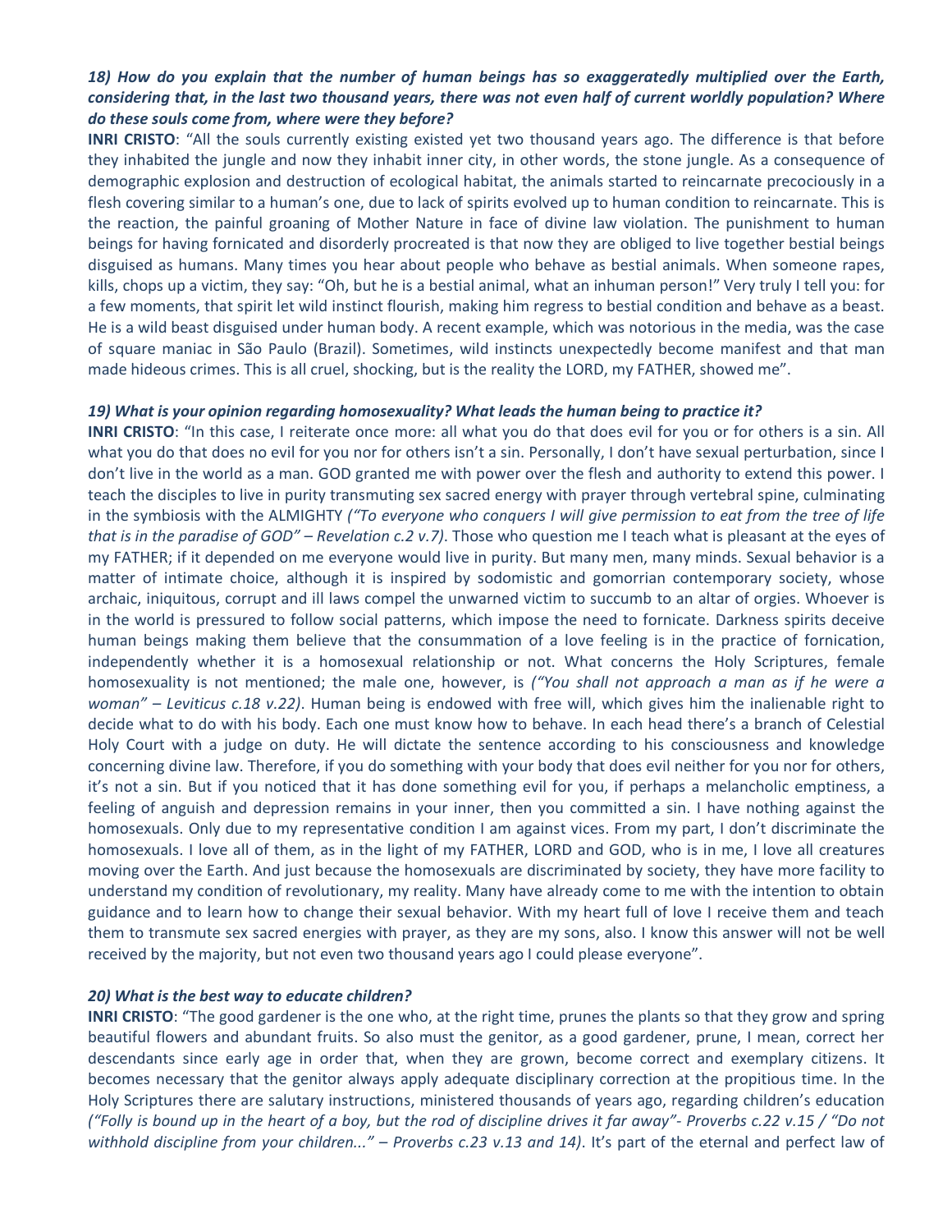***18) How do you explain that the number of human beings has so exaggeratedly multiplied over the Earth, considering that, in the last two thousand years, there was not even half of current worldly population? Where do these souls come from, where were they before?***

**INRI CRISTO**: "All the souls currently existing existed yet two thousand years ago. The difference is that before they inhabited the jungle and now they inhabit inner city, in other words, the stone jungle. As a consequence of demographic explosion and destruction of ecological habitat, the animals started to reincarnate precociously in a flesh covering similar to a human's one, due to lack of spirits evolved up to human condition to reincarnate. This is the reaction, the painful groaning of Mother Nature in face of divine law violation. The punishment to human beings for having fornicated and disorderly procreated is that now they are obliged to live together bestial beings disguised as humans. Many times you hear about people who behave as bestial animals. When someone rapes, kills, chops up a victim, they say: "Oh, but he is a bestial animal, what an inhuman person!" Very truly I tell you: for a few moments, that spirit let wild instinct flourish, making him regress to bestial condition and behave as a beast. He is a wild beast disguised under human body. A recent example, which was notorious in the media, was the case of square maniac in São Paulo (Brazil). Sometimes, wild instincts unexpectedly become manifest and that man made hideous crimes. This is all cruel, shocking, but is the reality the LORD, my FATHER, showed me".

***19) What is your opinion regarding homosexuality? What leads the human being to practice it?***

**INRI CRISTO**: "In this case, I reiterate once more: all what you do that does evil for you or for others is a sin. All what you do that does no evil for you nor for others isn't a sin. Personally, I don't have sexual perturbation, since I don't live in the world as a man. GOD granted me with power over the flesh and authority to extend this power. I teach the disciples to live in purity transmuting sex sacred energy with prayer through vertebral spine, culminating in the symbiosis with the ALMIGHTY *("To everyone who conquers I will give permission to eat from the tree of life that is in the paradise of GOD" – Revelation c.2 v.7)*. Those who question me I teach what is pleasant at the eyes of my FATHER; if it depended on me everyone would live in purity. But many men, many minds. Sexual behavior is a matter of intimate choice, although it is inspired by sodomistic and gomorrian contemporary society, whose archaic, iniquitous, corrupt and ill laws compel the unwarned victim to succumb to an altar of orgies. Whoever is in the world is pressured to follow social patterns, which impose the need to fornicate. Darkness spirits deceive human beings making them believe that the consummation of a love feeling is in the practice of fornication, independently whether it is a homosexual relationship or not. What concerns the Holy Scriptures, female homosexuality is not mentioned; the male one, however, is *("You shall not approach a man as if he were a woman" – Leviticus c.18 v.22)*. Human being is endowed with free will, which gives him the inalienable right to decide what to do with his body. Each one must know how to behave. In each head there's a branch of Celestial Holy Court with a judge on duty. He will dictate the sentence according to his consciousness and knowledge concerning divine law. Therefore, if you do something with your body that does evil neither for you nor for others, it's not a sin. But if you noticed that it has done something evil for you, if perhaps a melancholic emptiness, a feeling of anguish and depression remains in your inner, then you committed a sin. I have nothing against the homosexuals. Only due to my representative condition I am against vices. From my part, I don't discriminate the homosexuals. I love all of them, as in the light of my FATHER, LORD and GOD, who is in me, I love all creatures moving over the Earth. And just because the homosexuals are discriminated by society, they have more facility to understand my condition of revolutionary, my reality. Many have already come to me with the intention to obtain guidance and to learn how to change their sexual behavior. With my heart full of love I receive them and teach them to transmute sex sacred energies with prayer, as they are my sons, also. I know this answer will not be well received by the majority, but not even two thousand years ago I could please everyone".

***20) What is the best way to educate children?***

**INRI CRISTO**: "The good gardener is the one who, at the right time, prunes the plants so that they grow and spring beautiful flowers and abundant fruits. So also must the genitor, as a good gardener, prune, I mean, correct her descendants since early age in order that, when they are grown, become correct and exemplary citizens. It becomes necessary that the genitor always apply adequate disciplinary correction at the propitious time. In the Holy Scriptures there are salutary instructions, ministered thousands of years ago, regarding children's education *("Folly is bound up in the heart of a boy, but the rod of discipline drives it far away"- Proverbs c.22 v.15 / "Do not withhold discipline from your children..." – Proverbs c.23 v.13 and 14)*. It's part of the eternal and perfect law of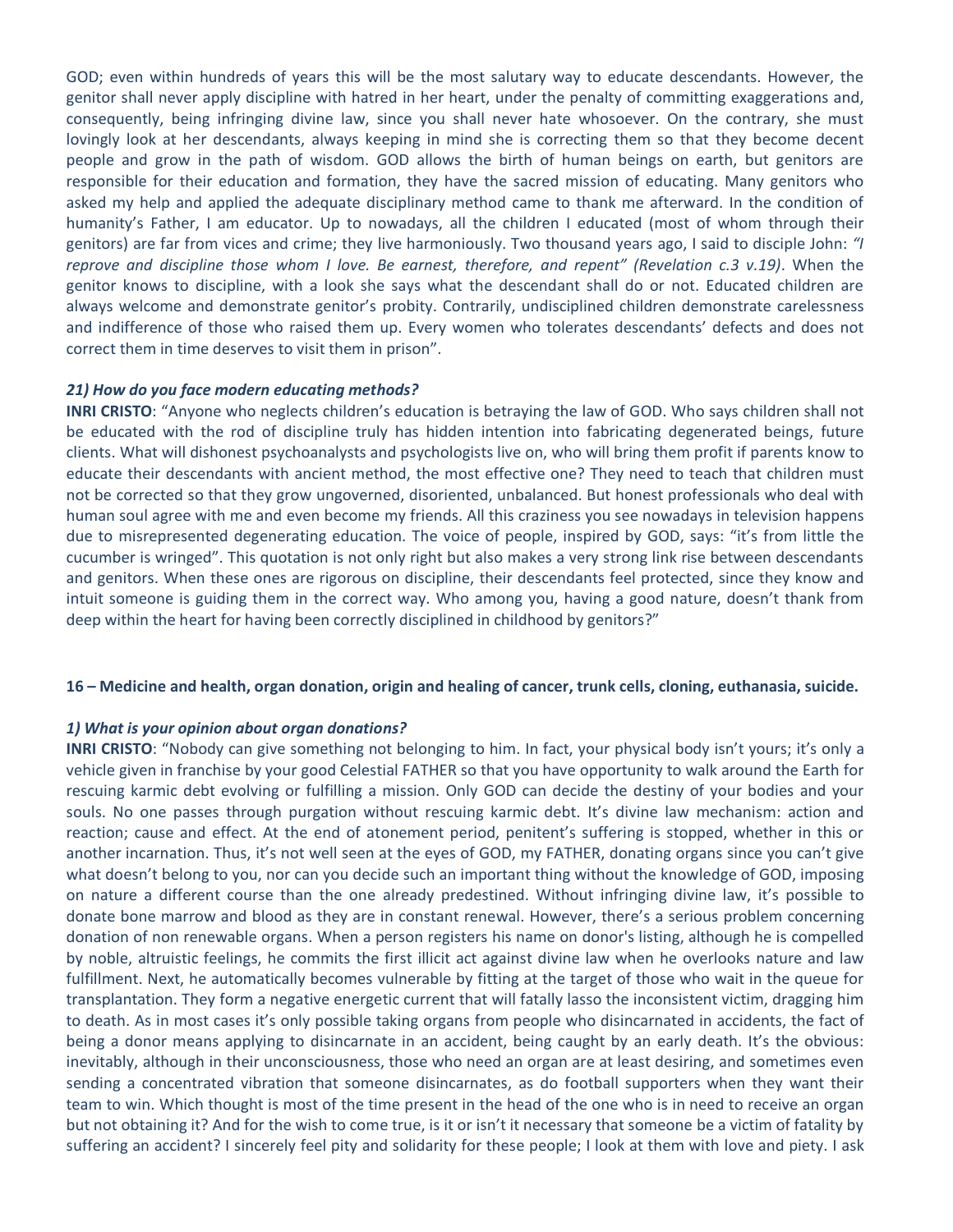GOD; even within hundreds of years this will be the most salutary way to educate descendants. However, the genitor shall never apply discipline with hatred in her heart, under the penalty of committing exaggerations and, consequently, being infringing divine law, since you shall never hate whosoever. On the contrary, she must lovingly look at her descendants, always keeping in mind she is correcting them so that they become decent people and grow in the path of wisdom. GOD allows the birth of human beings on earth, but genitors are responsible for their education and formation, they have the sacred mission of educating. Many genitors who asked my help and applied the adequate disciplinary method came to thank me afterward. In the condition of humanity's Father, I am educator. Up to nowadays, all the children I educated (most of whom through their genitors) are far from vices and crime; they live harmoniously. Two thousand years ago, I said to disciple John: *"I reprove and discipline those whom I love. Be earnest, therefore, and repent" (Revelation c.3 v.19)*. When the genitor knows to discipline, with a look she says what the descendant shall do or not. Educated children are always welcome and demonstrate genitor's probity. Contrarily, undisciplined children demonstrate carelessness and indifference of those who raised them up. Every women who tolerates descendants' defects and does not correct them in time deserves to visit them in prison".

***21) How do you face modern educating methods?***

**INRI CRISTO**: "Anyone who neglects children's education is betraying the law of GOD. Who says children shall not be educated with the rod of discipline truly has hidden intention into fabricating degenerated beings, future clients. What will dishonest psychoanalysts and psychologists live on, who will bring them profit if parents know to educate their descendants with ancient method, the most effective one? They need to teach that children must not be corrected so that they grow ungoverned, disoriented, unbalanced. But honest professionals who deal with human soul agree with me and even become my friends. All this craziness you see nowadays in television happens due to misrepresented degenerating education. The voice of people, inspired by GOD, says: "it's from little the cucumber is wringed". This quotation is not only right but also makes a very strong link rise between descendants and genitors. When these ones are rigorous on discipline, their descendants feel protected, since they know and intuit someone is guiding them in the correct way. Who among you, having a good nature, doesn't thank from deep within the heart for having been correctly disciplined in childhood by genitors?"

**16 – Medicine and health, organ donation, origin and healing of cancer, trunk cells, cloning, euthanasia, suicide.**

***1) What is your opinion about organ donations?***

**INRI CRISTO**: "Nobody can give something not belonging to him. In fact, your physical body isn't yours; it's only a vehicle given in franchise by your good Celestial FATHER so that you have opportunity to walk around the Earth for rescuing karmic debt evolving or fulfilling a mission. Only GOD can decide the destiny of your bodies and your souls. No one passes through purgation without rescuing karmic debt. It's divine law mechanism: action and reaction; cause and effect. At the end of atonement period, penitent's suffering is stopped, whether in this or another incarnation. Thus, it's not well seen at the eyes of GOD, my FATHER, donating organs since you can't give what doesn't belong to you, nor can you decide such an important thing without the knowledge of GOD, imposing on nature a different course than the one already predestined. Without infringing divine law, it's possible to donate bone marrow and blood as they are in constant renewal. However, there's a serious problem concerning donation of non renewable organs. When a person registers his name on donor's listing, although he is compelled by noble, altruistic feelings, he commits the first illicit act against divine law when he overlooks nature and law fulfillment. Next, he automatically becomes vulnerable by fitting at the target of those who wait in the queue for transplantation. They form a negative energetic current that will fatally lasso the inconsistent victim, dragging him to death. As in most cases it's only possible taking organs from people who disincarnated in accidents, the fact of being a donor means applying to disincarnate in an accident, being caught by an early death. It's the obvious: inevitably, although in their unconsciousness, those who need an organ are at least desiring, and sometimes even sending a concentrated vibration that someone disincarnates, as do football supporters when they want their team to win. Which thought is most of the time present in the head of the one who is in need to receive an organ but not obtaining it? And for the wish to come true, is it or isn't it necessary that someone be a victim of fatality by suffering an accident? I sincerely feel pity and solidarity for these people; I look at them with love and piety. I ask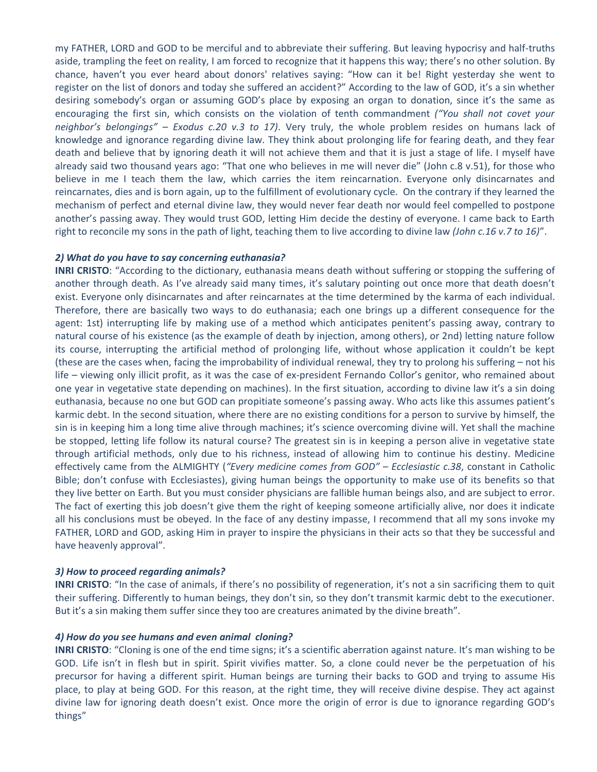my FATHER, LORD and GOD to be merciful and to abbreviate their suffering. But leaving hypocrisy and half-truths aside, trampling the feet on reality, I am forced to recognize that it happens this way; there's no other solution. By chance, haven't you ever heard about donors' relatives saying: "How can it be! Right yesterday she went to register on the list of donors and today she suffered an accident?" According to the law of GOD, it's a sin whether desiring somebody's organ or assuming GOD's place by exposing an organ to donation, since it's the same as encouraging the first sin, which consists on the violation of tenth commandment *("You shall not covet your neighbor's belongings" – Exodus c.20 v.3 to 17)*. Very truly, the whole problem resides on humans lack of knowledge and ignorance regarding divine law. They think about prolonging life for fearing death, and they fear death and believe that by ignoring death it will not achieve them and that it is just a stage of life. I myself have already said two thousand years ago: "That one who believes in me will never die" (John c.8 v.51), for those who believe in me I teach them the law, which carries the item reincarnation. Everyone only disincarnates and reincarnates, dies and is born again, up to the fulfillment of evolutionary cycle. On the contrary if they learned the mechanism of perfect and eternal divine law, they would never fear death nor would feel compelled to postpone another's passing away. They would trust GOD, letting Him decide the destiny of everyone. I came back to Earth right to reconcile my sons in the path of light, teaching them to live according to divine law *(John c.16 v.7 to 16)*".

***2) What do you have to say concerning euthanasia?***

**INRI CRISTO**: "According to the dictionary, euthanasia means death without suffering or stopping the suffering of another through death. As I've already said many times, it's salutary pointing out once more that death doesn't exist. Everyone only disincarnates and after reincarnates at the time determined by the karma of each individual. Therefore, there are basically two ways to do euthanasia; each one brings up a different consequence for the agent: 1st) interrupting life by making use of a method which anticipates penitent's passing away, contrary to natural course of his existence (as the example of death by injection, among others), or 2nd) letting nature follow its course, interrupting the artificial method of prolonging life, without whose application it couldn't be kept (these are the cases when, facing the improbability of individual renewal, they try to prolong his suffering – not his life – viewing only illicit profit, as it was the case of ex-president Fernando Collor's genitor, who remained about one year in vegetative state depending on machines). In the first situation, according to divine law it's a sin doing euthanasia, because no one but GOD can propitiate someone's passing away. Who acts like this assumes patient's karmic debt. In the second situation, where there are no existing conditions for a person to survive by himself, the sin is in keeping him a long time alive through machines; it's science overcoming divine will. Yet shall the machine be stopped, letting life follow its natural course? The greatest sin is in keeping a person alive in vegetative state through artificial methods, only due to his richness, instead of allowing him to continue his destiny. Medicine effectively came from the ALMIGHTY (*"Every medicine comes from GOD" – Ecclesiastic c.38*, constant in Catholic Bible; don't confuse with Ecclesiastes), giving human beings the opportunity to make use of its benefits so that they live better on Earth. But you must consider physicians are fallible human beings also, and are subject to error. The fact of exerting this job doesn't give them the right of keeping someone artificially alive, nor does it indicate all his conclusions must be obeyed. In the face of any destiny impasse, I recommend that all my sons invoke my FATHER, LORD and GOD, asking Him in prayer to inspire the physicians in their acts so that they be successful and have heavenly approval".

***3) How to proceed regarding animals?***

**INRI CRISTO**: "In the case of animals, if there's no possibility of regeneration, it's not a sin sacrificing them to quit their suffering. Differently to human beings, they don't sin, so they don't transmit karmic debt to the executioner. But it's a sin making them suffer since they too are creatures animated by the divine breath".

***4) How do you see humans and even animal cloning?***

**INRI CRISTO**: "Cloning is one of the end time signs; it's a scientific aberration against nature. It's man wishing to be GOD. Life isn't in flesh but in spirit. Spirit vivifies matter. So, a clone could never be the perpetuation of his precursor for having a different spirit. Human beings are turning their backs to GOD and trying to assume His place, to play at being GOD. For this reason, at the right time, they will receive divine despise. They act against divine law for ignoring death doesn't exist. Once more the origin of error is due to ignorance regarding GOD's things"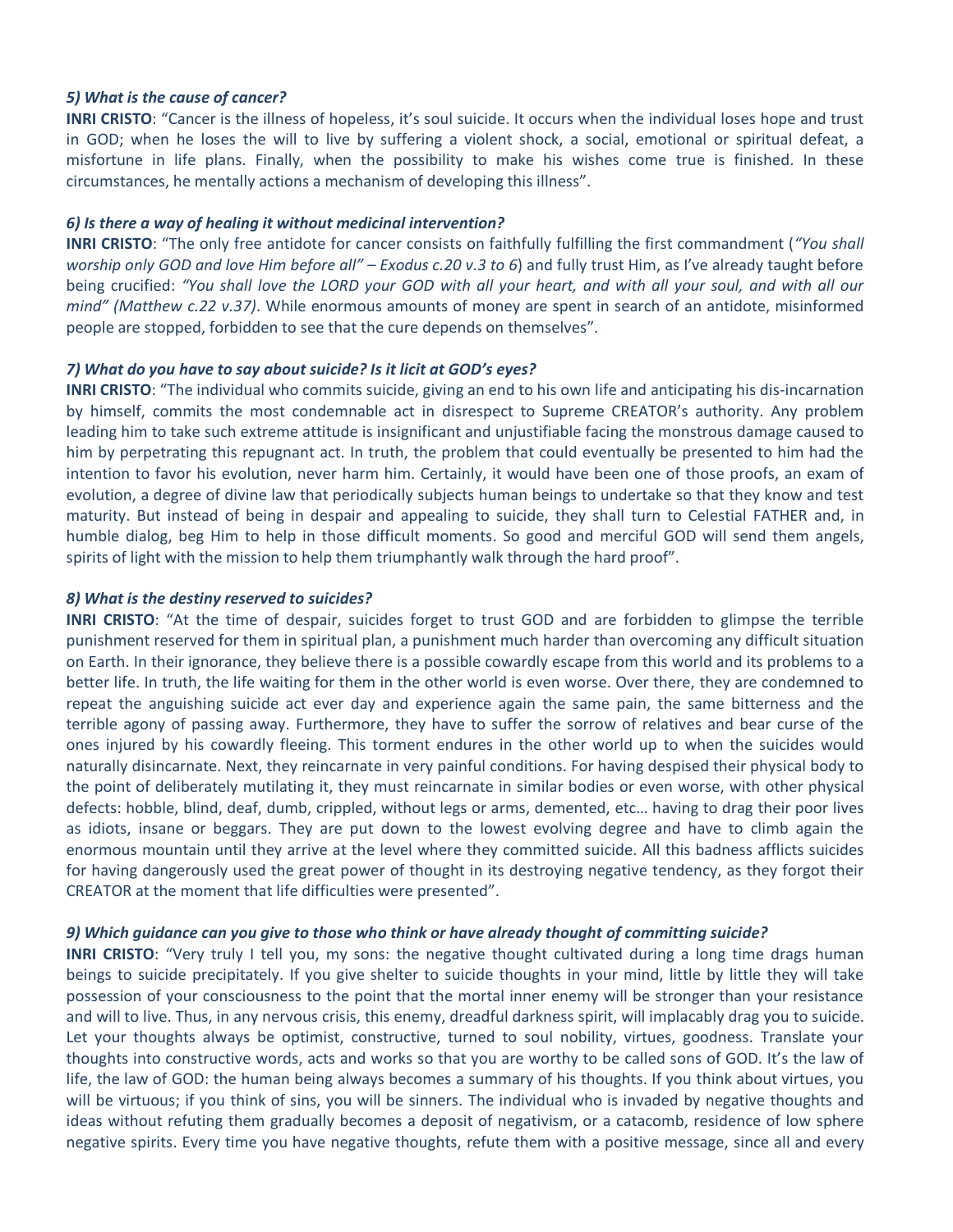***5) What is the cause of cancer?***

**INRI CRISTO**: "Cancer is the illness of hopeless, it's soul suicide. It occurs when the individual loses hope and trust in GOD; when he loses the will to live by suffering a violent shock, a social, emotional or spiritual defeat, a misfortune in life plans. Finally, when the possibility to make his wishes come true is finished. In these circumstances, he mentally actions a mechanism of developing this illness".

***6) Is there a way of healing it without medicinal intervention?***

**INRI CRISTO**: "The only free antidote for cancer consists on faithfully fulfilling the first commandment (*"You shall worship only GOD and love Him before all" – Exodus c.20 v.3 to 6*) and fully trust Him, as I've already taught before being crucified: *"You shall love the LORD your GOD with all your heart, and with all your soul, and with all our mind" (Matthew c.22 v.37)*. While enormous amounts of money are spent in search of an antidote, misinformed people are stopped, forbidden to see that the cure depends on themselves".

***7) What do you have to say about suicide? Is it licit at GOD's eyes?***

**INRI CRISTO**: "The individual who commits suicide, giving an end to his own life and anticipating his dis-incarnation by himself, commits the most condemnable act in disrespect to Supreme CREATOR's authority. Any problem leading him to take such extreme attitude is insignificant and unjustifiable facing the monstrous damage caused to him by perpetrating this repugnant act. In truth, the problem that could eventually be presented to him had the intention to favor his evolution, never harm him. Certainly, it would have been one of those proofs, an exam of evolution, a degree of divine law that periodically subjects human beings to undertake so that they know and test maturity. But instead of being in despair and appealing to suicide, they shall turn to Celestial FATHER and, in humble dialog, beg Him to help in those difficult moments. So good and merciful GOD will send them angels, spirits of light with the mission to help them triumphantly walk through the hard proof".

***8) What is the destiny reserved to suicides?***

**INRI CRISTO**: "At the time of despair, suicides forget to trust GOD and are forbidden to glimpse the terrible punishment reserved for them in spiritual plan, a punishment much harder than overcoming any difficult situation on Earth. In their ignorance, they believe there is a possible cowardly escape from this world and its problems to a better life. In truth, the life waiting for them in the other world is even worse. Over there, they are condemned to repeat the anguishing suicide act ever day and experience again the same pain, the same bitterness and the terrible agony of passing away. Furthermore, they have to suffer the sorrow of relatives and bear curse of the ones injured by his cowardly fleeing. This torment endures in the other world up to when the suicides would naturally disincarnate. Next, they reincarnate in very painful conditions. For having despised their physical body to the point of deliberately mutilating it, they must reincarnate in similar bodies or even worse, with other physical defects: hobble, blind, deaf, dumb, crippled, without legs or arms, demented, etc… having to drag their poor lives as idiots, insane or beggars. They are put down to the lowest evolving degree and have to climb again the enormous mountain until they arrive at the level where they committed suicide. All this badness afflicts suicides for having dangerously used the great power of thought in its destroying negative tendency, as they forgot their CREATOR at the moment that life difficulties were presented".

***9) Which guidance can you give to those who think or have already thought of committing suicide?***

**INRI CRISTO**: "Very truly I tell you, my sons: the negative thought cultivated during a long time drags human beings to suicide precipitately. If you give shelter to suicide thoughts in your mind, little by little they will take possession of your consciousness to the point that the mortal inner enemy will be stronger than your resistance and will to live. Thus, in any nervous crisis, this enemy, dreadful darkness spirit, will implacably drag you to suicide. Let your thoughts always be optimist, constructive, turned to soul nobility, virtues, goodness. Translate your thoughts into constructive words, acts and works so that you are worthy to be called sons of GOD. It's the law of life, the law of GOD: the human being always becomes a summary of his thoughts. If you think about virtues, you will be virtuous; if you think of sins, you will be sinners. The individual who is invaded by negative thoughts and ideas without refuting them gradually becomes a deposit of negativism, or a catacomb, residence of low sphere negative spirits. Every time you have negative thoughts, refute them with a positive message, since all and every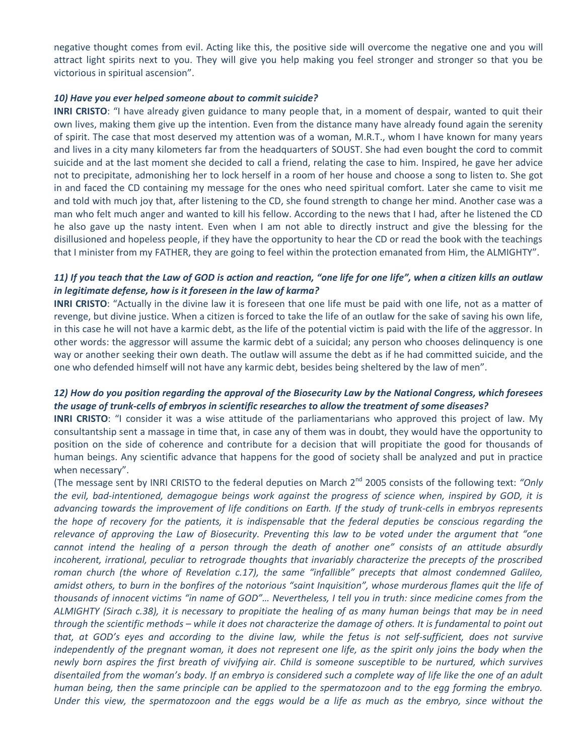negative thought comes from evil. Acting like this, the positive side will overcome the negative one and you will attract light spirits next to you. They will give you help making you feel stronger and stronger so that you be victorious in spiritual ascension".

***10) Have you ever helped someone about to commit suicide?***

**INRI CRISTO**: "I have already given guidance to many people that, in a moment of despair, wanted to quit their own lives, making them give up the intention. Even from the distance many have already found again the serenity of spirit. The case that most deserved my attention was of a woman, M.R.T., whom I have known for many years and lives in a city many kilometers far from the headquarters of SOUST. She had even bought the cord to commit suicide and at the last moment she decided to call a friend, relating the case to him. Inspired, he gave her advice not to precipitate, admonishing her to lock herself in a room of her house and choose a song to listen to. She got in and faced the CD containing my message for the ones who need spiritual comfort. Later she came to visit me and told with much joy that, after listening to the CD, she found strength to change her mind. Another case was a man who felt much anger and wanted to kill his fellow. According to the news that I had, after he listened the CD he also gave up the nasty intent. Even when I am not able to directly instruct and give the blessing for the disillusioned and hopeless people, if they have the opportunity to hear the CD or read the book with the teachings that I minister from my FATHER, they are going to feel within the protection emanated from Him, the ALMIGHTY".

***11) If you teach that the Law of GOD is action and reaction, "one life for one life", when a citizen kills an outlaw in legitimate defense, how is it foreseen in the law of karma?***

**INRI CRISTO**: "Actually in the divine law it is foreseen that one life must be paid with one life, not as a matter of revenge, but divine justice. When a citizen is forced to take the life of an outlaw for the sake of saving his own life, in this case he will not have a karmic debt, as the life of the potential victim is paid with the life of the aggressor. In other words: the aggressor will assume the karmic debt of a suicidal; any person who chooses delinquency is one way or another seeking their own death. The outlaw will assume the debt as if he had committed suicide, and the one who defended himself will not have any karmic debt, besides being sheltered by the law of men".

***12) How do you position regarding the approval of the Biosecurity Law by the National Congress, which foresees the usage of trunk-cells of embryos in scientific researches to allow the treatment of some diseases?***

**INRI CRISTO**: "I consider it was a wise attitude of the parliamentarians who approved this project of law. My consultantship sent a massage in time that, in case any of them was in doubt, they would have the opportunity to position on the side of coherence and contribute for a decision that will propitiate the good for thousands of human beings. Any scientific advance that happens for the good of society shall be analyzed and put in practice when necessary".

(The message sent by INRI CRISTO to the federal deputies on March 2nd 2005 consists of the following text: *"Only the evil, bad-intentioned, demagogue beings work against the progress of science when, inspired by GOD, it is advancing towards the improvement of life conditions on Earth. If the study of trunk-cells in embryos represents the hope of recovery for the patients, it is indispensable that the federal deputies be conscious regarding the relevance of approving the Law of Biosecurity. Preventing this law to be voted under the argument that "one cannot intend the healing of a person through the death of another one" consists of an attitude absurdly incoherent, irrational, peculiar to retrograde thoughts that invariably characterize the precepts of the proscribed roman church (the whore of Revelation c.17), the same "infallible" precepts that almost condemned Galileo, amidst others, to burn in the bonfires of the notorious "saint Inquisition", whose murderous flames quit the life of thousands of innocent victims "in name of GOD"… Nevertheless, I tell you in truth: since medicine comes from the ALMIGHTY (Sirach c.38), it is necessary to propitiate the healing of as many human beings that may be in need through the scientific methods – while it does not characterize the damage of others. It is fundamental to point out that, at GOD's eyes and according to the divine law, while the fetus is not self-sufficient, does not survive independently of the pregnant woman, it does not represent one life, as the spirit only joins the body when the newly born aspires the first breath of vivifying air. Child is someone susceptible to be nurtured, which survives disentailed from the woman's body. If an embryo is considered such a complete way of life like the one of an adult human being, then the same principle can be applied to the spermatozoon and to the egg forming the embryo. Under this view, the spermatozoon and the eggs would be a life as much as the embryo, since without the*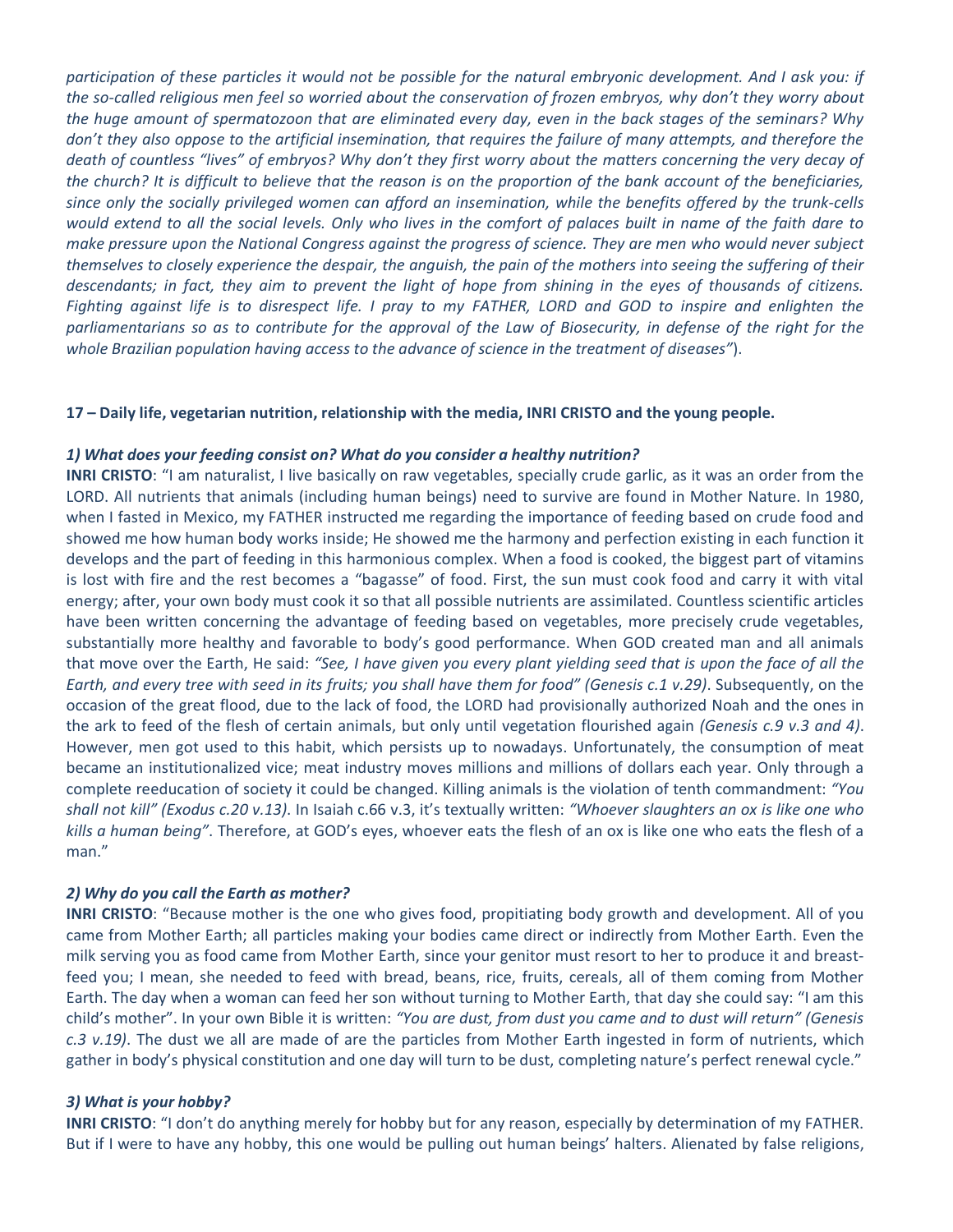*participation of these particles it would not be possible for the natural embryonic development. And I ask you: if the so-called religious men feel so worried about the conservation of frozen embryos, why don't they worry about the huge amount of spermatozoon that are eliminated every day, even in the back stages of the seminars? Why don't they also oppose to the artificial insemination, that requires the failure of many attempts, and therefore the death of countless "lives" of embryos? Why don't they first worry about the matters concerning the very decay of the church? It is difficult to believe that the reason is on the proportion of the bank account of the beneficiaries, since only the socially privileged women can afford an insemination, while the benefits offered by the trunk-cells would extend to all the social levels. Only who lives in the comfort of palaces built in name of the faith dare to make pressure upon the National Congress against the progress of science. They are men who would never subject themselves to closely experience the despair, the anguish, the pain of the mothers into seeing the suffering of their descendants; in fact, they aim to prevent the light of hope from shining in the eyes of thousands of citizens. Fighting against life is to disrespect life. I pray to my FATHER, LORD and GOD to inspire and enlighten the parliamentarians so as to contribute for the approval of the Law of Biosecurity, in defense of the right for the whole Brazilian population having access to the advance of science in the treatment of diseases"*).

**17 – Daily life, vegetarian nutrition, relationship with the media, INRI CRISTO and the young people.**

***1) What does your feeding consist on? What do you consider a healthy nutrition?***

**INRI CRISTO**: "I am naturalist, I live basically on raw vegetables, specially crude garlic, as it was an order from the LORD. All nutrients that animals (including human beings) need to survive are found in Mother Nature. In 1980, when I fasted in Mexico, my FATHER instructed me regarding the importance of feeding based on crude food and showed me how human body works inside; He showed me the harmony and perfection existing in each function it develops and the part of feeding in this harmonious complex. When a food is cooked, the biggest part of vitamins is lost with fire and the rest becomes a "bagasse" of food. First, the sun must cook food and carry it with vital energy; after, your own body must cook it so that all possible nutrients are assimilated. Countless scientific articles have been written concerning the advantage of feeding based on vegetables, more precisely crude vegetables, substantially more healthy and favorable to body's good performance. When GOD created man and all animals that move over the Earth, He said: *"See, I have given you every plant yielding seed that is upon the face of all the Earth, and every tree with seed in its fruits; you shall have them for food" (Genesis c.1 v.29)*. Subsequently, on the occasion of the great flood, due to the lack of food, the LORD had provisionally authorized Noah and the ones in the ark to feed of the flesh of certain animals, but only until vegetation flourished again *(Genesis c.9 v.3 and 4)*. However, men got used to this habit, which persists up to nowadays. Unfortunately, the consumption of meat became an institutionalized vice; meat industry moves millions and millions of dollars each year. Only through a complete reeducation of society it could be changed. Killing animals is the violation of tenth commandment: *"You shall not kill" (Exodus c.20 v.13)*. In Isaiah c.66 v.3, it's textually written: *"Whoever slaughters an ox is like one who kills a human being"*. Therefore, at GOD's eyes, whoever eats the flesh of an ox is like one who eats the flesh of a man."

***2) Why do you call the Earth as mother?***

**INRI CRISTO**: "Because mother is the one who gives food, propitiating body growth and development. All of you came from Mother Earth; all particles making your bodies came direct or indirectly from Mother Earth. Even the milk serving you as food came from Mother Earth, since your genitor must resort to her to produce it and breast-feed you; I mean, she needed to feed with bread, beans, rice, fruits, cereals, all of them coming from Mother Earth. The day when a woman can feed her son without turning to Mother Earth, that day she could say: "I am this child's mother". In your own Bible it is written: *"You are dust, from dust you came and to dust will return" (Genesis c.3 v.19)*. The dust we all are made of are the particles from Mother Earth ingested in form of nutrients, which gather in body's physical constitution and one day will turn to be dust, completing nature's perfect renewal cycle."

***3) What is your hobby?***

**INRI CRISTO**: "I don't do anything merely for hobby but for any reason, especially by determination of my FATHER. But if I were to have any hobby, this one would be pulling out human beings' halters. Alienated by false religions,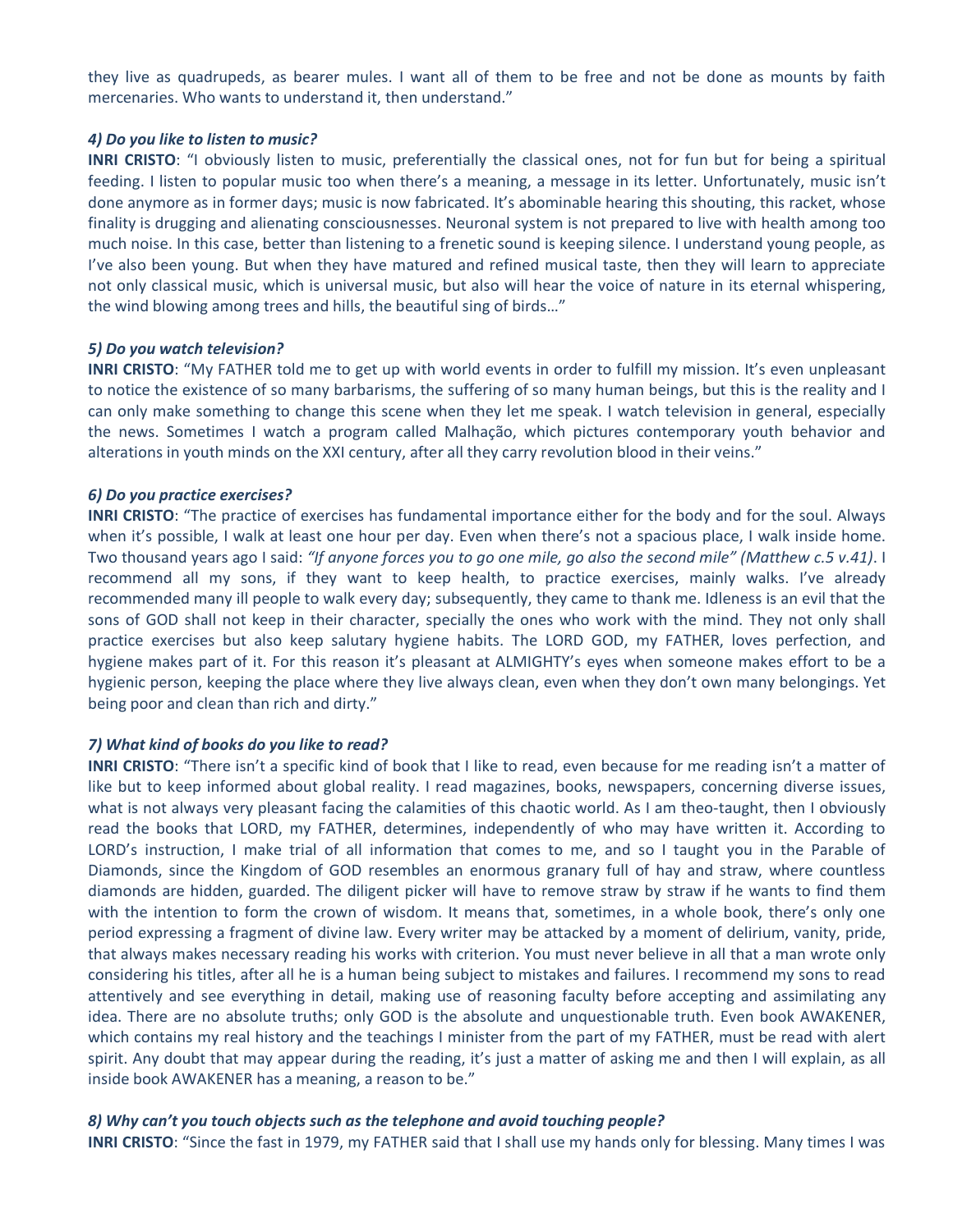they live as quadrupeds, as bearer mules. I want all of them to be free and not be done as mounts by faith mercenaries. Who wants to understand it, then understand."

***4) Do you like to listen to music?***

**INRI CRISTO**: "I obviously listen to music, preferentially the classical ones, not for fun but for being a spiritual feeding. I listen to popular music too when there's a meaning, a message in its letter. Unfortunately, music isn't done anymore as in former days; music is now fabricated. It's abominable hearing this shouting, this racket, whose finality is drugging and alienating consciousnesses. Neuronal system is not prepared to live with health among too much noise. In this case, better than listening to a frenetic sound is keeping silence. I understand young people, as I've also been young. But when they have matured and refined musical taste, then they will learn to appreciate not only classical music, which is universal music, but also will hear the voice of nature in its eternal whispering, the wind blowing among trees and hills, the beautiful sing of birds…"

***5) Do you watch television?***

**INRI CRISTO**: "My FATHER told me to get up with world events in order to fulfill my mission. It's even unpleasant to notice the existence of so many barbarisms, the suffering of so many human beings, but this is the reality and I can only make something to change this scene when they let me speak. I watch television in general, especially the news. Sometimes I watch a program called Malhação, which pictures contemporary youth behavior and alterations in youth minds on the XXI century, after all they carry revolution blood in their veins."

***6) Do you practice exercises?***

**INRI CRISTO**: "The practice of exercises has fundamental importance either for the body and for the soul. Always when it's possible, I walk at least one hour per day. Even when there's not a spacious place, I walk inside home. Two thousand years ago I said: *"If anyone forces you to go one mile, go also the second mile" (Matthew c.5 v.41)*. I recommend all my sons, if they want to keep health, to practice exercises, mainly walks. I've already recommended many ill people to walk every day; subsequently, they came to thank me. Idleness is an evil that the sons of GOD shall not keep in their character, specially the ones who work with the mind. They not only shall practice exercises but also keep salutary hygiene habits. The LORD GOD, my FATHER, loves perfection, and hygiene makes part of it. For this reason it's pleasant at ALMIGHTY's eyes when someone makes effort to be a hygienic person, keeping the place where they live always clean, even when they don't own many belongings. Yet being poor and clean than rich and dirty."

***7) What kind of books do you like to read?***

**INRI CRISTO**: "There isn't a specific kind of book that I like to read, even because for me reading isn't a matter of like but to keep informed about global reality. I read magazines, books, newspapers, concerning diverse issues, what is not always very pleasant facing the calamities of this chaotic world. As I am theo-taught, then I obviously read the books that LORD, my FATHER, determines, independently of who may have written it. According to LORD's instruction, I make trial of all information that comes to me, and so I taught you in the Parable of Diamonds, since the Kingdom of GOD resembles an enormous granary full of hay and straw, where countless diamonds are hidden, guarded. The diligent picker will have to remove straw by straw if he wants to find them with the intention to form the crown of wisdom. It means that, sometimes, in a whole book, there's only one period expressing a fragment of divine law. Every writer may be attacked by a moment of delirium, vanity, pride, that always makes necessary reading his works with criterion. You must never believe in all that a man wrote only considering his titles, after all he is a human being subject to mistakes and failures. I recommend my sons to read attentively and see everything in detail, making use of reasoning faculty before accepting and assimilating any idea. There are no absolute truths; only GOD is the absolute and unquestionable truth. Even book AWAKENER, which contains my real history and the teachings I minister from the part of my FATHER, must be read with alert spirit. Any doubt that may appear during the reading, it's just a matter of asking me and then I will explain, as all inside book AWAKENER has a meaning, a reason to be."

***8) Why can't you touch objects such as the telephone and avoid touching people?***

**INRI CRISTO**: "Since the fast in 1979, my FATHER said that I shall use my hands only for blessing. Many times I was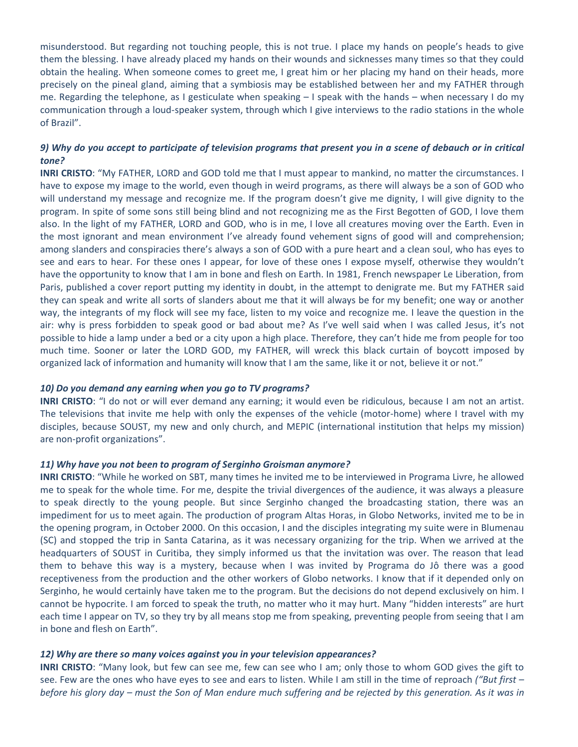misunderstood. But regarding not touching people, this is not true. I place my hands on people's heads to give them the blessing. I have already placed my hands on their wounds and sicknesses many times so that they could obtain the healing. When someone comes to greet me, I great him or her placing my hand on their heads, more precisely on the pineal gland, aiming that a symbiosis may be established between her and my FATHER through me. Regarding the telephone, as I gesticulate when speaking – I speak with the hands – when necessary I do my communication through a loud-speaker system, through which I give interviews to the radio stations in the whole of Brazil".

***9) Why do you accept to participate of television programs that present you in a scene of debauch or in critical tone?***

**INRI CRISTO**: "My FATHER, LORD and GOD told me that I must appear to mankind, no matter the circumstances. I have to expose my image to the world, even though in weird programs, as there will always be a son of GOD who will understand my message and recognize me. If the program doesn't give me dignity, I will give dignity to the program. In spite of some sons still being blind and not recognizing me as the First Begotten of GOD, I love them also. In the light of my FATHER, LORD and GOD, who is in me, I love all creatures moving over the Earth. Even in the most ignorant and mean environment I've already found vehement signs of good will and comprehension; among slanders and conspiracies there's always a son of GOD with a pure heart and a clean soul, who has eyes to see and ears to hear. For these ones I appear, for love of these ones I expose myself, otherwise they wouldn't have the opportunity to know that I am in bone and flesh on Earth. In 1981, French newspaper Le Liberation, from Paris, published a cover report putting my identity in doubt, in the attempt to denigrate me. But my FATHER said they can speak and write all sorts of slanders about me that it will always be for my benefit; one way or another way, the integrants of my flock will see my face, listen to my voice and recognize me. I leave the question in the air: why is press forbidden to speak good or bad about me? As I've well said when I was called Jesus, it's not possible to hide a lamp under a bed or a city upon a high place. Therefore, they can't hide me from people for too much time. Sooner or later the LORD GOD, my FATHER, will wreck this black curtain of boycott imposed by organized lack of information and humanity will know that I am the same, like it or not, believe it or not."

***10) Do you demand any earning when you go to TV programs?***

**INRI CRISTO**: "I do not or will ever demand any earning; it would even be ridiculous, because I am not an artist. The televisions that invite me help with only the expenses of the vehicle (motor-home) where I travel with my disciples, because SOUST, my new and only church, and MEPIC (international institution that helps my mission) are non-profit organizations".

***11) Why have you not been to program of Serginho Groisman anymore?***

**INRI CRISTO**: "While he worked on SBT, many times he invited me to be interviewed in Programa Livre, he allowed me to speak for the whole time. For me, despite the trivial divergences of the audience, it was always a pleasure to speak directly to the young people. But since Serginho changed the broadcasting station, there was an impediment for us to meet again. The production of program Altas Horas, in Globo Networks, invited me to be in the opening program, in October 2000. On this occasion, I and the disciples integrating my suite were in Blumenau (SC) and stopped the trip in Santa Catarina, as it was necessary organizing for the trip. When we arrived at the headquarters of SOUST in Curitiba, they simply informed us that the invitation was over. The reason that lead them to behave this way is a mystery, because when I was invited by Programa do Jô there was a good receptiveness from the production and the other workers of Globo networks. I know that if it depended only on Serginho, he would certainly have taken me to the program. But the decisions do not depend exclusively on him. I cannot be hypocrite. I am forced to speak the truth, no matter who it may hurt. Many "hidden interests" are hurt each time I appear on TV, so they try by all means stop me from speaking, preventing people from seeing that I am in bone and flesh on Earth".

***12) Why are there so many voices against you in your television appearances?***

**INRI CRISTO**: "Many look, but few can see me, few can see who I am; only those to whom GOD gives the gift to see. Few are the ones who have eyes to see and ears to listen. While I am still in the time of reproach *("But first – before his glory day – must the Son of Man endure much suffering and be rejected by this generation. As it was in*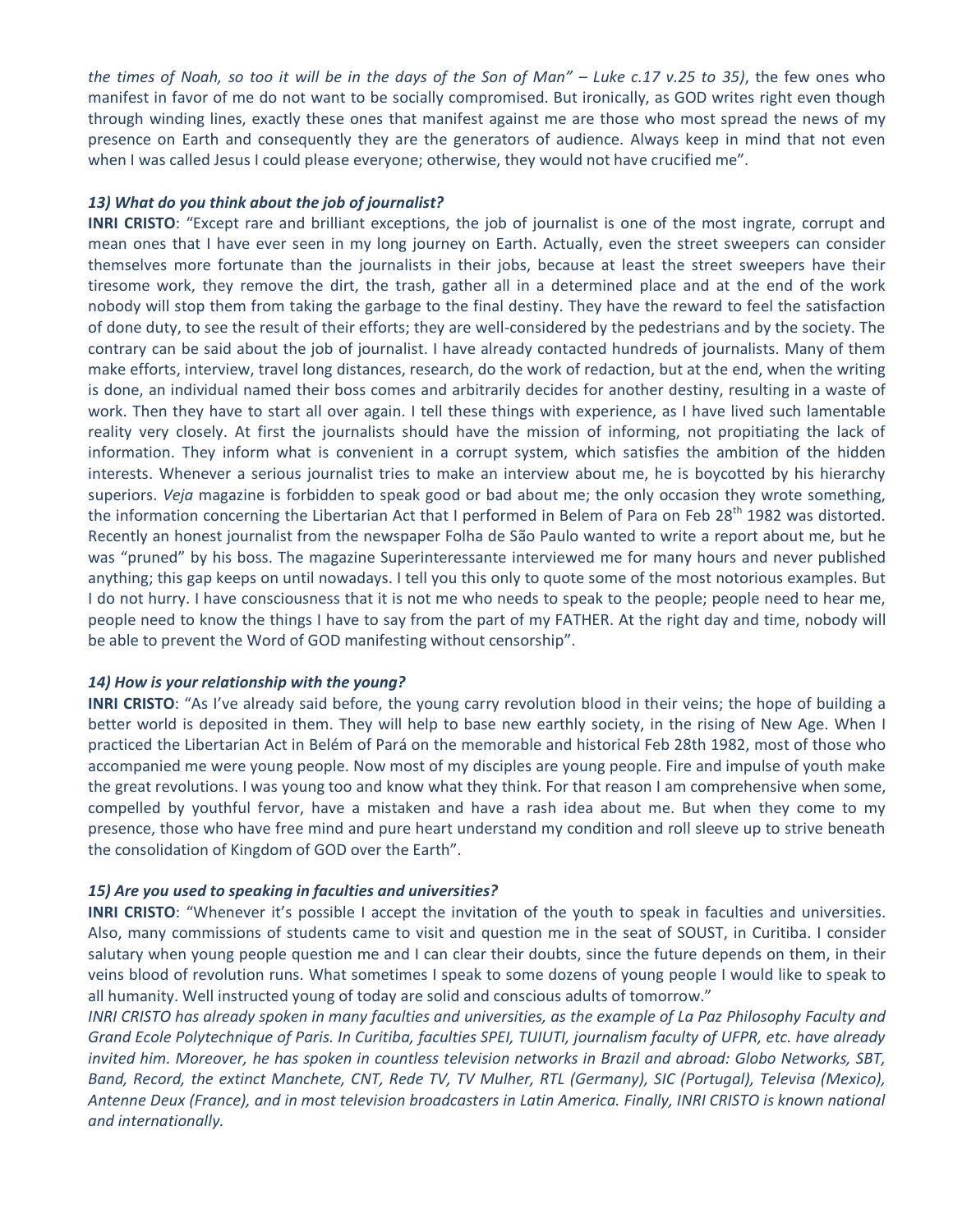*the times of Noah, so too it will be in the days of the Son of Man" – Luke c.17 v.25 to 35)*, the few ones who manifest in favor of me do not want to be socially compromised. But ironically, as GOD writes right even though through winding lines, exactly these ones that manifest against me are those who most spread the news of my presence on Earth and consequently they are the generators of audience. Always keep in mind that not even when I was called Jesus I could please everyone; otherwise, they would not have crucified me".

***13) What do you think about the job of journalist?***

**INRI CRISTO**: "Except rare and brilliant exceptions, the job of journalist is one of the most ingrate, corrupt and mean ones that I have ever seen in my long journey on Earth. Actually, even the street sweepers can consider themselves more fortunate than the journalists in their jobs, because at least the street sweepers have their tiresome work, they remove the dirt, the trash, gather all in a determined place and at the end of the work nobody will stop them from taking the garbage to the final destiny. They have the reward to feel the satisfaction of done duty, to see the result of their efforts; they are well-considered by the pedestrians and by the society. The contrary can be said about the job of journalist. I have already contacted hundreds of journalists. Many of them make efforts, interview, travel long distances, research, do the work of redaction, but at the end, when the writing is done, an individual named their boss comes and arbitrarily decides for another destiny, resulting in a waste of work. Then they have to start all over again. I tell these things with experience, as I have lived such lamentable reality very closely. At first the journalists should have the mission of informing, not propitiating the lack of information. They inform what is convenient in a corrupt system, which satisfies the ambition of the hidden interests. Whenever a serious journalist tries to make an interview about me, he is boycotted by his hierarchy superiors. *Veja* magazine is forbidden to speak good or bad about me; the only occasion they wrote something, the information concerning the Libertarian Act that I performed in Belem of Para on Feb 28th 1982 was distorted. Recently an honest journalist from the newspaper Folha de São Paulo wanted to write a report about me, but he was "pruned" by his boss. The magazine Superinteressante interviewed me for many hours and never published anything; this gap keeps on until nowadays. I tell you this only to quote some of the most notorious examples. But I do not hurry. I have consciousness that it is not me who needs to speak to the people; people need to hear me, people need to know the things I have to say from the part of my FATHER. At the right day and time, nobody will be able to prevent the Word of GOD manifesting without censorship".

***14) How is your relationship with the young?***

**INRI CRISTO**: "As I've already said before, the young carry revolution blood in their veins; the hope of building a better world is deposited in them. They will help to base new earthly society, in the rising of New Age. When I practiced the Libertarian Act in Belém of Pará on the memorable and historical Feb 28th 1982, most of those who accompanied me were young people. Now most of my disciples are young people. Fire and impulse of youth make the great revolutions. I was young too and know what they think. For that reason I am comprehensive when some, compelled by youthful fervor, have a mistaken and have a rash idea about me. But when they come to my presence, those who have free mind and pure heart understand my condition and roll sleeve up to strive beneath the consolidation of Kingdom of GOD over the Earth".

***15) Are you used to speaking in faculties and universities?***

**INRI CRISTO**: "Whenever it's possible I accept the invitation of the youth to speak in faculties and universities. Also, many commissions of students came to visit and question me in the seat of SOUST, in Curitiba. I consider salutary when young people question me and I can clear their doubts, since the future depends on them, in their veins blood of revolution runs. What sometimes I speak to some dozens of young people I would like to speak to all humanity. Well instructed young of today are solid and conscious adults of tomorrow."

*INRI CRISTO has already spoken in many faculties and universities, as the example of La Paz Philosophy Faculty and Grand Ecole Polytechnique of Paris. In Curitiba, faculties SPEI, TUIUTI, journalism faculty of UFPR, etc. have already invited him. Moreover, he has spoken in countless television networks in Brazil and abroad: Globo Networks, SBT, Band, Record, the extinct Manchete, CNT, Rede TV, TV Mulher, RTL (Germany), SIC (Portugal), Televisa (Mexico), Antenne Deux (France), and in most television broadcasters in Latin America. Finally, INRI CRISTO is known national and internationally.*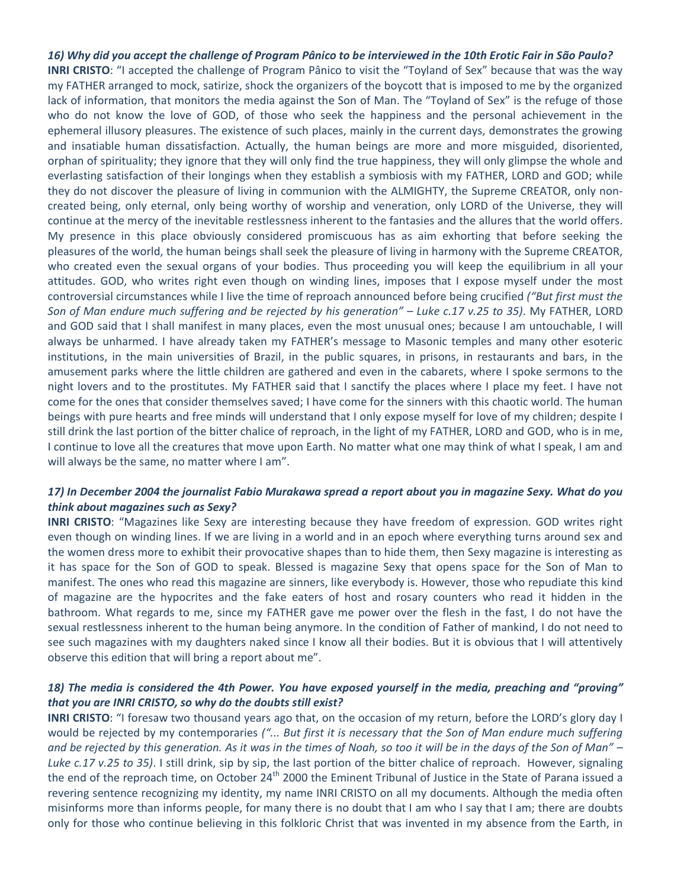***16) Why did you accept the challenge of Program Pânico to be interviewed in the 10th Erotic Fair in São Paulo?***

**INRI CRISTO**: "I accepted the challenge of Program Pânico to visit the "Toyland of Sex" because that was the way my FATHER arranged to mock, satirize, shock the organizers of the boycott that is imposed to me by the organized lack of information, that monitors the media against the Son of Man. The "Toyland of Sex" is the refuge of those who do not know the love of GOD, of those who seek the happiness and the personal achievement in the ephemeral illusory pleasures. The existence of such places, mainly in the current days, demonstrates the growing and insatiable human dissatisfaction. Actually, the human beings are more and more misguided, disoriented, orphan of spirituality; they ignore that they will only find the true happiness, they will only glimpse the whole and everlasting satisfaction of their longings when they establish a symbiosis with my FATHER, LORD and GOD; while they do not discover the pleasure of living in communion with the ALMIGHTY, the Supreme CREATOR, only non-created being, only eternal, only being worthy of worship and veneration, only LORD of the Universe, they will continue at the mercy of the inevitable restlessness inherent to the fantasies and the allures that the world offers. My presence in this place obviously considered promiscuous has as aim exhorting that before seeking the pleasures of the world, the human beings shall seek the pleasure of living in harmony with the Supreme CREATOR, who created even the sexual organs of your bodies. Thus proceeding you will keep the equilibrium in all your attitudes. GOD, who writes right even though on winding lines, imposes that I expose myself under the most controversial circumstances while I live the time of reproach announced before being crucified *("But first must the Son of Man endure much suffering and be rejected by his generation" – Luke c.17 v.25 to 35)*. My FATHER, LORD and GOD said that I shall manifest in many places, even the most unusual ones; because I am untouchable, I will always be unharmed. I have already taken my FATHER's message to Masonic temples and many other esoteric institutions, in the main universities of Brazil, in the public squares, in prisons, in restaurants and bars, in the amusement parks where the little children are gathered and even in the cabarets, where I spoke sermons to the night lovers and to the prostitutes. My FATHER said that I sanctify the places where I place my feet. I have not come for the ones that consider themselves saved; I have come for the sinners with this chaotic world. The human beings with pure hearts and free minds will understand that I only expose myself for love of my children; despite I still drink the last portion of the bitter chalice of reproach, in the light of my FATHER, LORD and GOD, who is in me, I continue to love all the creatures that move upon Earth. No matter what one may think of what I speak, I am and will always be the same, no matter where I am".

***17) In December 2004 the journalist Fabio Murakawa spread a report about you in magazine Sexy. What do you think about magazines such as Sexy?***

**INRI CRISTO**: "Magazines like Sexy are interesting because they have freedom of expression. GOD writes right even though on winding lines. If we are living in a world and in an epoch where everything turns around sex and the women dress more to exhibit their provocative shapes than to hide them, then Sexy magazine is interesting as it has space for the Son of GOD to speak. Blessed is magazine Sexy that opens space for the Son of Man to manifest. The ones who read this magazine are sinners, like everybody is. However, those who repudiate this kind of magazine are the hypocrites and the fake eaters of host and rosary counters who read it hidden in the bathroom. What regards to me, since my FATHER gave me power over the flesh in the fast, I do not have the sexual restlessness inherent to the human being anymore. In the condition of Father of mankind, I do not need to see such magazines with my daughters naked since I know all their bodies. But it is obvious that I will attentively observe this edition that will bring a report about me".

***18) The media is considered the 4th Power. You have exposed yourself in the media, preaching and "proving" that you are INRI CRISTO, so why do the doubts still exist?***

**INRI CRISTO**: "I foresaw two thousand years ago that, on the occasion of my return, before the LORD's glory day I would be rejected by my contemporaries *("... But first it is necessary that the Son of Man endure much suffering and be rejected by this generation. As it was in the times of Noah, so too it will be in the days of the Son of Man" – Luke c.17 v.25 to 35)*. I still drink, sip by sip, the last portion of the bitter chalice of reproach. However, signaling the end of the reproach time, on October 24th 2000 the Eminent Tribunal of Justice in the State of Parana issued a revering sentence recognizing my identity, my name INRI CRISTO on all my documents. Although the media often misinforms more than informs people, for many there is no doubt that I am who I say that I am; there are doubts only for those who continue believing in this folkloric Christ that was invented in my absence from the Earth, in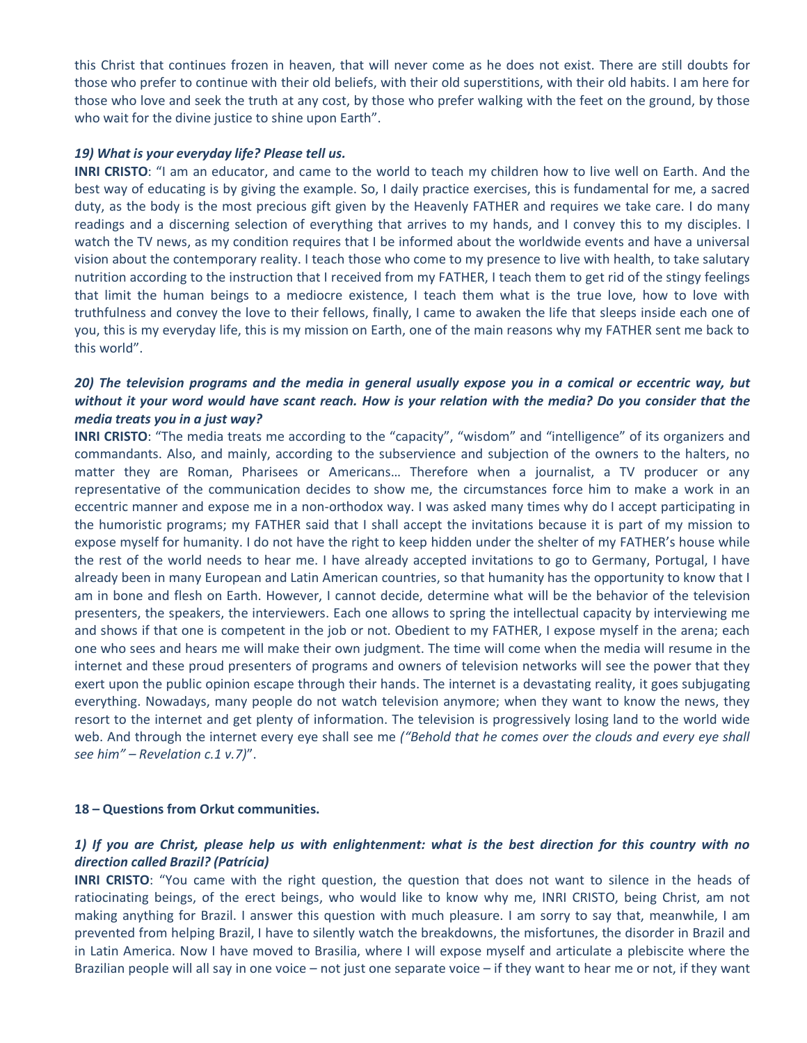this Christ that continues frozen in heaven, that will never come as he does not exist. There are still doubts for those who prefer to continue with their old beliefs, with their old superstitions, with their old habits. I am here for those who love and seek the truth at any cost, by those who prefer walking with the feet on the ground, by those who wait for the divine justice to shine upon Earth".

***19) What is your everyday life? Please tell us.***

**INRI CRISTO**: "I am an educator, and came to the world to teach my children how to live well on Earth. And the best way of educating is by giving the example. So, I daily practice exercises, this is fundamental for me, a sacred duty, as the body is the most precious gift given by the Heavenly FATHER and requires we take care. I do many readings and a discerning selection of everything that arrives to my hands, and I convey this to my disciples. I watch the TV news, as my condition requires that I be informed about the worldwide events and have a universal vision about the contemporary reality. I teach those who come to my presence to live with health, to take salutary nutrition according to the instruction that I received from my FATHER, I teach them to get rid of the stingy feelings that limit the human beings to a mediocre existence, I teach them what is the true love, how to love with truthfulness and convey the love to their fellows, finally, I came to awaken the life that sleeps inside each one of you, this is my everyday life, this is my mission on Earth, one of the main reasons why my FATHER sent me back to this world".

***20) The television programs and the media in general usually expose you in a comical or eccentric way, but without it your word would have scant reach. How is your relation with the media? Do you consider that the media treats you in a just way?***

**INRI CRISTO**: "The media treats me according to the "capacity", "wisdom" and "intelligence" of its organizers and commandants. Also, and mainly, according to the subservience and subjection of the owners to the halters, no matter they are Roman, Pharisees or Americans… Therefore when a journalist, a TV producer or any representative of the communication decides to show me, the circumstances force him to make a work in an eccentric manner and expose me in a non-orthodox way. I was asked many times why do I accept participating in the humoristic programs; my FATHER said that I shall accept the invitations because it is part of my mission to expose myself for humanity. I do not have the right to keep hidden under the shelter of my FATHER's house while the rest of the world needs to hear me. I have already accepted invitations to go to Germany, Portugal, I have already been in many European and Latin American countries, so that humanity has the opportunity to know that I am in bone and flesh on Earth. However, I cannot decide, determine what will be the behavior of the television presenters, the speakers, the interviewers. Each one allows to spring the intellectual capacity by interviewing me and shows if that one is competent in the job or not. Obedient to my FATHER, I expose myself in the arena; each one who sees and hears me will make their own judgment. The time will come when the media will resume in the internet and these proud presenters of programs and owners of television networks will see the power that they exert upon the public opinion escape through their hands. The internet is a devastating reality, it goes subjugating everything. Nowadays, many people do not watch television anymore; when they want to know the news, they resort to the internet and get plenty of information. The television is progressively losing land to the world wide web. And through the internet every eye shall see me *("Behold that he comes over the clouds and every eye shall see him" – Revelation c.1 v.7)*".

**18 – Questions from Orkut communities.**

***1) If you are Christ, please help us with enlightenment: what is the best direction for this country with no direction called Brazil? (Patrícia)***

**INRI CRISTO**: "You came with the right question, the question that does not want to silence in the heads of ratiocinating beings, of the erect beings, who would like to know why me, INRI CRISTO, being Christ, am not making anything for Brazil. I answer this question with much pleasure. I am sorry to say that, meanwhile, I am prevented from helping Brazil, I have to silently watch the breakdowns, the misfortunes, the disorder in Brazil and in Latin America. Now I have moved to Brasilia, where I will expose myself and articulate a plebiscite where the Brazilian people will all say in one voice – not just one separate voice – if they want to hear me or not, if they want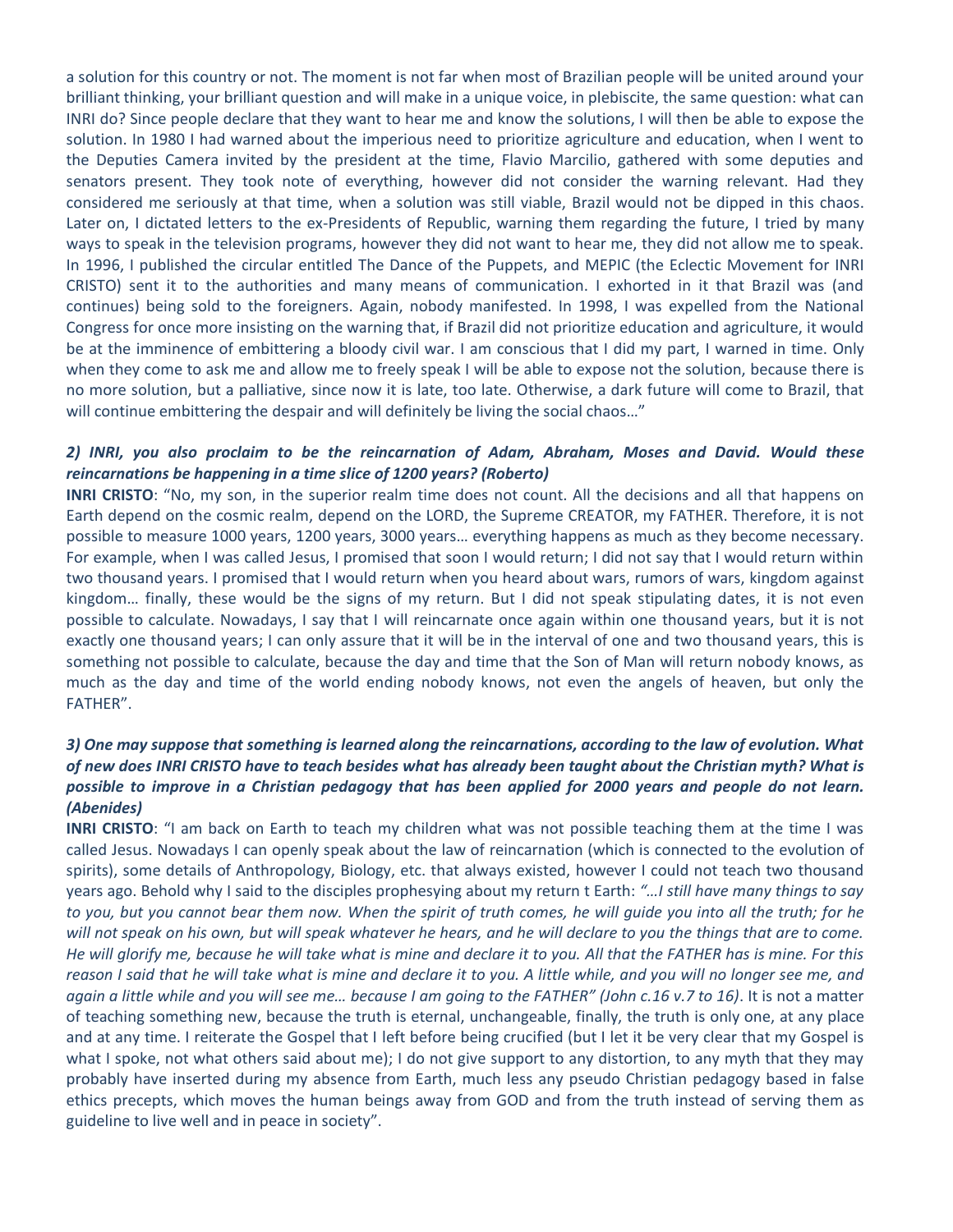a solution for this country or not. The moment is not far when most of Brazilian people will be united around your brilliant thinking, your brilliant question and will make in a unique voice, in plebiscite, the same question: what can INRI do? Since people declare that they want to hear me and know the solutions, I will then be able to expose the solution. In 1980 I had warned about the imperious need to prioritize agriculture and education, when I went to the Deputies Camera invited by the president at the time, Flavio Marcilio, gathered with some deputies and senators present. They took note of everything, however did not consider the warning relevant. Had they considered me seriously at that time, when a solution was still viable, Brazil would not be dipped in this chaos. Later on, I dictated letters to the ex-Presidents of Republic, warning them regarding the future, I tried by many ways to speak in the television programs, however they did not want to hear me, they did not allow me to speak. In 1996, I published the circular entitled The Dance of the Puppets, and MEPIC (the Eclectic Movement for INRI CRISTO) sent it to the authorities and many means of communication. I exhorted in it that Brazil was (and continues) being sold to the foreigners. Again, nobody manifested. In 1998, I was expelled from the National Congress for once more insisting on the warning that, if Brazil did not prioritize education and agriculture, it would be at the imminence of embittering a bloody civil war. I am conscious that I did my part, I warned in time. Only when they come to ask me and allow me to freely speak I will be able to expose not the solution, because there is no more solution, but a palliative, since now it is late, too late. Otherwise, a dark future will come to Brazil, that will continue embittering the despair and will definitely be living the social chaos…"

***2) INRI, you also proclaim to be the reincarnation of Adam, Abraham, Moses and David. Would these reincarnations be happening in a time slice of 1200 years? (Roberto)***

**INRI CRISTO**: "No, my son, in the superior realm time does not count. All the decisions and all that happens on Earth depend on the cosmic realm, depend on the LORD, the Supreme CREATOR, my FATHER. Therefore, it is not possible to measure 1000 years, 1200 years, 3000 years… everything happens as much as they become necessary. For example, when I was called Jesus, I promised that soon I would return; I did not say that I would return within two thousand years. I promised that I would return when you heard about wars, rumors of wars, kingdom against kingdom… finally, these would be the signs of my return. But I did not speak stipulating dates, it is not even possible to calculate. Nowadays, I say that I will reincarnate once again within one thousand years, but it is not exactly one thousand years; I can only assure that it will be in the interval of one and two thousand years, this is something not possible to calculate, because the day and time that the Son of Man will return nobody knows, as much as the day and time of the world ending nobody knows, not even the angels of heaven, but only the FATHER".

***3) One may suppose that something is learned along the reincarnations, according to the law of evolution. What of new does INRI CRISTO have to teach besides what has already been taught about the Christian myth? What is possible to improve in a Christian pedagogy that has been applied for 2000 years and people do not learn. (Abenides)***

**INRI CRISTO**: "I am back on Earth to teach my children what was not possible teaching them at the time I was called Jesus. Nowadays I can openly speak about the law of reincarnation (which is connected to the evolution of spirits), some details of Anthropology, Biology, etc. that always existed, however I could not teach two thousand years ago. Behold why I said to the disciples prophesying about my return t Earth: *"…I still have many things to say to you, but you cannot bear them now. When the spirit of truth comes, he will guide you into all the truth; for he will not speak on his own, but will speak whatever he hears, and he will declare to you the things that are to come. He will glorify me, because he will take what is mine and declare it to you. All that the FATHER has is mine. For this reason I said that he will take what is mine and declare it to you. A little while, and you will no longer see me, and again a little while and you will see me… because I am going to the FATHER" (John c.16 v.7 to 16)*. It is not a matter of teaching something new, because the truth is eternal, unchangeable, finally, the truth is only one, at any place and at any time. I reiterate the Gospel that I left before being crucified (but I let it be very clear that my Gospel is what I spoke, not what others said about me); I do not give support to any distortion, to any myth that they may probably have inserted during my absence from Earth, much less any pseudo Christian pedagogy based in false ethics precepts, which moves the human beings away from GOD and from the truth instead of serving them as guideline to live well and in peace in society".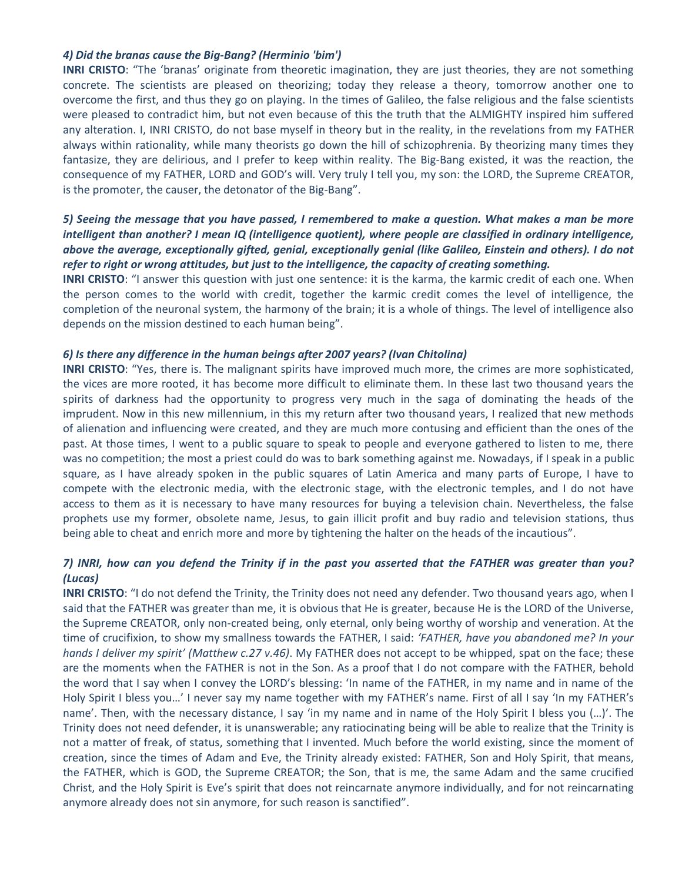***4) Did the branas cause the Big-Bang? (Herminio 'bim')***

**INRI CRISTO**: "The 'branas' originate from theoretic imagination, they are just theories, they are not something concrete. The scientists are pleased on theorizing; today they release a theory, tomorrow another one to overcome the first, and thus they go on playing. In the times of Galileo, the false religious and the false scientists were pleased to contradict him, but not even because of this the truth that the ALMIGHTY inspired him suffered any alteration. I, INRI CRISTO, do not base myself in theory but in the reality, in the revelations from my FATHER always within rationality, while many theorists go down the hill of schizophrenia. By theorizing many times they fantasize, they are delirious, and I prefer to keep within reality. The Big-Bang existed, it was the reaction, the consequence of my FATHER, LORD and GOD's will. Very truly I tell you, my son: the LORD, the Supreme CREATOR, is the promoter, the causer, the detonator of the Big-Bang".

***5) Seeing the message that you have passed, I remembered to make a question. What makes a man be more intelligent than another? I mean IQ (intelligence quotient), where people are classified in ordinary intelligence, above the average, exceptionally gifted, genial, exceptionally genial (like Galileo, Einstein and others). I do not refer to right or wrong attitudes, but just to the intelligence, the capacity of creating something.***

**INRI CRISTO**: "I answer this question with just one sentence: it is the karma, the karmic credit of each one. When the person comes to the world with credit, together the karmic credit comes the level of intelligence, the completion of the neuronal system, the harmony of the brain; it is a whole of things. The level of intelligence also depends on the mission destined to each human being".

***6) Is there any difference in the human beings after 2007 years? (Ivan Chitolina)***

**INRI CRISTO**: "Yes, there is. The malignant spirits have improved much more, the crimes are more sophisticated, the vices are more rooted, it has become more difficult to eliminate them. In these last two thousand years the spirits of darkness had the opportunity to progress very much in the saga of dominating the heads of the imprudent. Now in this new millennium, in this my return after two thousand years, I realized that new methods of alienation and influencing were created, and they are much more contusing and efficient than the ones of the past. At those times, I went to a public square to speak to people and everyone gathered to listen to me, there was no competition; the most a priest could do was to bark something against me. Nowadays, if I speak in a public square, as I have already spoken in the public squares of Latin America and many parts of Europe, I have to compete with the electronic media, with the electronic stage, with the electronic temples, and I do not have access to them as it is necessary to have many resources for buying a television chain. Nevertheless, the false prophets use my former, obsolete name, Jesus, to gain illicit profit and buy radio and television stations, thus being able to cheat and enrich more and more by tightening the halter on the heads of the incautious".

***7) INRI, how can you defend the Trinity if in the past you asserted that the FATHER was greater than you? (Lucas)***

**INRI CRISTO**: "I do not defend the Trinity, the Trinity does not need any defender. Two thousand years ago, when I said that the FATHER was greater than me, it is obvious that He is greater, because He is the LORD of the Universe, the Supreme CREATOR, only non-created being, only eternal, only being worthy of worship and veneration. At the time of crucifixion, to show my smallness towards the FATHER, I said: *'FATHER, have you abandoned me? In your hands I deliver my spirit' (Matthew c.27 v.46)*. My FATHER does not accept to be whipped, spat on the face; these are the moments when the FATHER is not in the Son. As a proof that I do not compare with the FATHER, behold the word that I say when I convey the LORD's blessing: 'In name of the FATHER, in my name and in name of the Holy Spirit I bless you…' I never say my name together with my FATHER's name. First of all I say 'In my FATHER's name'. Then, with the necessary distance, I say 'in my name and in name of the Holy Spirit I bless you (…)'. The Trinity does not need defender, it is unanswerable; any ratiocinating being will be able to realize that the Trinity is not a matter of freak, of status, something that I invented. Much before the world existing, since the moment of creation, since the times of Adam and Eve, the Trinity already existed: FATHER, Son and Holy Spirit, that means, the FATHER, which is GOD, the Supreme CREATOR; the Son, that is me, the same Adam and the same crucified Christ, and the Holy Spirit is Eve's spirit that does not reincarnate anymore individually, and for not reincarnating anymore already does not sin anymore, for such reason is sanctified".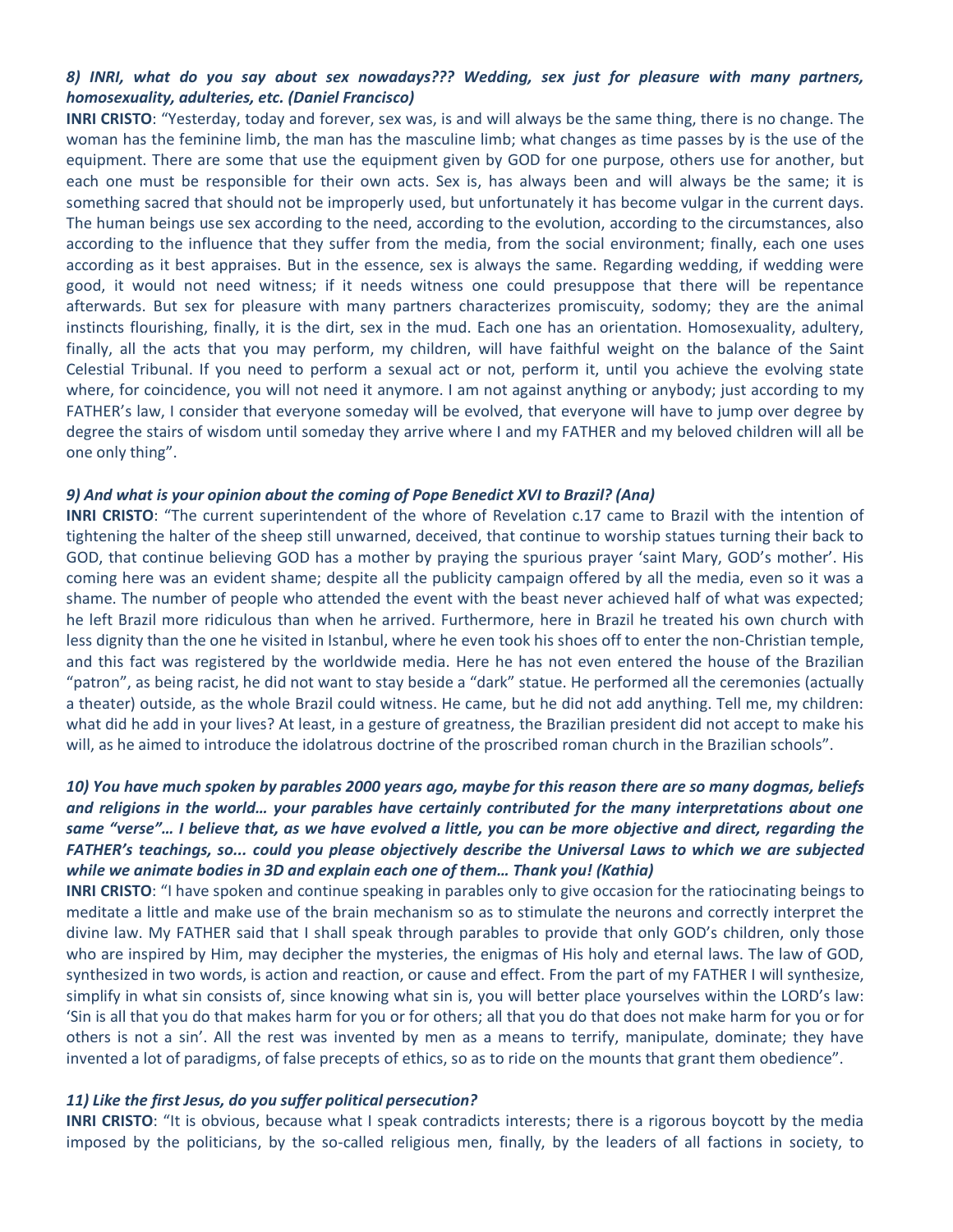***8) INRI, what do you say about sex nowadays??? Wedding, sex just for pleasure with many partners, homosexuality, adulteries, etc. (Daniel Francisco)***

**INRI CRISTO**: "Yesterday, today and forever, sex was, is and will always be the same thing, there is no change. The woman has the feminine limb, the man has the masculine limb; what changes as time passes by is the use of the equipment. There are some that use the equipment given by GOD for one purpose, others use for another, but each one must be responsible for their own acts. Sex is, has always been and will always be the same; it is something sacred that should not be improperly used, but unfortunately it has become vulgar in the current days. The human beings use sex according to the need, according to the evolution, according to the circumstances, also according to the influence that they suffer from the media, from the social environment; finally, each one uses according as it best appraises. But in the essence, sex is always the same. Regarding wedding, if wedding were good, it would not need witness; if it needs witness one could presuppose that there will be repentance afterwards. But sex for pleasure with many partners characterizes promiscuity, sodomy; they are the animal instincts flourishing, finally, it is the dirt, sex in the mud. Each one has an orientation. Homosexuality, adultery, finally, all the acts that you may perform, my children, will have faithful weight on the balance of the Saint Celestial Tribunal. If you need to perform a sexual act or not, perform it, until you achieve the evolving state where, for coincidence, you will not need it anymore. I am not against anything or anybody; just according to my FATHER's law, I consider that everyone someday will be evolved, that everyone will have to jump over degree by degree the stairs of wisdom until someday they arrive where I and my FATHER and my beloved children will all be one only thing".

***9) And what is your opinion about the coming of Pope Benedict XVI to Brazil? (Ana)***

**INRI CRISTO**: "The current superintendent of the whore of Revelation c.17 came to Brazil with the intention of tightening the halter of the sheep still unwarned, deceived, that continue to worship statues turning their back to GOD, that continue believing GOD has a mother by praying the spurious prayer 'saint Mary, GOD's mother'. His coming here was an evident shame; despite all the publicity campaign offered by all the media, even so it was a shame. The number of people who attended the event with the beast never achieved half of what was expected; he left Brazil more ridiculous than when he arrived. Furthermore, here in Brazil he treated his own church with less dignity than the one he visited in Istanbul, where he even took his shoes off to enter the non-Christian temple, and this fact was registered by the worldwide media. Here he has not even entered the house of the Brazilian "patron", as being racist, he did not want to stay beside a "dark" statue. He performed all the ceremonies (actually a theater) outside, as the whole Brazil could witness. He came, but he did not add anything. Tell me, my children: what did he add in your lives? At least, in a gesture of greatness, the Brazilian president did not accept to make his will, as he aimed to introduce the idolatrous doctrine of the proscribed roman church in the Brazilian schools".

***10) You have much spoken by parables 2000 years ago, maybe for this reason there are so many dogmas, beliefs and religions in the world… your parables have certainly contributed for the many interpretations about one same "verse"… I believe that, as we have evolved a little, you can be more objective and direct, regarding the FATHER's teachings, so... could you please objectively describe the Universal Laws to which we are subjected while we animate bodies in 3D and explain each one of them… Thank you! (Kathia)***

**INRI CRISTO**: "I have spoken and continue speaking in parables only to give occasion for the ratiocinating beings to meditate a little and make use of the brain mechanism so as to stimulate the neurons and correctly interpret the divine law. My FATHER said that I shall speak through parables to provide that only GOD's children, only those who are inspired by Him, may decipher the mysteries, the enigmas of His holy and eternal laws. The law of GOD, synthesized in two words, is action and reaction, or cause and effect. From the part of my FATHER I will synthesize, simplify in what sin consists of, since knowing what sin is, you will better place yourselves within the LORD's law: 'Sin is all that you do that makes harm for you or for others; all that you do that does not make harm for you or for others is not a sin'. All the rest was invented by men as a means to terrify, manipulate, dominate; they have invented a lot of paradigms, of false precepts of ethics, so as to ride on the mounts that grant them obedience".

***11) Like the first Jesus, do you suffer political persecution?***

**INRI CRISTO**: "It is obvious, because what I speak contradicts interests; there is a rigorous boycott by the media imposed by the politicians, by the so-called religious men, finally, by the leaders of all factions in society, to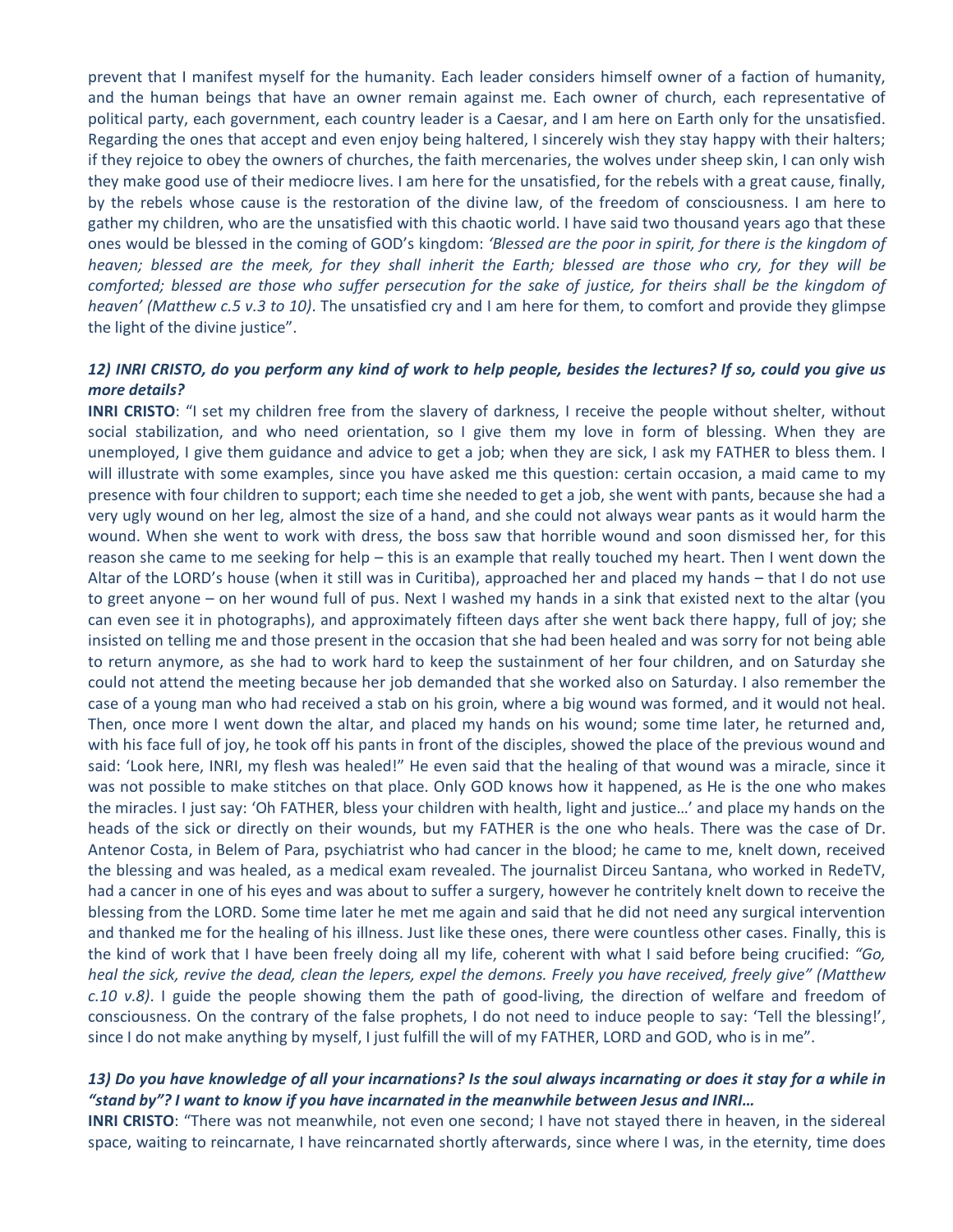prevent that I manifest myself for the humanity. Each leader considers himself owner of a faction of humanity, and the human beings that have an owner remain against me. Each owner of church, each representative of political party, each government, each country leader is a Caesar, and I am here on Earth only for the unsatisfied. Regarding the ones that accept and even enjoy being haltered, I sincerely wish they stay happy with their halters; if they rejoice to obey the owners of churches, the faith mercenaries, the wolves under sheep skin, I can only wish they make good use of their mediocre lives. I am here for the unsatisfied, for the rebels with a great cause, finally, by the rebels whose cause is the restoration of the divine law, of the freedom of consciousness. I am here to gather my children, who are the unsatisfied with this chaotic world. I have said two thousand years ago that these ones would be blessed in the coming of GOD's kingdom: *'Blessed are the poor in spirit, for there is the kingdom of heaven; blessed are the meek, for they shall inherit the Earth; blessed are those who cry, for they will be comforted; blessed are those who suffer persecution for the sake of justice, for theirs shall be the kingdom of heaven' (Matthew c.5 v.3 to 10)*. The unsatisfied cry and I am here for them, to comfort and provide they glimpse the light of the divine justice".

***12) INRI CRISTO, do you perform any kind of work to help people, besides the lectures? If so, could you give us more details?***

**INRI CRISTO**: "I set my children free from the slavery of darkness, I receive the people without shelter, without social stabilization, and who need orientation, so I give them my love in form of blessing. When they are unemployed, I give them guidance and advice to get a job; when they are sick, I ask my FATHER to bless them. I will illustrate with some examples, since you have asked me this question: certain occasion, a maid came to my presence with four children to support; each time she needed to get a job, she went with pants, because she had a very ugly wound on her leg, almost the size of a hand, and she could not always wear pants as it would harm the wound. When she went to work with dress, the boss saw that horrible wound and soon dismissed her, for this reason she came to me seeking for help – this is an example that really touched my heart. Then I went down the Altar of the LORD's house (when it still was in Curitiba), approached her and placed my hands – that I do not use to greet anyone – on her wound full of pus. Next I washed my hands in a sink that existed next to the altar (you can even see it in photographs), and approximately fifteen days after she went back there happy, full of joy; she insisted on telling me and those present in the occasion that she had been healed and was sorry for not being able to return anymore, as she had to work hard to keep the sustainment of her four children, and on Saturday she could not attend the meeting because her job demanded that she worked also on Saturday. I also remember the case of a young man who had received a stab on his groin, where a big wound was formed, and it would not heal. Then, once more I went down the altar, and placed my hands on his wound; some time later, he returned and, with his face full of joy, he took off his pants in front of the disciples, showed the place of the previous wound and said: 'Look here, INRI, my flesh was healed!" He even said that the healing of that wound was a miracle, since it was not possible to make stitches on that place. Only GOD knows how it happened, as He is the one who makes the miracles. I just say: 'Oh FATHER, bless your children with health, light and justice…' and place my hands on the heads of the sick or directly on their wounds, but my FATHER is the one who heals. There was the case of Dr. Antenor Costa, in Belem of Para, psychiatrist who had cancer in the blood; he came to me, knelt down, received the blessing and was healed, as a medical exam revealed. The journalist Dirceu Santana, who worked in RedeTV, had a cancer in one of his eyes and was about to suffer a surgery, however he contritely knelt down to receive the blessing from the LORD. Some time later he met me again and said that he did not need any surgical intervention and thanked me for the healing of his illness. Just like these ones, there were countless other cases. Finally, this is the kind of work that I have been freely doing all my life, coherent with what I said before being crucified: *"Go, heal the sick, revive the dead, clean the lepers, expel the demons. Freely you have received, freely give" (Matthew c.10 v.8)*. I guide the people showing them the path of good-living, the direction of welfare and freedom of consciousness. On the contrary of the false prophets, I do not need to induce people to say: 'Tell the blessing!', since I do not make anything by myself, I just fulfill the will of my FATHER, LORD and GOD, who is in me".

***13) Do you have knowledge of all your incarnations? Is the soul always incarnating or does it stay for a while in "stand by"? I want to know if you have incarnated in the meanwhile between Jesus and INRI…***

**INRI CRISTO**: "There was not meanwhile, not even one second; I have not stayed there in heaven, in the sidereal space, waiting to reincarnate, I have reincarnated shortly afterwards, since where I was, in the eternity, time does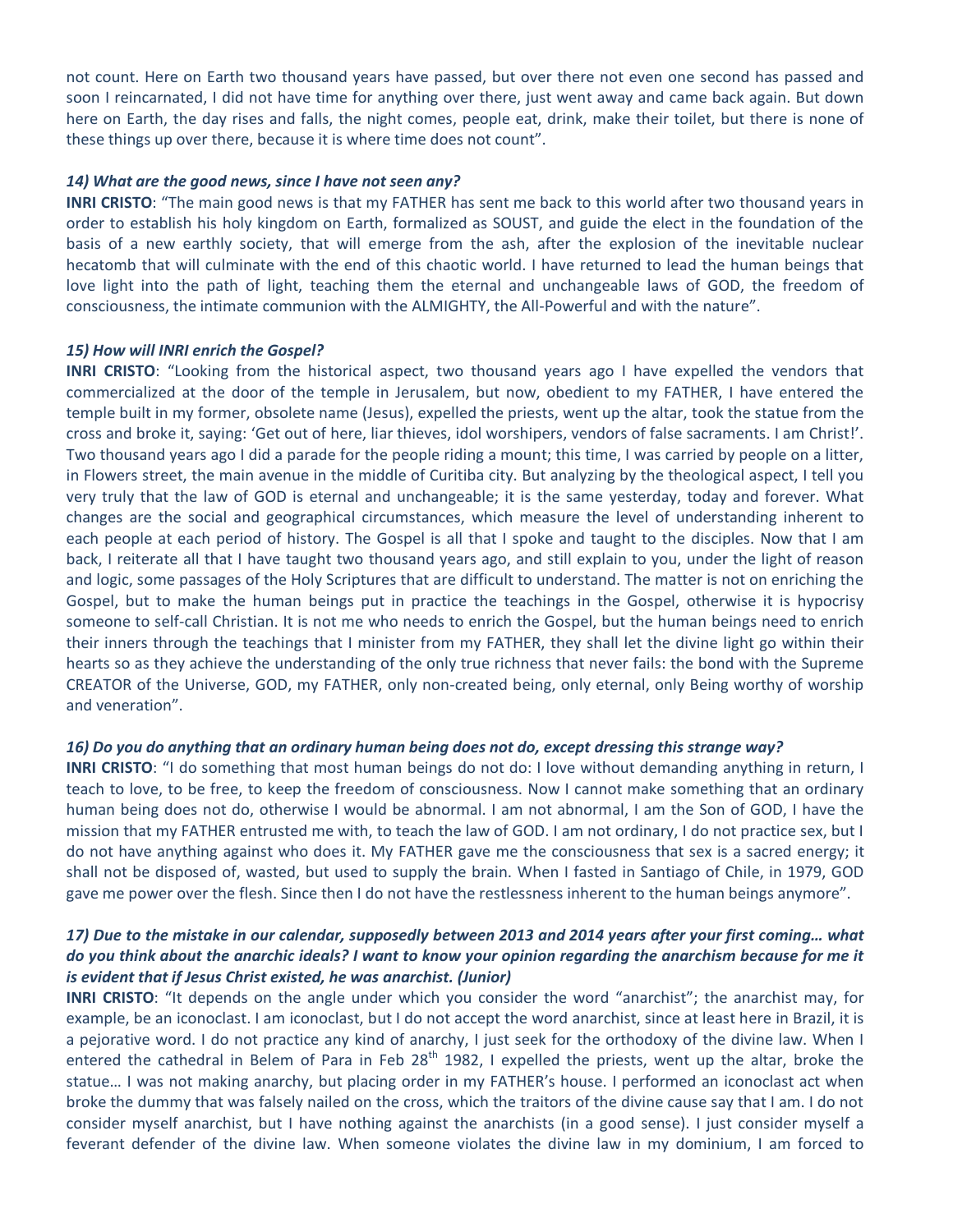not count. Here on Earth two thousand years have passed, but over there not even one second has passed and soon I reincarnated, I did not have time for anything over there, just went away and came back again. But down here on Earth, the day rises and falls, the night comes, people eat, drink, make their toilet, but there is none of these things up over there, because it is where time does not count".

***14) What are the good news, since I have not seen any?***

**INRI CRISTO**: "The main good news is that my FATHER has sent me back to this world after two thousand years in order to establish his holy kingdom on Earth, formalized as SOUST, and guide the elect in the foundation of the basis of a new earthly society, that will emerge from the ash, after the explosion of the inevitable nuclear hecatomb that will culminate with the end of this chaotic world. I have returned to lead the human beings that love light into the path of light, teaching them the eternal and unchangeable laws of GOD, the freedom of consciousness, the intimate communion with the ALMIGHTY, the All-Powerful and with the nature".

***15) How will INRI enrich the Gospel?***

**INRI CRISTO**: "Looking from the historical aspect, two thousand years ago I have expelled the vendors that commercialized at the door of the temple in Jerusalem, but now, obedient to my FATHER, I have entered the temple built in my former, obsolete name (Jesus), expelled the priests, went up the altar, took the statue from the cross and broke it, saying: 'Get out of here, liar thieves, idol worshipers, vendors of false sacraments. I am Christ!'. Two thousand years ago I did a parade for the people riding a mount; this time, I was carried by people on a litter, in Flowers street, the main avenue in the middle of Curitiba city. But analyzing by the theological aspect, I tell you very truly that the law of GOD is eternal and unchangeable; it is the same yesterday, today and forever. What changes are the social and geographical circumstances, which measure the level of understanding inherent to each people at each period of history. The Gospel is all that I spoke and taught to the disciples. Now that I am back, I reiterate all that I have taught two thousand years ago, and still explain to you, under the light of reason and logic, some passages of the Holy Scriptures that are difficult to understand. The matter is not on enriching the Gospel, but to make the human beings put in practice the teachings in the Gospel, otherwise it is hypocrisy someone to self-call Christian. It is not me who needs to enrich the Gospel, but the human beings need to enrich their inners through the teachings that I minister from my FATHER, they shall let the divine light go within their hearts so as they achieve the understanding of the only true richness that never fails: the bond with the Supreme CREATOR of the Universe, GOD, my FATHER, only non-created being, only eternal, only Being worthy of worship and veneration".

***16) Do you do anything that an ordinary human being does not do, except dressing this strange way?***

**INRI CRISTO**: "I do something that most human beings do not do: I love without demanding anything in return, I teach to love, to be free, to keep the freedom of consciousness. Now I cannot make something that an ordinary human being does not do, otherwise I would be abnormal. I am not abnormal, I am the Son of GOD, I have the mission that my FATHER entrusted me with, to teach the law of GOD. I am not ordinary, I do not practice sex, but I do not have anything against who does it. My FATHER gave me the consciousness that sex is a sacred energy; it shall not be disposed of, wasted, but used to supply the brain. When I fasted in Santiago of Chile, in 1979, GOD gave me power over the flesh. Since then I do not have the restlessness inherent to the human beings anymore".

***17) Due to the mistake in our calendar, supposedly between 2013 and 2014 years after your first coming… what do you think about the anarchic ideals? I want to know your opinion regarding the anarchism because for me it is evident that if Jesus Christ existed, he was anarchist. (Junior)***

**INRI CRISTO**: "It depends on the angle under which you consider the word "anarchist"; the anarchist may, for example, be an iconoclast. I am iconoclast, but I do not accept the word anarchist, since at least here in Brazil, it is a pejorative word. I do not practice any kind of anarchy, I just seek for the orthodoxy of the divine law. When I entered the cathedral in Belem of Para in Feb 28th 1982, I expelled the priests, went up the altar, broke the statue… I was not making anarchy, but placing order in my FATHER's house. I performed an iconoclast act when broke the dummy that was falsely nailed on the cross, which the traitors of the divine cause say that I am. I do not consider myself anarchist, but I have nothing against the anarchists (in a good sense). I just consider myself a feverant defender of the divine law. When someone violates the divine law in my dominium, I am forced to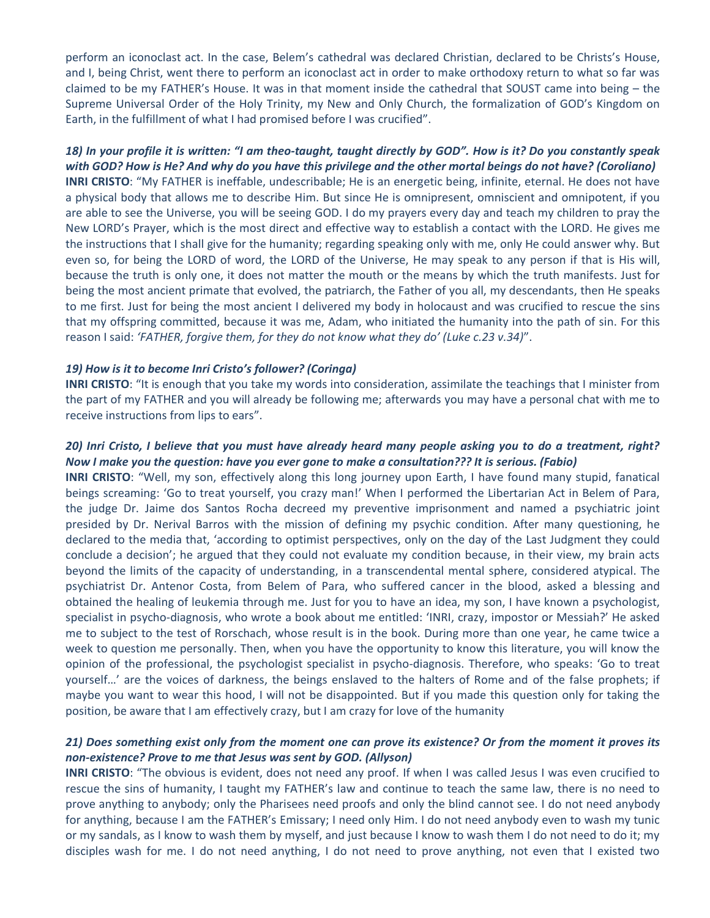perform an iconoclast act. In the case, Belem's cathedral was declared Christian, declared to be Christs's House, and I, being Christ, went there to perform an iconoclast act in order to make orthodoxy return to what so far was claimed to be my FATHER's House. It was in that moment inside the cathedral that SOUST came into being – the Supreme Universal Order of the Holy Trinity, my New and Only Church, the formalization of GOD's Kingdom on Earth, in the fulfillment of what I had promised before I was crucified".

***18) In your profile it is written: "I am theo-taught, taught directly by GOD". How is it? Do you constantly speak with GOD? How is He? And why do you have this privilege and the other mortal beings do not have? (Coroliano)***

**INRI CRISTO**: "My FATHER is ineffable, undescribable; He is an energetic being, infinite, eternal. He does not have a physical body that allows me to describe Him. But since He is omnipresent, omniscient and omnipotent, if you are able to see the Universe, you will be seeing GOD. I do my prayers every day and teach my children to pray the New LORD's Prayer, which is the most direct and effective way to establish a contact with the LORD. He gives me the instructions that I shall give for the humanity; regarding speaking only with me, only He could answer why. But even so, for being the LORD of word, the LORD of the Universe, He may speak to any person if that is His will, because the truth is only one, it does not matter the mouth or the means by which the truth manifests. Just for being the most ancient primate that evolved, the patriarch, the Father of you all, my descendants, then He speaks to me first. Just for being the most ancient I delivered my body in holocaust and was crucified to rescue the sins that my offspring committed, because it was me, Adam, who initiated the humanity into the path of sin. For this reason I said: *'FATHER, forgive them, for they do not know what they do' (Luke c.23 v.34)*".

***19) How is it to become Inri Cristo's follower? (Coringa)***

**INRI CRISTO**: "It is enough that you take my words into consideration, assimilate the teachings that I minister from the part of my FATHER and you will already be following me; afterwards you may have a personal chat with me to receive instructions from lips to ears".

***20) Inri Cristo, I believe that you must have already heard many people asking you to do a treatment, right? Now I make you the question: have you ever gone to make a consultation??? It is serious. (Fabio)***

**INRI CRISTO**: "Well, my son, effectively along this long journey upon Earth, I have found many stupid, fanatical beings screaming: 'Go to treat yourself, you crazy man!' When I performed the Libertarian Act in Belem of Para, the judge Dr. Jaime dos Santos Rocha decreed my preventive imprisonment and named a psychiatric joint presided by Dr. Nerival Barros with the mission of defining my psychic condition. After many questioning, he declared to the media that, 'according to optimist perspectives, only on the day of the Last Judgment they could conclude a decision'; he argued that they could not evaluate my condition because, in their view, my brain acts beyond the limits of the capacity of understanding, in a transcendental mental sphere, considered atypical. The psychiatrist Dr. Antenor Costa, from Belem of Para, who suffered cancer in the blood, asked a blessing and obtained the healing of leukemia through me. Just for you to have an idea, my son, I have known a psychologist, specialist in psycho-diagnosis, who wrote a book about me entitled: 'INRI, crazy, impostor or Messiah?' He asked me to subject to the test of Rorschach, whose result is in the book. During more than one year, he came twice a week to question me personally. Then, when you have the opportunity to know this literature, you will know the opinion of the professional, the psychologist specialist in psycho-diagnosis. Therefore, who speaks: 'Go to treat yourself…' are the voices of darkness, the beings enslaved to the halters of Rome and of the false prophets; if maybe you want to wear this hood, I will not be disappointed. But if you made this question only for taking the position, be aware that I am effectively crazy, but I am crazy for love of the humanity

***21) Does something exist only from the moment one can prove its existence? Or from the moment it proves its non-existence? Prove to me that Jesus was sent by GOD. (Allyson)***

**INRI CRISTO**: "The obvious is evident, does not need any proof. If when I was called Jesus I was even crucified to rescue the sins of humanity, I taught my FATHER's law and continue to teach the same law, there is no need to prove anything to anybody; only the Pharisees need proofs and only the blind cannot see. I do not need anybody for anything, because I am the FATHER's Emissary; I need only Him. I do not need anybody even to wash my tunic or my sandals, as I know to wash them by myself, and just because I know to wash them I do not need to do it; my disciples wash for me. I do not need anything, I do not need to prove anything, not even that I existed two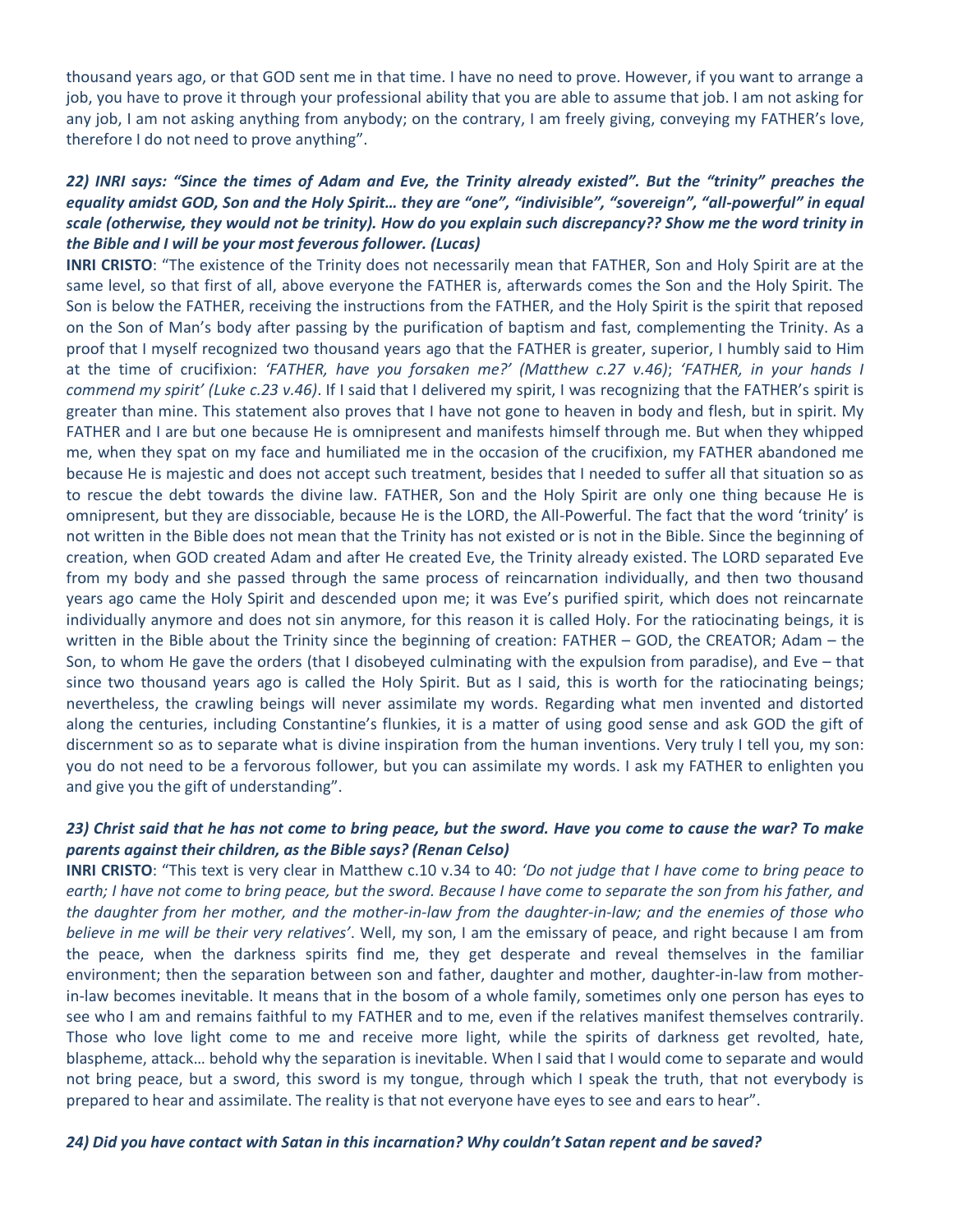thousand years ago, or that GOD sent me in that time. I have no need to prove. However, if you want to arrange a job, you have to prove it through your professional ability that you are able to assume that job. I am not asking for any job, I am not asking anything from anybody; on the contrary, I am freely giving, conveying my FATHER's love, therefore I do not need to prove anything".

***22) INRI says: "Since the times of Adam and Eve, the Trinity already existed". But the "trinity" preaches the equality amidst GOD, Son and the Holy Spirit… they are "one", "indivisible", "sovereign", "all-powerful" in equal scale (otherwise, they would not be trinity). How do you explain such discrepancy?? Show me the word trinity in the Bible and I will be your most feverous follower. (Lucas)***

**INRI CRISTO**: "The existence of the Trinity does not necessarily mean that FATHER, Son and Holy Spirit are at the same level, so that first of all, above everyone the FATHER is, afterwards comes the Son and the Holy Spirit. The Son is below the FATHER, receiving the instructions from the FATHER, and the Holy Spirit is the spirit that reposed on the Son of Man's body after passing by the purification of baptism and fast, complementing the Trinity. As a proof that I myself recognized two thousand years ago that the FATHER is greater, superior, I humbly said to Him at the time of crucifixion: *'FATHER, have you forsaken me?' (Matthew c.27 v.46)*; *'FATHER, in your hands I commend my spirit' (Luke c.23 v.46)*. If I said that I delivered my spirit, I was recognizing that the FATHER's spirit is greater than mine. This statement also proves that I have not gone to heaven in body and flesh, but in spirit. My FATHER and I are but one because He is omnipresent and manifests himself through me. But when they whipped me, when they spat on my face and humiliated me in the occasion of the crucifixion, my FATHER abandoned me because He is majestic and does not accept such treatment, besides that I needed to suffer all that situation so as to rescue the debt towards the divine law. FATHER, Son and the Holy Spirit are only one thing because He is omnipresent, but they are dissociable, because He is the LORD, the All-Powerful. The fact that the word 'trinity' is not written in the Bible does not mean that the Trinity has not existed or is not in the Bible. Since the beginning of creation, when GOD created Adam and after He created Eve, the Trinity already existed. The LORD separated Eve from my body and she passed through the same process of reincarnation individually, and then two thousand years ago came the Holy Spirit and descended upon me; it was Eve's purified spirit, which does not reincarnate individually anymore and does not sin anymore, for this reason it is called Holy. For the ratiocinating beings, it is written in the Bible about the Trinity since the beginning of creation: FATHER – GOD, the CREATOR; Adam – the Son, to whom He gave the orders (that I disobeyed culminating with the expulsion from paradise), and Eve – that since two thousand years ago is called the Holy Spirit. But as I said, this is worth for the ratiocinating beings; nevertheless, the crawling beings will never assimilate my words. Regarding what men invented and distorted along the centuries, including Constantine's flunkies, it is a matter of using good sense and ask GOD the gift of discernment so as to separate what is divine inspiration from the human inventions. Very truly I tell you, my son: you do not need to be a fervorous follower, but you can assimilate my words. I ask my FATHER to enlighten you and give you the gift of understanding".

***23) Christ said that he has not come to bring peace, but the sword. Have you come to cause the war? To make parents against their children, as the Bible says? (Renan Celso)***

**INRI CRISTO**: "This text is very clear in Matthew c.10 v.34 to 40: *'Do not judge that I have come to bring peace to earth; I have not come to bring peace, but the sword. Because I have come to separate the son from his father, and the daughter from her mother, and the mother-in-law from the daughter-in-law; and the enemies of those who believe in me will be their very relatives'*. Well, my son, I am the emissary of peace, and right because I am from the peace, when the darkness spirits find me, they get desperate and reveal themselves in the familiar environment; then the separation between son and father, daughter and mother, daughter-in-law from mother-in-law becomes inevitable. It means that in the bosom of a whole family, sometimes only one person has eyes to see who I am and remains faithful to my FATHER and to me, even if the relatives manifest themselves contrarily. Those who love light come to me and receive more light, while the spirits of darkness get revolted, hate, blaspheme, attack… behold why the separation is inevitable. When I said that I would come to separate and would not bring peace, but a sword, this sword is my tongue, through which I speak the truth, that not everybody is prepared to hear and assimilate. The reality is that not everyone have eyes to see and ears to hear".

***24) Did you have contact with Satan in this incarnation? Why couldn't Satan repent and be saved?***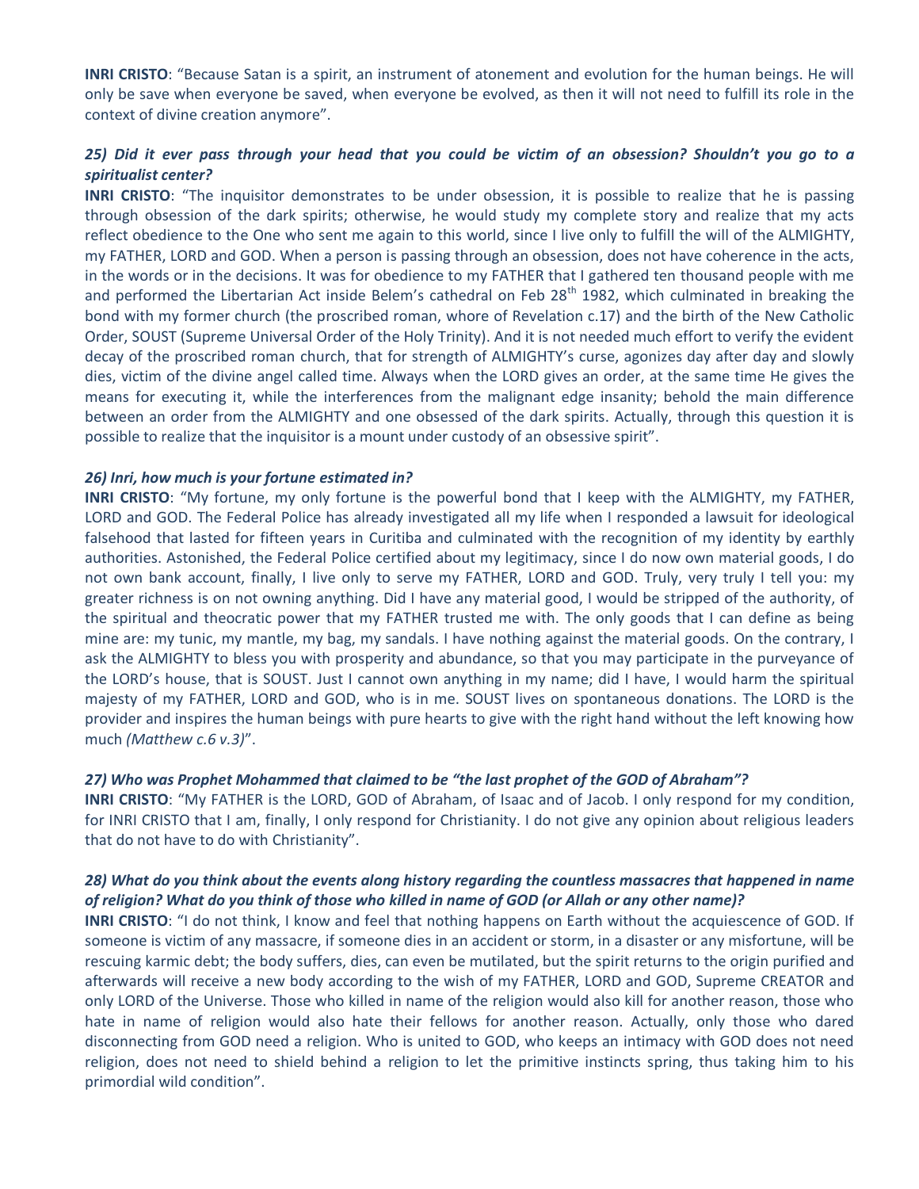**INRI CRISTO**: "Because Satan is a spirit, an instrument of atonement and evolution for the human beings. He will only be save when everyone be saved, when everyone be evolved, as then it will not need to fulfill its role in the context of divine creation anymore".

***25) Did it ever pass through your head that you could be victim of an obsession? Shouldn't you go to a spiritualist center?***

**INRI CRISTO**: "The inquisitor demonstrates to be under obsession, it is possible to realize that he is passing through obsession of the dark spirits; otherwise, he would study my complete story and realize that my acts reflect obedience to the One who sent me again to this world, since I live only to fulfill the will of the ALMIGHTY, my FATHER, LORD and GOD. When a person is passing through an obsession, does not have coherence in the acts, in the words or in the decisions. It was for obedience to my FATHER that I gathered ten thousand people with me and performed the Libertarian Act inside Belem's cathedral on Feb 28th 1982, which culminated in breaking the bond with my former church (the proscribed roman, whore of Revelation c.17) and the birth of the New Catholic Order, SOUST (Supreme Universal Order of the Holy Trinity). And it is not needed much effort to verify the evident decay of the proscribed roman church, that for strength of ALMIGHTY's curse, agonizes day after day and slowly dies, victim of the divine angel called time. Always when the LORD gives an order, at the same time He gives the means for executing it, while the interferences from the malignant edge insanity; behold the main difference between an order from the ALMIGHTY and one obsessed of the dark spirits. Actually, through this question it is possible to realize that the inquisitor is a mount under custody of an obsessive spirit".

***26) Inri, how much is your fortune estimated in?***

**INRI CRISTO**: "My fortune, my only fortune is the powerful bond that I keep with the ALMIGHTY, my FATHER, LORD and GOD. The Federal Police has already investigated all my life when I responded a lawsuit for ideological falsehood that lasted for fifteen years in Curitiba and culminated with the recognition of my identity by earthly authorities. Astonished, the Federal Police certified about my legitimacy, since I do now own material goods, I do not own bank account, finally, I live only to serve my FATHER, LORD and GOD. Truly, very truly I tell you: my greater richness is on not owning anything. Did I have any material good, I would be stripped of the authority, of the spiritual and theocratic power that my FATHER trusted me with. The only goods that I can define as being mine are: my tunic, my mantle, my bag, my sandals. I have nothing against the material goods. On the contrary, I ask the ALMIGHTY to bless you with prosperity and abundance, so that you may participate in the purveyance of the LORD's house, that is SOUST. Just I cannot own anything in my name; did I have, I would harm the spiritual majesty of my FATHER, LORD and GOD, who is in me. SOUST lives on spontaneous donations. The LORD is the provider and inspires the human beings with pure hearts to give with the right hand without the left knowing how much *(Matthew c.6 v.3)*".

***27) Who was Prophet Mohammed that claimed to be "the last prophet of the GOD of Abraham"?***

**INRI CRISTO**: "My FATHER is the LORD, GOD of Abraham, of Isaac and of Jacob. I only respond for my condition, for INRI CRISTO that I am, finally, I only respond for Christianity. I do not give any opinion about religious leaders that do not have to do with Christianity".

***28) What do you think about the events along history regarding the countless massacres that happened in name of religion? What do you think of those who killed in name of GOD (or Allah or any other name)?***

**INRI CRISTO**: "I do not think, I know and feel that nothing happens on Earth without the acquiescence of GOD. If someone is victim of any massacre, if someone dies in an accident or storm, in a disaster or any misfortune, will be rescuing karmic debt; the body suffers, dies, can even be mutilated, but the spirit returns to the origin purified and afterwards will receive a new body according to the wish of my FATHER, LORD and GOD, Supreme CREATOR and only LORD of the Universe. Those who killed in name of the religion would also kill for another reason, those who hate in name of religion would also hate their fellows for another reason. Actually, only those who dared disconnecting from GOD need a religion. Who is united to GOD, who keeps an intimacy with GOD does not need religion, does not need to shield behind a religion to let the primitive instincts spring, thus taking him to his primordial wild condition".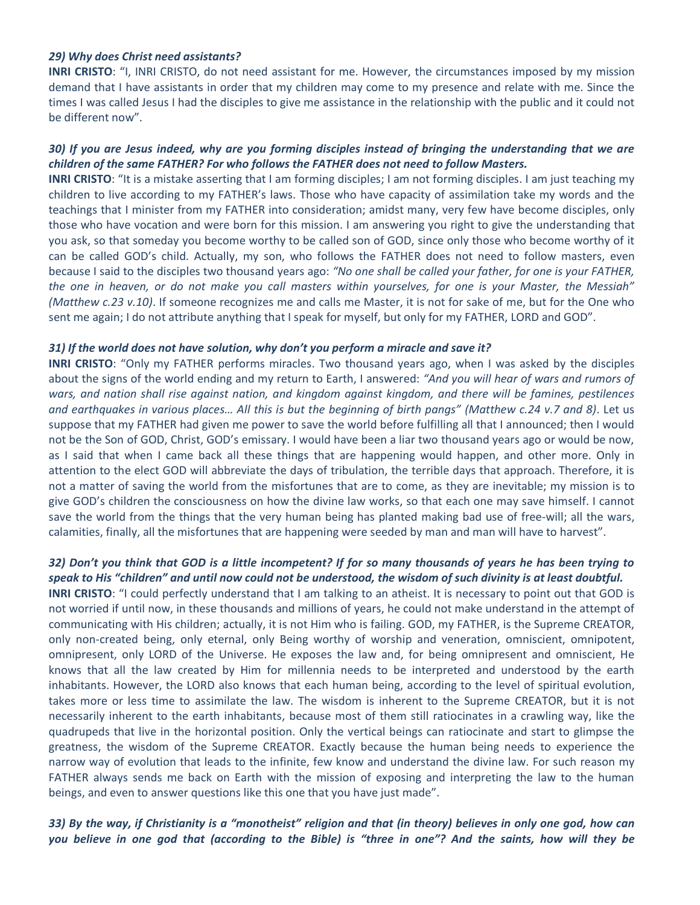***29) Why does Christ need assistants?***

**INRI CRISTO**: "I, INRI CRISTO, do not need assistant for me. However, the circumstances imposed by my mission demand that I have assistants in order that my children may come to my presence and relate with me. Since the times I was called Jesus I had the disciples to give me assistance in the relationship with the public and it could not be different now".

***30) If you are Jesus indeed, why are you forming disciples instead of bringing the understanding that we are children of the same FATHER? For who follows the FATHER does not need to follow Masters.***

**INRI CRISTO**: "It is a mistake asserting that I am forming disciples; I am not forming disciples. I am just teaching my children to live according to my FATHER's laws. Those who have capacity of assimilation take my words and the teachings that I minister from my FATHER into consideration; amidst many, very few have become disciples, only those who have vocation and were born for this mission. I am answering you right to give the understanding that you ask, so that someday you become worthy to be called son of GOD, since only those who become worthy of it can be called GOD's child. Actually, my son, who follows the FATHER does not need to follow masters, even because I said to the disciples two thousand years ago: *"No one shall be called your father, for one is your FATHER, the one in heaven, or do not make you call masters within yourselves, for one is your Master, the Messiah" (Matthew c.23 v.10)*. If someone recognizes me and calls me Master, it is not for sake of me, but for the One who sent me again; I do not attribute anything that I speak for myself, but only for my FATHER, LORD and GOD".

***31) If the world does not have solution, why don't you perform a miracle and save it?***

**INRI CRISTO**: "Only my FATHER performs miracles. Two thousand years ago, when I was asked by the disciples about the signs of the world ending and my return to Earth, I answered: *"And you will hear of wars and rumors of wars, and nation shall rise against nation, and kingdom against kingdom, and there will be famines, pestilences and earthquakes in various places… All this is but the beginning of birth pangs" (Matthew c.24 v.7 and 8)*. Let us suppose that my FATHER had given me power to save the world before fulfilling all that I announced; then I would not be the Son of GOD, Christ, GOD's emissary. I would have been a liar two thousand years ago or would be now, as I said that when I came back all these things that are happening would happen, and other more. Only in attention to the elect GOD will abbreviate the days of tribulation, the terrible days that approach. Therefore, it is not a matter of saving the world from the misfortunes that are to come, as they are inevitable; my mission is to give GOD's children the consciousness on how the divine law works, so that each one may save himself. I cannot save the world from the things that the very human being has planted making bad use of free-will; all the wars, calamities, finally, all the misfortunes that are happening were seeded by man and man will have to harvest".

***32) Don't you think that GOD is a little incompetent? If for so many thousands of years he has been trying to speak to His "children" and until now could not be understood, the wisdom of such divinity is at least doubtful.***

**INRI CRISTO**: "I could perfectly understand that I am talking to an atheist. It is necessary to point out that GOD is not worried if until now, in these thousands and millions of years, he could not make understand in the attempt of communicating with His children; actually, it is not Him who is failing. GOD, my FATHER, is the Supreme CREATOR, only non-created being, only eternal, only Being worthy of worship and veneration, omniscient, omnipotent, omnipresent, only LORD of the Universe. He exposes the law and, for being omnipresent and omniscient, He knows that all the law created by Him for millennia needs to be interpreted and understood by the earth inhabitants. However, the LORD also knows that each human being, according to the level of spiritual evolution, takes more or less time to assimilate the law. The wisdom is inherent to the Supreme CREATOR, but it is not necessarily inherent to the earth inhabitants, because most of them still ratiocinates in a crawling way, like the quadrupeds that live in the horizontal position. Only the vertical beings can ratiocinate and start to glimpse the greatness, the wisdom of the Supreme CREATOR. Exactly because the human being needs to experience the narrow way of evolution that leads to the infinite, few know and understand the divine law. For such reason my FATHER always sends me back on Earth with the mission of exposing and interpreting the law to the human beings, and even to answer questions like this one that you have just made".

***33) By the way, if Christianity is a "monotheist" religion and that (in theory) believes in only one god, how can you believe in one god that (according to the Bible) is "three in one"? And the saints, how will they be***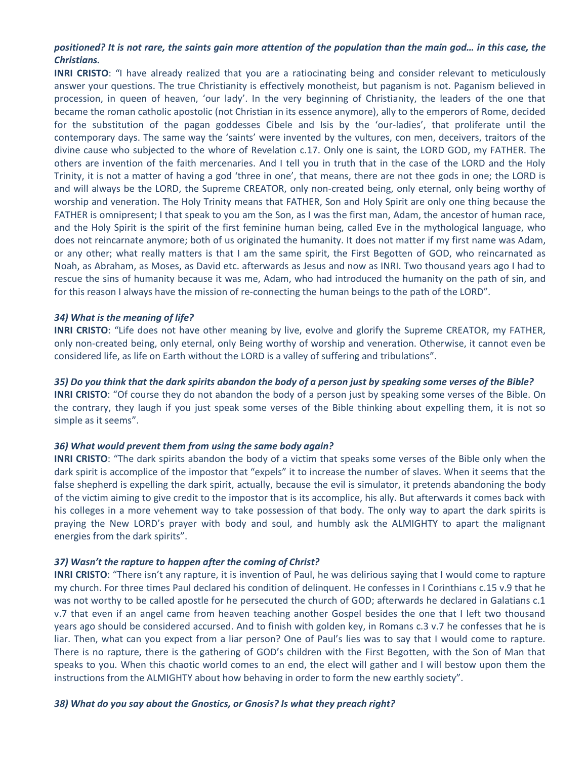***positioned? It is not rare, the saints gain more attention of the population than the main god… in this case, the Christians.***

**INRI CRISTO**: "I have already realized that you are a ratiocinating being and consider relevant to meticulously answer your questions. The true Christianity is effectively monotheist, but paganism is not. Paganism believed in procession, in queen of heaven, 'our lady'. In the very beginning of Christianity, the leaders of the one that became the roman catholic apostolic (not Christian in its essence anymore), ally to the emperors of Rome, decided for the substitution of the pagan goddesses Cibele and Isis by the 'our-ladies', that proliferate until the contemporary days. The same way the 'saints' were invented by the vultures, con men, deceivers, traitors of the divine cause who subjected to the whore of Revelation c.17. Only one is saint, the LORD GOD, my FATHER. The others are invention of the faith mercenaries. And I tell you in truth that in the case of the LORD and the Holy Trinity, it is not a matter of having a god 'three in one', that means, there are not thee gods in one; the LORD is and will always be the LORD, the Supreme CREATOR, only non-created being, only eternal, only being worthy of worship and veneration. The Holy Trinity means that FATHER, Son and Holy Spirit are only one thing because the FATHER is omnipresent; I that speak to you am the Son, as I was the first man, Adam, the ancestor of human race, and the Holy Spirit is the spirit of the first feminine human being, called Eve in the mythological language, who does not reincarnate anymore; both of us originated the humanity. It does not matter if my first name was Adam, or any other; what really matters is that I am the same spirit, the First Begotten of GOD, who reincarnated as Noah, as Abraham, as Moses, as David etc. afterwards as Jesus and now as INRI. Two thousand years ago I had to rescue the sins of humanity because it was me, Adam, who had introduced the humanity on the path of sin, and for this reason I always have the mission of re-connecting the human beings to the path of the LORD".

***34) What is the meaning of life?***

**INRI CRISTO**: "Life does not have other meaning by live, evolve and glorify the Supreme CREATOR, my FATHER, only non-created being, only eternal, only Being worthy of worship and veneration. Otherwise, it cannot even be considered life, as life on Earth without the LORD is a valley of suffering and tribulations".

***35) Do you think that the dark spirits abandon the body of a person just by speaking some verses of the Bible?***

**INRI CRISTO**: "Of course they do not abandon the body of a person just by speaking some verses of the Bible. On the contrary, they laugh if you just speak some verses of the Bible thinking about expelling them, it is not so simple as it seems".

***36) What would prevent them from using the same body again?***

**INRI CRISTO**: "The dark spirits abandon the body of a victim that speaks some verses of the Bible only when the dark spirit is accomplice of the impostor that "expels" it to increase the number of slaves. When it seems that the false shepherd is expelling the dark spirit, actually, because the evil is simulator, it pretends abandoning the body of the victim aiming to give credit to the impostor that is its accomplice, his ally. But afterwards it comes back with his colleges in a more vehement way to take possession of that body. The only way to apart the dark spirits is praying the New LORD's prayer with body and soul, and humbly ask the ALMIGHTY to apart the malignant energies from the dark spirits".

***37) Wasn't the rapture to happen after the coming of Christ?***

**INRI CRISTO**: "There isn't any rapture, it is invention of Paul, he was delirious saying that I would come to rapture my church. For three times Paul declared his condition of delinquent. He confesses in I Corinthians c.15 v.9 that he was not worthy to be called apostle for he persecuted the church of GOD; afterwards he declared in Galatians c.1 v.7 that even if an angel came from heaven teaching another Gospel besides the one that I left two thousand years ago should be considered accursed. And to finish with golden key, in Romans c.3 v.7 he confesses that he is liar. Then, what can you expect from a liar person? One of Paul's lies was to say that I would come to rapture. There is no rapture, there is the gathering of GOD's children with the First Begotten, with the Son of Man that speaks to you. When this chaotic world comes to an end, the elect will gather and I will bestow upon them the instructions from the ALMIGHTY about how behaving in order to form the new earthly society".

***38) What do you say about the Gnostics, or Gnosis? Is what they preach right?***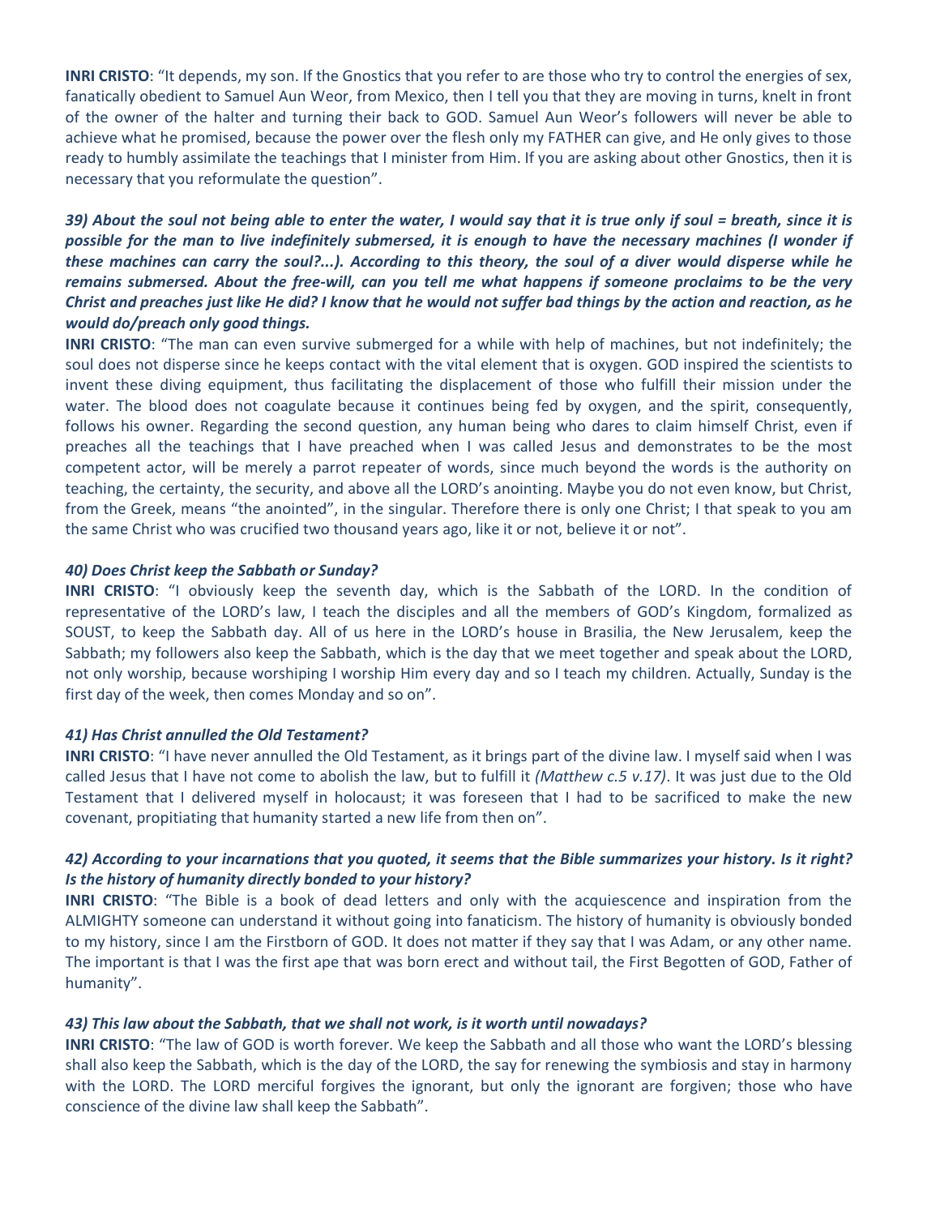**INRI CRISTO**: "It depends, my son. If the Gnostics that you refer to are those who try to control the energies of sex, fanatically obedient to Samuel Aun Weor, from Mexico, then I tell you that they are moving in turns, knelt in front of the owner of the halter and turning their back to GOD. Samuel Aun Weor's followers will never be able to achieve what he promised, because the power over the flesh only my FATHER can give, and He only gives to those ready to humbly assimilate the teachings that I minister from Him. If you are asking about other Gnostics, then it is necessary that you reformulate the question".

***39) About the soul not being able to enter the water, I would say that it is true only if soul = breath, since it is possible for the man to live indefinitely submersed, it is enough to have the necessary machines (I wonder if these machines can carry the soul?...). According to this theory, the soul of a diver would disperse while he remains submersed. About the free-will, can you tell me what happens if someone proclaims to be the very Christ and preaches just like He did? I know that he would not suffer bad things by the action and reaction, as he would do/preach only good things.***

**INRI CRISTO**: "The man can even survive submerged for a while with help of machines, but not indefinitely; the soul does not disperse since he keeps contact with the vital element that is oxygen. GOD inspired the scientists to invent these diving equipment, thus facilitating the displacement of those who fulfill their mission under the water. The blood does not coagulate because it continues being fed by oxygen, and the spirit, consequently, follows his owner. Regarding the second question, any human being who dares to claim himself Christ, even if preaches all the teachings that I have preached when I was called Jesus and demonstrates to be the most competent actor, will be merely a parrot repeater of words, since much beyond the words is the authority on teaching, the certainty, the security, and above all the LORD's anointing. Maybe you do not even know, but Christ, from the Greek, means "the anointed", in the singular. Therefore there is only one Christ; I that speak to you am the same Christ who was crucified two thousand years ago, like it or not, believe it or not".

***40) Does Christ keep the Sabbath or Sunday?***

**INRI CRISTO**: "I obviously keep the seventh day, which is the Sabbath of the LORD. In the condition of representative of the LORD's law, I teach the disciples and all the members of GOD's Kingdom, formalized as SOUST, to keep the Sabbath day. All of us here in the LORD's house in Brasilia, the New Jerusalem, keep the Sabbath; my followers also keep the Sabbath, which is the day that we meet together and speak about the LORD, not only worship, because worshiping I worship Him every day and so I teach my children. Actually, Sunday is the first day of the week, then comes Monday and so on".

***41) Has Christ annulled the Old Testament?***

**INRI CRISTO**: "I have never annulled the Old Testament, as it brings part of the divine law. I myself said when I was called Jesus that I have not come to abolish the law, but to fulfill it *(Matthew c.5 v.17)*. It was just due to the Old Testament that I delivered myself in holocaust; it was foreseen that I had to be sacrificed to make the new covenant, propitiating that humanity started a new life from then on".

***42) According to your incarnations that you quoted, it seems that the Bible summarizes your history. Is it right? Is the history of humanity directly bonded to your history?***

**INRI CRISTO**: "The Bible is a book of dead letters and only with the acquiescence and inspiration from the ALMIGHTY someone can understand it without going into fanaticism. The history of humanity is obviously bonded to my history, since I am the Firstborn of GOD. It does not matter if they say that I was Adam, or any other name. The important is that I was the first ape that was born erect and without tail, the First Begotten of GOD, Father of humanity".

***43) This law about the Sabbath, that we shall not work, is it worth until nowadays?***

**INRI CRISTO**: "The law of GOD is worth forever. We keep the Sabbath and all those who want the LORD's blessing shall also keep the Sabbath, which is the day of the LORD, the say for renewing the symbiosis and stay in harmony with the LORD. The LORD merciful forgives the ignorant, but only the ignorant are forgiven; those who have conscience of the divine law shall keep the Sabbath".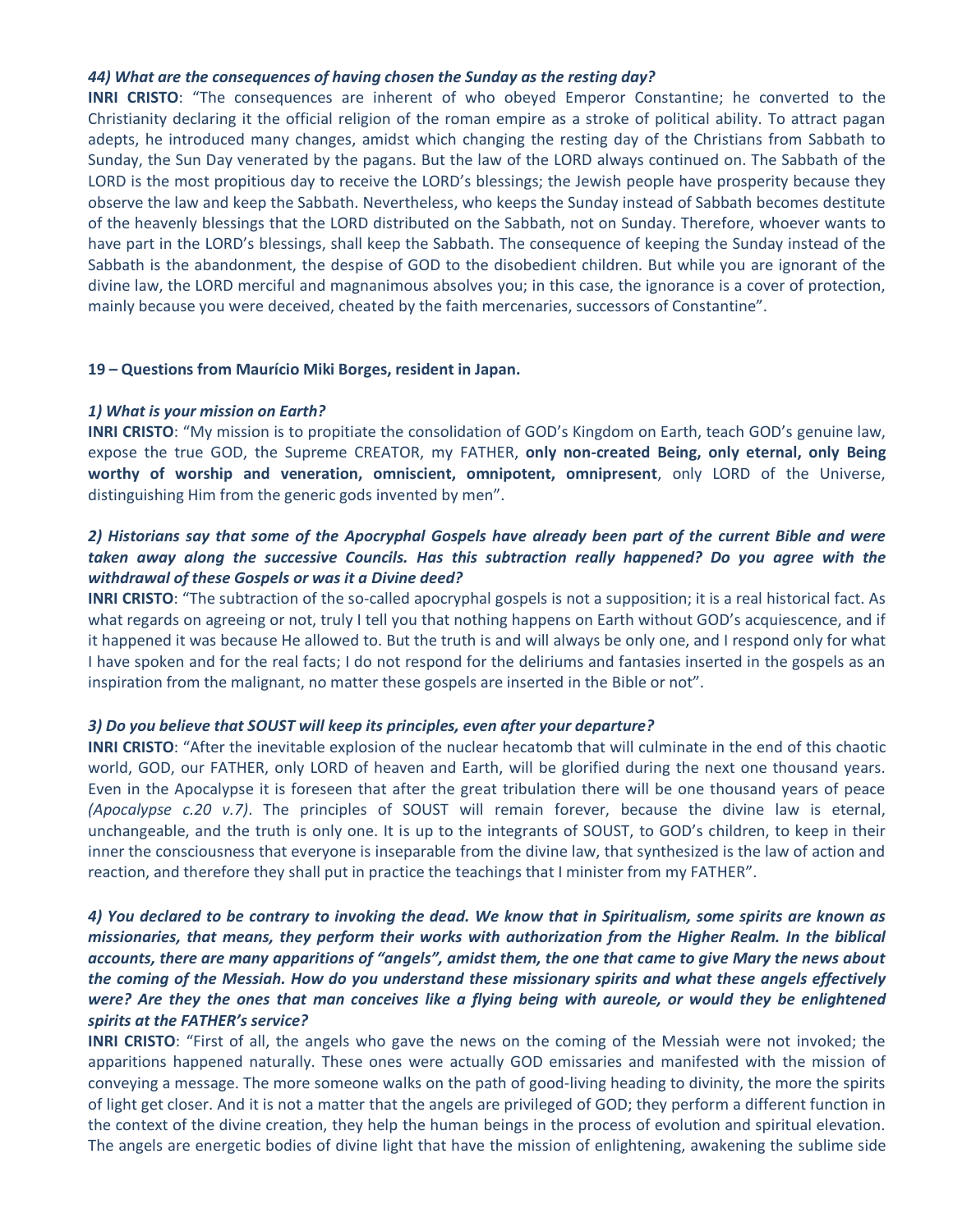***44) What are the consequences of having chosen the Sunday as the resting day?***

**INRI CRISTO**: "The consequences are inherent of who obeyed Emperor Constantine; he converted to the Christianity declaring it the official religion of the roman empire as a stroke of political ability. To attract pagan adepts, he introduced many changes, amidst which changing the resting day of the Christians from Sabbath to Sunday, the Sun Day venerated by the pagans. But the law of the LORD always continued on. The Sabbath of the LORD is the most propitious day to receive the LORD's blessings; the Jewish people have prosperity because they observe the law and keep the Sabbath. Nevertheless, who keeps the Sunday instead of Sabbath becomes destitute of the heavenly blessings that the LORD distributed on the Sabbath, not on Sunday. Therefore, whoever wants to have part in the LORD's blessings, shall keep the Sabbath. The consequence of keeping the Sunday instead of the Sabbath is the abandonment, the despise of GOD to the disobedient children. But while you are ignorant of the divine law, the LORD merciful and magnanimous absolves you; in this case, the ignorance is a cover of protection, mainly because you were deceived, cheated by the faith mercenaries, successors of Constantine".

**19 – Questions from Maurício Miki Borges, resident in Japan.**

***1) What is your mission on Earth?***

**INRI CRISTO**: "My mission is to propitiate the consolidation of GOD's Kingdom on Earth, teach GOD's genuine law, expose the true GOD, the Supreme CREATOR, my FATHER, **only non-created Being, only eternal, only Being worthy of worship and veneration, omniscient, omnipotent, omnipresent**, only LORD of the Universe, distinguishing Him from the generic gods invented by men".

***2) Historians say that some of the Apocryphal Gospels have already been part of the current Bible and were taken away along the successive Councils. Has this subtraction really happened? Do you agree with the withdrawal of these Gospels or was it a Divine deed?***

**INRI CRISTO**: "The subtraction of the so-called apocryphal gospels is not a supposition; it is a real historical fact. As what regards on agreeing or not, truly I tell you that nothing happens on Earth without GOD's acquiescence, and if it happened it was because He allowed to. But the truth is and will always be only one, and I respond only for what I have spoken and for the real facts; I do not respond for the deliriums and fantasies inserted in the gospels as an inspiration from the malignant, no matter these gospels are inserted in the Bible or not".

***3) Do you believe that SOUST will keep its principles, even after your departure?***

**INRI CRISTO**: "After the inevitable explosion of the nuclear hecatomb that will culminate in the end of this chaotic world, GOD, our FATHER, only LORD of heaven and Earth, will be glorified during the next one thousand years. Even in the Apocalypse it is foreseen that after the great tribulation there will be one thousand years of peace *(Apocalypse c.20 v.7)*. The principles of SOUST will remain forever, because the divine law is eternal, unchangeable, and the truth is only one. It is up to the integrants of SOUST, to GOD's children, to keep in their inner the consciousness that everyone is inseparable from the divine law, that synthesized is the law of action and reaction, and therefore they shall put in practice the teachings that I minister from my FATHER".

***4) You declared to be contrary to invoking the dead. We know that in Spiritualism, some spirits are known as missionaries, that means, they perform their works with authorization from the Higher Realm. In the biblical accounts, there are many apparitions of "angels", amidst them, the one that came to give Mary the news about the coming of the Messiah. How do you understand these missionary spirits and what these angels effectively were? Are they the ones that man conceives like a flying being with aureole, or would they be enlightened spirits at the FATHER's service?***

**INRI CRISTO**: "First of all, the angels who gave the news on the coming of the Messiah were not invoked; the apparitions happened naturally. These ones were actually GOD emissaries and manifested with the mission of conveying a message. The more someone walks on the path of good-living heading to divinity, the more the spirits of light get closer. And it is not a matter that the angels are privileged of GOD; they perform a different function in the context of the divine creation, they help the human beings in the process of evolution and spiritual elevation. The angels are energetic bodies of divine light that have the mission of enlightening, awakening the sublime side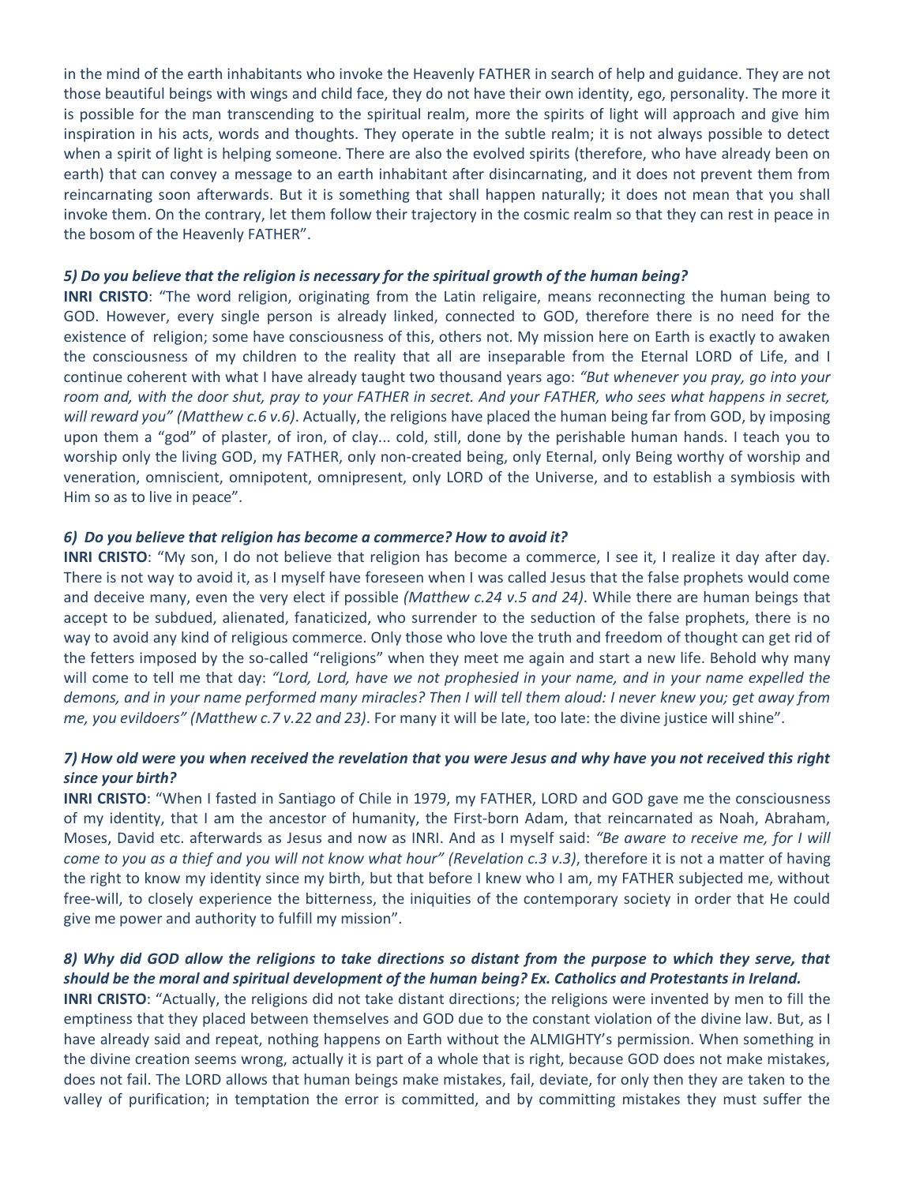in the mind of the earth inhabitants who invoke the Heavenly FATHER in search of help and guidance. They are not those beautiful beings with wings and child face, they do not have their own identity, ego, personality. The more it is possible for the man transcending to the spiritual realm, more the spirits of light will approach and give him inspiration in his acts, words and thoughts. They operate in the subtle realm; it is not always possible to detect when a spirit of light is helping someone. There are also the evolved spirits (therefore, who have already been on earth) that can convey a message to an earth inhabitant after disincarnating, and it does not prevent them from reincarnating soon afterwards. But it is something that shall happen naturally; it does not mean that you shall invoke them. On the contrary, let them follow their trajectory in the cosmic realm so that they can rest in peace in the bosom of the Heavenly FATHER".

***5) Do you believe that the religion is necessary for the spiritual growth of the human being?***

**INRI CRISTO**: "The word religion, originating from the Latin religaire, means reconnecting the human being to GOD. However, every single person is already linked, connected to GOD, therefore there is no need for the existence of religion; some have consciousness of this, others not. My mission here on Earth is exactly to awaken the consciousness of my children to the reality that all are inseparable from the Eternal LORD of Life, and I continue coherent with what I have already taught two thousand years ago: *"But whenever you pray, go into your room and, with the door shut, pray to your FATHER in secret. And your FATHER, who sees what happens in secret, will reward you" (Matthew c.6 v.6)*. Actually, the religions have placed the human being far from GOD, by imposing upon them a "god" of plaster, of iron, of clay... cold, still, done by the perishable human hands. I teach you to worship only the living GOD, my FATHER, only non-created being, only Eternal, only Being worthy of worship and veneration, omniscient, omnipotent, omnipresent, only LORD of the Universe, and to establish a symbiosis with Him so as to live in peace".

***6) Do you believe that religion has become a commerce? How to avoid it?***

**INRI CRISTO**: "My son, I do not believe that religion has become a commerce, I see it, I realize it day after day. There is not way to avoid it, as I myself have foreseen when I was called Jesus that the false prophets would come and deceive many, even the very elect if possible *(Matthew c.24 v.5 and 24)*. While there are human beings that accept to be subdued, alienated, fanaticized, who surrender to the seduction of the false prophets, there is no way to avoid any kind of religious commerce. Only those who love the truth and freedom of thought can get rid of the fetters imposed by the so-called "religions" when they meet me again and start a new life. Behold why many will come to tell me that day: *"Lord, Lord, have we not prophesied in your name, and in your name expelled the demons, and in your name performed many miracles? Then I will tell them aloud: I never knew you; get away from me, you evildoers" (Matthew c.7 v.22 and 23)*. For many it will be late, too late: the divine justice will shine".

***7) How old were you when received the revelation that you were Jesus and why have you not received this right since your birth?***

**INRI CRISTO**: "When I fasted in Santiago of Chile in 1979, my FATHER, LORD and GOD gave me the consciousness of my identity, that I am the ancestor of humanity, the First-born Adam, that reincarnated as Noah, Abraham, Moses, David etc. afterwards as Jesus and now as INRI. And as I myself said: *"Be aware to receive me, for I will come to you as a thief and you will not know what hour" (Revelation c.3 v.3)*, therefore it is not a matter of having the right to know my identity since my birth, but that before I knew who I am, my FATHER subjected me, without free-will, to closely experience the bitterness, the iniquities of the contemporary society in order that He could give me power and authority to fulfill my mission".

***8) Why did GOD allow the religions to take directions so distant from the purpose to which they serve, that should be the moral and spiritual development of the human being? Ex. Catholics and Protestants in Ireland.***

**INRI CRISTO**: "Actually, the religions did not take distant directions; the religions were invented by men to fill the emptiness that they placed between themselves and GOD due to the constant violation of the divine law. But, as I have already said and repeat, nothing happens on Earth without the ALMIGHTY's permission. When something in the divine creation seems wrong, actually it is part of a whole that is right, because GOD does not make mistakes, does not fail. The LORD allows that human beings make mistakes, fail, deviate, for only then they are taken to the valley of purification; in temptation the error is committed, and by committing mistakes they must suffer the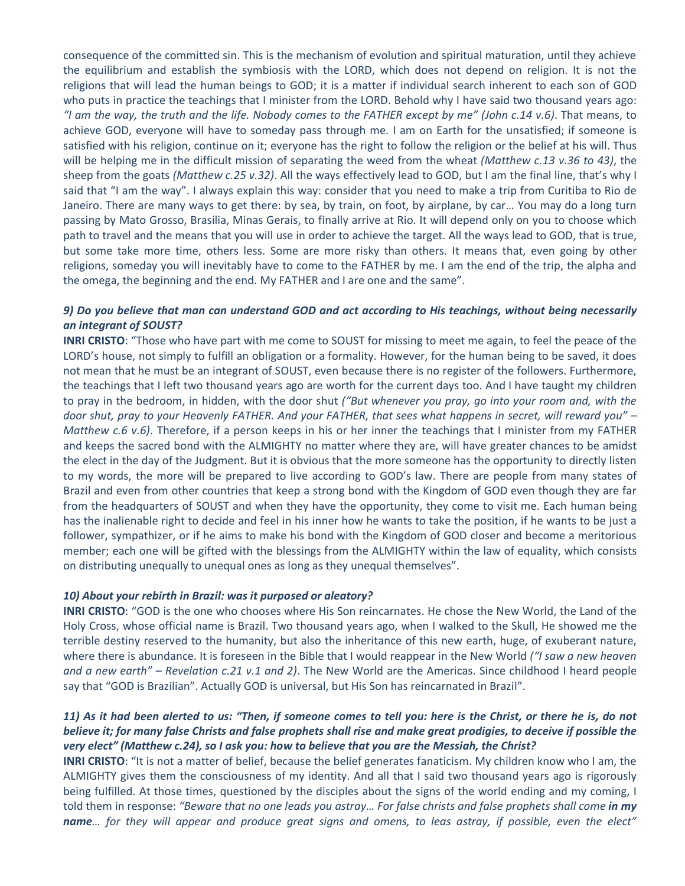consequence of the committed sin. This is the mechanism of evolution and spiritual maturation, until they achieve the equilibrium and establish the symbiosis with the LORD, which does not depend on religion. It is not the religions that will lead the human beings to GOD; it is a matter if individual search inherent to each son of GOD who puts in practice the teachings that I minister from the LORD. Behold why I have said two thousand years ago: *"I am the way, the truth and the life. Nobody comes to the FATHER except by me" (John c.14 v.6)*. That means, to achieve GOD, everyone will have to someday pass through me. I am on Earth for the unsatisfied; if someone is satisfied with his religion, continue on it; everyone has the right to follow the religion or the belief at his will. Thus will be helping me in the difficult mission of separating the weed from the wheat *(Matthew c.13 v.36 to 43)*, the sheep from the goats *(Matthew c.25 v.32)*. All the ways effectively lead to GOD, but I am the final line, that's why I said that "I am the way". I always explain this way: consider that you need to make a trip from Curitiba to Rio de Janeiro. There are many ways to get there: by sea, by train, on foot, by airplane, by car… You may do a long turn passing by Mato Grosso, Brasilia, Minas Gerais, to finally arrive at Rio. It will depend only on you to choose which path to travel and the means that you will use in order to achieve the target. All the ways lead to GOD, that is true, but some take more time, others less. Some are more risky than others. It means that, even going by other religions, someday you will inevitably have to come to the FATHER by me. I am the end of the trip, the alpha and the omega, the beginning and the end. My FATHER and I are one and the same".

***9) Do you believe that man can understand GOD and act according to His teachings, without being necessarily an integrant of SOUST?***

**INRI CRISTO**: "Those who have part with me come to SOUST for missing to meet me again, to feel the peace of the LORD's house, not simply to fulfill an obligation or a formality. However, for the human being to be saved, it does not mean that he must be an integrant of SOUST, even because there is no register of the followers. Furthermore, the teachings that I left two thousand years ago are worth for the current days too. And I have taught my children to pray in the bedroom, in hidden, with the door shut *("But whenever you pray, go into your room and, with the door shut, pray to your Heavenly FATHER. And your FATHER, that sees what happens in secret, will reward you" – Matthew c.6 v.6)*. Therefore, if a person keeps in his or her inner the teachings that I minister from my FATHER and keeps the sacred bond with the ALMIGHTY no matter where they are, will have greater chances to be amidst the elect in the day of the Judgment. But it is obvious that the more someone has the opportunity to directly listen to my words, the more will be prepared to live according to GOD's law. There are people from many states of Brazil and even from other countries that keep a strong bond with the Kingdom of GOD even though they are far from the headquarters of SOUST and when they have the opportunity, they come to visit me. Each human being has the inalienable right to decide and feel in his inner how he wants to take the position, if he wants to be just a follower, sympathizer, or if he aims to make his bond with the Kingdom of GOD closer and become a meritorious member; each one will be gifted with the blessings from the ALMIGHTY within the law of equality, which consists on distributing unequally to unequal ones as long as they unequal themselves".

***10) About your rebirth in Brazil: was it purposed or aleatory?***

**INRI CRISTO**: "GOD is the one who chooses where His Son reincarnates. He chose the New World, the Land of the Holy Cross, whose official name is Brazil. Two thousand years ago, when I walked to the Skull, He showed me the terrible destiny reserved to the humanity, but also the inheritance of this new earth, huge, of exuberant nature, where there is abundance. It is foreseen in the Bible that I would reappear in the New World *("I saw a new heaven and a new earth" – Revelation c.21 v.1 and 2)*. The New World are the Americas. Since childhood I heard people say that "GOD is Brazilian". Actually GOD is universal, but His Son has reincarnated in Brazil".

***11) As it had been alerted to us: "Then, if someone comes to tell you: here is the Christ, or there he is, do not believe it; for many false Christs and false prophets shall rise and make great prodigies, to deceive if possible the very elect" (Matthew c.24), so I ask you: how to believe that you are the Messiah, the Christ?***

**INRI CRISTO**: "It is not a matter of belief, because the belief generates fanaticism. My children know who I am, the ALMIGHTY gives them the consciousness of my identity. And all that I said two thousand years ago is rigorously being fulfilled. At those times, questioned by the disciples about the signs of the world ending and my coming, I told them in response: *"Beware that no one leads you astray… For false christs and false prophets shall come **in my name**… for they will appear and produce great signs and omens, to leas astray, if possible, even the elect"*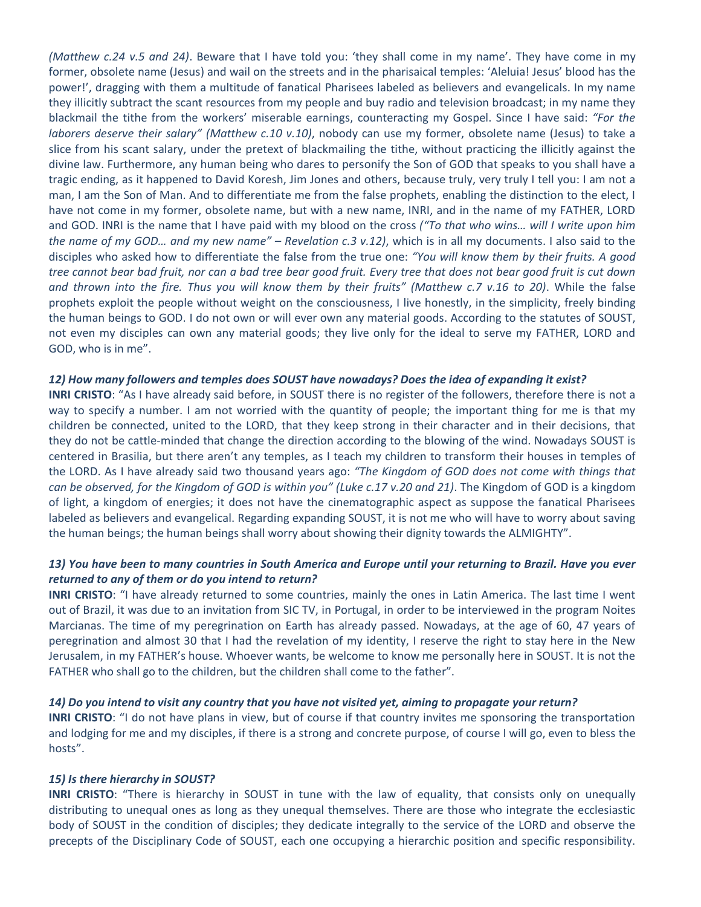*(Matthew c.24 v.5 and 24)*. Beware that I have told you: 'they shall come in my name'. They have come in my former, obsolete name (Jesus) and wail on the streets and in the pharisaical temples: 'Aleluia! Jesus' blood has the power!', dragging with them a multitude of fanatical Pharisees labeled as believers and evangelicals. In my name they illicitly subtract the scant resources from my people and buy radio and television broadcast; in my name they blackmail the tithe from the workers' miserable earnings, counteracting my Gospel. Since I have said: *"For the laborers deserve their salary" (Matthew c.10 v.10)*, nobody can use my former, obsolete name (Jesus) to take a slice from his scant salary, under the pretext of blackmailing the tithe, without practicing the illicitly against the divine law. Furthermore, any human being who dares to personify the Son of GOD that speaks to you shall have a tragic ending, as it happened to David Koresh, Jim Jones and others, because truly, very truly I tell you: I am not a man, I am the Son of Man. And to differentiate me from the false prophets, enabling the distinction to the elect, I have not come in my former, obsolete name, but with a new name, INRI, and in the name of my FATHER, LORD and GOD. INRI is the name that I have paid with my blood on the cross *("To that who wins… will I write upon him the name of my GOD… and my new name" – Revelation c.3 v.12)*, which is in all my documents. I also said to the disciples who asked how to differentiate the false from the true one: *"You will know them by their fruits. A good tree cannot bear bad fruit, nor can a bad tree bear good fruit. Every tree that does not bear good fruit is cut down and thrown into the fire. Thus you will know them by their fruits" (Matthew c.7 v.16 to 20)*. While the false prophets exploit the people without weight on the consciousness, I live honestly, in the simplicity, freely binding the human beings to GOD. I do not own or will ever own any material goods. According to the statutes of SOUST, not even my disciples can own any material goods; they live only for the ideal to serve my FATHER, LORD and GOD, who is in me".

***12) How many followers and temples does SOUST have nowadays? Does the idea of expanding it exist?***

**INRI CRISTO**: "As I have already said before, in SOUST there is no register of the followers, therefore there is not a way to specify a number. I am not worried with the quantity of people; the important thing for me is that my children be connected, united to the LORD, that they keep strong in their character and in their decisions, that they do not be cattle-minded that change the direction according to the blowing of the wind. Nowadays SOUST is centered in Brasilia, but there aren't any temples, as I teach my children to transform their houses in temples of the LORD. As I have already said two thousand years ago: *"The Kingdom of GOD does not come with things that can be observed, for the Kingdom of GOD is within you" (Luke c.17 v.20 and 21)*. The Kingdom of GOD is a kingdom of light, a kingdom of energies; it does not have the cinematographic aspect as suppose the fanatical Pharisees labeled as believers and evangelical. Regarding expanding SOUST, it is not me who will have to worry about saving the human beings; the human beings shall worry about showing their dignity towards the ALMIGHTY".

***13) You have been to many countries in South America and Europe until your returning to Brazil. Have you ever returned to any of them or do you intend to return?***

**INRI CRISTO**: "I have already returned to some countries, mainly the ones in Latin America. The last time I went out of Brazil, it was due to an invitation from SIC TV, in Portugal, in order to be interviewed in the program Noites Marcianas. The time of my peregrination on Earth has already passed. Nowadays, at the age of 60, 47 years of peregrination and almost 30 that I had the revelation of my identity, I reserve the right to stay here in the New Jerusalem, in my FATHER's house. Whoever wants, be welcome to know me personally here in SOUST. It is not the FATHER who shall go to the children, but the children shall come to the father".

***14) Do you intend to visit any country that you have not visited yet, aiming to propagate your return?***

**INRI CRISTO**: "I do not have plans in view, but of course if that country invites me sponsoring the transportation and lodging for me and my disciples, if there is a strong and concrete purpose, of course I will go, even to bless the hosts".

***15) Is there hierarchy in SOUST?***

**INRI CRISTO**: "There is hierarchy in SOUST in tune with the law of equality, that consists only on unequally distributing to unequal ones as long as they unequal themselves. There are those who integrate the ecclesiastic body of SOUST in the condition of disciples; they dedicate integrally to the service of the LORD and observe the precepts of the Disciplinary Code of SOUST, each one occupying a hierarchic position and specific responsibility.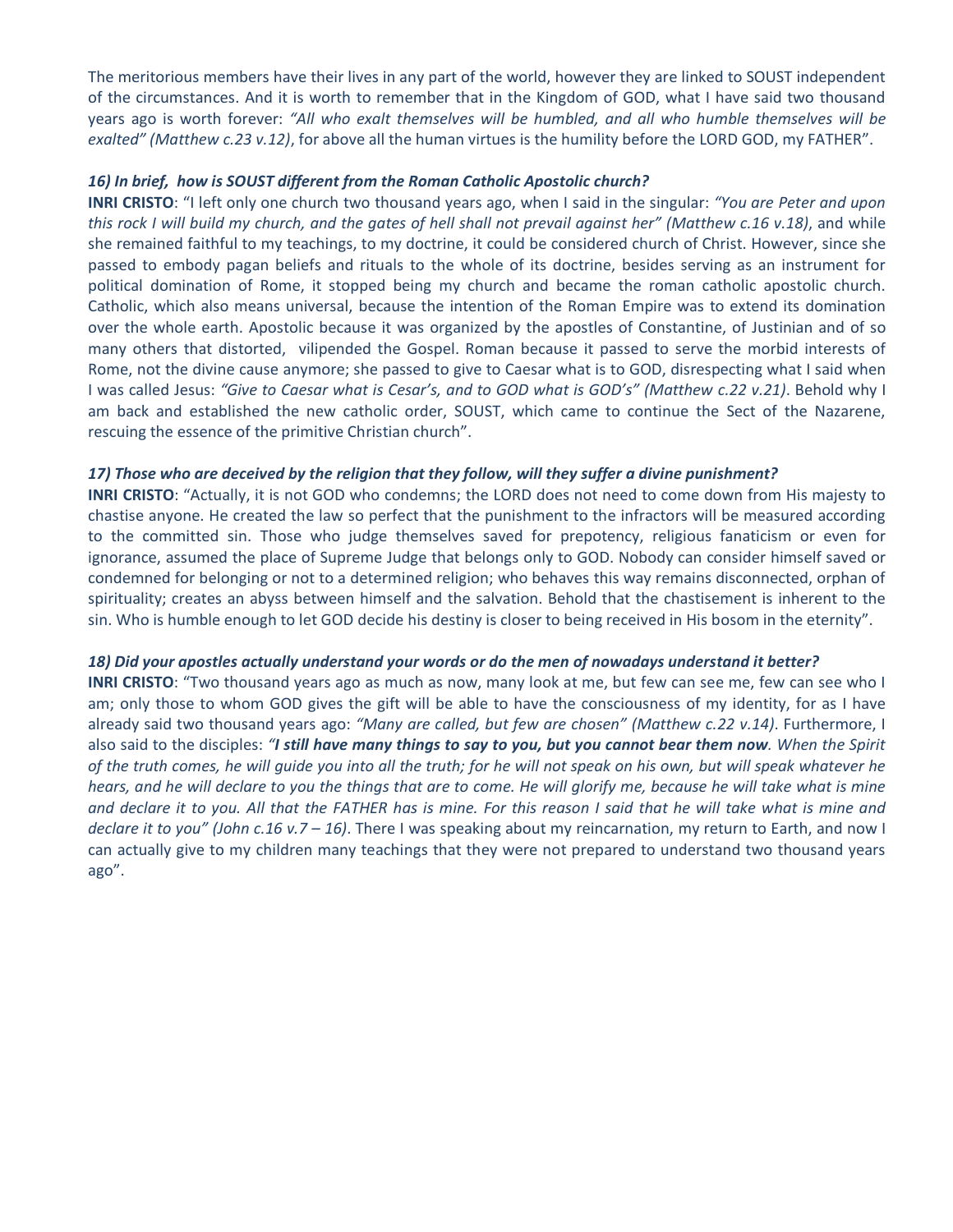The meritorious members have their lives in any part of the world, however they are linked to SOUST independent of the circumstances. And it is worth to remember that in the Kingdom of GOD, what I have said two thousand years ago is worth forever: *"All who exalt themselves will be humbled, and all who humble themselves will be exalted" (Matthew c.23 v.12)*, for above all the human virtues is the humility before the LORD GOD, my FATHER".

***16) In brief, how is SOUST different from the Roman Catholic Apostolic church?***

**INRI CRISTO**: "I left only one church two thousand years ago, when I said in the singular: *"You are Peter and upon this rock I will build my church, and the gates of hell shall not prevail against her" (Matthew c.16 v.18)*, and while she remained faithful to my teachings, to my doctrine, it could be considered church of Christ. However, since she passed to embody pagan beliefs and rituals to the whole of its doctrine, besides serving as an instrument for political domination of Rome, it stopped being my church and became the roman catholic apostolic church. Catholic, which also means universal, because the intention of the Roman Empire was to extend its domination over the whole earth. Apostolic because it was organized by the apostles of Constantine, of Justinian and of so many others that distorted, vilipended the Gospel. Roman because it passed to serve the morbid interests of Rome, not the divine cause anymore; she passed to give to Caesar what is to GOD, disrespecting what I said when I was called Jesus: *"Give to Caesar what is Cesar's, and to GOD what is GOD's" (Matthew c.22 v.21)*. Behold why I am back and established the new catholic order, SOUST, which came to continue the Sect of the Nazarene, rescuing the essence of the primitive Christian church".

***17) Those who are deceived by the religion that they follow, will they suffer a divine punishment?***

**INRI CRISTO**: "Actually, it is not GOD who condemns; the LORD does not need to come down from His majesty to chastise anyone. He created the law so perfect that the punishment to the infractors will be measured according to the committed sin. Those who judge themselves saved for prepotency, religious fanaticism or even for ignorance, assumed the place of Supreme Judge that belongs only to GOD. Nobody can consider himself saved or condemned for belonging or not to a determined religion; who behaves this way remains disconnected, orphan of spirituality; creates an abyss between himself and the salvation. Behold that the chastisement is inherent to the sin. Who is humble enough to let GOD decide his destiny is closer to being received in His bosom in the eternity".

***18) Did your apostles actually understand your words or do the men of nowadays understand it better?***

**INRI CRISTO**: "Two thousand years ago as much as now, many look at me, but few can see me, few can see who I am; only those to whom GOD gives the gift will be able to have the consciousness of my identity, for as I have already said two thousand years ago: *"Many are called, but few are chosen" (Matthew c.22 v.14)*. Furthermore, I also said to the disciples: *"**I still have many things to say to you, but you cannot bear them now**. When the Spirit of the truth comes, he will guide you into all the truth; for he will not speak on his own, but will speak whatever he hears, and he will declare to you the things that are to come. He will glorify me, because he will take what is mine and declare it to you. All that the FATHER has is mine. For this reason I said that he will take what is mine and declare it to you" (John c.16 v.7 – 16)*. There I was speaking about my reincarnation, my return to Earth, and now I can actually give to my children many teachings that they were not prepared to understand two thousand years ago".